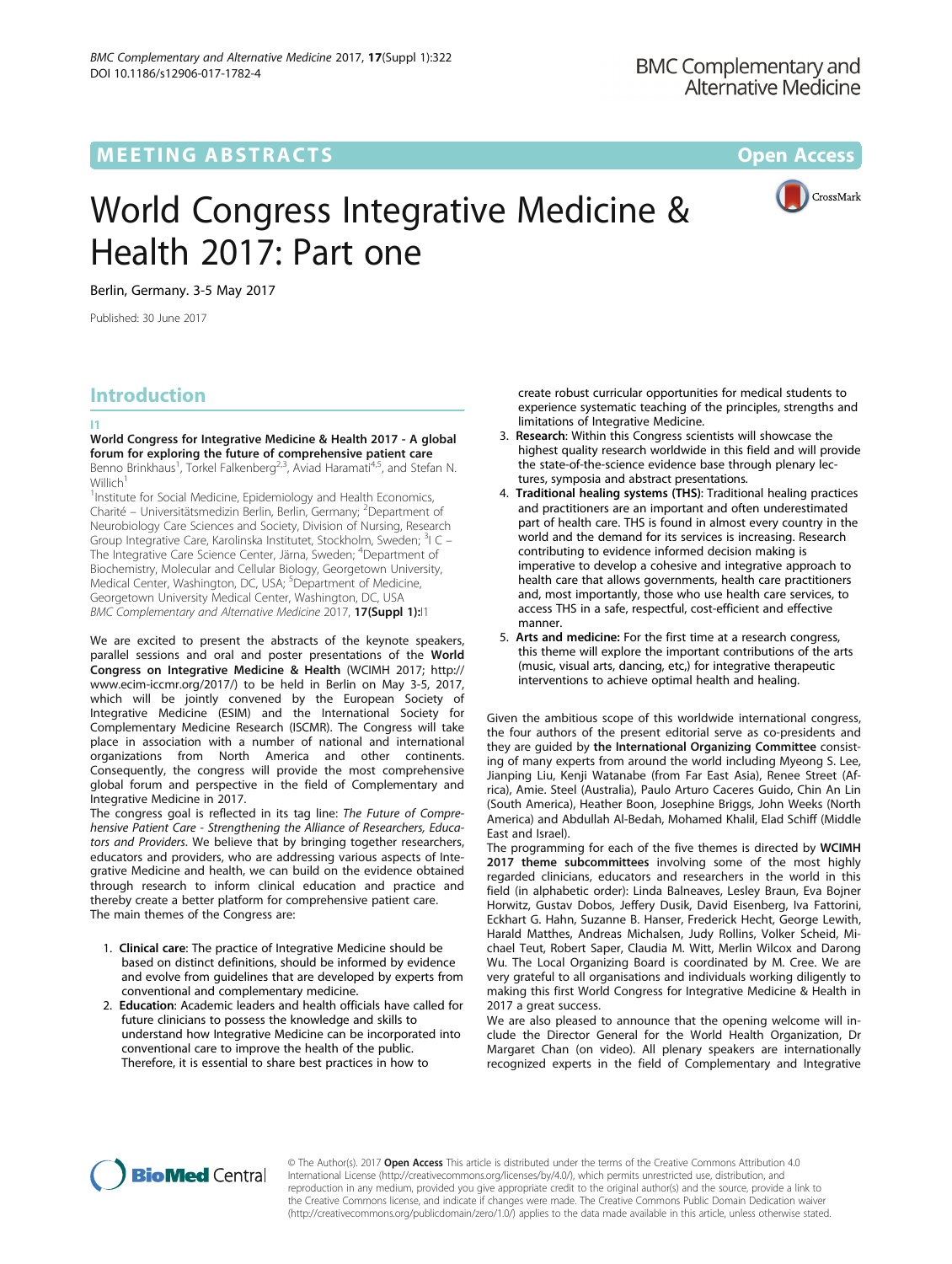# MEETING ABSTRACTS

Open Access

# World Congress Integrative Medicine & Health 2017: Part one

Berlin, Germany. 3-5 May 2017

Published: 30 June 2017

## Introduction

### I1

**World Congress for Integrative Medicine & Health 2017 - A global forum for exploring the future of comprehensive patient care**

Benno Brinkhaus[1], Torkel Falkenberg[2,3], Aviad Haramati[4,5], and Stefan N. Willich[1]

[1]Institute for Social Medicine, Epidemiology and Health Economics, Charité – Universitätsmedizin Berlin, Berlin, Germany; [2]Department of Neurobiology Care Sciences and Society, Division of Nursing, Research Group Integrative Care, Karolinska Institutet, Stockholm, Sweden; [3]I C – The Integrative Care Science Center, Järna, Sweden; [4]Department of Biochemistry, Molecular and Cellular Biology, Georgetown University, Medical Center, Washington, DC, USA; [5]Department of Medicine, Georgetown University Medical Center, Washington, DC, USA

*BMC Complementary and Alternative Medicine* 2017, **17(Suppl 1):**I1

We are excited to present the abstracts of the keynote speakers, parallel sessions and oral and poster presentations of the **World Congress on Integrative Medicine & Health** (WCIMH 2017; http://www.ecim-iccmr.org/2017/) to be held in Berlin on May 3-5, 2017, which will be jointly convened by the European Society of Integrative Medicine (ESIM) and the International Society for Complementary Medicine Research (ISCMR). The Congress will take place in association with a number of national and international organizations from North America and other continents. Consequently, the congress will provide the most comprehensive global forum and perspective in the field of Complementary and Integrative Medicine in 2017.

The congress goal is reflected in its tag line: *The Future of Comprehensive Patient Care - Strengthening the Alliance of Researchers, Educators and Providers*. We believe that by bringing together researchers, educators and providers, who are addressing various aspects of Integrative Medicine and health, we can build on the evidence obtained through research to inform clinical education and practice and thereby create a better platform for comprehensive patient care.

The main themes of the Congress are:

1. **Clinical care**: The practice of Integrative Medicine should be based on distinct definitions, should be informed by evidence and evolve from guidelines that are developed by experts from conventional and complementary medicine.
2. **Education**: Academic leaders and health officials have called for future clinicians to possess the knowledge and skills to understand how Integrative Medicine can be incorporated into conventional care to improve the health of the public. Therefore, it is essential to share best practices in how to create robust curricular opportunities for medical students to experience systematic teaching of the principles, strengths and limitations of Integrative Medicine.
3. **Research**: Within this Congress scientists will showcase the highest quality research worldwide in this field and will provide the state-of-the-science evidence base through plenary lectures, symposia and abstract presentations.
4. **Traditional healing systems (THS)**: Traditional healing practices and practitioners are an important and often underestimated part of health care. THS is found in almost every country in the world and the demand for its services is increasing. Research contributing to evidence informed decision making is imperative to develop a cohesive and integrative approach to health care that allows governments, health care practitioners and, most importantly, those who use health care services, to access THS in a safe, respectful, cost-efficient and effective manner.
5. **Arts and medicine:** For the first time at a research congress, this theme will explore the important contributions of the arts (music, visual arts, dancing, etc,) for integrative therapeutic interventions to achieve optimal health and healing.

Given the ambitious scope of this worldwide international congress, the four authors of the present editorial serve as co-presidents and they are guided by **the International Organizing Committee** consisting of many experts from around the world including Myeong S. Lee, Jianping Liu, Kenji Watanabe (from Far East Asia), Renee Street (Africa), Amie. Steel (Australia), Paulo Arturo Caceres Guido, Chin An Lin (South America), Heather Boon, Josephine Briggs, John Weeks (North America) and Abdullah Al-Bedah, Mohamed Khalil, Elad Schiff (Middle East and Israel).

The programming for each of the five themes is directed by **WCIMH 2017 theme subcommittees** involving some of the most highly regarded clinicians, educators and researchers in the world in this field (in alphabetic order): Linda Balneaves, Lesley Braun, Eva Bojner Horwitz, Gustav Dobos, Jeffery Dusik, David Eisenberg, Iva Fattorini, Eckhart G. Hahn, Suzanne B. Hanser, Frederick Hecht, George Lewith, Harald Matthes, Andreas Michalsen, Judy Rollins, Volker Scheid, Michael Teut, Robert Saper, Claudia M. Witt, Merlin Wilcox and Darong Wu. The Local Organizing Board is coordinated by M. Cree. We are very grateful to all organisations and individuals working diligently to making this first World Congress for Integrative Medicine & Health in 2017 a great success.

We are also pleased to announce that the opening welcome will include the Director General for the World Health Organization, Dr Margaret Chan (on video). All plenary speakers are internationally recognized experts in the field of Complementary and Integrative

© The Author(s). 2017 **Open Access** This article is distributed under the terms of the Creative Commons Attribution 4.0 International License (http://creativecommons.org/licenses/by/4.0/), which permits unrestricted use, distribution, and reproduction in any medium, provided you give appropriate credit to the original author(s) and the source, provide a link to the Creative Commons license, and indicate if changes were made. The Creative Commons Public Domain Dedication waiver (http://creativecommons.org/publicdomain/zero/1.0/) applies to the data made available in this article, unless otherwise stated.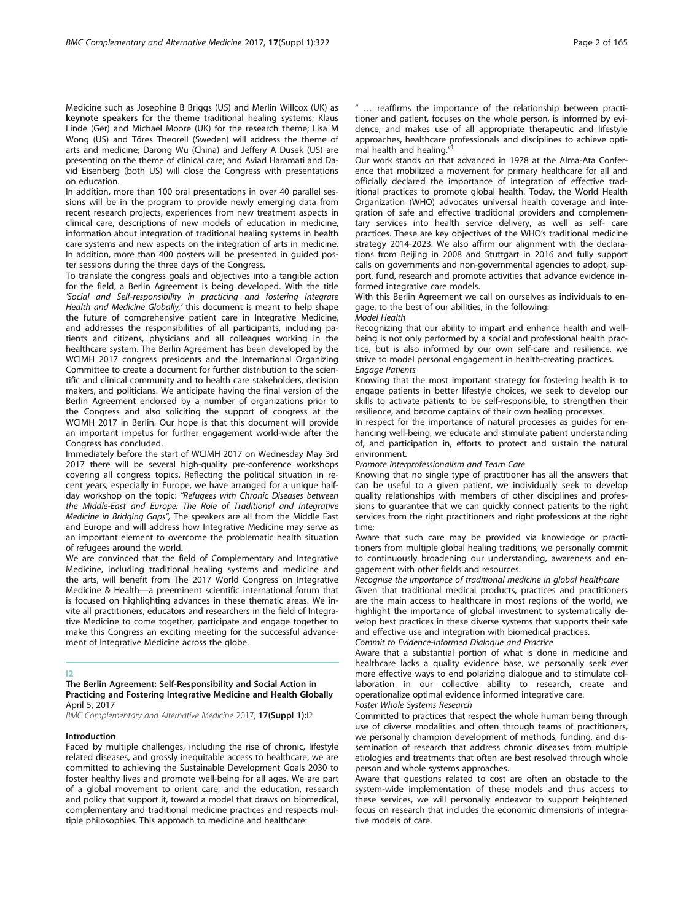Medicine such as Josephine B Briggs (US) and Merlin Willcox (UK) as **keynote speakers** for the theme traditional healing systems; Klaus Linde (Ger) and Michael Moore (UK) for the research theme; Lisa M Wong (US) and Töres Theorell (Sweden) will address the theme of arts and medicine; Darong Wu (China) and Jeffery A Dusek (US) are presenting on the theme of clinical care; and Aviad Haramati and David Eisenberg (both US) will close the Congress with presentations on education.

In addition, more than 100 oral presentations in over 40 parallel sessions will be in the program to provide newly emerging data from recent research projects, experiences from new treatment aspects in clinical care, descriptions of new models of education in medicine, information about integration of traditional healing systems in health care systems and new aspects on the integration of arts in medicine. In addition, more than 400 posters will be presented in guided poster sessions during the three days of the Congress.

To translate the congress goals and objectives into a tangible action for the field, a Berlin Agreement is being developed. With the title *'Social and Self-responsibility in practicing and fostering Integrate Health and Medicine Globally,'* this document is meant to help shape the future of comprehensive patient care in Integrative Medicine, and addresses the responsibilities of all participants, including patients and citizens, physicians and all colleagues working in the healthcare system. The Berlin Agreement has been developed by the WCIMH 2017 congress presidents and the International Organizing Committee to create a document for further distribution to the scientific and clinical community and to health care stakeholders, decision makers, and politicians. We anticipate having the final version of the Berlin Agreement endorsed by a number of organizations prior to the Congress and also soliciting the support of congress at the WCIMH 2017 in Berlin. Our hope is that this document will provide an important impetus for further engagement world-wide after the Congress has concluded.

Immediately before the start of WCIMH 2017 on Wednesday May 3rd 2017 there will be several high-quality pre-conference workshops covering all congress topics. Reflecting the political situation in recent years, especially in Europe, we have arranged for a unique half-day workshop on the topic: *"Refugees with Chronic Diseases between the Middle-East and Europe: The Role of Traditional and Integrative Medicine in Bridging Gaps"*, The speakers are all from the Middle East and Europe and will address how Integrative Medicine may serve as an important element to overcome the problematic health situation of refugees around the world.

We are convinced that the field of Complementary and Integrative Medicine, including traditional healing systems and medicine and the arts, will benefit from The 2017 World Congress on Integrative Medicine & Health—a preeminent scientific international forum that is focused on highlighting advances in these thematic areas. We invite all practitioners, educators and researchers in the field of Integrative Medicine to come together, participate and engage together to make this Congress an exciting meeting for the successful advancement of Integrative Medicine across the globe.

## I2

### The Berlin Agreement: Self-Responsibility and Social Action in Practicing and Fostering Integrative Medicine and Health Globally

April 5, 2017

*BMC Complementary and Alternative Medicine* 2017, **17(Suppl 1):**I2

#### Introduction

Faced by multiple challenges, including the rise of chronic, lifestyle related diseases, and grossly inequitable access to healthcare, we are committed to achieving the Sustainable Development Goals 2030 to foster healthy lives and promote well-being for all ages. We are part of a global movement to orient care, and the education, research and policy that support it, toward a model that draws on biomedical, complementary and traditional medicine practices and respects multiple philosophies. This approach to medicine and healthcare:

" … reaffirms the importance of the relationship between practitioner and patient, focuses on the whole person, is informed by evidence, and makes use of all appropriate therapeutic and lifestyle approaches, healthcare professionals and disciplines to achieve optimal health and healing."[1]

Our work stands on that advanced in 1978 at the Alma-Ata Conference that mobilized a movement for primary healthcare for all and officially declared the importance of integration of effective traditional practices to promote global health. Today, the World Health Organization (WHO) advocates universal health coverage and integration of safe and effective traditional providers and complementary services into health service delivery, as well as self- care practices. These are key objectives of the WHO's traditional medicine strategy 2014-2023. We also affirm our alignment with the declarations from Beijing in 2008 and Stuttgart in 2016 and fully support calls on governments and non-governmental agencies to adopt, support, fund, research and promote activities that advance evidence informed integrative care models.

With this Berlin Agreement we call on ourselves as individuals to engage, to the best of our abilities, in the following:

*Model Health*

Recognizing that our ability to impart and enhance health and well-being is not only performed by a social and professional health practice, but is also informed by our own self-care and resilience, we strive to model personal engagement in health-creating practices.

*Engage Patients*

Knowing that the most important strategy for fostering health is to engage patients in better lifestyle choices, we seek to develop our skills to activate patients to be self-responsible, to strengthen their resilience, and become captains of their own healing processes.

In respect for the importance of natural processes as guides for enhancing well-being, we educate and stimulate patient understanding of, and participation in, efforts to protect and sustain the natural environment.

*Promote Interprofessionalism and Team Care*

Knowing that no single type of practitioner has all the answers that can be useful to a given patient, we individually seek to develop quality relationships with members of other disciplines and professions to guarantee that we can quickly connect patients to the right services from the right practitioners and right professions at the right time;

Aware that such care may be provided via knowledge or practitioners from multiple global healing traditions, we personally commit to continuously broadening our understanding, awareness and engagement with other fields and resources.

*Recognise the importance of traditional medicine in global healthcare*

Given that traditional medical products, practices and practitioners are the main access to healthcare in most regions of the world, we highlight the importance of global investment to systematically develop best practices in these diverse systems that support their safe and effective use and integration with biomedical practices.

*Commit to Evidence-Informed Dialogue and Practice*

Aware that a substantial portion of what is done in medicine and healthcare lacks a quality evidence base, we personally seek ever more effective ways to end polarizing dialogue and to stimulate collaboration in our collective ability to research, create and operationalize optimal evidence informed integrative care.

*Foster Whole Systems Research*

Committed to practices that respect the whole human being through use of diverse modalities and often through teams of practitioners, we personally champion development of methods, funding, and dissemination of research that address chronic diseases from multiple etiologies and treatments that often are best resolved through whole person and whole systems approaches.

Aware that questions related to cost are often an obstacle to the system-wide implementation of these models and thus access to these services, we will personally endeavor to support heightened focus on research that includes the economic dimensions of integrative models of care.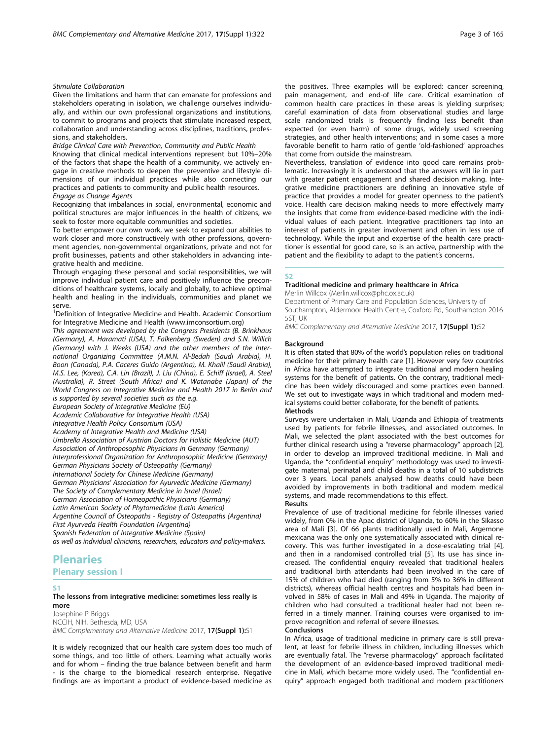*Stimulate Collaboration*

Given the limitations and harm that can emanate for professions and stakeholders operating in isolation, we challenge ourselves individually, and within our own professional organizations and institutions, to commit to programs and projects that stimulate increased respect, collaboration and understanding across disciplines, traditions, professions, and stakeholders.

*Bridge Clinical Care with Prevention, Community and Public Health*

Knowing that clinical medical interventions represent but 10%–20% of the factors that shape the health of a community, we actively engage in creative methods to deepen the preventive and lifestyle dimensions of our individual practices while also connecting our practices and patients to community and public health resources.

*Engage as Change Agents*

Recognizing that imbalances in social, environmental, economic and political structures are major influences in the health of citizens, we seek to foster more equitable communities and societies.

To better empower our own work, we seek to expand our abilities to work closer and more constructively with other professions, government agencies, non-governmental organizations, private and not for profit businesses, patients and other stakeholders in advancing integrative health and medicine.

Through engaging these personal and social responsibilities, we will improve individual patient care and positively influence the preconditions of healthcare systems, locally and globally, to achieve optimal health and healing in the individuals, communities and planet we serve.

[1]Definition of Integrative Medicine and Health. Academic Consortium for Integrative Medicine and Health (www.imconsortium.org)

*This agreement was developed by the Congress Presidents (B. Brinkhaus (Germany), A. Haramati (USA), T. Falkenberg (Sweden) and S.N. Willich (Germany) with J. Weeks (USA) and the other members of the International Organizing Committee (A.M.N. Al-Bedah (Saudi Arabia), H. Boon (Canada), P.A. Caceres Guido (Argentina), M. Khalil (Saudi Arabia), M.S. Lee, (Korea), C.A. Lin (Brazil), J. Liu (China), E. Schiff (Israel), A. Steel (Australia), R. Street (South Africa) and K. Watanabe (Japan) of the World Congress on Integrative Medicine and Health 2017 in Berlin and is supported by several societies such as the e.g.*

*European Society of Integrative Medicine (EU)*

*Academic Collaborative for Integrative Health (USA)*

*Integrative Health Policy Consortium (USA)*

*Academy of Integrative Health and Medicine (USA)*

*Umbrella Association of Austrian Doctors for Holistic Medicine (AUT)*

*Association of Anthroposophic Physicians in Germany (Germany)*

*Interprofessional Organization for Anthroposophic Medicine (Germany)*

*German Physicians Society of Osteopathy (Germany)*

*International Society for Chinese Medicine (Germany)*

*German Physicians' Association for Ayurvedic Medicine (Germany)*

*The Society of Complementary Medicine in Israel (Israel)*

*German Association of Homeopathic Physicians (Germany)*

*Latin American Society of Phytomedicine (Latin America)*

*Argentine Council of Osteopaths - Registry of Osteopaths (Argentina)*

*First Ayurveda Health Foundation (Argentina)*

*Spanish Federation of Integrative Medicine (Spain)*

*as well as individual clinicians, researchers, educators and policy-makers.*

# Plenaries

## Plenary session I

### S1

**The lessons from integrative medicine: sometimes less really is more**

Josephine P Briggs

NCCIH, NIH, Bethesda, MD, USA

BMC Complementary and Alternative Medicine 2017, **17(Suppl 1):**S1

It is widely recognized that our health care system does too much of some things, and too little of others. Learning what actually works and for whom – finding the true balance between benefit and harm - is the charge to the biomedical research enterprise. Negative findings are as important a product of evidence-based medicine as the positives. Three examples will be explored: cancer screening, pain management, and end-of life care. Critical examination of common health care practices in these areas is yielding surprises; careful examination of data from observational studies and large scale randomized trials is frequently finding less benefit than expected (or even harm) of some drugs, widely used screening strategies, and other health interventions; and in some cases a more favorable benefit to harm ratio of gentle 'old-fashioned' approaches that come from outside the mainstream.

Nevertheless, translation of evidence into good care remains problematic. Increasingly it is understood that the answers will lie in part with greater patient engagement and shared decision making. Integrative medicine practitioners are defining an innovative style of practice that provides a model for greater openness to the patient's voice. Health care decision making needs to more effectively marry the insights that come from evidence-based medicine with the individual values of each patient. Integrative practitioners tap into an interest of patients in greater involvement and often in less use of technology. While the input and expertise of the health care practitioner is essential for good care, so is an active, partnership with the patient and the flexibility to adapt to the patient's concerns.

### S2

**Traditional medicine and primary healthcare in Africa**

Merlin Willcox (Merlin.willcox@phc.ox.ac.uk)

Department of Primary Care and Population Sciences, University of Southampton, Aldermoor Health Centre, Coxford Rd, Southampton 2016 5ST, UK

BMC Complementary and Alternative Medicine 2017, **17(Suppl 1):**S2

**Background**

It is often stated that 80% of the world's population relies on traditional medicine for their primary health care [1]. However very few countries in Africa have attempted to integrate traditional and modern healing systems for the benefit of patients. On the contrary, traditional medicine has been widely discouraged and some practices even banned. We set out to investigate ways in which traditional and modern medical systems could better collaborate, for the benefit of patients.

**Methods**

Surveys were undertaken in Mali, Uganda and Ethiopia of treatments used by patients for febrile illnesses, and associated outcomes. In Mali, we selected the plant associated with the best outcomes for further clinical research using a "reverse pharmacology" approach [2], in order to develop an improved traditional medicine. In Mali and Uganda, the "confidential enquiry" methodology was used to investigate maternal, perinatal and child deaths in a total of 10 subdistricts over 3 years. Local panels analysed how deaths could have been avoided by improvements in both traditional and modern medical systems, and made recommendations to this effect.

**Results**

Prevalence of use of traditional medicine for febrile illnesses varied widely, from 0% in the Apac district of Uganda, to 60% in the Sikasso area of Mali [3]. Of 66 plants traditionally used in Mali, Argemone mexicana was the only one systematically associated with clinical recovery. This was further investigated in a dose-escalating trial [4], and then in a randomised controlled trial [5]. Its use has since increased. The confidential enquiry revealed that traditional healers and traditional birth attendants had been involved in the care of 15% of children who had died (ranging from 5% to 36% in different districts), whereas official health centres and hospitals had been involved in 58% of cases in Mali and 49% in Uganda. The majority of children who had consulted a traditional healer had not been referred in a timely manner. Training courses were organised to improve recognition and referral of severe illnesses.

**Conclusions**

In Africa, usage of traditional medicine in primary care is still prevalent, at least for febrile illness in children, including illnesses which are eventually fatal. The "reverse pharmacology" approach facilitated the development of an evidence-based improved traditional medicine in Mali, which became more widely used. The "confidential enquiry" approach engaged both traditional and modern practitioners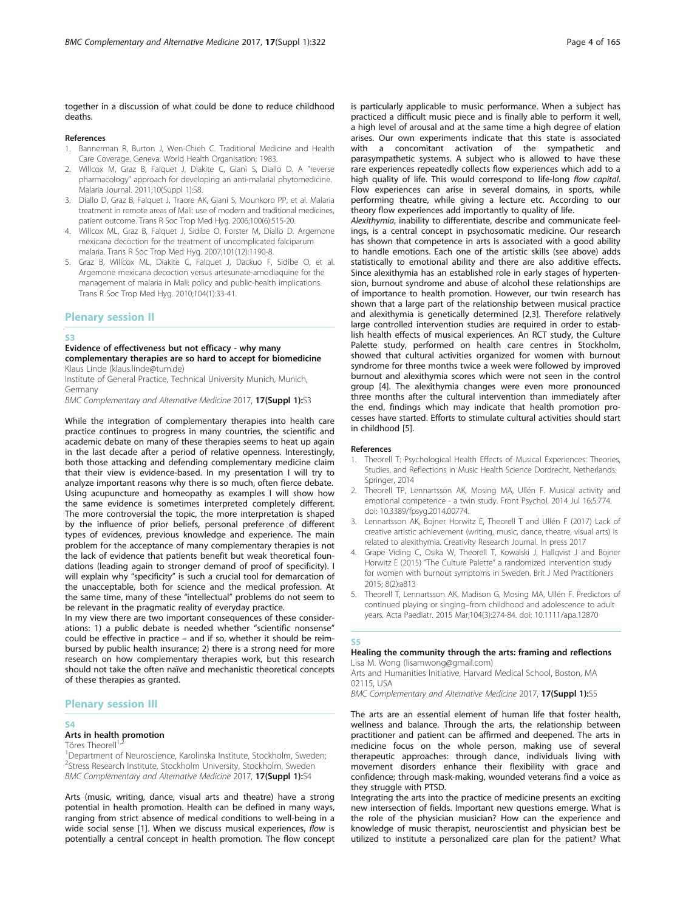together in a discussion of what could be done to reduce childhood deaths.

#### References

1. Bannerman R, Burton J, Wen-Chieh C. Traditional Medicine and Health Care Coverage. Geneva: World Health Organisation; 1983.
2. Willcox M, Graz B, Falquet J, Diakite C, Giani S, Diallo D. A "reverse pharmacology" approach for developing an anti-malarial phytomedicine. Malaria Journal. 2011;10(Suppl 1):S8.
3. Diallo D, Graz B, Falquet J, Traore AK, Giani S, Mounkoro PP, et al. Malaria treatment in remote areas of Mali: use of modern and traditional medicines, patient outcome. Trans R Soc Trop Med Hyg. 2006;100(6):515-20.
4. Willcox ML, Graz B, Falquet J, Sidibe O, Forster M, Diallo D. Argemone mexicana decoction for the treatment of uncomplicated falciparum malaria. Trans R Soc Trop Med Hyg. 2007;101(12):1190-8.
5. Graz B, Willcox ML, Diakite C, Falquet J, Dackuo F, Sidibe O, et al. Argemone mexicana decoction versus artesunate-amodiaquine for the management of malaria in Mali: policy and public-health implications. Trans R Soc Trop Med Hyg. 2010;104(1):33-41.

## Plenary session II

### S3

### Evidence of effectiveness but not efficacy - why many complementary therapies are so hard to accept for biomedicine

Klaus Linde (klaus.linde@tum.de)

Institute of General Practice, Technical University Munich, Munich, Germany

*BMC Complementary and Alternative Medicine* 2017, **17(Suppl 1):**S3

While the integration of complementary therapies into health care practice continues to progress in many countries, the scientific and academic debate on many of these therapies seems to heat up again in the last decade after a period of relative openness. Interestingly, both those attacking and defending complementary medicine claim that their view is evidence-based. In my presentation I will try to analyze important reasons why there is so much, often fierce debate. Using acupuncture and homeopathy as examples I will show how the same evidence is sometimes interpreted completely different. The more controversial the topic, the more interpretation is shaped by the influence of prior beliefs, personal preference of different types of evidences, previous knowledge and experience. The main problem for the acceptance of many complementary therapies is not the lack of evidence that patients benefit but weak theoretical foundations (leading again to stronger demand of proof of specificity). I will explain why "specificity" is such a crucial tool for demarcation of the unacceptable, both for science and the medical profession. At the same time, many of these "intellectual" problems do not seem to be relevant in the pragmatic reality of everyday practice.

In my view there are two important consequences of these considerations: 1) a public debate is needed whether "scientific nonsense" could be effective in practice – and if so, whether it should be reimbursed by public health insurance; 2) there is a strong need for more research on how complementary therapies work, but this research should not take the often naïve and mechanistic theoretical concepts of these therapies as granted.

## Plenary session III

### S4

### Arts in health promotion

Töres Theorell[1,2]

[1]Department of Neuroscience, Karolinska Institute, Stockholm, Sweden; [2]Stress Research Institute, Stockholm University, Stockholm, Sweden

*BMC Complementary and Alternative Medicine* 2017, **17(Suppl 1):**S4

Arts (music, writing, dance, visual arts and theatre) have a strong potential in health promotion. Health can be defined in many ways, ranging from strict absence of medical conditions to well-being in a wide social sense [1]. When we discuss musical experiences, *flow* is potentially a central concept in health promotion. The flow concept is particularly applicable to music performance. When a subject has practiced a difficult music piece and is finally able to perform it well, a high level of arousal and at the same time a high degree of elation arises. Our own experiments indicate that this state is associated with a concomitant activation of the sympathetic and parasympathetic systems. A subject who is allowed to have these rare experiences repeatedly collects flow experiences which add to a high quality of life. This would correspond to life-long *flow capital*. Flow experiences can arise in several domains, in sports, while performing theatre, while giving a lecture etc. According to our theory flow experiences add importantly to quality of life.

*Alexithymia*, inability to differentiate, describe and communicate feelings, is a central concept in psychosomatic medicine. Our research has shown that competence in arts is associated with a good ability to handle emotions. Each one of the artistic skills (see above) adds statistically to emotional ability and there are also additive effects. Since alexithymia has an established role in early stages of hypertension, burnout syndrome and abuse of alcohol these relationships are of importance to health promotion. However, our twin research has shown that a large part of the relationship between musical practice and alexithymia is genetically determined [2,3]. Therefore relatively large controlled intervention studies are required in order to establish health effects of musical experiences. An RCT study, the Culture Palette study, performed on health care centres in Stockholm, showed that cultural activities organized for women with burnout syndrome for three months twice a week were followed by improved burnout and alexithymia scores which were not seen in the control group [4]. The alexithymia changes were even more pronounced three months after the cultural intervention than immediately after the end, findings which may indicate that health promotion processes have started. Efforts to stimulate cultural activities should start in childhood [5].

#### References

1. Theorell T: Psychological Health Effects of Musical Experiences: Theories, Studies, and Reflections in Music Health Science Dordrecht, Netherlands: Springer, 2014
2. Theorell TP, Lennartsson AK, Mosing MA, Ullén F. Musical activity and emotional competence - a twin study. Front Psychol. 2014 Jul 16;5:774. doi: 10.3389/fpsyg.2014.00774.
3. Lennartsson AK, Bojner Horwitz E, Theorell T and Ullén F (2017) Lack of creative artistic achievement (writing, music, dance, theatre, visual arts) is related to alexithymia. Creativity Research Journal. In press 2017
4. Grape Viding C, Osika W, Theorell T, Kowalski J, Hallqvist J and Bojner Horwitz E (2015) "The Culture Palette" a randomized intervention study for women with burnout symptoms in Sweden. Brit J Med Practitioners 2015; 8(2):a813
5. Theorell T, Lennartsson AK, Madison G, Mosing MA, Ullén F. Predictors of continued playing or singing–from childhood and adolescence to adult years. Acta Paediatr. 2015 Mar;104(3):274-84. doi: 10.1111/apa.12870

### S5

### Healing the community through the arts: framing and reflections

Lisa M. Wong (lisamwong@gmail.com)

Arts and Humanities Initiative, Harvard Medical School, Boston, MA 02115, USA

*BMC Complementary and Alternative Medicine* 2017, **17(Suppl 1):**S5

The arts are an essential element of human life that foster health, wellness and balance. Through the arts, the relationship between practitioner and patient can be affirmed and deepened. The arts in medicine focus on the whole person, making use of several therapeutic approaches: through dance, individuals living with movement disorders enhance their flexibility with grace and confidence; through mask-making, wounded veterans find a voice as they struggle with PTSD.

Integrating the arts into the practice of medicine presents an exciting new intersection of fields. Important new questions emerge. What is the role of the physician musician? How can the experience and knowledge of music therapist, neuroscientist and physician best be utilized to institute a personalized care plan for the patient? What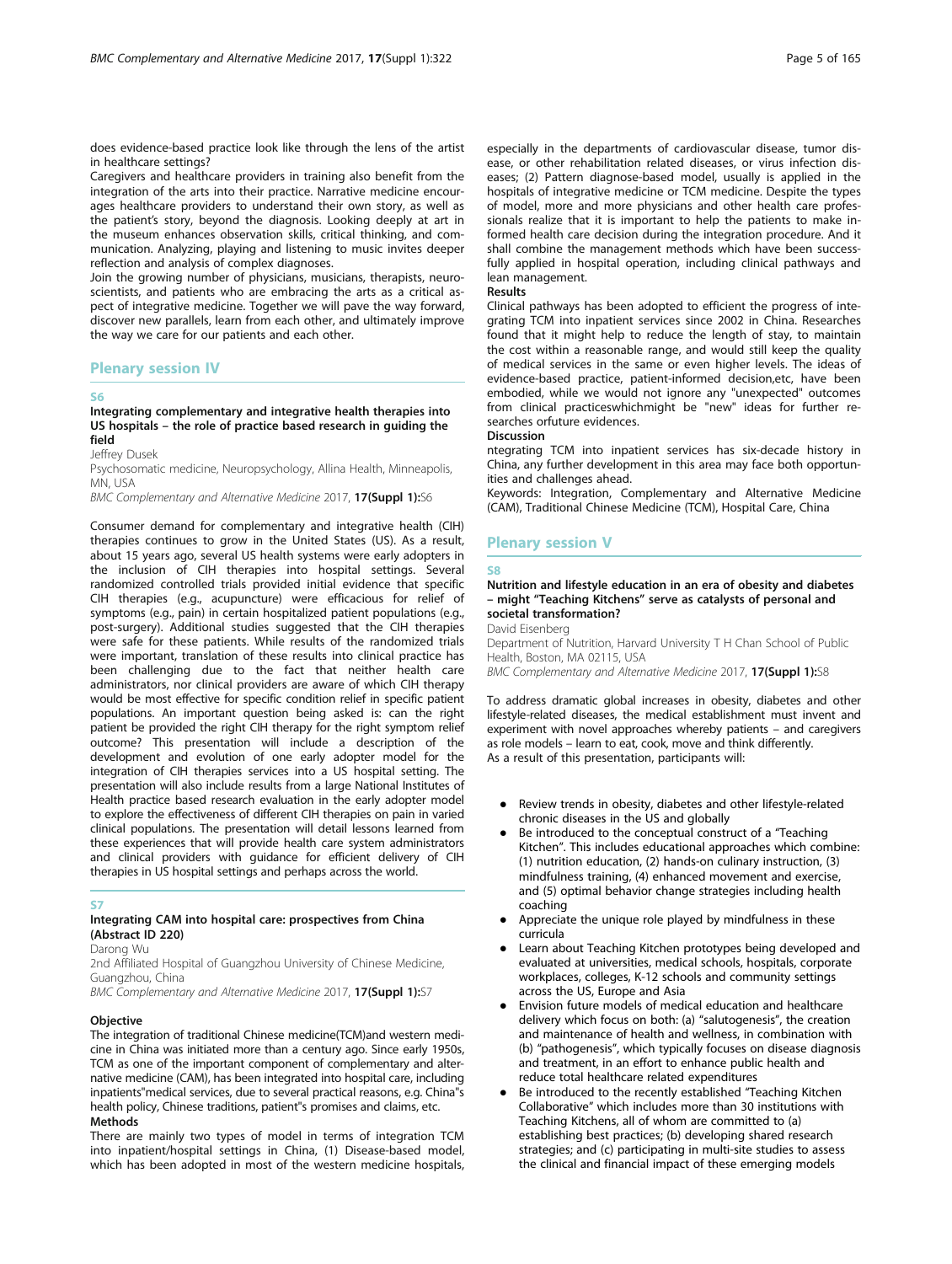does evidence-based practice look like through the lens of the artist in healthcare settings?

Caregivers and healthcare providers in training also benefit from the integration of the arts into their practice. Narrative medicine encourages healthcare providers to understand their own story, as well as the patient's story, beyond the diagnosis. Looking deeply at art in the museum enhances observation skills, critical thinking, and communication. Analyzing, playing and listening to music invites deeper reflection and analysis of complex diagnoses.

Join the growing number of physicians, musicians, therapists, neuroscientists, and patients who are embracing the arts as a critical aspect of integrative medicine. Together we will pave the way forward, discover new parallels, learn from each other, and ultimately improve the way we care for our patients and each other.

## Plenary session IV

### S6

### Integrating complementary and integrative health therapies into US hospitals – the role of practice based research in guiding the field

Jeffrey Dusek

Psychosomatic medicine, Neuropsychology, Allina Health, Minneapolis, MN, USA

*BMC Complementary and Alternative Medicine* 2017, **17(Suppl 1):**S6

Consumer demand for complementary and integrative health (CIH) therapies continues to grow in the United States (US). As a result, about 15 years ago, several US health systems were early adopters in the inclusion of CIH therapies into hospital settings. Several randomized controlled trials provided initial evidence that specific CIH therapies (e.g., acupuncture) were efficacious for relief of symptoms (e.g., pain) in certain hospitalized patient populations (e.g., post-surgery). Additional studies suggested that the CIH therapies were safe for these patients. While results of the randomized trials were important, translation of these results into clinical practice has been challenging due to the fact that neither health care administrators, nor clinical providers are aware of which CIH therapy would be most effective for specific condition relief in specific patient populations. An important question being asked is: can the right patient be provided the right CIH therapy for the right symptom relief outcome? This presentation will include a description of the development and evolution of one early adopter model for the integration of CIH therapies services into a US hospital setting. The presentation will also include results from a large National Institutes of Health practice based research evaluation in the early adopter model to explore the effectiveness of different CIH therapies on pain in varied clinical populations. The presentation will detail lessons learned from these experiences that will provide health care system administrators and clinical providers with guidance for efficient delivery of CIH therapies in US hospital settings and perhaps across the world.

### S7

### Integrating CAM into hospital care: prospectives from China (Abstract ID 220)

Darong Wu

2nd Affiliated Hospital of Guangzhou University of Chinese Medicine, Guangzhou, China

*BMC Complementary and Alternative Medicine* 2017, **17(Suppl 1):**S7

**Objective**

The integration of traditional Chinese medicine(TCM)and western medicine in China was initiated more than a century ago. Since early 1950s, TCM as one of the important component of complementary and alternative medicine (CAM), has been integrated into hospital care, including inpatients"medical services, due to several practical reasons, e.g. China"s health policy, Chinese traditions, patient"s promises and claims, etc.

**Methods**

There are mainly two types of model in terms of integration TCM into inpatient/hospital settings in China, (1) Disease-based model, which has been adopted in most of the western medicine hospitals, especially in the departments of cardiovascular disease, tumor disease, or other rehabilitation related diseases, or virus infection diseases; (2) Pattern diagnose-based model, usually is applied in the hospitals of integrative medicine or TCM medicine. Despite the types of model, more and more physicians and other health care professionals realize that it is important to help the patients to make informed health care decision during the integration procedure. And it shall combine the management methods which have been successfully applied in hospital operation, including clinical pathways and lean management.

**Results**

Clinical pathways has been adopted to efficient the progress of integrating TCM into inpatient services since 2002 in China. Researches found that it might help to reduce the length of stay, to maintain the cost within a reasonable range, and would still keep the quality of medical services in the same or even higher levels. The ideas of evidence-based practice, patient-informed decision,etc, have been embodied, while we would not ignore any "unexpected" outcomes from clinical practiceswhichmight be "new" ideas for further researches orfuture evidences.

**Discussion**

ntegrating TCM into inpatient services has six-decade history in China, any further development in this area may face both opportunities and challenges ahead.

Keywords: Integration, Complementary and Alternative Medicine (CAM), Traditional Chinese Medicine (TCM), Hospital Care, China

## Plenary session V

### S8

### Nutrition and lifestyle education in an era of obesity and diabetes – might "Teaching Kitchens" serve as catalysts of personal and societal transformation?

David Eisenberg

Department of Nutrition, Harvard University T H Chan School of Public Health, Boston, MA 02115, USA

*BMC Complementary and Alternative Medicine* 2017, **17(Suppl 1):**S8

To address dramatic global increases in obesity, diabetes and other lifestyle-related diseases, the medical establishment must invent and experiment with novel approaches whereby patients – and caregivers as role models – learn to eat, cook, move and think differently.

As a result of this presentation, participants will:

- Review trends in obesity, diabetes and other lifestyle-related chronic diseases in the US and globally
- Be introduced to the conceptual construct of a "Teaching Kitchen". This includes educational approaches which combine: (1) nutrition education, (2) hands-on culinary instruction, (3) mindfulness training, (4) enhanced movement and exercise, and (5) optimal behavior change strategies including health coaching
- Appreciate the unique role played by mindfulness in these curricula
- Learn about Teaching Kitchen prototypes being developed and evaluated at universities, medical schools, hospitals, corporate workplaces, colleges, K-12 schools and community settings across the US, Europe and Asia
- Envision future models of medical education and healthcare delivery which focus on both: (a) "salutogenesis", the creation and maintenance of health and wellness, in combination with (b) "pathogenesis", which typically focuses on disease diagnosis and treatment, in an effort to enhance public health and reduce total healthcare related expenditures
- Be introduced to the recently established "Teaching Kitchen Collaborative" which includes more than 30 institutions with Teaching Kitchens, all of whom are committed to (a) establishing best practices; (b) developing shared research strategies; and (c) participating in multi-site studies to assess the clinical and financial impact of these emerging models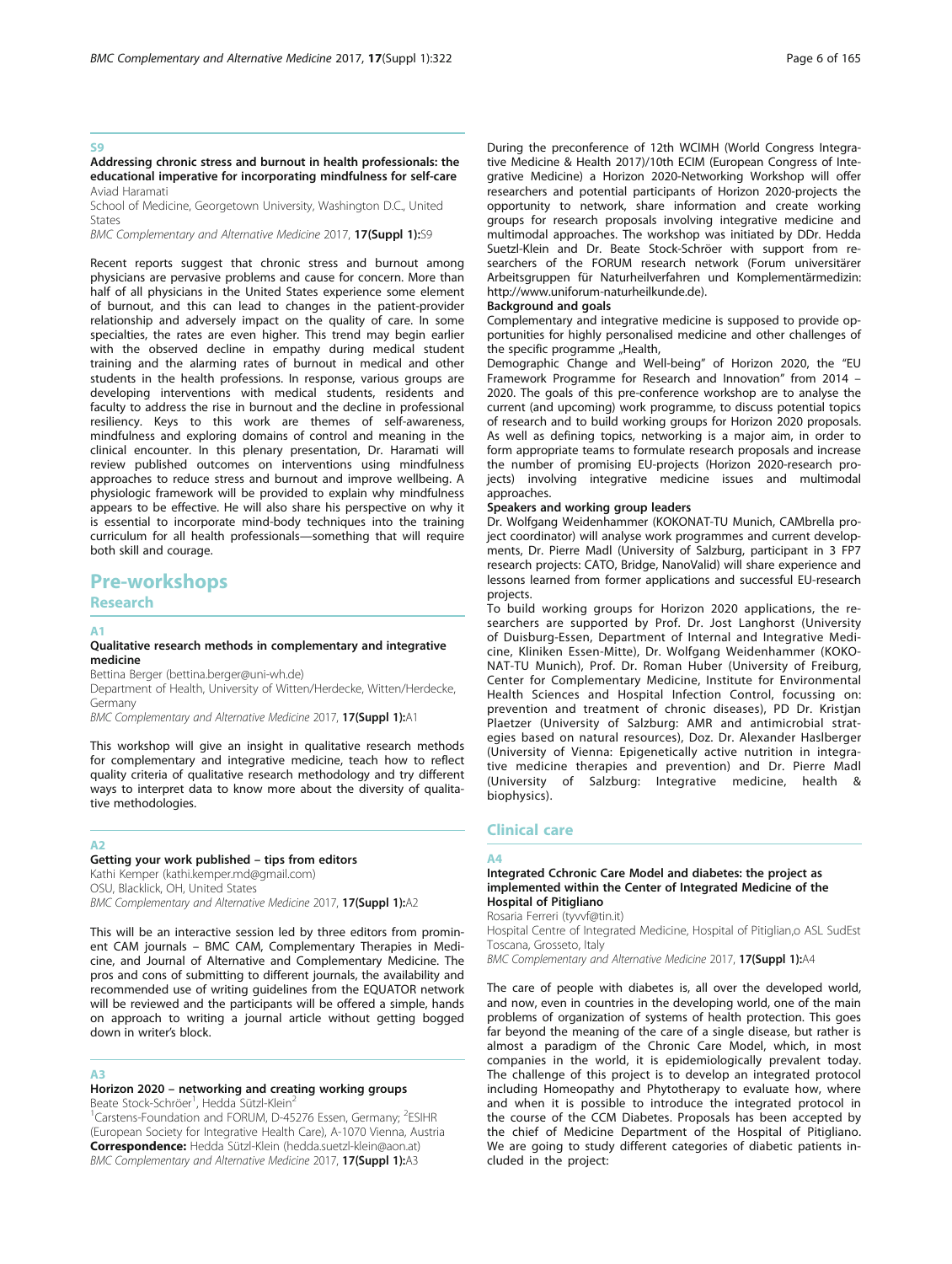### S9

**Addressing chronic stress and burnout in health professionals: the educational imperative for incorporating mindfulness for self-care**

Aviad Haramati

School of Medicine, Georgetown University, Washington D.C., United States

*BMC Complementary and Alternative Medicine* 2017, **17(Suppl 1):**S9

Recent reports suggest that chronic stress and burnout among physicians are pervasive problems and cause for concern. More than half of all physicians in the United States experience some element of burnout, and this can lead to changes in the patient-provider relationship and adversely impact on the quality of care. In some specialties, the rates are even higher. This trend may begin earlier with the observed decline in empathy during medical student training and the alarming rates of burnout in medical and other students in the health professions. In response, various groups are developing interventions with medical students, residents and faculty to address the rise in burnout and the decline in professional resiliency. Keys to this work are themes of self-awareness, mindfulness and exploring domains of control and meaning in the clinical encounter. In this plenary presentation, Dr. Haramati will review published outcomes on interventions using mindfulness approaches to reduce stress and burnout and improve wellbeing. A physiologic framework will be provided to explain why mindfulness appears to be effective. He will also share his perspective on why it is essential to incorporate mind-body techniques into the training curriculum for all health professionals—something that will require both skill and courage.

# Pre-workshops

## Research

### A1

**Qualitative research methods in complementary and integrative medicine**

Bettina Berger (bettina.berger@uni-wh.de)

Department of Health, University of Witten/Herdecke, Witten/Herdecke, Germany

*BMC Complementary and Alternative Medicine* 2017, **17(Suppl 1):**A1

This workshop will give an insight in qualitative research methods for complementary and integrative medicine, teach how to reflect quality criteria of qualitative research methodology and try different ways to interpret data to know more about the diversity of qualitative methodologies.

### A2

**Getting your work published – tips from editors**

Kathi Kemper (kathi.kemper.md@gmail.com)

OSU, Blacklick, OH, United States

*BMC Complementary and Alternative Medicine* 2017, **17(Suppl 1):**A2

This will be an interactive session led by three editors from prominent CAM journals – BMC CAM, Complementary Therapies in Medicine, and Journal of Alternative and Complementary Medicine. The pros and cons of submitting to different journals, the availability and recommended use of writing guidelines from the EQUATOR network will be reviewed and the participants will be offered a simple, hands on approach to writing a journal article without getting bogged down in writer's block.

### A3

**Horizon 2020 – networking and creating working groups**

Beate Stock-Schröer[1], Hedda Sützl-Klein[2]

[1]Carstens-Foundation and FORUM, D-45276 Essen, Germany; [2]ESIHR (European Society for Integrative Health Care), A-1070 Vienna, Austria

**Correspondence:** Hedda Sützl-Klein (hedda.suetzl-klein@aon.at)

*BMC Complementary and Alternative Medicine* 2017, **17(Suppl 1):**A3

During the preconference of 12th WCIMH (World Congress Integrative Medicine & Health 2017)/10th ECIM (European Congress of Integrative Medicine) a Horizon 2020-Networking Workshop will offer researchers and potential participants of Horizon 2020-projects the opportunity to network, share information and create working groups for research proposals involving integrative medicine and multimodal approaches. The workshop was initiated by DDr. Hedda Suetzl-Klein and Dr. Beate Stock-Schröer with support from researchers of the FORUM research network (Forum universitärer Arbeitsgruppen für Naturheilverfahren und Komplementärmedizin: http://www.uniforum-naturheilkunde.de).

**Background and goals**

Complementary and integrative medicine is supposed to provide opportunities for highly personalised medicine and other challenges of the specific programme „Health, Demographic Change and Well-being" of Horizon 2020, the "EU Framework Programme for Research and Innovation" from 2014 – 2020. The goals of this pre-conference workshop are to analyse the current (and upcoming) work programme, to discuss potential topics of research and to build working groups for Horizon 2020 proposals. As well as defining topics, networking is a major aim, in order to form appropriate teams to formulate research proposals and increase the number of promising EU-projects (Horizon 2020-research projects) involving integrative medicine issues and multimodal approaches.

**Speakers and working group leaders**

Dr. Wolfgang Weidenhammer (KOKONAT-TU Munich, CAMbrella project coordinator) will analyse work programmes and current developments, Dr. Pierre Madl (University of Salzburg, participant in 3 FP7 research projects: CATO, Bridge, NanoValid) will share experience and lessons learned from former applications and successful EU-research projects.

To build working groups for Horizon 2020 applications, the researchers are supported by Prof. Dr. Jost Langhorst (University of Duisburg-Essen, Department of Internal and Integrative Medicine, Kliniken Essen-Mitte), Dr. Wolfgang Weidenhammer (KOKONAT-TU Munich), Prof. Dr. Roman Huber (University of Freiburg, Center for Complementary Medicine, Institute for Environmental Health Sciences and Hospital Infection Control, focussing on: prevention and treatment of chronic diseases), PD Dr. Kristjan Plaetzer (University of Salzburg: AMR and antimicrobial strategies based on natural resources), Doz. Dr. Alexander Haslberger (University of Vienna: Epigenetically active nutrition in integrative medicine therapies and prevention) and Dr. Pierre Madl (University of Salzburg: Integrative medicine, health & biophysics).

## Clinical care

### A4

**Integrated Cchronic Care Model and diabetes: the project as implemented within the Center of Integrated Medicine of the Hospital of Pitigliano**

Rosaria Ferreri (tyvvf@tin.it)

Hospital Centre of Integrated Medicine, Hospital of Pitiglian,o ASL SudEst Toscana, Grosseto, Italy

*BMC Complementary and Alternative Medicine* 2017, **17(Suppl 1):**A4

The care of people with diabetes is, all over the developed world, and now, even in countries in the developing world, one of the main problems of organization of systems of health protection. This goes far beyond the meaning of the care of a single disease, but rather is almost a paradigm of the Chronic Care Model, which, in most companies in the world, it is epidemiologically prevalent today. The challenge of this project is to develop an integrated protocol including Homeopathy and Phytotherapy to evaluate how, where and when it is possible to introduce the integrated protocol in the course of the CCM Diabetes. Proposals has been accepted by the chief of Medicine Department of the Hospital of Pitigliano. We are going to study different categories of diabetic patients included in the project: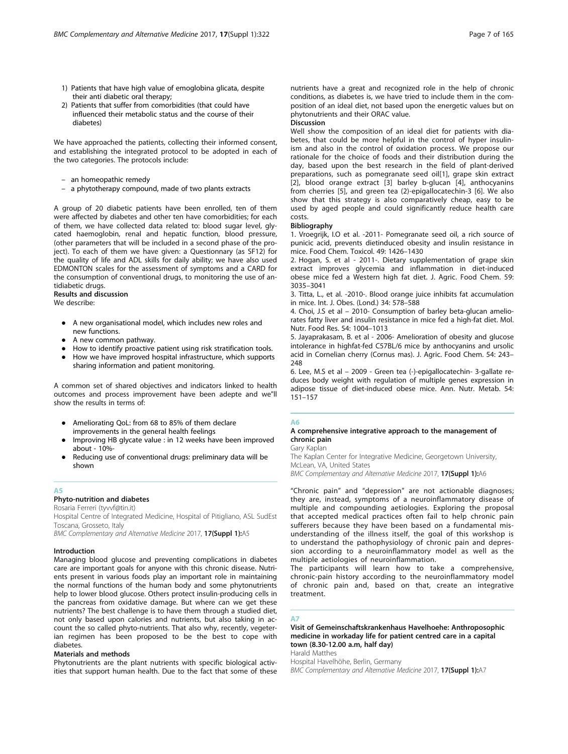1) Patients that have high value of emoglobina glicata, despite their anti diabetic oral therapy;
2) Patients that suffer from comorbidities (that could have influenced their metabolic status and the course of their diabetes)

We have approached the patients, collecting their informed consent, and establishing the integrated protocol to be adopted in each of the two categories. The protocols include:

- an homeopathic remedy
- a phytotherapy compound, made of two plants extracts

A group of 20 diabetic patients have been enrolled, ten of them were affected by diabetes and other ten have comorbidities; for each of them, we have collected data related to: blood sugar level, glycated haemoglobin, renal and hepatic function, blood pressure, (other parameters that will be included in a second phase of the project). To each of them we have given: a Questionnary (as SF12) for the quality of life and ADL skills for daily ability; we have also used EDMONTON scales for the assessment of symptoms and a CARD for the consumption of conventional drugs, to monitoring the use of antidiabetic drugs.

**Results and discussion**

We describe:

- A new organisational model, which includes new roles and new functions.
- A new common pathway.
- How to identify proactive patient using risk stratification tools.
- How we have improved hospital infrastructure, which supports sharing information and patient monitoring.

A common set of shared objectives and indicators linked to health outcomes and process improvement have been adepte and we"ll show the results in terms of:

- Ameliorating QoL: from 68 to 85% of them declare improvements in the general health feelings
- Improving HB glycate value : in 12 weeks have been improved about - 10%-
- Reducing use of conventional drugs: preliminary data will be shown

## A5

### Phyto-nutrition and diabetes

Rosaria Ferreri (tyvvf@tin.it)

Hospital Centre of Integrated Medicine, Hospital of Pitigliano, ASL SudEst Toscana, Grosseto, Italy

*BMC Complementary and Alternative Medicine* 2017, **17(Suppl 1):**A5

**Introduction**

Managing blood glucose and preventing complications in diabetes care are important goals for anyone with this chronic disease. Nutrients present in various foods play an important role in maintaining the normal functions of the human body and some phytonutrients help to lower blood glucose. Others protect insulin-producing cells in the pancreas from oxidative damage. But where can we get these nutrients? The best challenge is to have them through a studied diet, not only based upon calories and nutrients, but also taking in account the so called phyto-nutrients. That also why, recently, vegeterian regimen has been proposed to be the best to cope with diabetes.

**Materials and methods**

Phytonutrients are the plant nutrients with specific biological activities that support human health. Due to the fact that some of these nutrients have a great and recognized role in the help of chronic conditions, as diabetes is, we have tried to include them in the composition of an ideal diet, not based upon the energetic values but on phytonutrients and their ORAC value.

**Discussion**

Well show the composition of an ideal diet for patients with diabetes, that could be more helpful in the control of hyper insulinism and also in the control of oxidation process. We propose our rationale for the choice of foods and their distribution during the day, based upon the best research in the field of plant-derived preparations, such as pomegranate seed oil[1], grape skin extract [2], blood orange extract [3] barley b-glucan [4], anthocyanins from cherries [5], and green tea (2)-epigallocatechin-3 [6]. We also show that this strategy is also comparatively cheap, easy to be used by aged people and could significantly reduce health care costs.

**Bibliography**

1. Vroegrijk, I.O et al. -2011- Pomegranate seed oil, a rich source of punicic acid, prevents dietinduced obesity and insulin resistance in mice. Food Chem. Toxicol. 49: 1426–1430
2. Hogan, S. et al - 2011-. Dietary supplementation of grape skin extract improves glycemia and inflammation in diet-induced obese mice fed a Western high fat diet. J. Agric. Food Chem. 59: 3035–3041
3. Titta, L., et al. -2010-. Blood orange juice inhibits fat accumulation in mice. Int. J. Obes. (Lond.) 34: 578–588
4. Choi, J.S et al – 2010- Consumption of barley beta-glucan ameliorates fatty liver and insulin resistance in mice fed a high-fat diet. Mol. Nutr. Food Res. 54: 1004–1013
5. Jayaprakasam, B. et al - 2006- Amelioration of obesity and glucose intolerance in highfat-fed C57BL/6 mice by anthocyanins and ursolic acid in Cornelian cherry (Cornus mas). J. Agric. Food Chem. 54: 243–248
6. Lee, M.S et al – 2009 - Green tea (-)-epigallocatechin- 3-gallate reduces body weight with regulation of multiple genes expression in adipose tissue of diet-induced obese mice. Ann. Nutr. Metab. 54: 151–157

## A6

### A comprehensive integrative approach to the management of chronic pain

Gary Kaplan

The Kaplan Center for Integrative Medicine, Georgetown University, McLean, VA, United States

*BMC Complementary and Alternative Medicine* 2017, **17(Suppl 1):**A6

"Chronic pain" and "depression" are not actionable diagnoses; they are, instead, symptoms of a neuroinflammatory disease of multiple and compounding aetiologies. Exploring the proposal that accepted medical practices often fail to help chronic pain sufferers because they have been based on a fundamental misunderstanding of the illness itself, the goal of this workshop is to understand the pathophysiology of chronic pain and depression according to a neuroinflammatory model as well as the multiple aetiologies of neuroinflammation.

The participants will learn how to take a comprehensive, chronic-pain history according to the neuroinflammatory model of chronic pain and, based on that, create an integrative treatment.

## A7

### Visit of Gemeinschaftskrankenhaus Havelhoehe: Anthroposophic medicine in workaday life for patient centred care in a capital town (8.30-12.00 a.m, half day)

Harald Matthes

Hospital Havelhöhe, Berlin, Germany

*BMC Complementary and Alternative Medicine* 2017, **17(Suppl 1):**A7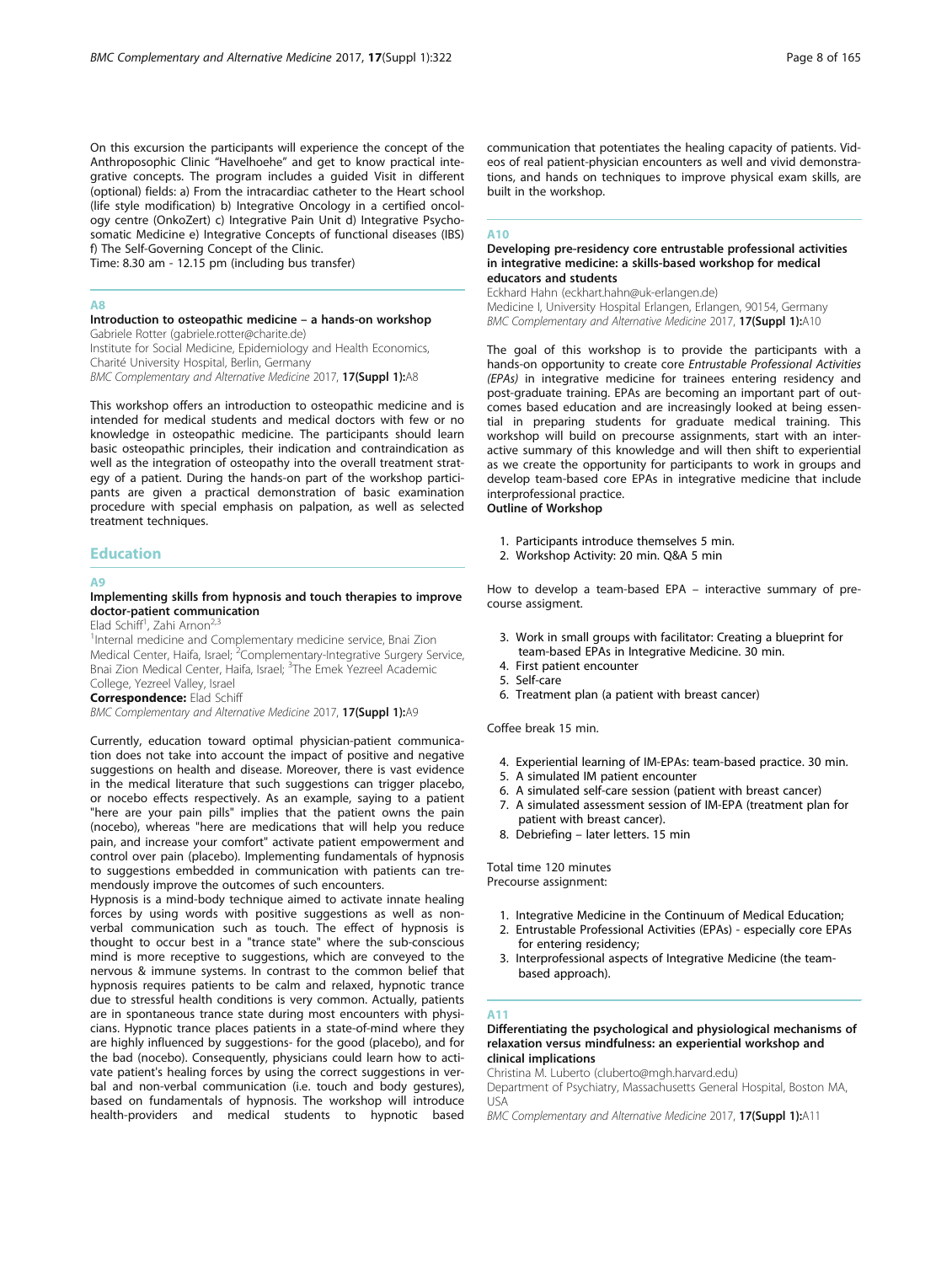On this excursion the participants will experience the concept of the Anthroposophic Clinic "Havelhoehe" and get to know practical integrative concepts. The program includes a guided Visit in different (optional) fields: a) From the intracardiac catheter to the Heart school (life style modification) b) Integrative Oncology in a certified oncology centre (OnkoZert) c) Integrative Pain Unit d) Integrative Psychosomatic Medicine e) Integrative Concepts of functional diseases (IBS) f) The Self-Governing Concept of the Clinic.
Time: 8.30 am - 12.15 pm (including bus transfer)

### A8

#### Introduction to osteopathic medicine – a hands-on workshop

Gabriele Rotter (gabriele.rotter@charite.de)
Institute for Social Medicine, Epidemiology and Health Economics, Charité University Hospital, Berlin, Germany
*BMC Complementary and Alternative Medicine* 2017, **17(Suppl 1):**A8

This workshop offers an introduction to osteopathic medicine and is intended for medical students and medical doctors with few or no knowledge in osteopathic medicine. The participants should learn basic osteopathic principles, their indication and contraindication as well as the integration of osteopathy into the overall treatment strategy of a patient. During the hands-on part of the workshop participants are given a practical demonstration of basic examination procedure with special emphasis on palpation, as well as selected treatment techniques.

## Education

### A9

#### Implementing skills from hypnosis and touch therapies to improve doctor-patient communication

Elad Schiff[1], Zahi Arnon[2,3]
[1]Internal medicine and Complementary medicine service, Bnai Zion Medical Center, Haifa, Israel; [2]Complementary-Integrative Surgery Service, Bnai Zion Medical Center, Haifa, Israel; [3]The Emek Yezreel Academic College, Yezreel Valley, Israel
**Correspondence:** Elad Schiff
*BMC Complementary and Alternative Medicine* 2017, **17(Suppl 1):**A9

Currently, education toward optimal physician-patient communication does not take into account the impact of positive and negative suggestions on health and disease. Moreover, there is vast evidence in the medical literature that such suggestions can trigger placebo, or nocebo effects respectively. As an example, saying to a patient "here are your pain pills" implies that the patient owns the pain (nocebo), whereas "here are medications that will help you reduce pain, and increase your comfort" activate patient empowerment and control over pain (placebo). Implementing fundamentals of hypnosis to suggestions embedded in communication with patients can tremendously improve the outcomes of such encounters.
Hypnosis is a mind-body technique aimed to activate innate healing forces by using words with positive suggestions as well as non-verbal communication such as touch. The effect of hypnosis is thought to occur best in a "trance state" where the sub-conscious mind is more receptive to suggestions, which are conveyed to the nervous & immune systems. In contrast to the common belief that hypnosis requires patients to be calm and relaxed, hypnotic trance due to stressful health conditions is very common. Actually, patients are in spontaneous trance state during most encounters with physicians. Hypnotic trance places patients in a state-of-mind where they are highly influenced by suggestions- for the good (placebo), and for the bad (nocebo). Consequently, physicians could learn how to activate patient's healing forces by using the correct suggestions in verbal and non-verbal communication (i.e. touch and body gestures), based on fundamentals of hypnosis. The workshop will introduce health-providers and medical students to hypnotic based communication that potentiates the healing capacity of patients. Videos of real patient-physician encounters as well and vivid demonstrations, and hands on techniques to improve physical exam skills, are built in the workshop.

### A10

#### Developing pre-residency core entrustable professional activities in integrative medicine: a skills-based workshop for medical educators and students

Eckhard Hahn (eckhart.hahn@uk-erlangen.de)
Medicine I, University Hospital Erlangen, Erlangen, 90154, Germany
*BMC Complementary and Alternative Medicine* 2017, **17(Suppl 1):**A10

The goal of this workshop is to provide the participants with a hands-on opportunity to create core *Entrustable Professional Activities (EPAs)* in integrative medicine for trainees entering residency and post-graduate training. EPAs are becoming an important part of outcomes based education and are increasingly looked at being essential in preparing students for graduate medical training. This workshop will build on precourse assignments, start with an interactive summary of this knowledge and will then shift to experiential as we create the opportunity for participants to work in groups and develop team-based core EPAs in integrative medicine that include interprofessional practice.
**Outline of Workshop**

1. Participants introduce themselves 5 min.
2. Workshop Activity: 20 min. Q&A 5 min

How to develop a team-based EPA – interactive summary of precourse assigment.

3. Work in small groups with facilitator: Creating a blueprint for team-based EPAs in Integrative Medicine. 30 min.
4. First patient encounter
5. Self-care
6. Treatment plan (a patient with breast cancer)

Coffee break 15 min.

4. Experiential learning of IM-EPAs: team-based practice. 30 min.
5. A simulated IM patient encounter
6. A simulated self-care session (patient with breast cancer)
7. A simulated assessment session of IM-EPA (treatment plan for patient with breast cancer).
8. Debriefing – later letters. 15 min

Total time 120 minutes
Precourse assignment:

1. Integrative Medicine in the Continuum of Medical Education;
2. Entrustable Professional Activities (EPAs) - especially core EPAs for entering residency;
3. Interprofessional aspects of Integrative Medicine (the team-based approach).

### A11

#### Differentiating the psychological and physiological mechanisms of relaxation versus mindfulness: an experiential workshop and clinical implications

Christina M. Luberto (cluberto@mgh.harvard.edu)
Department of Psychiatry, Massachusetts General Hospital, Boston MA, USA
*BMC Complementary and Alternative Medicine* 2017, **17(Suppl 1):**A11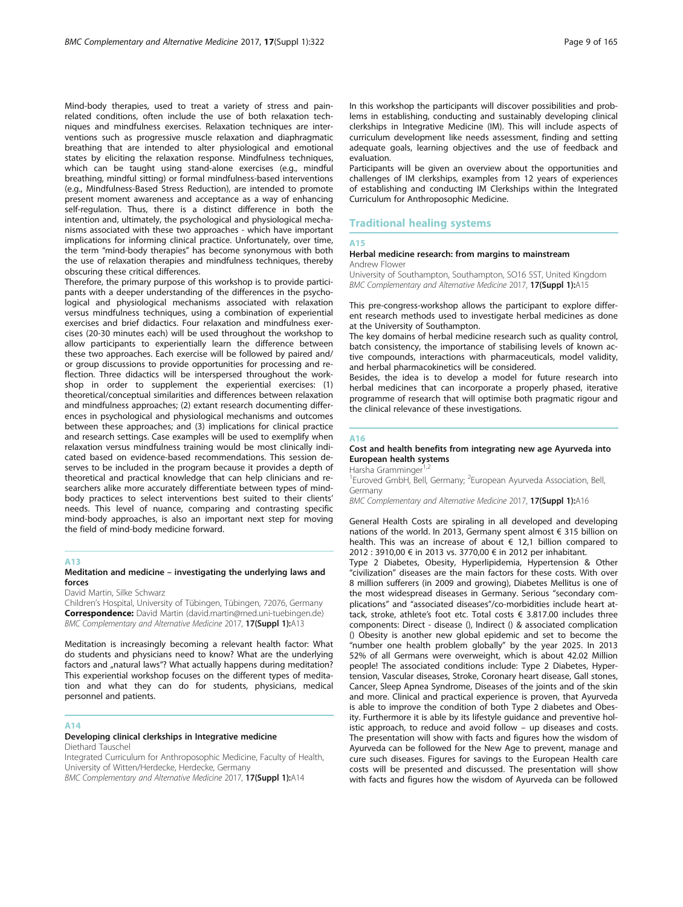Mind-body therapies, used to treat a variety of stress and pain-related conditions, often include the use of both relaxation techniques and mindfulness exercises. Relaxation techniques are interventions such as progressive muscle relaxation and diaphragmatic breathing that are intended to alter physiological and emotional states by eliciting the relaxation response. Mindfulness techniques, which can be taught using stand-alone exercises (e.g., mindful breathing, mindful sitting) or formal mindfulness-based interventions (e.g., Mindfulness-Based Stress Reduction), are intended to promote present moment awareness and acceptance as a way of enhancing self-regulation. Thus, there is a distinct difference in both the intention and, ultimately, the psychological and physiological mechanisms associated with these two approaches - which have important implications for informing clinical practice. Unfortunately, over time, the term "mind-body therapies" has become synonymous with both the use of relaxation therapies and mindfulness techniques, thereby obscuring these critical differences.

Therefore, the primary purpose of this workshop is to provide participants with a deeper understanding of the differences in the psychological and physiological mechanisms associated with relaxation versus mindfulness techniques, using a combination of experiential exercises and brief didactics. Four relaxation and mindfulness exercises (20-30 minutes each) will be used throughout the workshop to allow participants to experientially learn the difference between these two approaches. Each exercise will be followed by paired and/or group discussions to provide opportunities for processing and reflection. Three didactics will be interspersed throughout the workshop in order to supplement the experiential exercises: (1) theoretical/conceptual similarities and differences between relaxation and mindfulness approaches; (2) extant research documenting differences in psychological and physiological mechanisms and outcomes between these approaches; and (3) implications for clinical practice and research settings. Case examples will be used to exemplify when relaxation versus mindfulness training would be most clinically indicated based on evidence-based recommendations. This session deserves to be included in the program because it provides a depth of theoretical and practical knowledge that can help clinicians and researchers alike more accurately differentiate between types of mind-body practices to select interventions best suited to their clients' needs. This level of nuance, comparing and contrasting specific mind-body approaches, is also an important next step for moving the field of mind-body medicine forward.

### A13

#### Meditation and medicine – investigating the underlying laws and forces

David Martin, Silke Schwarz

Children's Hospital, University of Tübingen, Tübingen, 72076, Germany
**Correspondence:** David Martin (david.martin@med.uni-tuebingen.de)
*BMC Complementary and Alternative Medicine* 2017, **17(Suppl 1):**A13

Meditation is increasingly becoming a relevant health factor: What do students and physicians need to know? What are the underlying factors and „natural laws"? What actually happens during meditation? This experiential workshop focuses on the different types of meditation and what they can do for students, physicians, medical personnel and patients.

### A14

#### Developing clinical clerkships in Integrative medicine

Diethard Tauschel

Integrated Curriculum for Anthroposophic Medicine, Faculty of Health, University of Witten/Herdecke, Herdecke, Germany
*BMC Complementary and Alternative Medicine* 2017, **17(Suppl 1):**A14

In this workshop the participants will discover possibilities and problems in establishing, conducting and sustainably developing clinical clerkships in Integrative Medicine (IM). This will include aspects of curriculum development like needs assessment, finding and setting adequate goals, learning objectives and the use of feedback and evaluation.

Participants will be given an overview about the opportunities and challenges of IM clerkships, examples from 12 years of experiences of establishing and conducting IM Clerkships within the Integrated Curriculum for Anthroposophic Medicine.

## Traditional healing systems

### A15

#### Herbal medicine research: from margins to mainstream

Andrew Flower

University of Southampton, Southampton, SO16 5ST, United Kingdom
*BMC Complementary and Alternative Medicine* 2017, **17(Suppl 1):**A15

This pre-congress-workshop allows the participant to explore different research methods used to investigate herbal medicines as done at the University of Southampton.

The key domains of herbal medicine research such as quality control, batch consistency, the importance of stabilising levels of known active compounds, interactions with pharmaceuticals, model validity, and herbal pharmacokinetics will be considered.

Besides, the idea is to develop a model for future research into herbal medicines that can incorporate a properly phased, iterative programme of research that will optimise both pragmatic rigour and the clinical relevance of these investigations.

### A16

#### Cost and health benefits from integrating new age Ayurveda into European health systems

Harsha Gramminger[1,2]

[1]Euroved GmbH, Bell, Germany; [2]European Ayurveda Association, Bell, Germany
*BMC Complementary and Alternative Medicine* 2017, **17(Suppl 1):**A16

General Health Costs are spiraling in all developed and developing nations of the world. In 2013, Germany spent almost € 315 billion on health. This was an increase of about € 12,1 billion compared to 2012 : 3910,00 € in 2013 vs. 3770,00 € in 2012 per inhabitant.

Type 2 Diabetes, Obesity, Hyperlipidemia, Hypertension & Other "civilization" diseases are the main factors for these costs. With over 8 million sufferers (in 2009 and growing), Diabetes Mellitus is one of the most widespread diseases in Germany. Serious "secondary complications" and "associated diseases"/co-morbidities include heart attack, stroke, athlete's foot etc. Total costs € 3.817.00 includes three components: Direct - disease (), Indirect () & associated complication () Obesity is another new global epidemic and set to become the "number one health problem globally" by the year 2025. In 2013 52% of all Germans were overweight, which is about 42.02 Million people! The associated conditions include: Type 2 Diabetes, Hypertension, Vascular diseases, Stroke, Coronary heart disease, Gall stones, Cancer, Sleep Apnea Syndrome, Diseases of the joints and of the skin and more. Clinical and practical experience is proven, that Ayurveda is able to improve the condition of both Type 2 diabetes and Obesity. Furthermore it is able by its lifestyle guidance and preventive holistic approach, to reduce and avoid follow – up diseases and costs. The presentation will show with facts and figures how the wisdom of Ayurveda can be followed for the New Age to prevent, manage and cure such diseases. Figures for savings to the European Health care costs will be presented and discussed. The presentation will show with facts and figures how the wisdom of Ayurveda can be followed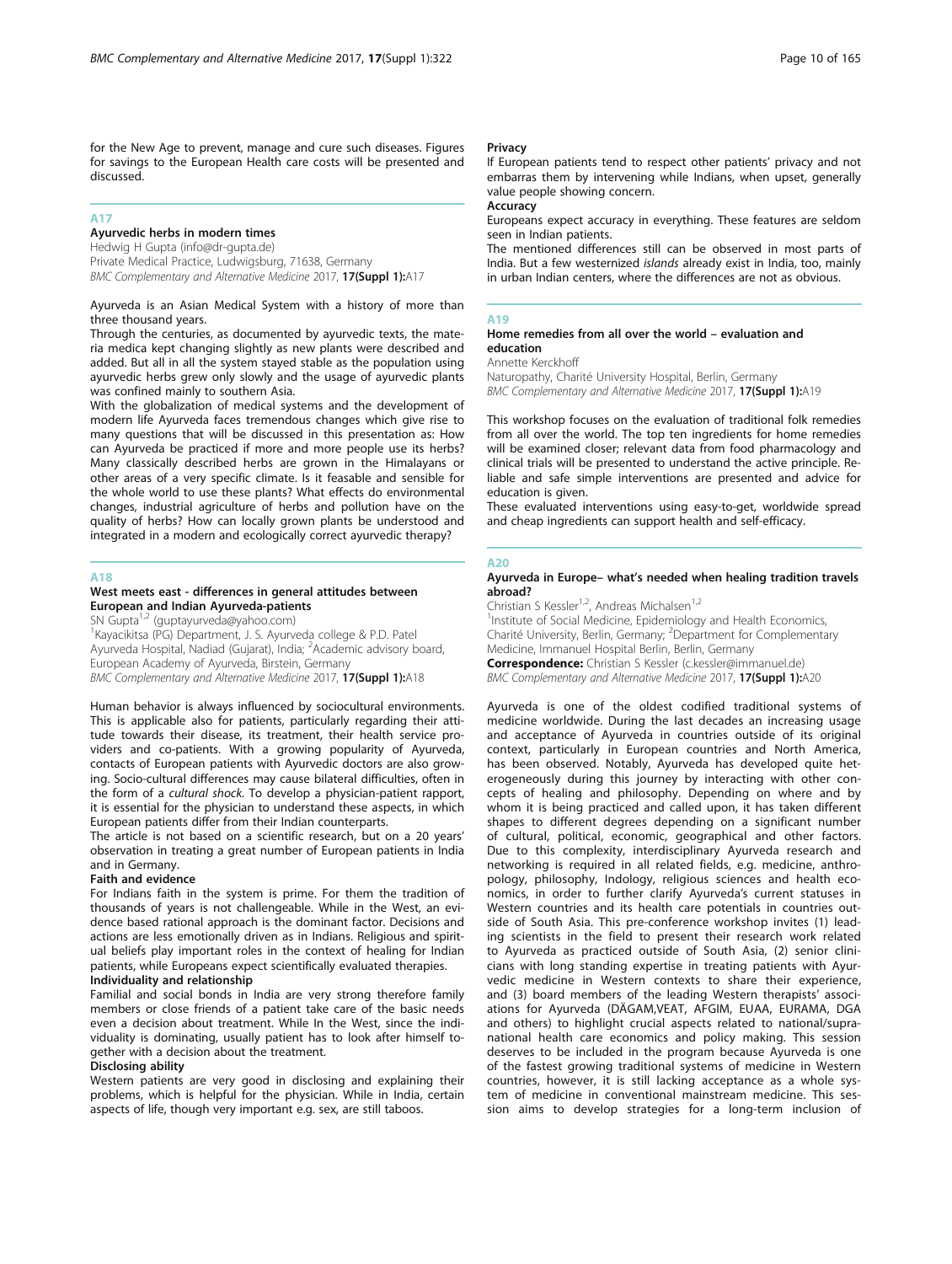for the New Age to prevent, manage and cure such diseases. Figures for savings to the European Health care costs will be presented and discussed.

## A17

### Ayurvedic herbs in modern times

Hedwig H Gupta (info@dr-gupta.de)
Private Medical Practice, Ludwigsburg, 71638, Germany
*BMC Complementary and Alternative Medicine* 2017, **17(Suppl 1):**A17

Ayurveda is an Asian Medical System with a history of more than three thousand years.

Through the centuries, as documented by ayurvedic texts, the materia medica kept changing slightly as new plants were described and added. But all in all the system stayed stable as the population using ayurvedic herbs grew only slowly and the usage of ayurvedic plants was confined mainly to southern Asia.

With the globalization of medical systems and the development of modern life Ayurveda faces tremendous changes which give rise to many questions that will be discussed in this presentation as: How can Ayurveda be practiced if more and more people use its herbs? Many classically described herbs are grown in the Himalayans or other areas of a very specific climate. Is it feasable and sensible for the whole world to use these plants? What effects do environmental changes, industrial agriculture of herbs and pollution have on the quality of herbs? How can locally grown plants be understood and integrated in a modern and ecologically correct ayurvedic therapy?

## A18

### West meets east - differences in general attitudes between European and Indian Ayurveda-patients

SN Gupta[1,2] (guptayurveda@yahoo.com)
[1]Kayacikitsa (PG) Department, J. S. Ayurveda college & P.D. Patel Ayurveda Hospital, Nadiad (Gujarat), India; [2]Academic advisory board, European Academy of Ayurveda, Birstein, Germany
*BMC Complementary and Alternative Medicine* 2017, **17(Suppl 1):**A18

Human behavior is always influenced by sociocultural environments. This is applicable also for patients, particularly regarding their attitude towards their disease, its treatment, their health service providers and co-patients. With a growing popularity of Ayurveda, contacts of European patients with Ayurvedic doctors are also growing. Socio-cultural differences may cause bilateral difficulties, often in the form of a *cultural shock*. To develop a physician-patient rapport, it is essential for the physician to understand these aspects, in which European patients differ from their Indian counterparts.

The article is not based on a scientific research, but on a 20 years' observation in treating a great number of European patients in India and in Germany.

**Faith and evidence**

For Indians faith in the system is prime. For them the tradition of thousands of years is not challengeable. While in the West, an evidence based rational approach is the dominant factor. Decisions and actions are less emotionally driven as in Indians. Religious and spiritual beliefs play important roles in the context of healing for Indian patients, while Europeans expect scientifically evaluated therapies.

**Individuality and relationship**

Familial and social bonds in India are very strong therefore family members or close friends of a patient take care of the basic needs even a decision about treatment. While In the West, since the individuality is dominating, usually patient has to look after himself together with a decision about the treatment.

**Disclosing ability**

Western patients are very good in disclosing and explaining their problems, which is helpful for the physician. While in India, certain aspects of life, though very important e.g. sex, are still taboos.

**Privacy**

If European patients tend to respect other patients' privacy and not embarras them by intervening while Indians, when upset, generally value people showing concern.

**Accuracy**

Europeans expect accuracy in everything. These features are seldom seen in Indian patients.

The mentioned differences still can be observed in most parts of India. But a few westernized *islands* already exist in India, too, mainly in urban Indian centers, where the differences are not as obvious.

## A19

### Home remedies from all over the world – evaluation and education

Annette Kerckhoff
Naturopathy, Charité University Hospital, Berlin, Germany
*BMC Complementary and Alternative Medicine* 2017, **17(Suppl 1):**A19

This workshop focuses on the evaluation of traditional folk remedies from all over the world. The top ten ingredients for home remedies will be examined closer; relevant data from food pharmacology and clinical trials will be presented to understand the active principle. Reliable and safe simple interventions are presented and advice for education is given.

These evaluated interventions using easy-to-get, worldwide spread and cheap ingredients can support health and self-efficacy.

## A20

### Ayurveda in Europe– what's needed when healing tradition travels abroad?

Christian S Kessler[1,2], Andreas Michalsen[1,2]
[1]Institute of Social Medicine, Epidemiology and Health Economics, Charité University, Berlin, Germany; [2]Department for Complementary Medicine, Immanuel Hospital Berlin, Berlin, Germany
**Correspondence:** Christian S Kessler (c.kessler@immanuel.de)
*BMC Complementary and Alternative Medicine* 2017, **17(Suppl 1):**A20

Ayurveda is one of the oldest codified traditional systems of medicine worldwide. During the last decades an increasing usage and acceptance of Ayurveda in countries outside of its original context, particularly in European countries and North America, has been observed. Notably, Ayurveda has developed quite heterogeneously during this journey by interacting with other concepts of healing and philosophy. Depending on where and by whom it is being practiced and called upon, it has taken different shapes to different degrees depending on a significant number of cultural, political, economic, geographical and other factors. Due to this complexity, interdisciplinary Ayurveda research and networking is required in all related fields, e.g. medicine, anthropology, philosophy, Indology, religious sciences and health economics, in order to further clarify Ayurveda's current statuses in Western countries and its health care potentials in countries outside of South Asia. This pre-conference workshop invites (1) leading scientists in the field to present their research work related to Ayurveda as practiced outside of South Asia, (2) senior clinicians with long standing expertise in treating patients with Ayurvedic medicine in Western contexts to share their experience, and (3) board members of the leading Western therapists' associations for Ayurveda (DÄGAM,VEAT, AFGIM, EUAA, EURAMA, DGA and others) to highlight crucial aspects related to national/supranational health care economics and policy making. This session deserves to be included in the program because Ayurveda is one of the fastest growing traditional systems of medicine in Western countries, however, it is still lacking acceptance as a whole system of medicine in conventional mainstream medicine. This session aims to develop strategies for a long-term inclusion of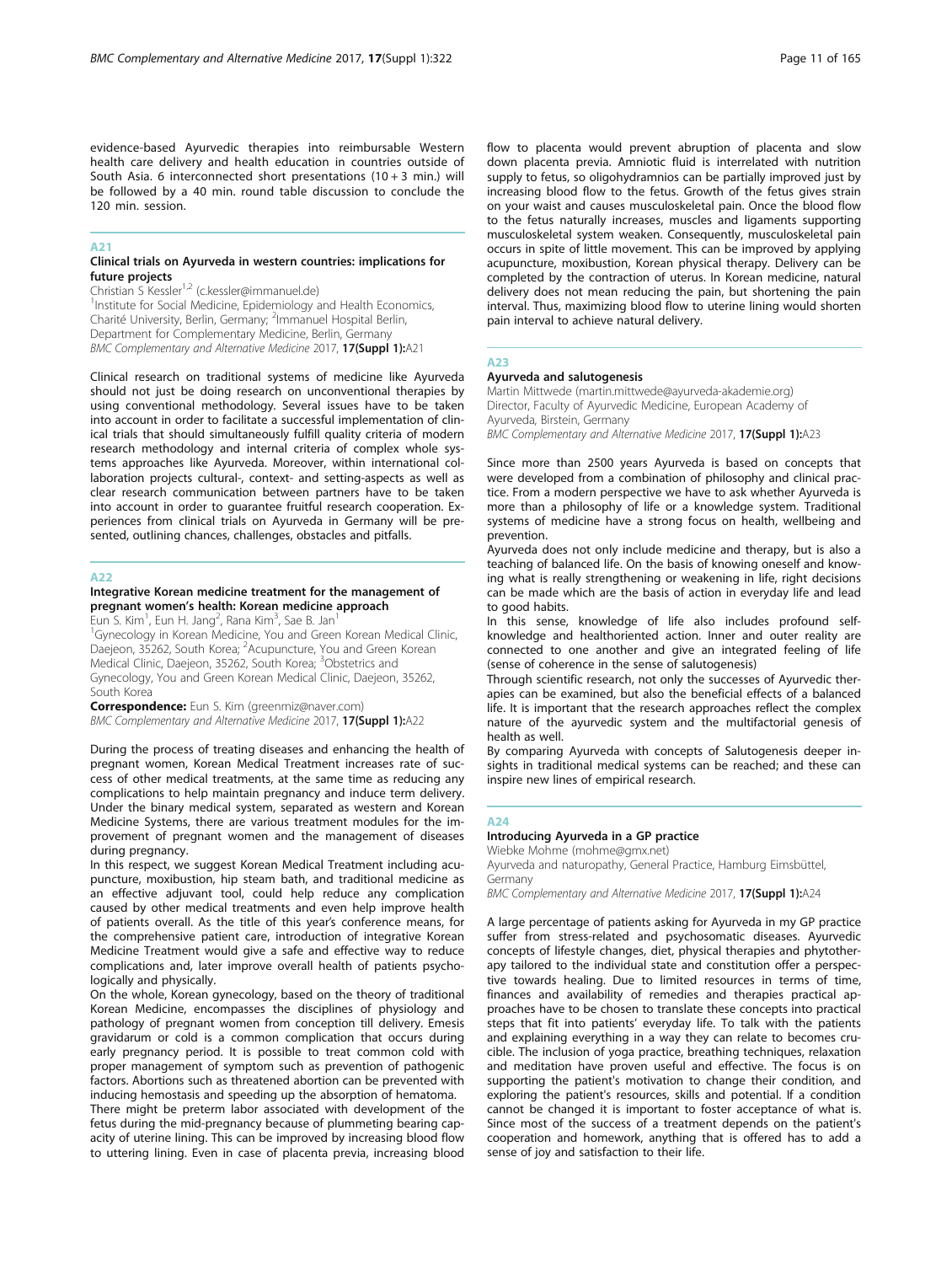evidence-based Ayurvedic therapies into reimbursable Western health care delivery and health education in countries outside of South Asia. 6 interconnected short presentations (10 + 3 min.) will be followed by a 40 min. round table discussion to conclude the 120 min. session.

## A21

### Clinical trials on Ayurveda in western countries: implications for future projects

Christian S Kessler[1,2] (c.kessler@immanuel.de)

[1]Institute for Social Medicine, Epidemiology and Health Economics, Charité University, Berlin, Germany; [2]Immanuel Hospital Berlin, Department for Complementary Medicine, Berlin, Germany

*BMC Complementary and Alternative Medicine* 2017, **17(Suppl 1):**A21

Clinical research on traditional systems of medicine like Ayurveda should not just be doing research on unconventional therapies by using conventional methodology. Several issues have to be taken into account in order to facilitate a successful implementation of clinical trials that should simultaneously fulfill quality criteria of modern research methodology and internal criteria of complex whole systems approaches like Ayurveda. Moreover, within international collaboration projects cultural-, context- and setting-aspects as well as clear research communication between partners have to be taken into account in order to guarantee fruitful research cooperation. Experiences from clinical trials on Ayurveda in Germany will be presented, outlining chances, challenges, obstacles and pitfalls.

## A22

### Integrative Korean medicine treatment for the management of pregnant women's health: Korean medicine approach

Eun S. Kim[1], Eun H. Jang[2], Rana Kim[3], Sae B. Jan[1]

[1]Gynecology in Korean Medicine, You and Green Korean Medical Clinic, Daejeon, 35262, South Korea; [2]Acupuncture, You and Green Korean Medical Clinic, Daejeon, 35262, South Korea; [3]Obstetrics and Gynecology, You and Green Korean Medical Clinic, Daejeon, 35262, South Korea

**Correspondence:** Eun S. Kim (greenmiz@naver.com)

*BMC Complementary and Alternative Medicine* 2017, **17(Suppl 1):**A22

During the process of treating diseases and enhancing the health of pregnant women, Korean Medical Treatment increases rate of success of other medical treatments, at the same time as reducing any complications to help maintain pregnancy and induce term delivery. Under the binary medical system, separated as western and Korean Medicine Systems, there are various treatment modules for the improvement of pregnant women and the management of diseases during pregnancy.

In this respect, we suggest Korean Medical Treatment including acupuncture, moxibustion, hip steam bath, and traditional medicine as an effective adjuvant tool, could help reduce any complication caused by other medical treatments and even help improve health of patients overall. As the title of this year's conference means, for the comprehensive patient care, introduction of integrative Korean Medicine Treatment would give a safe and effective way to reduce complications and, later improve overall health of patients psychologically and physically.

On the whole, Korean gynecology, based on the theory of traditional Korean Medicine, encompasses the disciplines of physiology and pathology of pregnant women from conception till delivery. Emesis gravidarum or cold is a common complication that occurs during early pregnancy period. It is possible to treat common cold with proper management of symptom such as prevention of pathogenic factors. Abortions such as threatened abortion can be prevented with inducing hemostasis and speeding up the absorption of hematoma.

There might be preterm labor associated with development of the fetus during the mid-pregnancy because of plummeting bearing capacity of uterine lining. This can be improved by increasing blood flow to uttering lining. Even in case of placenta previa, increasing blood flow to placenta would prevent abruption of placenta and slow down placenta previa. Amniotic fluid is interrelated with nutrition supply to fetus, so oligohydramnios can be partially improved just by increasing blood flow to the fetus. Growth of the fetus gives strain on your waist and causes musculoskeletal pain. Once the blood flow to the fetus naturally increases, muscles and ligaments supporting musculoskeletal system weaken. Consequently, musculoskeletal pain occurs in spite of little movement. This can be improved by applying acupuncture, moxibustion, Korean physical therapy. Delivery can be completed by the contraction of uterus. In Korean medicine, natural delivery does not mean reducing the pain, but shortening the pain interval. Thus, maximizing blood flow to uterine lining would shorten pain interval to achieve natural delivery.

## A23

### Ayurveda and salutogenesis

Martin Mittwede (martin.mittwede@ayurveda-akademie.org)

Director, Faculty of Ayurvedic Medicine, European Academy of Ayurveda, Birstein, Germany

*BMC Complementary and Alternative Medicine* 2017, **17(Suppl 1):**A23

Since more than 2500 years Ayurveda is based on concepts that were developed from a combination of philosophy and clinical practice. From a modern perspective we have to ask whether Ayurveda is more than a philosophy of life or a knowledge system. Traditional systems of medicine have a strong focus on health, wellbeing and prevention.

Ayurveda does not only include medicine and therapy, but is also a teaching of balanced life. On the basis of knowing oneself and knowing what is really strengthening or weakening in life, right decisions can be made which are the basis of action in everyday life and lead to good habits.

In this sense, knowledge of life also includes profound self-knowledge and healthoriented action. Inner and outer reality are connected to one another and give an integrated feeling of life (sense of coherence in the sense of salutogenesis)

Through scientific research, not only the successes of Ayurvedic therapies can be examined, but also the beneficial effects of a balanced life. It is important that the research approaches reflect the complex nature of the ayurvedic system and the multifactorial genesis of health as well.

By comparing Ayurveda with concepts of Salutogenesis deeper insights in traditional medical systems can be reached; and these can inspire new lines of empirical research.

## A24

### Introducing Ayurveda in a GP practice

Wiebke Mohme (mohme@gmx.net)

Ayurveda and naturopathy, General Practice, Hamburg Eimsbüttel, Germany

*BMC Complementary and Alternative Medicine* 2017, **17(Suppl 1):**A24

A large percentage of patients asking for Ayurveda in my GP practice suffer from stress-related and psychosomatic diseases. Ayurvedic concepts of lifestyle changes, diet, physical therapies and phytotherapy tailored to the individual state and constitution offer a perspective towards healing. Due to limited resources in terms of time, finances and availability of remedies and therapies practical approaches have to be chosen to translate these concepts into practical steps that fit into patients' everyday life. To talk with the patients and explaining everything in a way they can relate to becomes crucible. The inclusion of yoga practice, breathing techniques, relaxation and meditation have proven useful and effective. The focus is on supporting the patient's motivation to change their condition, and exploring the patient's resources, skills and potential. If a condition cannot be changed it is important to foster acceptance of what is. Since most of the success of a treatment depends on the patient's cooperation and homework, anything that is offered has to add a sense of joy and satisfaction to their life.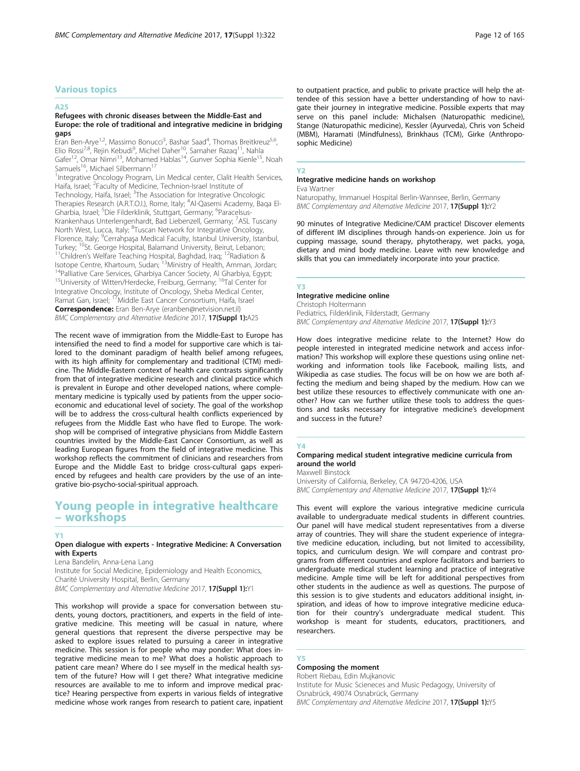## Various topics

### A25

#### Refugees with chronic diseases between the Middle-East and Europe: the role of traditional and integrative medicine in bridging gaps

Eran Ben-Arye[1,2], Massimo Bonucci[3], Bashar Saad[4], Thomas Breitkreuz[5,6], Elio Rossi[7,8], Rejin Kebudi[9], Michel Daher[10], Samaher Razaq[11], Nahla Gafer[12], Omar Nimri[13], Mohamed Hablas[14], Gunver Sophia Kienle[15], Noah Samuels[16], Michael Silbermann[17]

[1]Integrative Oncology Program, Lin Medical center, Clalit Health Services, Haifa, Israel; [2]Faculty of Medicine, Technion-Israel Institute of Technology, Haifa, Israel; [3]The Association for Integrative Oncologic Therapies Research (A.R.T.O.I.), Rome, Italy; [4]Al-Qasemi Academy, Baqa El-Gharbia, Israel; [5]Die Filderklinik, Stuttgart, Germany; [6]Paracelsus-Krankenhaus Unterlengenhardt, Bad Liebenzell, Germany; [7]ASL Tuscany North West, Lucca, Italy; [8]Tuscan Network for Integrative Oncology, Florence, Italy; [9]Cerrahpaşa Medical Faculty, Istanbul University, Istanbul, Turkey; [10]St. George Hospital, Balamand University, Beirut, Lebanon; [11]Children's Welfare Teaching Hospital, Baghdad, Iraq; [12]Radiation & Isotope Centre, Khartoum, Sudan; [13]Ministry of Health, Amman, Jordan; [14]Palliative Care Services, Gharbiya Cancer Society, Al Gharbiya, Egypt; [15]University of Witten/Herdecke, Freiburg, Germany; [16]Tal Center for Integrative Oncology, Institute of Oncology, Sheba Medical Center, Ramat Gan, Israel; [17]Middle East Cancer Consortium, Haifa, Israel

**Correspondence:** Eran Ben-Arye (eranben@netvision.net.il)

*BMC Complementary and Alternative Medicine* 2017, **17(Suppl 1):**A25

The recent wave of immigration from the Middle-East to Europe has intensified the need to find a model for supportive care which is tailored to the dominant paradigm of health belief among refugees, with its high affinity for complementary and traditional (CTM) medicine. The Middle-Eastern context of health care contrasts significantly from that of integrative medicine research and clinical practice which is prevalent in Europe and other developed nations, where complementary medicine is typically used by patients from the upper socioeconomic and educational level of society. The goal of the workshop will be to address the cross-cultural health conflicts experienced by refugees from the Middle East who have fled to Europe. The workshop will be comprised of integrative physicians from Middle Eastern countries invited by the Middle-East Cancer Consortium, as well as leading European figures from the field of integrative medicine. This workshop reflects the commitment of clinicians and researchers from Europe and the Middle East to bridge cross-cultural gaps experienced by refugees and health care providers by the use of an integrative bio-psycho-social-spiritual approach.

## Young people in integrative healthcare – workshops

### Y1

#### Open dialogue with experts - Integrative Medicine: A Conversation with Experts

Lena Bandelin, Anna-Lena Lang

Institute for Social Medicine, Epidemiology and Health Economics, Charité University Hospital, Berlin, Germany

*BMC Complementary and Alternative Medicine* 2017, **17(Suppl 1):**Y1

This workshop will provide a space for conversation between students, young doctors, practitioners, and experts in the field of integrative medicine. This meeting will be casual in nature, where general questions that represent the diverse perspective may be asked to explore issues related to pursuing a career in integrative medicine. This session is for people who may ponder: What does integrative medicine mean to me? What does a holistic approach to patient care mean? Where do I see myself in the medical health system of the future? How will I get there? What integrative medicine resources are available to me to inform and improve medical practice? Hearing perspective from experts in various fields of integrative medicine whose work ranges from research to patient care, inpatient to outpatient practice, and public to private practice will help the attendee of this session have a better understanding of how to navigate their journey in integrative medicine. Possible experts that may serve on this panel include: Michalsen (Naturopathic medicine), Stange (Naturopathic medicine), Kessler (Ayurveda), Chris von Scheid (MBM), Haramati (Mindfulness), Brinkhaus (TCM), Girke (Anthroposophic Medicine)

### Y2

#### Integrative medicine hands on workshop

Eva Wartner

Naturopathy, Immanuel Hospital Berlin-Wannsee, Berlin, Germany

*BMC Complementary and Alternative Medicine* 2017, **17(Suppl 1):**Y2

90 minutes of Integrative Medicine/CAM practice! Discover elements of different IM disciplines through hands-on experience. Join us for cupping massage, sound therapy, phytotherapy, wet packs, yoga, dietary and mind body medicine. Leave with new knowledge and skills that you can immediately incorporate into your practice.

### Y3

#### Integrative medicine online

Christoph Holtermann

Pediatrics, Filderklinik, Filderstadt, Germany

*BMC Complementary and Alternative Medicine* 2017, **17(Suppl 1):**Y3

How does integrative medicine relate to the Internet? How do people interested in integrated medicine network and access information? This workshop will explore these questions using online networking and information tools like Facebook, mailing lists, and Wikipedia as case studies. The focus will be on how we are both affecting the medium and being shaped by the medium. How can we best utilize these resources to effectively communicate with one another? How can we further utilize these tools to address the questions and tasks necessary for integrative medicine's development and success in the future?

### Y4

#### Comparing medical student integrative medicine curricula from around the world

Maxwell Binstock

University of California, Berkeley, CA 94720-4206, USA

*BMC Complementary and Alternative Medicine* 2017, **17(Suppl 1):**Y4

This event will explore the various integrative medicine curricula available to undergraduate medical students in different countries. Our panel will have medical student representatives from a diverse array of countries. They will share the student experience of integrative medicine education, including, but not limited to accessibility, topics, and curriculum design. We will compare and contrast programs from different countries and explore facilitators and barriers to undergraduate medical student learning and practice of integrative medicine. Ample time will be left for additional perspectives from other students in the audience as well as questions. The purpose of this session is to give students and educators additional insight, inspiration, and ideas of how to improve integrative medicine education for their country's undergraduate medical student. This workshop is meant for students, educators, practitioners, and researchers.

### Y5

#### Composing the moment

Robert Riebau, Edin Mujkanovic

Institute for Music Scieneces and Music Pedagogy, University of Osnabrück, 49074 Osnabrück, Germany

*BMC Complementary and Alternative Medicine* 2017, **17(Suppl 1):**Y5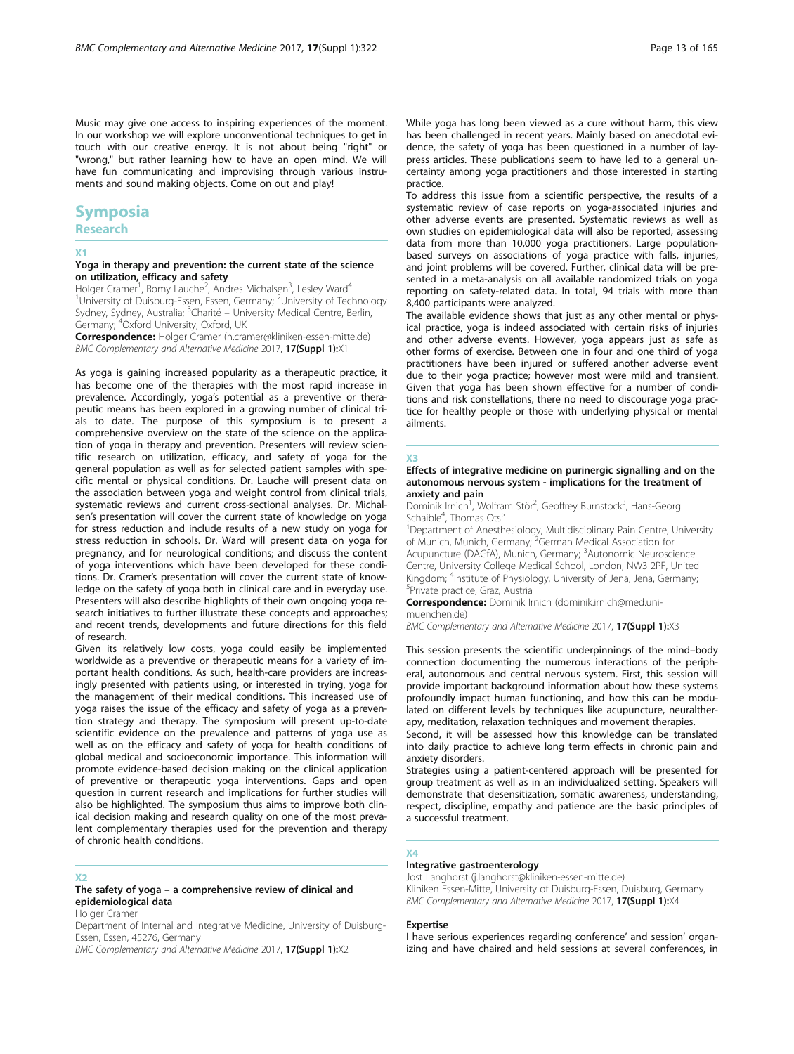Music may give one access to inspiring experiences of the moment. In our workshop we will explore unconventional techniques to get in touch with our creative energy. It is not about being "right" or "wrong," but rather learning how to have an open mind. We will have fun communicating and improvising through various instruments and sound making objects. Come on out and play!

# Symposia

## Research

### X1

### Yoga in therapy and prevention: the current state of the science on utilization, efficacy and safety

Holger Cramer[1], Romy Lauche[2], Andres Michalsen[3], Lesley Ward[4]
[1]University of Duisburg-Essen, Essen, Germany; [2]University of Technology Sydney, Sydney, Australia; [3]Charité – University Medical Centre, Berlin, Germany; [4]Oxford University, Oxford, UK

**Correspondence:** Holger Cramer (h.cramer@kliniken-essen-mitte.de)
*BMC Complementary and Alternative Medicine* 2017, **17(Suppl 1):**X1

As yoga is gaining increased popularity as a therapeutic practice, it has become one of the therapies with the most rapid increase in prevalence. Accordingly, yoga's potential as a preventive or therapeutic means has been explored in a growing number of clinical trials to date. The purpose of this symposium is to present a comprehensive overview on the state of the science on the application of yoga in therapy and prevention. Presenters will review scientific research on utilization, efficacy, and safety of yoga for the general population as well as for selected patient samples with specific mental or physical conditions. Dr. Lauche will present data on the association between yoga and weight control from clinical trials, systematic reviews and current cross-sectional analyses. Dr. Michalsen's presentation will cover the current state of knowledge on yoga for stress reduction and include results of a new study on yoga for stress reduction in schools. Dr. Ward will present data on yoga for pregnancy, and for neurological conditions; and discuss the content of yoga interventions which have been developed for these conditions. Dr. Cramer's presentation will cover the current state of knowledge on the safety of yoga both in clinical care and in everyday use. Presenters will also describe highlights of their own ongoing yoga research initiatives to further illustrate these concepts and approaches; and recent trends, developments and future directions for this field of research.

Given its relatively low costs, yoga could easily be implemented worldwide as a preventive or therapeutic means for a variety of important health conditions. As such, health-care providers are increasingly presented with patients using, or interested in trying, yoga for the management of their medical conditions. This increased use of yoga raises the issue of the efficacy and safety of yoga as a prevention strategy and therapy. The symposium will present up-to-date scientific evidence on the prevalence and patterns of yoga use as well as on the efficacy and safety of yoga for health conditions of global medical and socioeconomic importance. This information will promote evidence-based decision making on the clinical application of preventive or therapeutic yoga interventions. Gaps and open question in current research and implications for further studies will also be highlighted. The symposium thus aims to improve both clinical decision making and research quality on one of the most prevalent complementary therapies used for the prevention and therapy of chronic health conditions.

### X2

### The safety of yoga – a comprehensive review of clinical and epidemiological data

Holger Cramer
Department of Internal and Integrative Medicine, University of Duisburg-Essen, Essen, 45276, Germany
*BMC Complementary and Alternative Medicine* 2017, **17(Suppl 1):**X2

While yoga has long been viewed as a cure without harm, this view has been challenged in recent years. Mainly based on anecdotal evidence, the safety of yoga has been questioned in a number of lay-press articles. These publications seem to have led to a general uncertainty among yoga practitioners and those interested in starting practice.

To address this issue from a scientific perspective, the results of a systematic review of case reports on yoga-associated injuries and other adverse events are presented. Systematic reviews as well as own studies on epidemiological data will also be reported, assessing data from more than 10,000 yoga practitioners. Large population-based surveys on associations of yoga practice with falls, injuries, and joint problems will be covered. Further, clinical data will be presented in a meta-analysis on all available randomized trials on yoga reporting on safety-related data. In total, 94 trials with more than 8,400 participants were analyzed.

The available evidence shows that just as any other mental or physical practice, yoga is indeed associated with certain risks of injuries and other adverse events. However, yoga appears just as safe as other forms of exercise. Between one in four and one third of yoga practitioners have been injured or suffered another adverse event due to their yoga practice; however most were mild and transient. Given that yoga has been shown effective for a number of conditions and risk constellations, there no need to discourage yoga practice for healthy people or those with underlying physical or mental ailments.

### X3

### Effects of integrative medicine on purinergic signalling and on the autonomous nervous system - implications for the treatment of anxiety and pain

Dominik Irnich[1], Wolfram Stör[2], Geoffrey Burnstock[3], Hans-Georg Schaible[4], Thomas Ots[5]
[1]Department of Anesthesiology, Multidisciplinary Pain Centre, University of Munich, Munich, Germany; [2]German Medical Association for Acupuncture (DÄGfA), Munich, Germany; [3]Autonomic Neuroscience Centre, University College Medical School, London, NW3 2PF, United Kingdom; [4]Institute of Physiology, University of Jena, Jena, Germany; [5]Private practice, Graz, Austria

**Correspondence:** Dominik Irnich (dominik.irnich@med.uni-muenchen.de)
*BMC Complementary and Alternative Medicine* 2017, **17(Suppl 1):**X3

This session presents the scientific underpinnings of the mind–body connection documenting the numerous interactions of the peripheral, autonomous and central nervous system. First, this session will provide important background information about how these systems profoundly impact human functioning, and how this can be modulated on different levels by techniques like acupuncture, neuraltherapy, meditation, relaxation techniques and movement therapies.

Second, it will be assessed how this knowledge can be translated into daily practice to achieve long term effects in chronic pain and anxiety disorders.

Strategies using a patient-centered approach will be presented for group treatment as well as in an individualized setting. Speakers will demonstrate that desensitization, somatic awareness, understanding, respect, discipline, empathy and patience are the basic principles of a successful treatment.

### X4

### Integrative gastroenterology

Jost Langhorst (j.langhorst@kliniken-essen-mitte.de)
Kliniken Essen-Mitte, University of Duisburg-Essen, Duisburg, Germany
*BMC Complementary and Alternative Medicine* 2017, **17(Suppl 1):**X4

#### Expertise

I have serious experiences regarding conference' and session' organizing and have chaired and held sessions at several conferences, in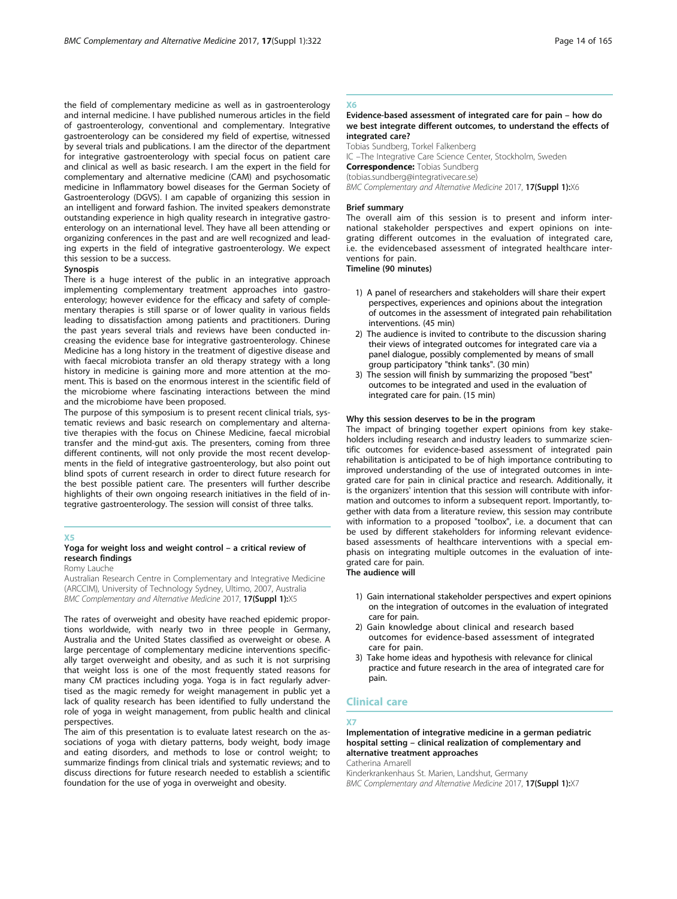the field of complementary medicine as well as in gastroenterology and internal medicine. I have published numerous articles in the field of gastroenterology, conventional and complementary. Integrative gastroenterology can be considered my field of expertise, witnessed by several trials and publications. I am the director of the department for integrative gastroenterology with special focus on patient care and clinical as well as basic research. I am the expert in the field for complementary and alternative medicine (CAM) and psychosomatic medicine in Inflammatory bowel diseases for the German Society of Gastroenterology (DGVS). I am capable of organizing this session in an intelligent and forward fashion. The invited speakers demonstrate outstanding experience in high quality research in integrative gastroenterology on an international level. They have all been attending or organizing conferences in the past and are well recognized and leading experts in the field of integrative gastroenterology. We expect this session to be a success.

**Synopsis**

There is a huge interest of the public in an integrative approach implementing complementary treatment approaches into gastroenterology; however evidence for the efficacy and safety of complementary therapies is still sparse or of lower quality in various fields leading to dissatisfaction among patients and practitioners. During the past years several trials and reviews have been conducted increasing the evidence base for integrative gastroenterology. Chinese Medicine has a long history in the treatment of digestive disease and with faecal microbiota transfer an old therapy strategy with a long history in medicine is gaining more and more attention at the moment. This is based on the enormous interest in the scientific field of the microbiome where fascinating interactions between the mind and the microbiome have been proposed.

The purpose of this symposium is to present recent clinical trials, systematic reviews and basic research on complementary and alternative therapies with the focus on Chinese Medicine, faecal microbial transfer and the mind-gut axis. The presenters, coming from three different continents, will not only provide the most recent developments in the field of integrative gastroenterology, but also point out blind spots of current research in order to direct future research for the best possible patient care. The presenters will further describe highlights of their own ongoing research initiatives in the field of integrative gastroenterology. The session will consist of three talks.

## X5

### Yoga for weight loss and weight control – a critical review of research findings

Romy Lauche

Australian Research Centre in Complementary and Integrative Medicine (ARCCIM), University of Technology Sydney, Ultimo, 2007, Australia

*BMC Complementary and Alternative Medicine* 2017, **17(Suppl 1):**X5

The rates of overweight and obesity have reached epidemic proportions worldwide, with nearly two in three people in Germany, Australia and the United States classified as overweight or obese. A large percentage of complementary medicine interventions specifically target overweight and obesity, and as such it is not surprising that weight loss is one of the most frequently stated reasons for many CM practices including yoga. Yoga is in fact regularly advertised as the magic remedy for weight management in public yet a lack of quality research has been identified to fully understand the role of yoga in weight management, from public health and clinical perspectives.

The aim of this presentation is to evaluate latest research on the associations of yoga with dietary patterns, body weight, body image and eating disorders, and methods to lose or control weight; to summarize findings from clinical trials and systematic reviews; and to discuss directions for future research needed to establish a scientific foundation for the use of yoga in overweight and obesity.

## X6

### Evidence-based assessment of integrated care for pain – how do we best integrate different outcomes, to understand the effects of integrated care?

Tobias Sundberg, Torkel Falkenberg

IC –The Integrative Care Science Center, Stockholm, Sweden

**Correspondence:** Tobias Sundberg (tobias.sundberg@integrativecare.se)

*BMC Complementary and Alternative Medicine* 2017, **17(Suppl 1):**X6

**Brief summary**

The overall aim of this session is to present and inform international stakeholder perspectives and expert opinions on integrating different outcomes in the evaluation of integrated care, i.e. the evidencebased assessment of integrated healthcare interventions for pain.

**Timeline (90 minutes)**

1) A panel of researchers and stakeholders will share their expert perspectives, experiences and opinions about the integration of outcomes in the assessment of integrated pain rehabilitation interventions. (45 min)
2) The audience is invited to contribute to the discussion sharing their views of integrated outcomes for integrated care via a panel dialogue, possibly complemented by means of small group participatory "think tanks". (30 min)
3) The session will finish by summarizing the proposed "best" outcomes to be integrated and used in the evaluation of integrated care for pain. (15 min)

**Why this session deserves to be in the program**

The impact of bringing together expert opinions from key stakeholders including research and industry leaders to summarize scientific outcomes for evidence-based assessment of integrated pain rehabilitation is anticipated to be of high importance contributing to improved understanding of the use of integrated outcomes in integrated care for pain in clinical practice and research. Additionally, it is the organizers' intention that this session will contribute with information and outcomes to inform a subsequent report. Importantly, together with data from a literature review, this session may contribute with information to a proposed "toolbox", i.e. a document that can be used by different stakeholders for informing relevant evidence-based assessments of healthcare interventions with a special emphasis on integrating multiple outcomes in the evaluation of integrated care for pain.

**The audience will**

1) Gain international stakeholder perspectives and expert opinions on the integration of outcomes in the evaluation of integrated care for pain.
2) Gain knowledge about clinical and research based outcomes for evidence-based assessment of integrated care for pain.
3) Take home ideas and hypothesis with relevance for clinical practice and future research in the area of integrated care for pain.

# Clinical care

## X7

### Implementation of integrative medicine in a german pediatric hospital setting – clinical realization of complementary and alternative treatment approaches

Catherina Amarell

Kinderkrankenhaus St. Marien, Landshut, Germany

*BMC Complementary and Alternative Medicine* 2017, **17(Suppl 1):**X7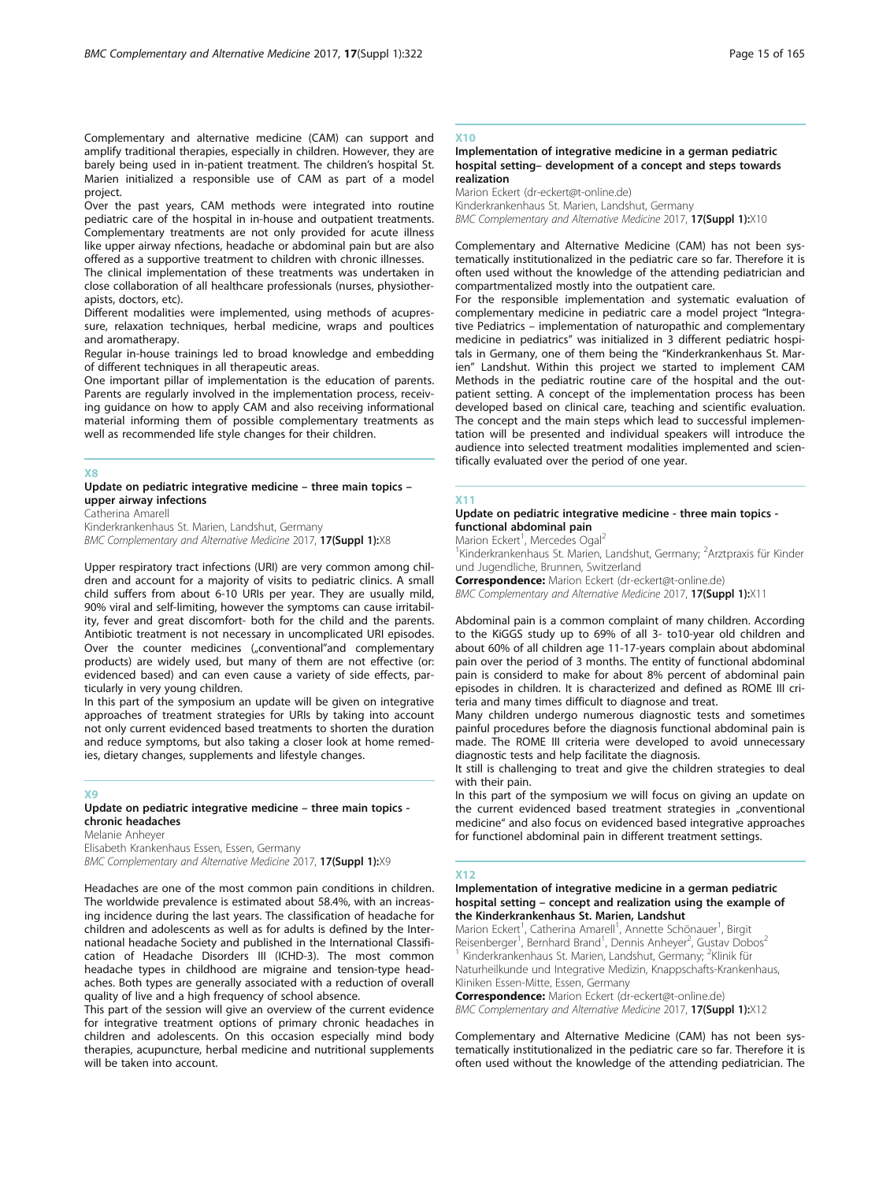Complementary and alternative medicine (CAM) can support and amplify traditional therapies, especially in children. However, they are barely being used in in-patient treatment. The children's hospital St. Marien initialized a responsible use of CAM as part of a model project.

Over the past years, CAM methods were integrated into routine pediatric care of the hospital in in-house and outpatient treatments. Complementary treatments are not only provided for acute illness like upper airway nfections, headache or abdominal pain but are also offered as a supportive treatment to children with chronic illnesses.

The clinical implementation of these treatments was undertaken in close collaboration of all healthcare professionals (nurses, physiotherapists, doctors, etc).

Different modalities were implemented, using methods of acupressure, relaxation techniques, herbal medicine, wraps and poultices and aromatherapy.

Regular in-house trainings led to broad knowledge and embedding of different techniques in all therapeutic areas.

One important pillar of implementation is the education of parents. Parents are regularly involved in the implementation process, receiving guidance on how to apply CAM and also receiving informational material informing them of possible complementary treatments as well as recommended life style changes for their children.

## X8

### Update on pediatric integrative medicine – three main topics – upper airway infections

Catherina Amarell

Kinderkrankenhaus St. Marien, Landshut, Germany

*BMC Complementary and Alternative Medicine* 2017, **17(Suppl 1):**X8

Upper respiratory tract infections (URI) are very common among children and account for a majority of visits to pediatric clinics. A small child suffers from about 6-10 URIs per year. They are usually mild, 90% viral and self-limiting, however the symptoms can cause irritability, fever and great discomfort- both for the child and the parents. Antibiotic treatment is not necessary in uncomplicated URI episodes. Over the counter medicines („conventional"and complementary products) are widely used, but many of them are not effective (or: evidenced based) and can even cause a variety of side effects, particularly in very young children.

In this part of the symposium an update will be given on integrative approaches of treatment strategies for URIs by taking into account not only current evidenced based treatments to shorten the duration and reduce symptoms, but also taking a closer look at home remedies, dietary changes, supplements and lifestyle changes.

## X9

### Update on pediatric integrative medicine – three main topics - chronic headaches

Melanie Anheyer

Elisabeth Krankenhaus Essen, Essen, Germany

*BMC Complementary and Alternative Medicine* 2017, **17(Suppl 1):**X9

Headaches are one of the most common pain conditions in children. The worldwide prevalence is estimated about 58.4%, with an increasing incidence during the last years. The classification of headache for children and adolescents as well as for adults is defined by the International headache Society and published in the International Classification of Headache Disorders III (ICHD-3). The most common headache types in childhood are migraine and tension-type headaches. Both types are generally associated with a reduction of overall quality of live and a high frequency of school absence.

This part of the session will give an overview of the current evidence for integrative treatment options of primary chronic headaches in children and adolescents. On this occasion especially mind body therapies, acupuncture, herbal medicine and nutritional supplements will be taken into account.

## X10

### Implementation of integrative medicine in a german pediatric hospital setting– development of a concept and steps towards realization

Marion Eckert (dr-eckert@t-online.de)

Kinderkrankenhaus St. Marien, Landshut, Germany

*BMC Complementary and Alternative Medicine* 2017, **17(Suppl 1):**X10

Complementary and Alternative Medicine (CAM) has not been systematically institutionalized in the pediatric care so far. Therefore it is often used without the knowledge of the attending pediatrician and compartmentalized mostly into the outpatient care.

For the responsible implementation and systematic evaluation of complementary medicine in pediatric care a model project "Integrative Pediatrics – implementation of naturopathic and complementary medicine in pediatrics" was initialized in 3 different pediatric hospitals in Germany, one of them being the "Kinderkrankenhaus St. Marien" Landshut. Within this project we started to implement CAM Methods in the pediatric routine care of the hospital and the outpatient setting. A concept of the implementation process has been developed based on clinical care, teaching and scientific evaluation. The concept and the main steps which lead to successful implementation will be presented and individual speakers will introduce the audience into selected treatment modalities implemented and scientifically evaluated over the period of one year.

## X11

### Update on pediatric integrative medicine - three main topics - functional abdominal pain

Marion Eckert[1], Mercedes Ogal[2]

[1]Kinderkrankenhaus St. Marien, Landshut, Germany; [2]Arztpraxis für Kinder und Jugendliche, Brunnen, Switzerland

**Correspondence:** Marion Eckert (dr-eckert@t-online.de)

*BMC Complementary and Alternative Medicine* 2017, **17(Suppl 1):**X11

Abdominal pain is a common complaint of many children. According to the KiGGS study up to 69% of all 3- to10-year old children and about 60% of all children age 11-17-years complain about abdominal pain over the period of 3 months. The entity of functional abdominal pain is considerd to make for about 8% percent of abdominal pain episodes in children. It is characterized and defined as ROME III criteria and many times difficult to diagnose and treat.

Many children undergo numerous diagnostic tests and sometimes painful procedures before the diagnosis functional abdominal pain is made. The ROME III criteria were developed to avoid unnecessary diagnostic tests and help facilitate the diagnosis.

It still is challenging to treat and give the children strategies to deal with their pain.

In this part of the symposium we will focus on giving an update on the current evidenced based treatment strategies in „conventional medicine" and also focus on evidenced based integrative approaches for functionel abdominal pain in different treatment settings.

## X12

### Implementation of integrative medicine in a german pediatric hospital setting – concept and realization using the example of the Kinderkrankenhaus St. Marien, Landshut

Marion Eckert[1], Catherina Amarell[1], Annette Schönauer[1], Birgit Reisenberger[1], Bernhard Brand[1], Dennis Anheyer[2], Gustav Dobos[2]

[1] Kinderkrankenhaus St. Marien, Landshut, Germany; [2]Klinik für Naturheilkunde und Integrative Medizin, Knappschafts-Krankenhaus, Kliniken Essen-Mitte, Essen, Germany

**Correspondence:** Marion Eckert (dr-eckert@t-online.de)

*BMC Complementary and Alternative Medicine* 2017, **17(Suppl 1):**X12

Complementary and Alternative Medicine (CAM) has not been systematically institutionalized in the pediatric care so far. Therefore it is often used without the knowledge of the attending pediatrician. The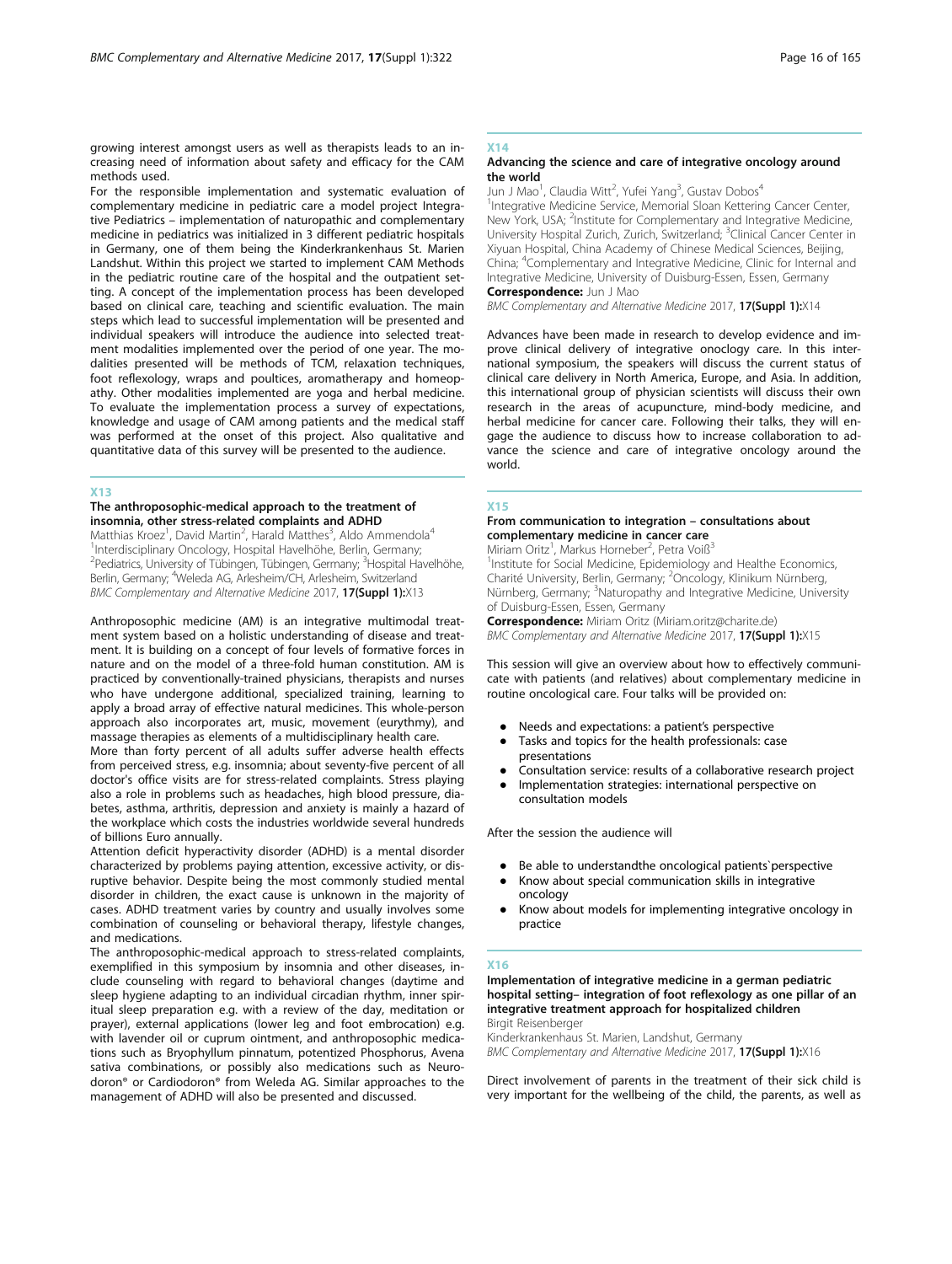growing interest amongst users as well as therapists leads to an increasing need of information about safety and efficacy for the CAM methods used.

For the responsible implementation and systematic evaluation of complementary medicine in pediatric care a model project Integrative Pediatrics – implementation of naturopathic and complementary medicine in pediatrics was initialized in 3 different pediatric hospitals in Germany, one of them being the Kinderkrankenhaus St. Marien Landshut. Within this project we started to implement CAM Methods in the pediatric routine care of the hospital and the outpatient setting. A concept of the implementation process has been developed based on clinical care, teaching and scientific evaluation. The main steps which lead to successful implementation will be presented and individual speakers will introduce the audience into selected treatment modalities implemented over the period of one year. The modalities presented will be methods of TCM, relaxation techniques, foot reflexology, wraps and poultices, aromatherapy and homeopathy. Other modalities implemented are yoga and herbal medicine. To evaluate the implementation process a survey of expectations, knowledge and usage of CAM among patients and the medical staff was performed at the onset of this project. Also qualitative and quantitative data of this survey will be presented to the audience.

## X13

### The anthroposophic-medical approach to the treatment of insomnia, other stress-related complaints and ADHD

Matthias Kroez[1], David Martin[2], Harald Matthes[3], Aldo Ammendola[4]

[1]Interdisciplinary Oncology, Hospital Havelhöhe, Berlin, Germany; [2]Pediatrics, University of Tübingen, Tübingen, Germany; [3]Hospital Havelhöhe, Berlin, Germany; [4]Weleda AG, Arlesheim/CH, Arlesheim, Switzerland

*BMC Complementary and Alternative Medicine* 2017, **17(Suppl 1):**X13

Anthroposophic medicine (AM) is an integrative multimodal treatment system based on a holistic understanding of disease and treatment. It is building on a concept of four levels of formative forces in nature and on the model of a three-fold human constitution. AM is practiced by conventionally-trained physicians, therapists and nurses who have undergone additional, specialized training, learning to apply a broad array of effective natural medicines. This whole-person approach also incorporates art, music, movement (eurythmy), and massage therapies as elements of a multidisciplinary health care.

More than forty percent of all adults suffer adverse health effects from perceived stress, e.g. insomnia; about seventy-five percent of all doctor's office visits are for stress-related complaints. Stress playing also a role in problems such as headaches, high blood pressure, diabetes, asthma, arthritis, depression and anxiety is a hazard of the workplace which costs the industries worldwide several hundreds of billions Euro annually.

Attention deficit hyperactivity disorder (ADHD) is a mental disorder characterized by problems paying attention, excessive activity, or disruptive behavior. Despite being the most commonly studied mental disorder in children, the exact cause is unknown in the majority of cases. ADHD treatment varies by country and usually involves some combination of counseling or behavioral therapy, lifestyle changes, and medications.

The anthroposophic-medical approach to stress-related complaints, exemplified in this symposium by insomnia and other diseases, include counseling with regard to behavioral changes (daytime and sleep hygiene adapting to an individual circadian rhythm, inner spiritual sleep preparation e.g. with a review of the day, meditation or prayer), external applications (lower leg and foot embrocation) e.g. with lavender oil or cuprum ointment, and anthroposophic medications such as Bryophyllum pinnatum, potentized Phosphorus, Avena sativa combinations, or possibly also medications such as Neurodoron® or Cardiodoron® from Weleda AG. Similar approaches to the management of ADHD will also be presented and discussed.

## X14

### Advancing the science and care of integrative oncology around the world

Jun J Mao[1], Claudia Witt[2], Yufei Yang[3], Gustav Dobos[4]

[1]Integrative Medicine Service, Memorial Sloan Kettering Cancer Center, New York, USA; [2]Institute for Complementary and Integrative Medicine, University Hospital Zurich, Zurich, Switzerland; [3]Clinical Cancer Center in Xiyuan Hospital, China Academy of Chinese Medical Sciences, Beijing, China; [4]Complementary and Integrative Medicine, Clinic for Internal and Integrative Medicine, University of Duisburg-Essen, Essen, Germany

**Correspondence:** Jun J Mao

*BMC Complementary and Alternative Medicine* 2017, **17(Suppl 1):**X14

Advances have been made in research to develop evidence and improve clinical delivery of integrative onoclogy care. In this international symposium, the speakers will discuss the current status of clinical care delivery in North America, Europe, and Asia. In addition, this international group of physician scientists will discuss their own research in the areas of acupuncture, mind-body medicine, and herbal medicine for cancer care. Following their talks, they will engage the audience to discuss how to increase collaboration to advance the science and care of integrative oncology around the world.

## X15

### From communication to integration – consultations about complementary medicine in cancer care

Miriam Oritz[1], Markus Horneber[2], Petra Voiß[3]

[1]Institute for Social Medicine, Epidemiology and Healthe Economics, Charité University, Berlin, Germany; [2]Oncology, Klinikum Nürnberg, Nürnberg, Germany; [3]Naturopathy and Integrative Medicine, University of Duisburg-Essen, Essen, Germany

**Correspondence:** Miriam Oritz (Miriam.oritz@charite.de)

*BMC Complementary and Alternative Medicine* 2017, **17(Suppl 1):**X15

This session will give an overview about how to effectively communicate with patients (and relatives) about complementary medicine in routine oncological care. Four talks will be provided on:

- Needs and expectations: a patient's perspective
- Tasks and topics for the health professionals: case presentations
- Consultation service: results of a collaborative research project
- Implementation strategies: international perspective on consultation models

After the session the audience will

- Be able to understandthe oncological patients`perspective
- Know about special communication skills in integrative oncology
- Know about models for implementing integrative oncology in practice

## X16

### Implementation of integrative medicine in a german pediatric hospital setting– integration of foot reflexology as one pillar of an integrative treatment approach for hospitalized children

Birgit Reisenberger

Kinderkrankenhaus St. Marien, Landshut, Germany

*BMC Complementary and Alternative Medicine* 2017, **17(Suppl 1):**X16

Direct involvement of parents in the treatment of their sick child is very important for the wellbeing of the child, the parents, as well as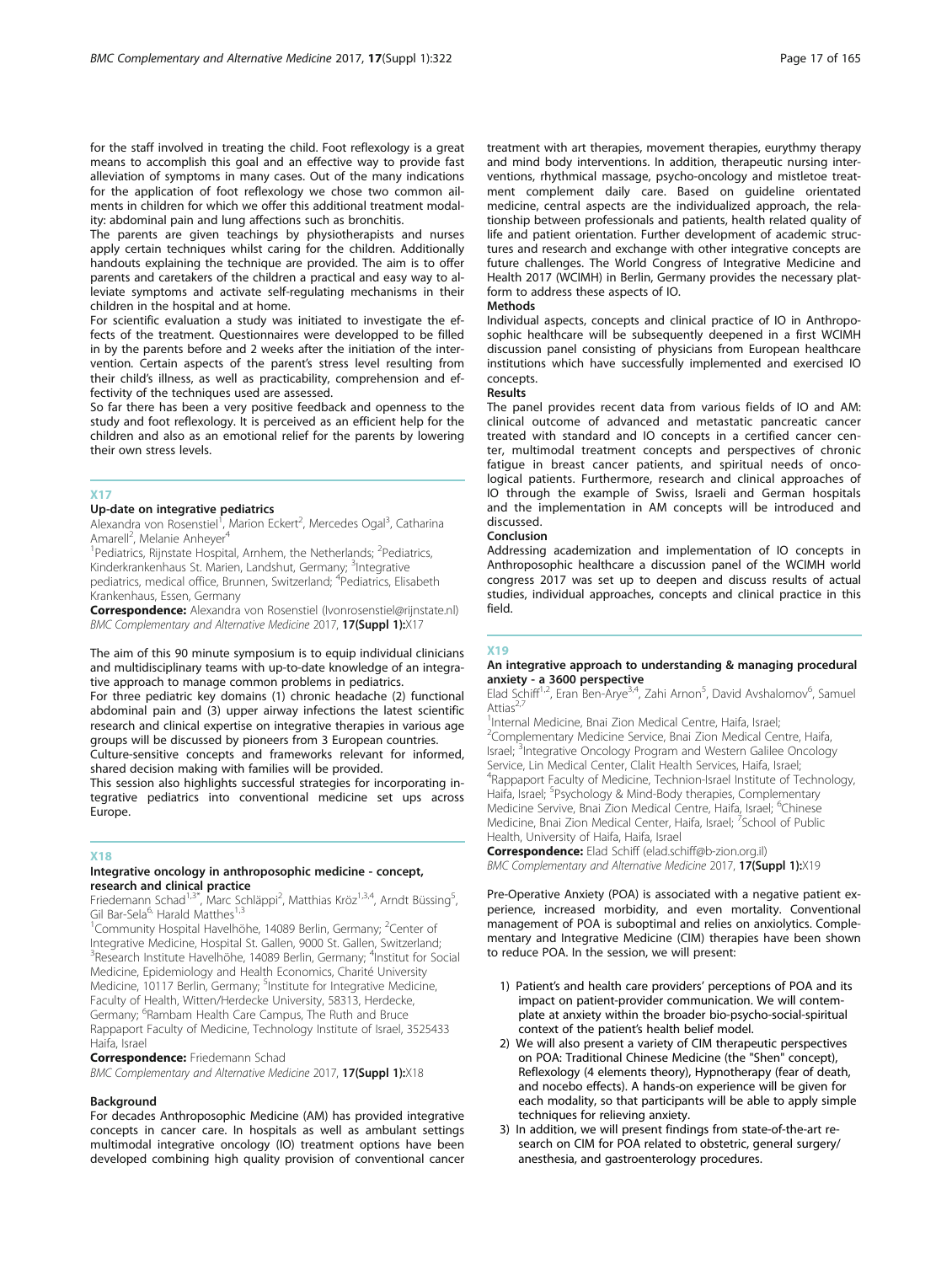for the staff involved in treating the child. Foot reflexology is a great means to accomplish this goal and an effective way to provide fast alleviation of symptoms in many cases. Out of the many indications for the application of foot reflexology we chose two common ailments in children for which we offer this additional treatment modality: abdominal pain and lung affections such as bronchitis.

The parents are given teachings by physiotherapists and nurses apply certain techniques whilst caring for the children. Additionally handouts explaining the technique are provided. The aim is to offer parents and caretakers of the children a practical and easy way to alleviate symptoms and activate self-regulating mechanisms in their children in the hospital and at home.

For scientific evaluation a study was initiated to investigate the effects of the treatment. Questionnaires were developped to be filled in by the parents before and 2 weeks after the initiation of the intervention. Certain aspects of the parent's stress level resulting from their child's illness, as well as practicability, comprehension and effectivity of the techniques used are assessed.

So far there has been a very positive feedback and openness to the study and foot reflexology. It is perceived as an efficient help for the children and also as an emotional relief for the parents by lowering their own stress levels.

## X17

### Up-date on integrative pediatrics

Alexandra von Rosenstiel[1], Marion Eckert[2], Mercedes Ogal[3], Catharina Amarell[2], Melanie Anheyer[4]

[1]Pediatrics, Rijnstate Hospital, Arnhem, the Netherlands; [2]Pediatrics, Kinderkrankenhaus St. Marien, Landshut, Germany; [3]Integrative pediatrics, medical office, Brunnen, Switzerland; [4]Pediatrics, Elisabeth Krankenhaus, Essen, Germany

**Correspondence:** Alexandra von Rosenstiel (lvonrosenstiel@rijnstate.nl)
*BMC Complementary and Alternative Medicine* 2017, **17(Suppl 1):**X17

The aim of this 90 minute symposium is to equip individual clinicians and multidisciplinary teams with up-to-date knowledge of an integrative approach to manage common problems in pediatrics.

For three pediatric key domains (1) chronic headache (2) functional abdominal pain and (3) upper airway infections the latest scientific research and clinical expertise on integrative therapies in various age groups will be discussed by pioneers from 3 European countries.

Culture-sensitive concepts and frameworks relevant for informed, shared decision making with families will be provided.

This session also highlights successful strategies for incorporating integrative pediatrics into conventional medicine set ups across Europe.

## X18

### Integrative oncology in anthroposophic medicine - concept, research and clinical practice

Friedemann Schad[1,3*], Marc Schläppi[2], Matthias Kröz[1,3,4], Arndt Büssing[5], Gil Bar-Sela[6], Harald Matthes[1,3]

[1]Community Hospital Havelhöhe, 14089 Berlin, Germany; [2]Center of Integrative Medicine, Hospital St. Gallen, 9000 St. Gallen, Switzerland; [3]Research Institute Havelhöhe, 14089 Berlin, Germany; [4]Institut for Social Medicine, Epidemiology and Health Economics, Charité University Medicine, 10117 Berlin, Germany; [5]Institute for Integrative Medicine, Faculty of Health, Witten/Herdecke University, 58313, Herdecke, Germany; [6]Rambam Health Care Campus, The Ruth and Bruce Rappaport Faculty of Medicine, Technology Institute of Israel, 3525433 Haifa, Israel

**Correspondence:** Friedemann Schad
*BMC Complementary and Alternative Medicine* 2017, **17(Suppl 1):**X18

**Background**

For decades Anthroposophic Medicine (AM) has provided integrative concepts in cancer care. In hospitals as well as ambulant settings multimodal integrative oncology (IO) treatment options have been developed combining high quality provision of conventional cancer treatment with art therapies, movement therapies, eurythmy therapy and mind body interventions. In addition, therapeutic nursing interventions, rhythmical massage, psycho-oncology and mistletoe treatment complement daily care. Based on guideline orientated medicine, central aspects are the individualized approach, the relationship between professionals and patients, health related quality of life and patient orientation. Further development of academic structures and research and exchange with other integrative concepts are future challenges. The World Congress of Integrative Medicine and Health 2017 (WCIMH) in Berlin, Germany provides the necessary platform to address these aspects of IO.

**Methods**

Individual aspects, concepts and clinical practice of IO in Anthroposophic healthcare will be subsequently deepened in a first WCIMH discussion panel consisting of physicians from European healthcare institutions which have successfully implemented and exercised IO concepts.

**Results**

The panel provides recent data from various fields of IO and AM: clinical outcome of advanced and metastatic pancreatic cancer treated with standard and IO concepts in a certified cancer center, multimodal treatment concepts and perspectives of chronic fatigue in breast cancer patients, and spiritual needs of oncological patients. Furthermore, research and clinical approaches of IO through the example of Swiss, Israeli and German hospitals and the implementation in AM concepts will be introduced and discussed.

**Conclusion**

Addressing academization and implementation of IO concepts in Anthroposophic healthcare a discussion panel of the WCIMH world congress 2017 was set up to deepen and discuss results of actual studies, individual approaches, concepts and clinical practice in this field.

## X19

### An integrative approach to understanding & managing procedural anxiety - a 3600 perspective

Elad Schiff[1,2], Eran Ben-Arye[3,4], Zahi Arnon[5], David Avshalomov[6], Samuel Attias[2,7]

[1]Internal Medicine, Bnai Zion Medical Centre, Haifa, Israel; [2]Complementary Medicine Service, Bnai Zion Medical Centre, Haifa, Israel; [3]Integrative Oncology Program and Western Galilee Oncology Service, Lin Medical Center, Clalit Health Services, Haifa, Israel; [4]Rappaport Faculty of Medicine, Technion-Israel Institute of Technology, Haifa, Israel; [5]Psychology & Mind-Body therapies, Complementary Medicine Servive, Bnai Zion Medical Centre, Haifa, Israel; [6]Chinese Medicine, Bnai Zion Medical Center, Haifa, Israel; [7]School of Public Health, University of Haifa, Haifa, Israel

**Correspondence:** Elad Schiff (elad.schiff@b-zion.org.il)
*BMC Complementary and Alternative Medicine* 2017, **17(Suppl 1):**X19

Pre-Operative Anxiety (POA) is associated with a negative patient experience, increased morbidity, and even mortality. Conventional management of POA is suboptimal and relies on anxiolytics. Complementary and Integrative Medicine (CIM) therapies have been shown to reduce POA. In the session, we will present:

1) Patient's and health care providers' perceptions of POA and its impact on patient-provider communication. We will contemplate at anxiety within the broader bio-psycho-social-spiritual context of the patient's health belief model.
2) We will also present a variety of CIM therapeutic perspectives on POA: Traditional Chinese Medicine (the "Shen" concept), Reflexology (4 elements theory), Hypnotherapy (fear of death, and nocebo effects). A hands-on experience will be given for each modality, so that participants will be able to apply simple techniques for relieving anxiety.
3) In addition, we will present findings from state-of-the-art research on CIM for POA related to obstetric, general surgery/anesthesia, and gastroenterology procedures.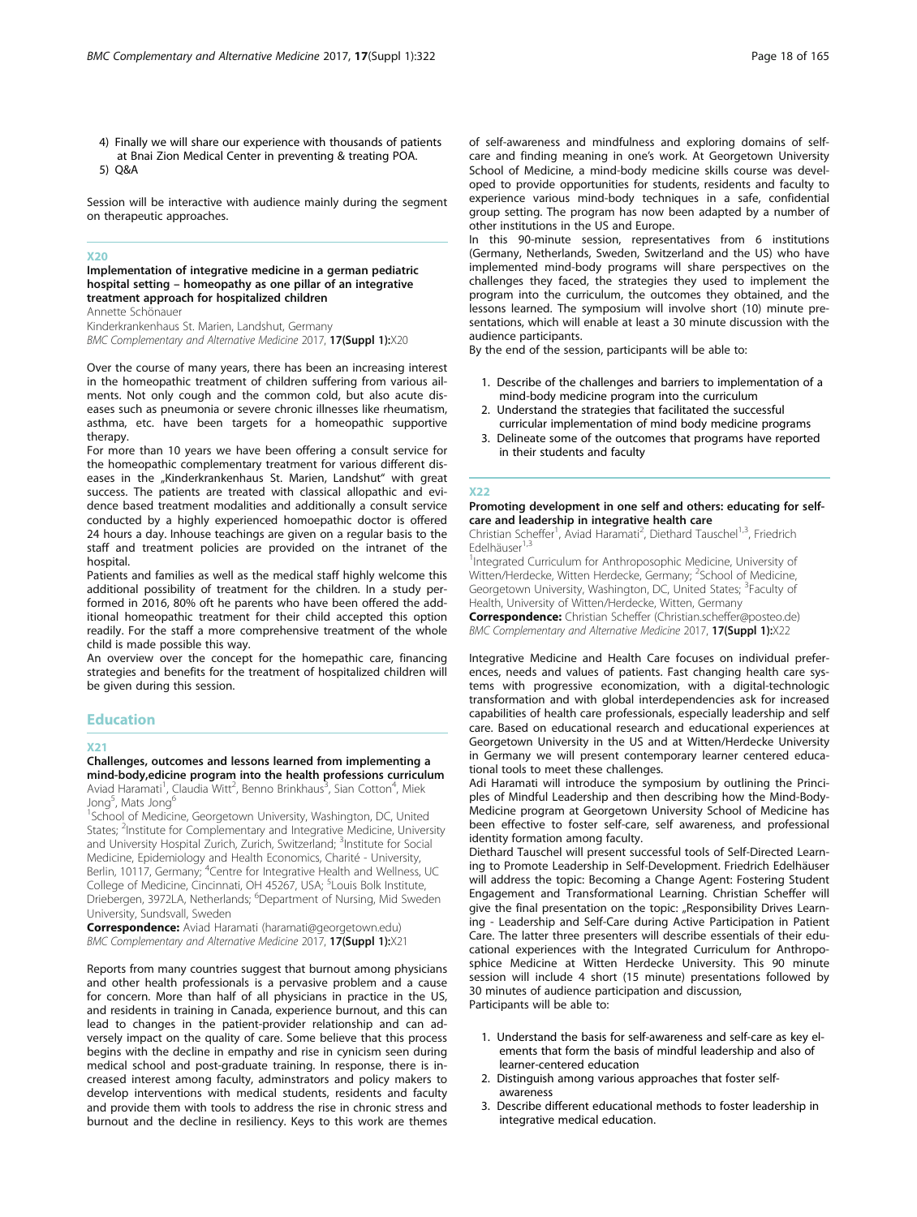4) Finally we will share our experience with thousands of patients at Bnai Zion Medical Center in preventing & treating POA.
5) Q&A

Session will be interactive with audience mainly during the segment on therapeutic approaches.

### X20

**Implementation of integrative medicine in a german pediatric hospital setting – homeopathy as one pillar of an integrative treatment approach for hospitalized children**

Annette Schönauer

Kinderkrankenhaus St. Marien, Landshut, Germany

*BMC Complementary and Alternative Medicine* 2017, **17(Suppl 1):**X20

Over the course of many years, there has been an increasing interest in the homeopathic treatment of children suffering from various ailments. Not only cough and the common cold, but also acute diseases such as pneumonia or severe chronic illnesses like rheumatism, asthma, etc. have been targets for a homeopathic supportive therapy.

For more than 10 years we have been offering a consult service for the homeopathic complementary treatment for various different diseases in the „Kinderkrankenhaus St. Marien, Landshut" with great success. The patients are treated with classical allopathic and evidence based treatment modalities and additionally a consult service conducted by a highly experienced homoeopathic doctor is offered 24 hours a day. Inhouse teachings are given on a regular basis to the staff and treatment policies are provided on the intranet of the hospital.

Patients and families as well as the medical staff highly welcome this additional possibility of treatment for the children. In a study performed in 2016, 80% oft he parents who have been offered the additional homeopathic treatment for their child accepted this option readily. For the staff a more comprehensive treatment of the whole child is made possible this way.

An overview over the concept for the homepathic care, financing strategies and benefits for the treatment of hospitalized children will be given during this session.

## Education

### X21

**Challenges, outcomes and lessons learned from implementing a mind-body,edicine program into the health professions curriculum**

Aviad Haramati[1], Claudia Witt[2], Benno Brinkhaus[3], Sian Cotton[4], Miek Jong[5], Mats Jong[6]

[1]School of Medicine, Georgetown University, Washington, DC, United States; [2]Institute for Complementary and Integrative Medicine, University and University Hospital Zurich, Zurich, Switzerland; [3]Institute for Social Medicine, Epidemiology and Health Economics, Charité - University, Berlin, 10117, Germany; [4]Centre for Integrative Health and Wellness, UC College of Medicine, Cincinnati, OH 45267, USA; [5]Louis Bolk Institute, Driebergen, 3972LA, Netherlands; [6]Department of Nursing, Mid Sweden University, Sundsvall, Sweden

**Correspondence:** Aviad Haramati (haramati@georgetown.edu)

*BMC Complementary and Alternative Medicine* 2017, **17(Suppl 1):**X21

Reports from many countries suggest that burnout among physicians and other health professionals is a pervasive problem and a cause for concern. More than half of all physicians in practice in the US, and residents in training in Canada, experience burnout, and this can lead to changes in the patient-provider relationship and can adversely impact on the quality of care. Some believe that this process begins with the decline in empathy and rise in cynicism seen during medical school and post-graduate training. In response, there is increased interest among faculty, adminstrators and policy makers to develop interventions with medical students, residents and faculty and provide them with tools to address the rise in chronic stress and burnout and the decline in resiliency. Keys to this work are themes of self-awareness and mindfulness and exploring domains of self-care and finding meaning in one's work. At Georgetown University School of Medicine, a mind-body medicine skills course was developed to provide opportunities for students, residents and faculty to experience various mind-body techniques in a safe, confidential group setting. The program has now been adapted by a number of other institutions in the US and Europe.

In this 90-minute session, representatives from 6 institutions (Germany, Netherlands, Sweden, Switzerland and the US) who have implemented mind-body programs will share perspectives on the challenges they faced, the strategies they used to implement the program into the curriculum, the outcomes they obtained, and the lessons learned. The symposium will involve short (10) minute presentations, which will enable at least a 30 minute discussion with the audience participants.

By the end of the session, participants will be able to:

1. Describe of the challenges and barriers to implementation of a mind-body medicine program into the curriculum
2. Understand the strategies that facilitated the successful curricular implementation of mind body medicine programs
3. Delineate some of the outcomes that programs have reported in their students and faculty

### X22

**Promoting development in one self and others: educating for self-care and leadership in integrative health care**

Christian Scheffer[1], Aviad Haramati[2], Diethard Tauschel[1,3], Friedrich Edelhäuser[1,3]

[1]Integrated Curriculum for Anthroposophic Medicine, University of Witten/Herdecke, Witten Herdecke, Germany; [2]School of Medicine, Georgetown University, Washington, DC, United States; [3]Faculty of Health, University of Witten/Herdecke, Witten, Germany

**Correspondence:** Christian Scheffer (Christian.scheffer@posteo.de)

*BMC Complementary and Alternative Medicine* 2017, **17(Suppl 1):**X22

Integrative Medicine and Health Care focuses on individual preferences, needs and values of patients. Fast changing health care systems with progressive economization, with a digital-technologic transformation and with global interdependencies ask for increased capabilities of health care professionals, especially leadership and self care. Based on educational research and educational experiences at Georgetown University in the US and at Witten/Herdecke University in Germany we will present contemporary learner centered educational tools to meet these challenges.

Adi Haramati will introduce the symposium by outlining the Principles of Mindful Leadership and then describing how the Mind-Body-Medicine program at Georgetown University School of Medicine has been effective to foster self-care, self awareness, and professional identity formation among faculty.

Diethard Tauschel will present successful tools of Self-Directed Learning to Promote Leadership in Self-Development. Friedrich Edelhäuser will address the topic: Becoming a Change Agent: Fostering Student Engagement and Transformational Learning. Christian Scheffer will give the final presentation on the topic: „Responsibility Drives Learning - Leadership and Self-Care during Active Participation in Patient Care. The latter three presenters will describe essentials of their educational experiences with the Integrated Curriculum for Anthroposphice Medicine at Witten Herdecke University. This 90 minute session will include 4 short (15 minute) presentations followed by 30 minutes of audience participation and discussion,

Participants will be able to:

1. Understand the basis for self-awareness and self-care as key elements that form the basis of mindful leadership and also of learner-centered education
2. Distinguish among various approaches that foster self-awareness
3. Describe different educational methods to foster leadership in integrative medical education.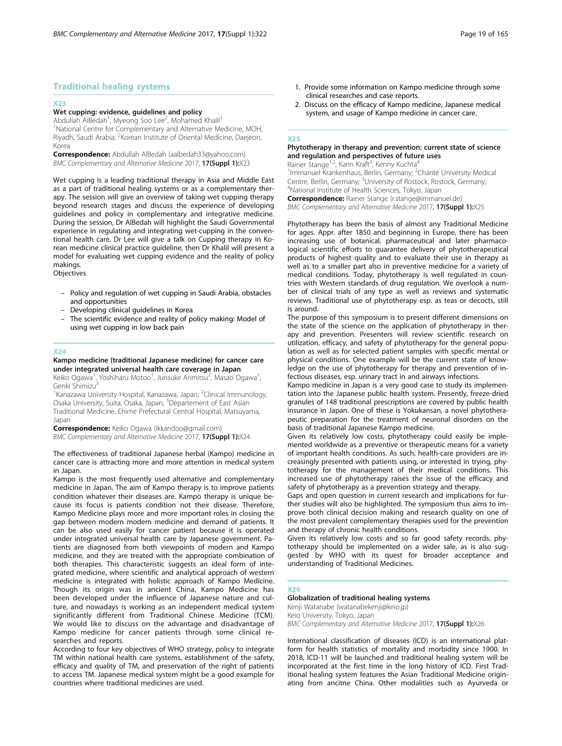## Traditional healing systems

### X23

#### Wet cupping: evidence, guidelines and policy

Abdullah AlBedah[1], Myeong Soo Lee[2], Mohamed Khalil[1]

[1]National Centre for Complementary and Alternative Medicine, MOH, Riyadh, Saudi Arabia; [2]Korean Institute of Oriental Medicine, Daejeon, Korea

**Correspondence:** Abdullah AlBedah (aalbedah33@yahoo.com)

*BMC Complementary and Alternative Medicine* 2017, **17(Suppl 1):**X23

Wet cupping is a leading traditional therapy in Asia and Middle East as a part of traditional healing systems or as a complementary therapy. The session will give an overview of taking wet cupping therapy beyond research stages and discuss the experience of developing guidelines and policy in complementary and integrative medicine. During the session, Dr AlBedah will highlight the Saudi Governmental experience in regulating and integrating wet-cupping in the conventional health care. Dr Lee will give a talk on Cupping therapy in Korean medicine clinical practice guideline, then Dr Khalil will present a model for evaluating wet cupping evidence and the reality of policy makings.

Objectives

- Policy and regulation of wet cupping in Saudi Arabia, obstacles and opportunities
- Developing clinical guidelines in Korea
- The scientific evidence and reality of policy making: Model of using wet cupping in low back pain

### X24

#### Kampo medicine (traditional Japanese medicine) for cancer care under integrated universal health care coverage in Japan

Keiko Ogawa[1], Yoshiharu Motoo[1], Junsuke Arimitsu[2], Masao Ogawa[1], Genki Shimizu[3]

[1]Kanazawa University Hospital, Kanazawa, Japan; [2]Clinical Immunology, Osaka University, Suita, Osaka, Japan; [3]Departement of East Asian Traditional Medicine, Ehime Prefectural Central Hospital, Matsuyama, Japan

**Correspondence:** Keiko Ogawa (ikkandoo@gmail.com)

*BMC Complementary and Alternative Medicine* 2017, **17(Suppl 1):**X24

The effectiveness of traditional Japanese herbal (Kampo) medicine in cancer care is attracting more and more attention in medical system in Japan.

Kampo is the most frequently used alternative and complementary medicine in Japan. The aim of Kampo therapy is to improve patients condition whatever their diseases are. Kampo therapy is unique because its focus is patients condition not their disease. Therefore, Kampo Medicine plays more and more important roles in closing the gap between modern modern medicine and demand of patients. It can be also used easily for cancer patient because it is operated under integrated universal health care by Japanese government. Patients are diagnosed from both viewpoints of modern and Kampo medicine, and they are treated with the appropriate combination of both therapies. This characteristic suggests an ideal form of integrated medicine, where scientific and analytical approach of western medicine is integrated with holistic approach of Kampo Medicine. Though its origin was in ancient China, Kampo Medicine has been developed under the influence of Japanese nature and culture, and nowadays is working as an independent medical system significantly different from Traditional Chinese Medicine (TCM). We would like to discuss on the advantage and disadvantage of Kampo medicine for cancer patients through some clinical researches and reports.

According to four key objectives of WHO strategy, policy to integrate TM within national health care systems, establishment of the safety, efficacy and quality of TM, and preservation of the right of patients to access TM. Japanese medical system might be a good example for countries where traditional medicines are used.

1. Provide some information on Kampo medicine through some clinical researches and case reports.
2. Discuss on the efficacy of Kampo medicine, Japanese medical system, and usage of Kampo medicine in cancer care.

### X25

#### Phytotherapy in therapy and prevention: current state of science and regulation and perspectives of future uses

Rainer Stange[1,2], Karin Kraft[3], Kenny Kuchta[4]

[1]Immanuel Krankenhaus, Berlin, Germany; [2]Charité University Medical Centre, Berlin, Germany; [3]University of Rostock, Rostock, Germany; [4]National Institute of Health Sciences, Tokyo, Japan

**Correspondence:** Rainer Stange (r.stange@immanuel.de)

*BMC Complementary and Alternative Medicine* 2017, **17(Suppl 1):**X25

Phytotherapy has been the basis of almost any Traditional Medicine for ages. Appr. after 1850 and beginning in Europe, there has been increasing use of botanical, pharmaceutical and later pharmacological scientific efforts to guarantee delivery of phytotherapeutical products of highest quality and to evaluate their use in therapy as well as to a smaller part also in preventive medicine for a variety of medical conditions. Today, phytotherapy is well regulated in countries with Western standards of drug regulation. We overlook a number of clinical trials of any type as well as reviews and systematic reviews. Traditional use of phytotherapy esp. as teas or decocts, still is around.

The purpose of this symposium is to present different dimensions on the state of the science on the application of phytotherapy in therapy and prevention. Presenters will review scientific research on utilization, efficacy, and safety of phytotherapy for the general population as well as for selected patient samples with specific mental or physical conditions. One example will be the current state of knowledge on the use of phytotherapy for therapy and prevention of infectious diseases, esp. urinary tract in and airways infections.

Kampo medicine in Japan is a very good case to study its implementation into the Japanese public health system. Presently, freeze-dried granules of 148 traditional prescriptions are covered by public health insurance in Japan. One of these is Yokukansan, a novel phytotherapeutic preparation for the treatment of neuronal disorders on the basis of traditional Japanese Kampo medicine.

Given its relatively low costs, phytotherapy could easily be implemented worldwide as a preventive or therapeutic means for a variety of important health conditions. As such, health-care providers are increasingly presented with patients using, or interested in trying, phytotherapy for the management of their medical conditions. This increased use of phytotherapy raises the issue of the efficacy and safety of phytotherapy as a prevention strategy and therapy.

Gaps and open question in current research and implications for further studies will also be highlighted. The symposium thus aims to improve both clinical decision making and research quality on one of the most prevalent complementary therapies used for the prevention and therapy of chronic health conditions.

Given its relatively low costs and so far good safety records, phytotherapy should be implemented on a wider sale, as is also suggested by WHO with its quest for broader acceptance and understanding of Traditional Medicines.

### X26

#### Globalization of traditional healing systems

Kenji Watanabe (watanabekenji@keio.jp)

Keio University, Tokyo, Japan

*BMC Complementary and Alternative Medicine* 2017, **17(Suppl 1):**X26

International classification of diseases (ICD) is an international platform for health statistics of mortality and morbidity since 1900. In 2018, ICD-11 will be launched and traditional healing system will be incorporated at the first time in the long history of ICD. First Traditional healing system features the Asian Traditional Medicine originating from ancitne China. Other modalities such as Ayurveda or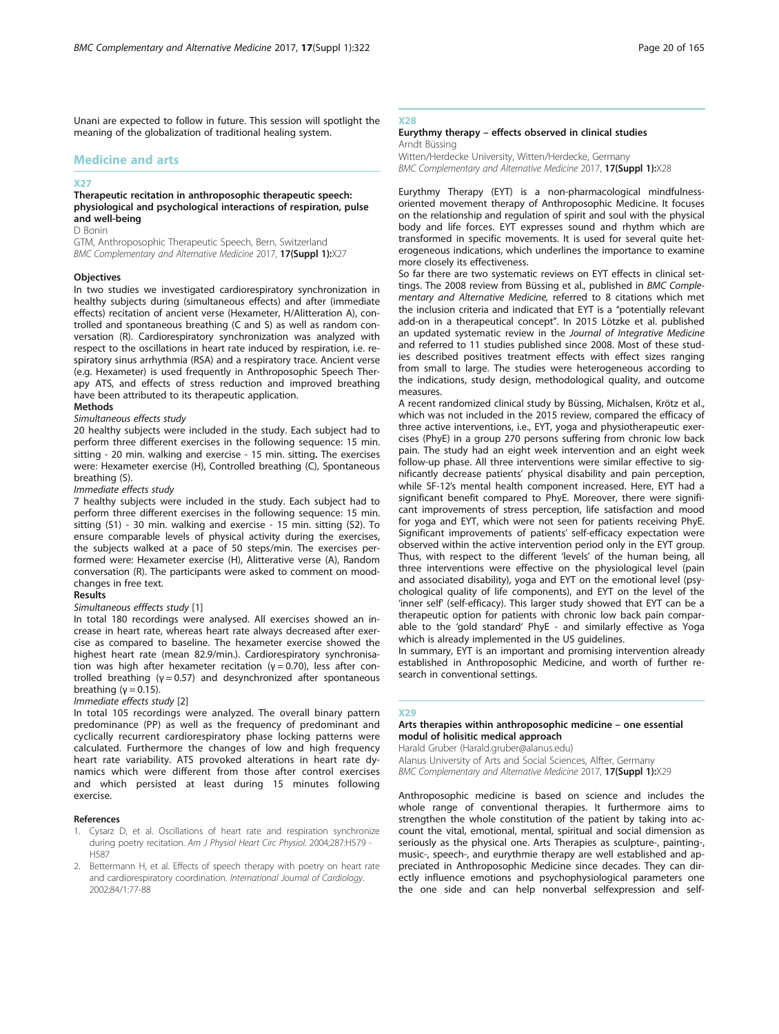Unani are expected to follow in future. This session will spotlight the meaning of the globalization of traditional healing system.

## Medicine and arts

### X27

### Therapeutic recitation in anthroposophic therapeutic speech: physiological and psychological interactions of respiration, pulse and well-being

D Bonin

GTM, Anthroposophic Therapeutic Speech, Bern, Switzerland

*BMC Complementary and Alternative Medicine* 2017, **17(Suppl 1):**X27

#### Objectives

In two studies we investigated cardiorespiratory synchronization in healthy subjects during (simultaneous effects) and after (immediate effects) recitation of ancient verse (Hexameter, H/Alitteration A), controlled and spontaneous breathing (C and S) as well as random conversation (R). Cardiorespiratory synchronization was analyzed with respect to the oscillations in heart rate induced by respiration, i.e. respiratory sinus arrhythmia (RSA) and a respiratory trace. Ancient verse (e.g. Hexameter) is used frequently in Anthroposophic Speech Therapy ATS, and effects of stress reduction and improved breathing have been attributed to its therapeutic application.

#### Methods

*Simultaneous effects study*

20 healthy subjects were included in the study. Each subject had to perform three different exercises in the following sequence: 15 min. sitting - 20 min. walking and exercise - 15 min. sitting**.** The exercises were: Hexameter exercise (H), Controlled breathing (C), Spontaneous breathing (S).

*Immediate effects study*

7 healthy subjects were included in the study. Each subject had to perform three different exercises in the following sequence: 15 min. sitting (S1) - 30 min. walking and exercise - 15 min. sitting (S2). To ensure comparable levels of physical activity during the exercises, the subjects walked at a pace of 50 steps/min. The exercises performed were: Hexameter exercise (H), Alitterative verse (A), Random conversation (R). The participants were asked to comment on mood-changes in free text.

#### Results

*Simultaneous efffects study* [1]

In total 180 recordings were analysed. All exercises showed an increase in heart rate, whereas heart rate always decreased after exercise as compared to baseline. The hexameter exercise showed the highest heart rate (mean 82.9/min.). Cardiorespiratory synchronisation was high after hexameter recitation ($\gamma = 0.70$), less after controlled breathing ($\gamma = 0.57$) and desynchronized after spontaneous breathing ($\gamma = 0.15$).

*Immediate effects study* [2]

In total 105 recordings were analyzed. The overall binary pattern predominance (PP) as well as the frequency of predominant and cyclically recurrent cardiorespiratory phase locking patterns were calculated. Furthermore the changes of low and high frequency heart rate variability. ATS provoked alterations in heart rate dynamics which were different from those after control exercises and which persisted at least during 15 minutes following exercise.

#### References

1. Cysarz D, et al. Oscillations of heart rate and respiration synchronize during poetry recitation. *Am J Physiol Heart Circ Physiol.* 2004;287:H579 - H587
2. Bettermann H, et al. Effects of speech therapy with poetry on heart rate and cardiorespiratory coordination. *International Journal of Cardiology*. 2002;84/1:77-88

### X28

### Eurythmy therapy – effects observed in clinical studies

Arndt Büssing

Witten/Herdecke University, Witten/Herdecke, Germany

*BMC Complementary and Alternative Medicine* 2017, **17(Suppl 1):**X28

Eurythmy Therapy (EYT) is a non-pharmacological mindfulness-oriented movement therapy of Anthroposophic Medicine. It focuses on the relationship and regulation of spirit and soul with the physical body and life forces. EYT expresses sound and rhythm which are transformed in specific movements. It is used for several quite heterogeneous indications, which underlines the importance to examine more closely its effectiveness.

So far there are two systematic reviews on EYT effects in clinical settings. The 2008 review from Büssing et al., published in *BMC Complementary and Alternative Medicine,* referred to 8 citations which met the inclusion criteria and indicated that EYT is a "potentially relevant add-on in a therapeutical concept". In 2015 Lötzke et al. published an updated systematic review in the *Journal of Integrative Medicine* and referred to 11 studies published since 2008. Most of these studies described positives treatment effects with effect sizes ranging from small to large. The studies were heterogeneous according to the indications, study design, methodological quality, and outcome measures.

A recent randomized clinical study by Büssing, Michalsen, Krötz et al., which was not included in the 2015 review, compared the efficacy of three active interventions, i.e., EYT, yoga and physiotherapeutic exercises (PhyE) in a group 270 persons suffering from chronic low back pain. The study had an eight week intervention and an eight week follow-up phase. All three interventions were similar effective to significantly decrease patients' physical disability and pain perception, while SF-12's mental health component increased. Here, EYT had a significant benefit compared to PhyE. Moreover, there were significant improvements of stress perception, life satisfaction and mood for yoga and EYT, which were not seen for patients receiving PhyE. Significant improvements of patients' self-efficacy expectation were observed within the active intervention period only in the EYT group. Thus, with respect to the different 'levels' of the human being, all three interventions were effective on the physiological level (pain and associated disability), yoga and EYT on the emotional level (psychological quality of life components), and EYT on the level of the 'inner self' (self-efficacy). This larger study showed that EYT can be a therapeutic option for patients with chronic low back pain comparable to the 'gold standard' PhyE - and similarly effective as Yoga which is already implemented in the US guidelines.

In summary, EYT is an important and promising intervention already established in Anthroposophic Medicine, and worth of further research in conventional settings.

### X29

### Arts therapies within anthroposophic medicine – one essential modul of holisitic medical approach

Harald Gruber (Harald.gruber@alanus.edu)

Alanus University of Arts and Social Sciences, Alfter, Germany

*BMC Complementary and Alternative Medicine* 2017, **17(Suppl 1):**X29

Anthroposophic medicine is based on science and includes the whole range of conventional therapies. It furthermore aims to strengthen the whole constitution of the patient by taking into account the vital, emotional, mental, spiritual and social dimension as seriously as the physical one. Arts Therapies as sculpture-, painting-, music-, speech-, and eurythmie therapy are well established and appreciated in Anthroposophic Medicine since decades. They can directly influence emotions and psychophysiological parameters one the one side and can help nonverbal selfexpression and self-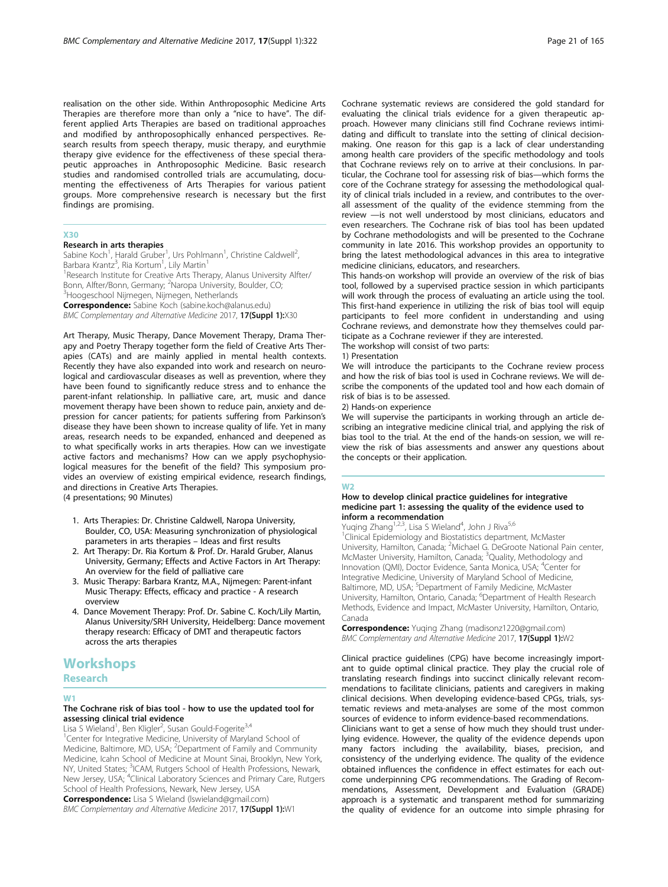realisation on the other side. Within Anthroposophic Medicine Arts Therapies are therefore more than only a "nice to have". The different applied Arts Therapies are based on traditional approaches and modified by anthroposophically enhanced perspectives. Research results from speech therapy, music therapy, and eurythmie therapy give evidence for the effectiveness of these special therapeutic approaches in Anthroposophic Medicine. Basic research studies and randomised controlled trials are accumulating, documenting the effectiveness of Arts Therapies for various patient groups. More comprehensive research is necessary but the first findings are promising.

### X30

#### Research in arts therapies

Sabine Koch[1], Harald Gruber[1], Urs Pohlmann[1], Christine Caldwell[2], Barbara Krantz[3], Ria Kortum[1], Lily Martin[1]

[1]Research Institute for Creative Arts Therapy, Alanus University Alfter/Bonn, Alfter/Bonn, Germany; [2]Naropa University, Boulder, CO; [3]Hoogeschool Nijmegen, Nijmegen, Netherlands

**Correspondence:** Sabine Koch (sabine.koch@alanus.edu)

*BMC Complementary and Alternative Medicine* 2017, **17(Suppl 1):**X30

Art Therapy, Music Therapy, Dance Movement Therapy, Drama Therapy and Poetry Therapy together form the field of Creative Arts Therapies (CATs) and are mainly applied in mental health contexts. Recently they have also expanded into work and research on neurological and cardiovascular diseases as well as prevention, where they have been found to significantly reduce stress and to enhance the parent-infant relationship. In palliative care, art, music and dance movement therapy have been shown to reduce pain, anxiety and depression for cancer patients; for patients suffering from Parkinson's disease they have been shown to increase quality of life. Yet in many areas, research needs to be expanded, enhanced and deepened as to what specifically works in arts therapies. How can we investigate active factors and mechanisms? How can we apply psychophysiological measures for the benefit of the field? This symposium provides an overview of existing empirical evidence, research findings, and directions in Creative Arts Therapies.

(4 presentations; 90 Minutes)

1. Arts Therapies: Dr. Christine Caldwell, Naropa University, Boulder, CO, USA: Measuring synchronization of physiological parameters in arts therapies – Ideas and first results
2. Art Therapy: Dr. Ria Kortum & Prof. Dr. Harald Gruber, Alanus University, Germany; Effects and Active Factors in Art Therapy: An overview for the field of palliative care
3. Music Therapy: Barbara Krantz, M.A., Nijmegen: Parent-infant Music Therapy: Effects, efficacy and practice - A research overview
4. Dance Movement Therapy: Prof. Dr. Sabine C. Koch/Lily Martin, Alanus University/SRH University, Heidelberg: Dance movement therapy research: Efficacy of DMT and therapeutic factors across the arts therapies

# Workshops

## Research

### W1

#### The Cochrane risk of bias tool - how to use the updated tool for assessing clinical trial evidence

Lisa S Wieland[1], Ben Kligler[2], Susan Gould-Fogerite[3,4]

[1]Center for Integrative Medicine, University of Maryland School of Medicine, Baltimore, MD, USA; [2]Department of Family and Community Medicine, Icahn School of Medicine at Mount Sinai, Brooklyn, New York, NY, United States; [3]ICAM, Rutgers School of Health Professions, Newark, New Jersey, USA; [4]Clinical Laboratory Sciences and Primary Care, Rutgers School of Health Professions, Newark, New Jersey, USA

**Correspondence:** Lisa S Wieland (lswieland@gmail.com)

*BMC Complementary and Alternative Medicine* 2017, **17(Suppl 1):**W1

Cochrane systematic reviews are considered the gold standard for evaluating the clinical trials evidence for a given therapeutic approach. However many clinicians still find Cochrane reviews intimidating and difficult to translate into the setting of clinical decision-making. One reason for this gap is a lack of clear understanding among health care providers of the specific methodology and tools that Cochrane reviews rely on to arrive at their conclusions. In particular, the Cochrane tool for assessing risk of bias—which forms the core of the Cochrane strategy for assessing the methodological quality of clinical trials included in a review, and contributes to the overall assessment of the quality of the evidence stemming from the review —is not well understood by most clinicians, educators and even researchers. The Cochrane risk of bias tool has been updated by Cochrane methodologists and will be presented to the Cochrane community in late 2016. This workshop provides an opportunity to bring the latest methodological advances in this area to integrative medicine clinicians, educators, and researchers.

This hands-on workshop will provide an overview of the risk of bias tool, followed by a supervised practice session in which participants will work through the process of evaluating an article using the tool. This first-hand experience in utilizing the risk of bias tool will equip participants to feel more confident in understanding and using Cochrane reviews, and demonstrate how they themselves could participate as a Cochrane reviewer if they are interested.

The workshop will consist of two parts:

1) Presentation

We will introduce the participants to the Cochrane review process and how the risk of bias tool is used in Cochrane reviews. We will describe the components of the updated tool and how each domain of risk of bias is to be assessed.

2) Hands-on experience

We will supervise the participants in working through an article describing an integrative medicine clinical trial, and applying the risk of bias tool to the trial. At the end of the hands-on session, we will review the risk of bias assessments and answer any questions about the concepts or their application.

### W2

#### How to develop clinical practice guidelines for integrative medicine part 1: assessing the quality of the evidence used to inform a recommendation

Yuqing Zhang[1,2,3], Lisa S Wieland[4], John J Riva[5,6]

[1]Clinical Epidemiology and Biostatistics department, McMaster University, Hamilton, Canada; [2]Michael G. DeGroote National Pain center, McMaster University, Hamilton, Canada; [3]Quality, Methodology and Innovation (QMI), Doctor Evidence, Santa Monica, USA; [4]Center for Integrative Medicine, University of Maryland School of Medicine, Baltimore, MD, USA; [5]Department of Family Medicine, McMaster University, Hamilton, Ontario, Canada; [6]Department of Health Research Methods, Evidence and Impact, McMaster University, Hamilton, Ontario, Canada

**Correspondence:** Yuqing Zhang (madisonz1220@gmail.com)

*BMC Complementary and Alternative Medicine* 2017, **17(Suppl 1):**W2

Clinical practice guidelines (CPG) have become increasingly important to guide optimal clinical practice. They play the crucial role of translating research findings into succinct clinically relevant recommendations to facilitate clinicians, patients and caregivers in making clinical decisions. When developing evidence-based CPGs, trials, systematic reviews and meta-analyses are some of the most common sources of evidence to inform evidence-based recommendations.

Clinicians want to get a sense of how much they should trust underlying evidence. However, the quality of the evidence depends upon many factors including the availability, biases, precision, and consistency of the underlying evidence. The quality of the evidence obtained influences the confidence in effect estimates for each outcome underpinning CPG recommendations. The Grading of Recommendations, Assessment, Development and Evaluation (GRADE) approach is a systematic and transparent method for summarizing the quality of evidence for an outcome into simple phrasing for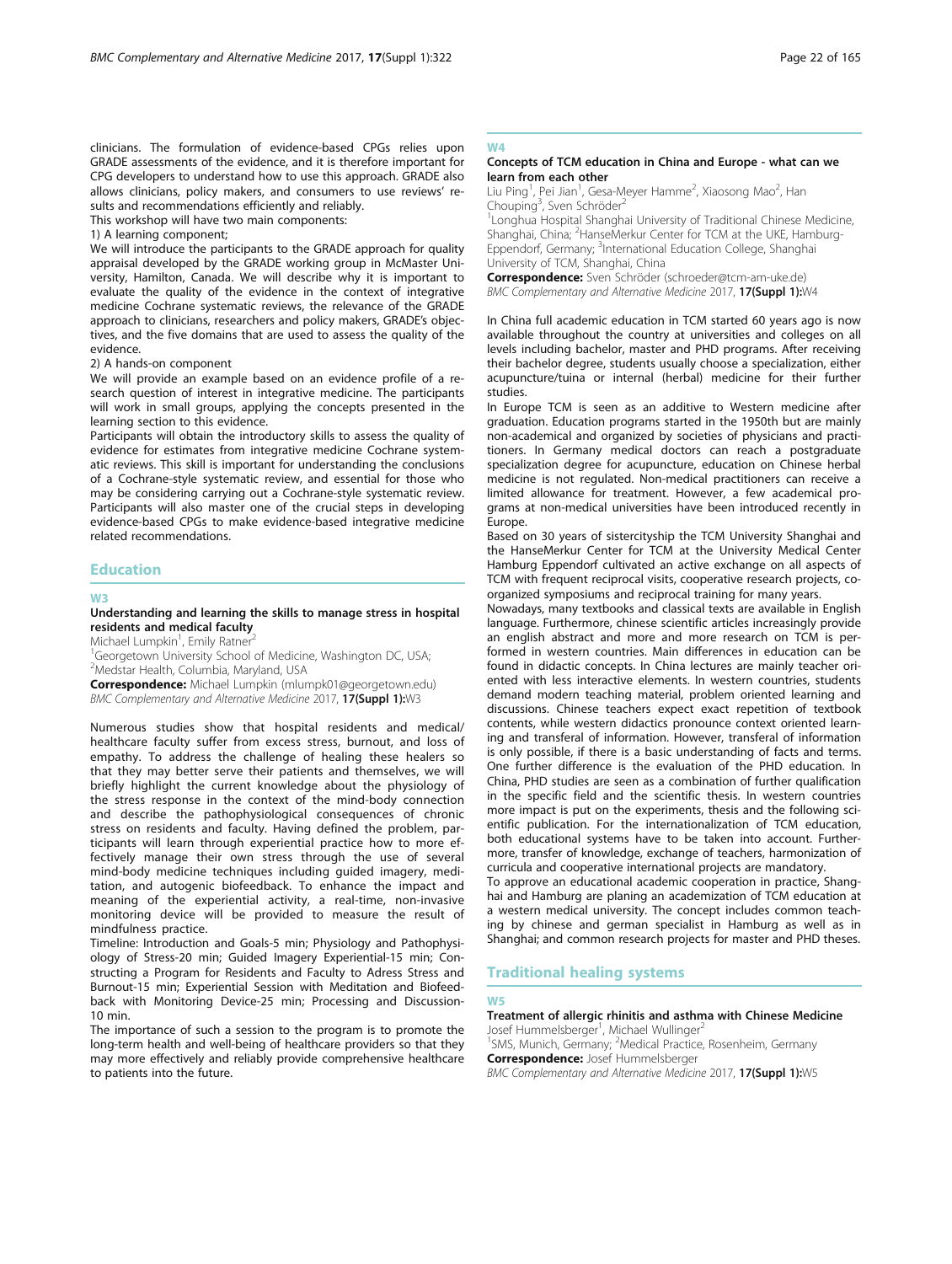clinicians. The formulation of evidence-based CPGs relies upon GRADE assessments of the evidence, and it is therefore important for CPG developers to understand how to use this approach. GRADE also allows clinicians, policy makers, and consumers to use reviews' results and recommendations efficiently and reliably.

This workshop will have two main components:

1) A learning component;

We will introduce the participants to the GRADE approach for quality appraisal developed by the GRADE working group in McMaster University, Hamilton, Canada. We will describe why it is important to evaluate the quality of the evidence in the context of integrative medicine Cochrane systematic reviews, the relevance of the GRADE approach to clinicians, researchers and policy makers, GRADE's objectives, and the five domains that are used to assess the quality of the evidence.

2) A hands-on component

We will provide an example based on an evidence profile of a research question of interest in integrative medicine. The participants will work in small groups, applying the concepts presented in the learning section to this evidence.

Participants will obtain the introductory skills to assess the quality of evidence for estimates from integrative medicine Cochrane systematic reviews. This skill is important for understanding the conclusions of a Cochrane-style systematic review, and essential for those who may be considering carrying out a Cochrane-style systematic review. Participants will also master one of the crucial steps in developing evidence-based CPGs to make evidence-based integrative medicine related recommendations.

## Education

### W3

### Understanding and learning the skills to manage stress in hospital residents and medical faculty

Michael Lumpkin[1], Emily Ratner[2]

[1]Georgetown University School of Medicine, Washington DC, USA; [2]Medstar Health, Columbia, Maryland, USA

**Correspondence:** Michael Lumpkin (mlumpk01@georgetown.edu)

*BMC Complementary and Alternative Medicine* 2017, **17(Suppl 1):**W3

Numerous studies show that hospital residents and medical/healthcare faculty suffer from excess stress, burnout, and loss of empathy. To address the challenge of healing these healers so that they may better serve their patients and themselves, we will briefly highlight the current knowledge about the physiology of the stress response in the context of the mind-body connection and describe the pathophysiological consequences of chronic stress on residents and faculty. Having defined the problem, participants will learn through experiential practice how to more effectively manage their own stress through the use of several mind-body medicine techniques including guided imagery, meditation, and autogenic biofeedback. To enhance the impact and meaning of the experiential activity, a real-time, non-invasive monitoring device will be provided to measure the result of mindfulness practice.

Timeline: Introduction and Goals-5 min; Physiology and Pathophysiology of Stress-20 min; Guided Imagery Experiential-15 min; Constructing a Program for Residents and Faculty to Adress Stress and Burnout-15 min; Experiential Session with Meditation and Biofeedback with Monitoring Device-25 min; Processing and Discussion-10 min.

The importance of such a session to the program is to promote the long-term health and well-being of healthcare providers so that they may more effectively and reliably provide comprehensive healthcare to patients into the future.

### W4

### Concepts of TCM education in China and Europe - what can we learn from each other

Liu Ping[1], Pei Jian[1], Gesa-Meyer Hamme[2], Xiaosong Mao[2], Han Chouping[3], Sven Schröder[2]

[1]Longhua Hospital Shanghai University of Traditional Chinese Medicine, Shanghai, China; [2]HanseMerkur Center for TCM at the UKE, Hamburg-Eppendorf, Germany; [3]International Education College, Shanghai University of TCM, Shanghai, China

**Correspondence:** Sven Schröder (schroeder@tcm-am-uke.de)

*BMC Complementary and Alternative Medicine* 2017, **17(Suppl 1):**W4

In China full academic education in TCM started 60 years ago is now available throughout the country at universities and colleges on all levels including bachelor, master and PHD programs. After receiving their bachelor degree, students usually choose a specialization, either acupuncture/tuina or internal (herbal) medicine for their further studies.

In Europe TCM is seen as an additive to Western medicine after graduation. Education programs started in the 1950th but are mainly non-academical and organized by societies of physicians and practitioners. In Germany medical doctors can reach a postgraduate specialization degree for acupuncture, education on Chinese herbal medicine is not regulated. Non-medical practitioners can receive a limited allowance for treatment. However, a few academical programs at non-medical universities have been introduced recently in Europe.

Based on 30 years of sistercityship the TCM University Shanghai and the HanseMerkur Center for TCM at the University Medical Center Hamburg Eppendorf cultivated an active exchange on all aspects of TCM with frequent reciprocal visits, cooperative research projects, co-organized symposiums and reciprocal training for many years.

Nowadays, many textbooks and classical texts are available in English language. Furthermore, chinese scientific articles increasingly provide an english abstract and more and more research on TCM is performed in western countries. Main differences in education can be found in didactic concepts. In China lectures are mainly teacher oriented with less interactive elements. In western countries, students demand modern teaching material, problem oriented learning and discussions. Chinese teachers expect exact repetition of textbook contents, while western didactics pronounce context oriented learning and transferal of information. However, transferal of information is only possible, if there is a basic understanding of facts and terms. One further difference is the evaluation of the PHD education. In China, PHD studies are seen as a combination of further qualification in the specific field and the scientific thesis. In western countries more impact is put on the experiments, thesis and the following scientific publication. For the internationalization of TCM education, both educational systems have to be taken into account. Furthermore, transfer of knowledge, exchange of teachers, harmonization of curricula and cooperative international projects are mandatory.

To approve an educational academic cooperation in practice, Shanghai and Hamburg are planing an academization of TCM education at a western medical university. The concept includes common teaching by chinese and german specialist in Hamburg as well as in Shanghai; and common research projects for master and PHD theses.

## Traditional healing systems

### W5

### Treatment of allergic rhinitis and asthma with Chinese Medicine

Josef Hummelsberger[1], Michael Wullinger[2]

[1]SMS, Munich, Germany; [2]Medical Practice, Rosenheim, Germany

**Correspondence:** Josef Hummelsberger

*BMC Complementary and Alternative Medicine* 2017, **17(Suppl 1):**W5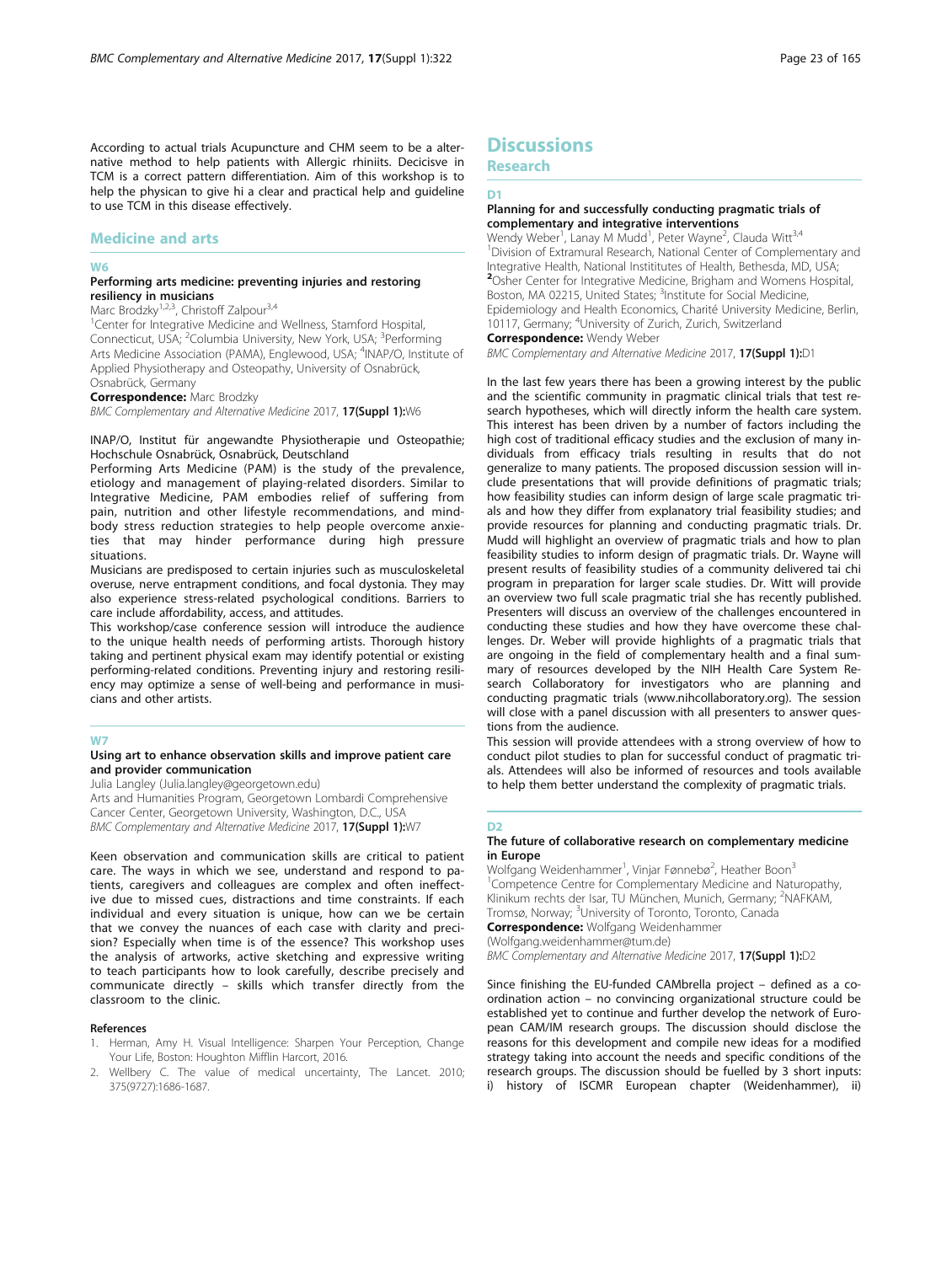According to actual trials Acupuncture and CHM seem to be a alternative method to help patients with Allergic rhiniits. Decicisve in TCM is a correct pattern differentiation. Aim of this workshop is to help the physican to give hi a clear and practical help and guideline to use TCM in this disease effectively.

## Medicine and arts

### W6

#### Performing arts medicine: preventing injuries and restoring resiliency in musicians

Marc Brodzky[1,2,3], Christoff Zalpour[3,4]

[1]Center for Integrative Medicine and Wellness, Stamford Hospital, Connecticut, USA; [2]Columbia University, New York, USA; [3]Performing Arts Medicine Association (PAMA), Englewood, USA; [4]INAP/O, Institute of Applied Physiotherapy and Osteopathy, University of Osnabrück, Osnabrück, Germany

**Correspondence:** Marc Brodzky

*BMC Complementary and Alternative Medicine* 2017, **17(Suppl 1):**W6

INAP/O, Institut für angewandte Physiotherapie und Osteopathie; Hochschule Osnabrück, Osnabrück, Deutschland

Performing Arts Medicine (PAM) is the study of the prevalence, etiology and management of playing-related disorders. Similar to Integrative Medicine, PAM embodies relief of suffering from pain, nutrition and other lifestyle recommendations, and mind-body stress reduction strategies to help people overcome anxieties that may hinder performance during high pressure situations.

Musicians are predisposed to certain injuries such as musculoskeletal overuse, nerve entrapment conditions, and focal dystonia. They may also experience stress-related psychological conditions. Barriers to care include affordability, access, and attitudes.

This workshop/case conference session will introduce the audience to the unique health needs of performing artists. Thorough history taking and pertinent physical exam may identify potential or existing performing-related conditions. Preventing injury and restoring resiliency may optimize a sense of well-being and performance in musicians and other artists.

### W7

#### Using art to enhance observation skills and improve patient care and provider communication

Julia Langley (Julia.langley@georgetown.edu)

Arts and Humanities Program, Georgetown Lombardi Comprehensive Cancer Center, Georgetown University, Washington, D.C., USA

*BMC Complementary and Alternative Medicine* 2017, **17(Suppl 1):**W7

Keen observation and communication skills are critical to patient care. The ways in which we see, understand and respond to patients, caregivers and colleagues are complex and often ineffective due to missed cues, distractions and time constraints. If each individual and every situation is unique, how can we be certain that we convey the nuances of each case with clarity and precision? Especially when time is of the essence? This workshop uses the analysis of artworks, active sketching and expressive writing to teach participants how to look carefully, describe precisely and communicate directly – skills which transfer directly from the classroom to the clinic.

**References**

1. Herman, Amy H. Visual Intelligence: Sharpen Your Perception, Change Your Life, Boston: Houghton Mifflin Harcort, 2016.
2. Wellbery C. The value of medical uncertainty, The Lancet. 2010; 375(9727):1686-1687.

# Discussions

## Research

### D1

#### Planning for and successfully conducting pragmatic trials of complementary and integrative interventions

Wendy Weber[1], Lanay M Mudd[1], Peter Wayne[2], Clauda Witt[3,4]

[1]Division of Extramural Research, National Center of Complementary and Integrative Health, National Instititutes of Health, Bethesda, MD, USA; [2]Osher Center for Integrative Medicine, Brigham and Womens Hospital, Boston, MA 02215, United States; [3]Institute for Social Medicine, Epidemiology and Health Economics, Charité University Medicine, Berlin, 10117, Germany; [4]University of Zurich, Zurich, Switzerland

**Correspondence:** Wendy Weber

*BMC Complementary and Alternative Medicine* 2017, **17(Suppl 1):**D1

In the last few years there has been a growing interest by the public and the scientific community in pragmatic clinical trials that test research hypotheses, which will directly inform the health care system. This interest has been driven by a number of factors including the high cost of traditional efficacy studies and the exclusion of many individuals from efficacy trials resulting in results that do not generalize to many patients. The proposed discussion session will include presentations that will provide definitions of pragmatic trials; how feasibility studies can inform design of large scale pragmatic trials and how they differ from explanatory trial feasibility studies; and provide resources for planning and conducting pragmatic trials. Dr. Mudd will highlight an overview of pragmatic trials and how to plan feasibility studies to inform design of pragmatic trials. Dr. Wayne will present results of feasibility studies of a community delivered tai chi program in preparation for larger scale studies. Dr. Witt will provide an overview two full scale pragmatic trial she has recently published. Presenters will discuss an overview of the challenges encountered in conducting these studies and how they have overcome these challenges. Dr. Weber will provide highlights of a pragmatic trials that are ongoing in the field of complementary health and a final summary of resources developed by the NIH Health Care System Research Collaboratory for investigators who are planning and conducting pragmatic trials (www.nihcollaboratory.org). The session will close with a panel discussion with all presenters to answer questions from the audience.

This session will provide attendees with a strong overview of how to conduct pilot studies to plan for successful conduct of pragmatic trials. Attendees will also be informed of resources and tools available to help them better understand the complexity of pragmatic trials.

### D2

#### The future of collaborative research on complementary medicine in Europe

Wolfgang Weidenhammer[1], Vinjar Fønnebø[2], Heather Boon[3]

[1]Competence Centre for Complementary Medicine and Naturopathy, Klinikum rechts der Isar, TU München, Munich, Germany; [2]NAFKAM, Tromsø, Norway; [3]University of Toronto, Toronto, Canada

**Correspondence:** Wolfgang Weidenhammer (Wolfgang.weidenhammer@tum.de)

*BMC Complementary and Alternative Medicine* 2017, **17(Suppl 1):**D2

Since finishing the EU-funded CAMbrella project – defined as a co-ordination action – no convincing organizational structure could be established yet to continue and further develop the network of European CAM/IM research groups. The discussion should disclose the reasons for this development and compile new ideas for a modified strategy taking into account the needs and specific conditions of the research groups. The discussion should be fuelled by 3 short inputs: i) history of ISCMR European chapter (Weidenhammer), ii)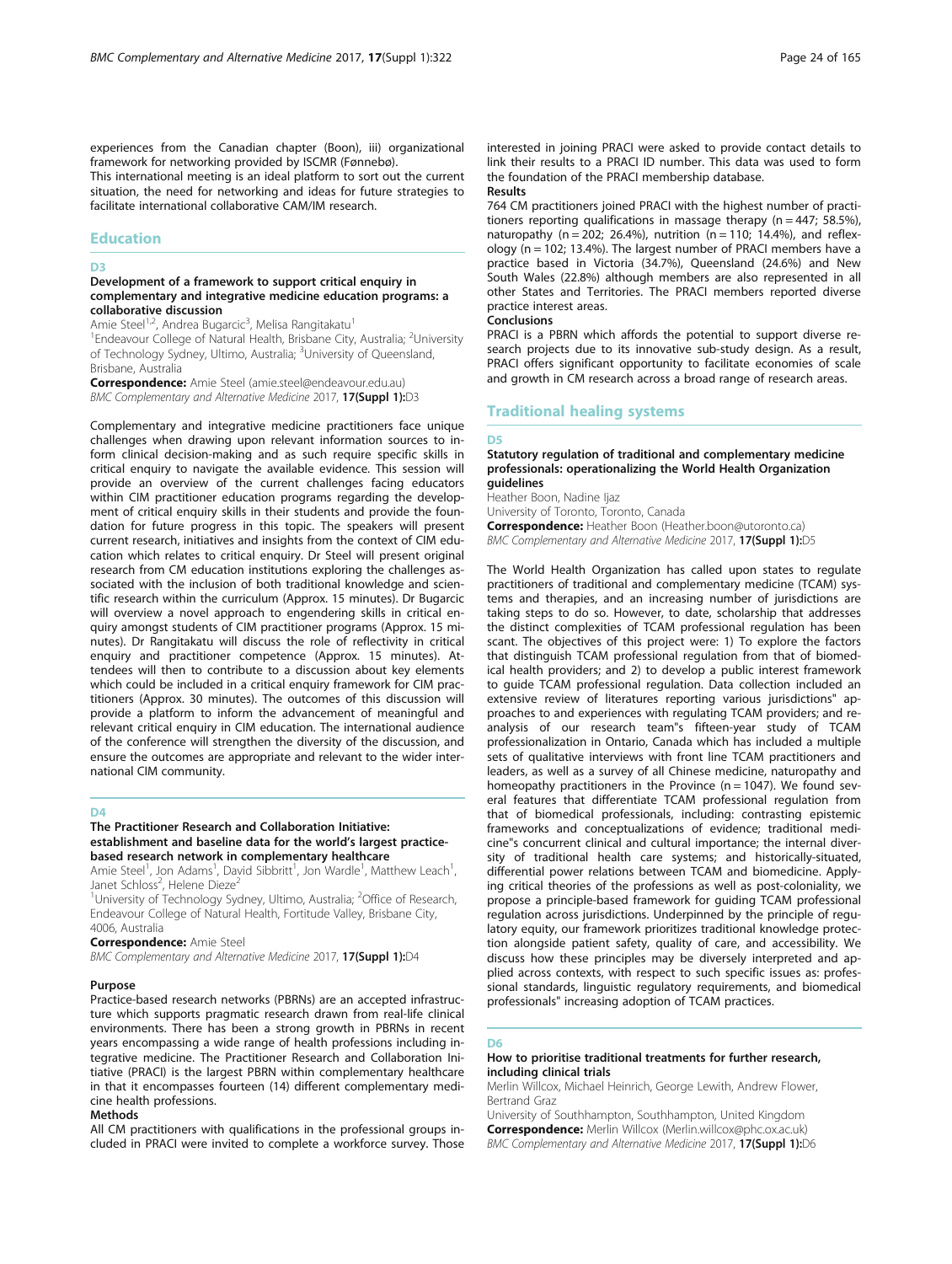experiences from the Canadian chapter (Boon), iii) organizational framework for networking provided by ISCMR (Fønnebø).

This international meeting is an ideal platform to sort out the current situation, the need for networking and ideas for future strategies to facilitate international collaborative CAM/IM research.

## Education

### D3

### Development of a framework to support critical enquiry in complementary and integrative medicine education programs: a collaborative discussion

Amie Steel[1,2], Andrea Bugarcic[3], Melisa Rangitakatu[1]

[1]Endeavour College of Natural Health, Brisbane City, Australia; [2]University of Technology Sydney, Ultimo, Australia; [3]University of Queensland, Brisbane, Australia

**Correspondence:** Amie Steel (amie.steel@endeavour.edu.au)

*BMC Complementary and Alternative Medicine* 2017, **17(Suppl 1):**D3

Complementary and integrative medicine practitioners face unique challenges when drawing upon relevant information sources to inform clinical decision-making and as such require specific skills in critical enquiry to navigate the available evidence. This session will provide an overview of the current challenges facing educators within CIM practitioner education programs regarding the development of critical enquiry skills in their students and provide the foundation for future progress in this topic. The speakers will present current research, initiatives and insights from the context of CIM education which relates to critical enquiry. Dr Steel will present original research from CM education institutions exploring the challenges associated with the inclusion of both traditional knowledge and scientific research within the curriculum (Approx. 15 minutes). Dr Bugarcic will overview a novel approach to engendering skills in critical enquiry amongst students of CIM practitioner programs (Approx. 15 minutes). Dr Rangitakatu will discuss the role of reflectivity in critical enquiry and practitioner competence (Approx. 15 minutes). Attendees will then to contribute to a discussion about key elements which could be included in a critical enquiry framework for CIM practitioners (Approx. 30 minutes). The outcomes of this discussion will provide a platform to inform the advancement of meaningful and relevant critical enquiry in CIM education. The international audience of the conference will strengthen the diversity of the discussion, and ensure the outcomes are appropriate and relevant to the wider international CIM community.

### D4

### The Practitioner Research and Collaboration Initiative: establishment and baseline data for the world's largest practice-based research network in complementary healthcare

Amie Steel[1], Jon Adams[1], David Sibbritt[1], Jon Wardle[1], Matthew Leach[1], Janet Schloss[2], Helene Dieze[2]

[1]University of Technology Sydney, Ultimo, Australia; [2]Office of Research, Endeavour College of Natural Health, Fortitude Valley, Brisbane City, 4006, Australia

**Correspondence:** Amie Steel

*BMC Complementary and Alternative Medicine* 2017, **17(Suppl 1):**D4

**Purpose**

Practice-based research networks (PBRNs) are an accepted infrastructure which supports pragmatic research drawn from real-life clinical environments. There has been a strong growth in PBRNs in recent years encompassing a wide range of health professions including integrative medicine. The Practitioner Research and Collaboration Initiative (PRACI) is the largest PBRN within complementary healthcare in that it encompasses fourteen (14) different complementary medicine health professions.

**Methods**

All CM practitioners with qualifications in the professional groups included in PRACI were invited to complete a workforce survey. Those interested in joining PRACI were asked to provide contact details to link their results to a PRACI ID number. This data was used to form the foundation of the PRACI membership database.

**Results**

764 CM practitioners joined PRACI with the highest number of practitioners reporting qualifications in massage therapy (n = 447; 58.5%), naturopathy (n = 202; 26.4%), nutrition (n = 110; 14.4%), and reflexology (n = 102; 13.4%). The largest number of PRACI members have a practice based in Victoria (34.7%), Queensland (24.6%) and New South Wales (22.8%) although members are also represented in all other States and Territories. The PRACI members reported diverse practice interest areas.

**Conclusions**

PRACI is a PBRN which affords the potential to support diverse research projects due to its innovative sub-study design. As a result, PRACI offers significant opportunity to facilitate economies of scale and growth in CM research across a broad range of research areas.

## Traditional healing systems

### D5

### Statutory regulation of traditional and complementary medicine professionals: operationalizing the World Health Organization guidelines

Heather Boon, Nadine Ijaz

University of Toronto, Toronto, Canada

**Correspondence:** Heather Boon (Heather.boon@utoronto.ca)

*BMC Complementary and Alternative Medicine* 2017, **17(Suppl 1):**D5

The World Health Organization has called upon states to regulate practitioners of traditional and complementary medicine (TCAM) systems and therapies, and an increasing number of jurisdictions are taking steps to do so. However, to date, scholarship that addresses the distinct complexities of TCAM professional regulation has been scant. The objectives of this project were: 1) To explore the factors that distinguish TCAM professional regulation from that of biomedical health providers; and 2) to develop a public interest framework to guide TCAM professional regulation. Data collection included an extensive review of literatures reporting various jurisdictions" approaches to and experiences with regulating TCAM providers; and re-analysis of our research team"s fifteen-year study of TCAM professionalization in Ontario, Canada which has included a multiple sets of qualitative interviews with front line TCAM practitioners and leaders, as well as a survey of all Chinese medicine, naturopathy and homeopathy practitioners in the Province (n = 1047). We found several features that differentiate TCAM professional regulation from that of biomedical professionals, including: contrasting epistemic frameworks and conceptualizations of evidence; traditional medicine"s concurrent clinical and cultural importance; the internal diversity of traditional health care systems; and historically-situated, differential power relations between TCAM and biomedicine. Applying critical theories of the professions as well as post-coloniality, we propose a principle-based framework for guiding TCAM professional regulation across jurisdictions. Underpinned by the principle of regulatory equity, our framework prioritizes traditional knowledge protection alongside patient safety, quality of care, and accessibility. We discuss how these principles may be diversely interpreted and applied across contexts, with respect to such specific issues as: professional standards, linguistic regulatory requirements, and biomedical professionals" increasing adoption of TCAM practices.

### D6

### How to prioritise traditional treatments for further research, including clinical trials

Merlin Willcox, Michael Heinrich, George Lewith, Andrew Flower, Bertrand Graz

University of Southhampton, Southhampton, United Kingdom

**Correspondence:** Merlin Willcox (Merlin.willcox@phc.ox.ac.uk)

*BMC Complementary and Alternative Medicine* 2017, **17(Suppl 1):**D6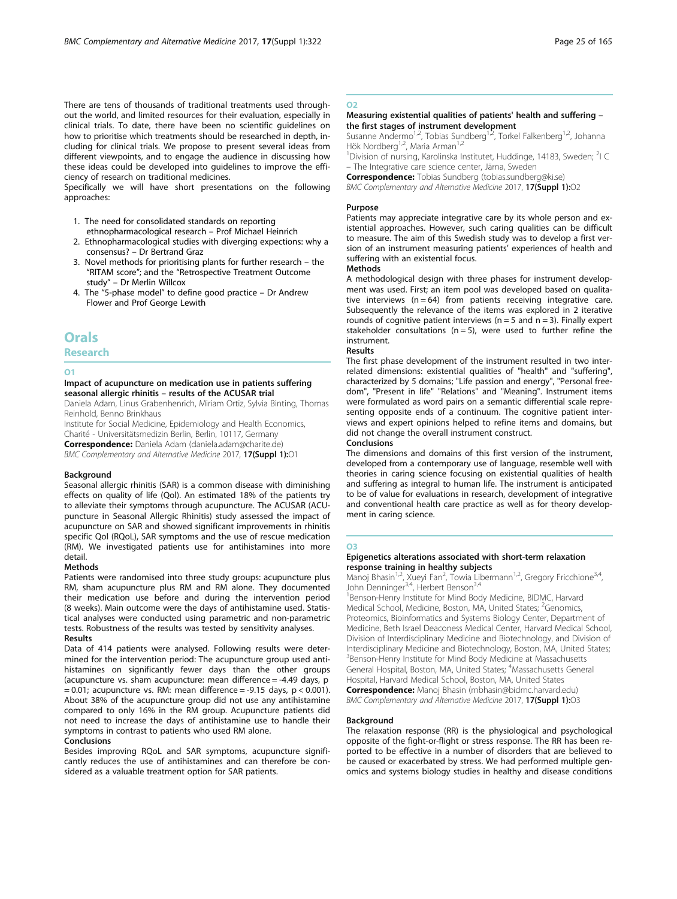There are tens of thousands of traditional treatments used throughout the world, and limited resources for their evaluation, especially in clinical trials. To date, there have been no scientific guidelines on how to prioritise which treatments should be researched in depth, including for clinical trials. We propose to present several ideas from different viewpoints, and to engage the audience in discussing how these ideas could be developed into guidelines to improve the efficiency of research on traditional medicines.

Specifically we will have short presentations on the following approaches:

1. The need for consolidated standards on reporting ethnopharmacological research – Prof Michael Heinrich
2. Ethnopharmacological studies with diverging expections: why a consensus? – Dr Bertrand Graz
3. Novel methods for prioritising plants for further research – the "RITAM score"; and the "Retrospective Treatment Outcome study" – Dr Merlin Willcox
4. The "5-phase model" to define good practice – Dr Andrew Flower and Prof George Lewith

# Orals

## Research

### O1

#### Impact of acupuncture on medication use in patients suffering seasonal allergic rhinitis – results of the ACUSAR trial

Daniela Adam, Linus Grabenhenrich, Miriam Ortiz, Sylvia Binting, Thomas Reinhold, Benno Brinkhaus

Institute for Social Medicine, Epidemiology and Health Economics, Charité - Universitätsmedizin Berlin, Berlin, 10117, Germany

**Correspondence:** Daniela Adam (daniela.adam@charite.de)

*BMC Complementary and Alternative Medicine* 2017, **17(Suppl 1):**O1

**Background**

Seasonal allergic rhinitis (SAR) is a common disease with diminishing effects on quality of life (Qol). An estimated 18% of the patients try to alleviate their symptoms through acupuncture. The ACUSAR (ACUpuncture in Seasonal Allergic Rhinitis) study assessed the impact of acupuncture on SAR and showed significant improvements in rhinitis specific Qol (RQoL), SAR symptoms and the use of rescue medication (RM). We investigated patients use for antihistamines into more detail.

**Methods**

Patients were randomised into three study groups: acupuncture plus RM, sham acupuncture plus RM and RM alone. They documented their medication use before and during the intervention period (8 weeks). Main outcome were the days of antihistamine used. Statistical analyses were conducted using parametric and non-parametric tests. Robustness of the results was tested by sensitivity analyses.

**Results**

Data of 414 patients were analysed. Following results were determined for the intervention period: The acupuncture group used antihistamines on significantly fewer days than the other groups (acupuncture vs. sham acupuncture: mean difference = -4.49 days, $p = 0.01$; acupuncture vs. RM: mean difference = -9.15 days, $p < 0.001$). About 38% of the acupuncture group did not use any antihistamine compared to only 16% in the RM group. Acupuncture patients did not need to increase the days of antihistamine use to handle their symptoms in contrast to patients who used RM alone.

**Conclusions**

Besides improving RQoL and SAR symptoms, acupuncture significantly reduces the use of antihistamines and can therefore be considered as a valuable treatment option for SAR patients.

### O2

#### Measuring existential qualities of patients' health and suffering – the first stages of instrument development

Susanne Andermo[1,2], Tobias Sundberg[1,2], Torkel Falkenberg[1,2], Johanna Hök Nordberg[1,2], Maria Arman[1,2]

[1]Division of nursing, Karolinska Institutet, Huddinge, 14183, Sweden; [2]I C – The Integrative care science center, Järna, Sweden

**Correspondence:** Tobias Sundberg (tobias.sundberg@ki.se)

*BMC Complementary and Alternative Medicine* 2017, **17(Suppl 1):**O2

**Purpose**

Patients may appreciate integrative care by its whole person and existential approaches. However, such caring qualities can be difficult to measure. The aim of this Swedish study was to develop a first version of an instrument measuring patients' experiences of health and suffering with an existential focus.

**Methods**

A methodological design with three phases for instrument development was used. First; an item pool was developed based on qualitative interviews ($n = 64$) from patients receiving integrative care. Subsequently the relevance of the items was explored in 2 iterative rounds of cognitive patient interviews ($n = 5$ and $n = 3$). Finally expert stakeholder consultations ($n = 5$), were used to further refine the instrument.

**Results**

The first phase development of the instrument resulted in two interrelated dimensions: existential qualities of "health" and "suffering", characterized by 5 domains; "Life passion and energy", "Personal freedom", "Present in life" "Relations" and "Meaning". Instrument items were formulated as word pairs on a semantic differential scale representing opposite ends of a continuum. The cognitive patient interviews and expert opinions helped to refine items and domains, but did not change the overall instrument construct.

**Conclusions**

The dimensions and domains of this first version of the instrument, developed from a contemporary use of language, resemble well with theories in caring science focusing on existential qualities of health and suffering as integral to human life. The instrument is anticipated to be of value for evaluations in research, development of integrative and conventional health care practice as well as for theory development in caring science.

### O3

#### Epigenetics alterations associated with short-term relaxation response training in healthy subjects

Manoj Bhasin[1,2], Xueyi Fan[2], Towia Libermann[1,2], Gregory Fricchione[3,4], John Denninger[3,4], Herbert Benson[3,4]

[1]Benson-Henry Institute for Mind Body Medicine, BIDMC, Harvard Medical School, Medicine, Boston, MA, United States; [2]Genomics, Proteomics, Bioinformatics and Systems Biology Center, Department of Medicine, Beth Israel Deaconess Medical Center, Harvard Medical School, Division of Interdisciplinary Medicine and Biotechnology, and Division of Interdisciplinary Medicine and Biotechnology, Boston, MA, United States; [3]Benson-Henry Institute for Mind Body Medicine at Massachusetts General Hospital, Boston, MA, United States; [4]Massachusetts General Hospital, Harvard Medical School, Boston, MA, United States

**Correspondence:** Manoj Bhasin (mbhasin@bidmc.harvard.edu)

*BMC Complementary and Alternative Medicine* 2017, **17(Suppl 1):**O3

**Background**

The relaxation response (RR) is the physiological and psychological opposite of the fight-or-flight or stress response. The RR has been reported to be effective in a number of disorders that are believed to be caused or exacerbated by stress. We had performed multiple genomics and systems biology studies in healthy and disease conditions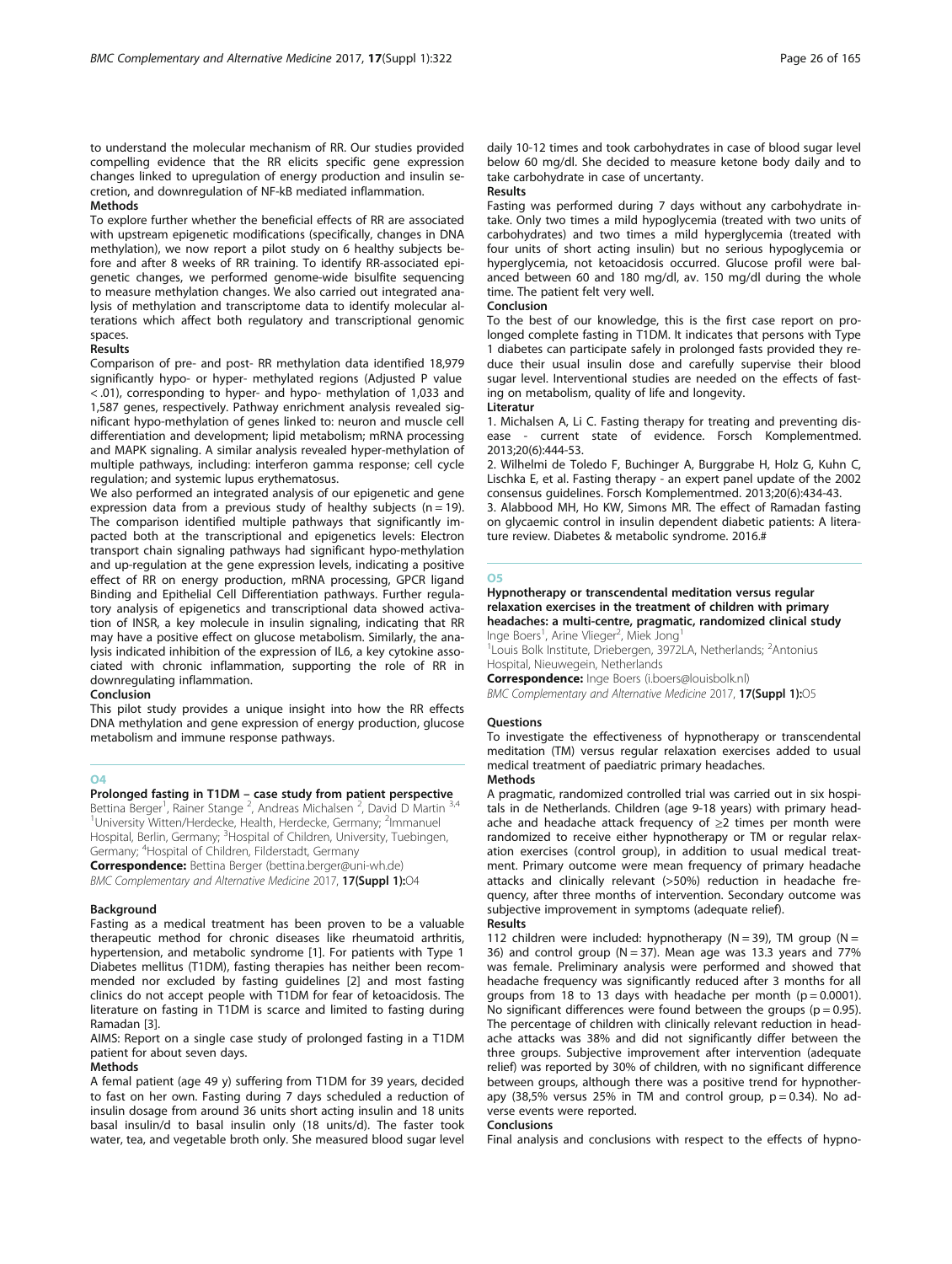to understand the molecular mechanism of RR. Our studies provided compelling evidence that the RR elicits specific gene expression changes linked to upregulation of energy production and insulin secretion, and downregulation of NF-kB mediated inflammation.

**Methods**

To explore further whether the beneficial effects of RR are associated with upstream epigenetic modifications (specifically, changes in DNA methylation), we now report a pilot study on 6 healthy subjects before and after 8 weeks of RR training. To identify RR-associated epigenetic changes, we performed genome-wide bisulfite sequencing to measure methylation changes. We also carried out integrated analysis of methylation and transcriptome data to identify molecular alterations which affect both regulatory and transcriptional genomic spaces.

**Results**

Comparison of pre- and post- RR methylation data identified 18,979 significantly hypo- or hyper- methylated regions (Adjusted P value < .01), corresponding to hyper- and hypo- methylation of 1,033 and 1,587 genes, respectively. Pathway enrichment analysis revealed significant hypo-methylation of genes linked to: neuron and muscle cell differentiation and development; lipid metabolism; mRNA processing and MAPK signaling. A similar analysis revealed hyper-methylation of multiple pathways, including: interferon gamma response; cell cycle regulation; and systemic lupus erythematosus.

We also performed an integrated analysis of our epigenetic and gene expression data from a previous study of healthy subjects (n = 19). The comparison identified multiple pathways that significantly impacted both at the transcriptional and epigenetics levels: Electron transport chain signaling pathways had significant hypo-methylation and up-regulation at the gene expression levels, indicating a positive effect of RR on energy production, mRNA processing, GPCR ligand Binding and Epithelial Cell Differentiation pathways. Further regulatory analysis of epigenetics and transcriptional data showed activation of INSR, a key molecule in insulin signaling, indicating that RR may have a positive effect on glucose metabolism. Similarly, the analysis indicated inhibition of the expression of IL6, a key cytokine associated with chronic inflammation, supporting the role of RR in downregulating inflammation.

**Conclusion**

This pilot study provides a unique insight into how the RR effects DNA methylation and gene expression of energy production, glucose metabolism and immune response pathways.

## O4

### Prolonged fasting in T1DM – case study from patient perspective

Bettina Berger[1], Rainer Stange [2], Andreas Michalsen [2], David D Martin [3,4]

[1]University Witten/Herdecke, Health, Herdecke, Germany; [2]Immanuel Hospital, Berlin, Germany; [3]Hospital of Children, University, Tuebingen, Germany; [4]Hospital of Children, Filderstadt, Germany

**Correspondence:** Bettina Berger (bettina.berger@uni-wh.de)

*BMC Complementary and Alternative Medicine* 2017, **17(Suppl 1):**O4

**Background**

Fasting as a medical treatment has been proven to be a valuable therapeutic method for chronic diseases like rheumatoid arthritis, hypertension, and metabolic syndrome [1]. For patients with Type 1 Diabetes mellitus (T1DM), fasting therapies has neither been recommended nor excluded by fasting guidelines [2] and most fasting clinics do not accept people with T1DM for fear of ketoacidosis. The literature on fasting in T1DM is scarce and limited to fasting during Ramadan [3].

AIMS: Report on a single case study of prolonged fasting in a T1DM patient for about seven days.

**Methods**

A femal patient (age 49 y) suffering from T1DM for 39 years, decided to fast on her own. Fasting during 7 days scheduled a reduction of insulin dosage from around 36 units short acting insulin and 18 units basal insulin/d to basal insulin only (18 units/d). The faster took water, tea, and vegetable broth only. She measured blood sugar level daily 10-12 times and took carbohydrates in case of blood sugar level below 60 mg/dl. She decided to measure ketone body daily and to take carbohydrate in case of uncertanty.

**Results**

Fasting was performed during 7 days without any carbohydrate intake. Only two times a mild hypoglycemia (treated with two units of carbohydrates) and two times a mild hyperglycemia (treated with four units of short acting insulin) but no serious hypoglycemia or hyperglycemia, not ketoacidosis occurred. Glucose profil were balanced between 60 and 180 mg/dl, av. 150 mg/dl during the whole time. The patient felt very well.

**Conclusion**

To the best of our knowledge, this is the first case report on prolonged complete fasting in T1DM. It indicates that persons with Type 1 diabetes can participate safely in prolonged fasts provided they reduce their usual insulin dose and carefully supervise their blood sugar level. Interventional studies are needed on the effects of fasting on metabolism, quality of life and longevity.

**Literatur**

1. Michalsen A, Li C. Fasting therapy for treating and preventing disease - current state of evidence. Forsch Komplementmed. 2013;20(6):444-53.
2. Wilhelmi de Toledo F, Buchinger A, Burggrabe H, Holz G, Kuhn C, Lischka E, et al. Fasting therapy - an expert panel update of the 2002 consensus guidelines. Forsch Komplementmed. 2013;20(6):434-43.
3. Alabbood MH, Ho KW, Simons MR. The effect of Ramadan fasting on glycaemic control in insulin dependent diabetic patients: A literature review. Diabetes & metabolic syndrome. 2016.#

## O5

### Hypnotherapy or transcendental meditation versus regular relaxation exercises in the treatment of children with primary headaches: a multi-centre, pragmatic, randomized clinical study

Inge Boers[1], Arine Vlieger[2], Miek Jong[1]

[1]Louis Bolk Institute, Driebergen, 3972LA, Netherlands; [2]Antonius Hospital, Nieuwegein, Netherlands

**Correspondence:** Inge Boers (i.boers@louisbolk.nl)

*BMC Complementary and Alternative Medicine* 2017, **17(Suppl 1):**O5

**Questions**

To investigate the effectiveness of hypnotherapy or transcendental meditation (TM) versus regular relaxation exercises added to usual medical treatment of paediatric primary headaches.

**Methods**

A pragmatic, randomized controlled trial was carried out in six hospitals in de Netherlands. Children (age 9-18 years) with primary headache and headache attack frequency of ≥2 times per month were randomized to receive either hypnotherapy or TM or regular relaxation exercises (control group), in addition to usual medical treatment. Primary outcome were mean frequency of primary headache attacks and clinically relevant (>50%) reduction in headache frequency, after three months of intervention. Secondary outcome was subjective improvement in symptoms (adequate relief).

**Results**

112 children were included: hypnotherapy (N = 39), TM group (N = 36) and control group (N = 37). Mean age was 13.3 years and 77% was female. Preliminary analysis were performed and showed that headache frequency was significantly reduced after 3 months for all groups from 18 to 13 days with headache per month (p = 0.0001). No significant differences were found between the groups (p = 0.95). The percentage of children with clinically relevant reduction in headache attacks was 38% and did not significantly differ between the three groups. Subjective improvement after intervention (adequate relief) was reported by 30% of children, with no significant difference between groups, although there was a positive trend for hypnotherapy (38,5% versus 25% in TM and control group, p = 0.34). No adverse events were reported.

**Conclusions**

Final analysis and conclusions with respect to the effects of hypno-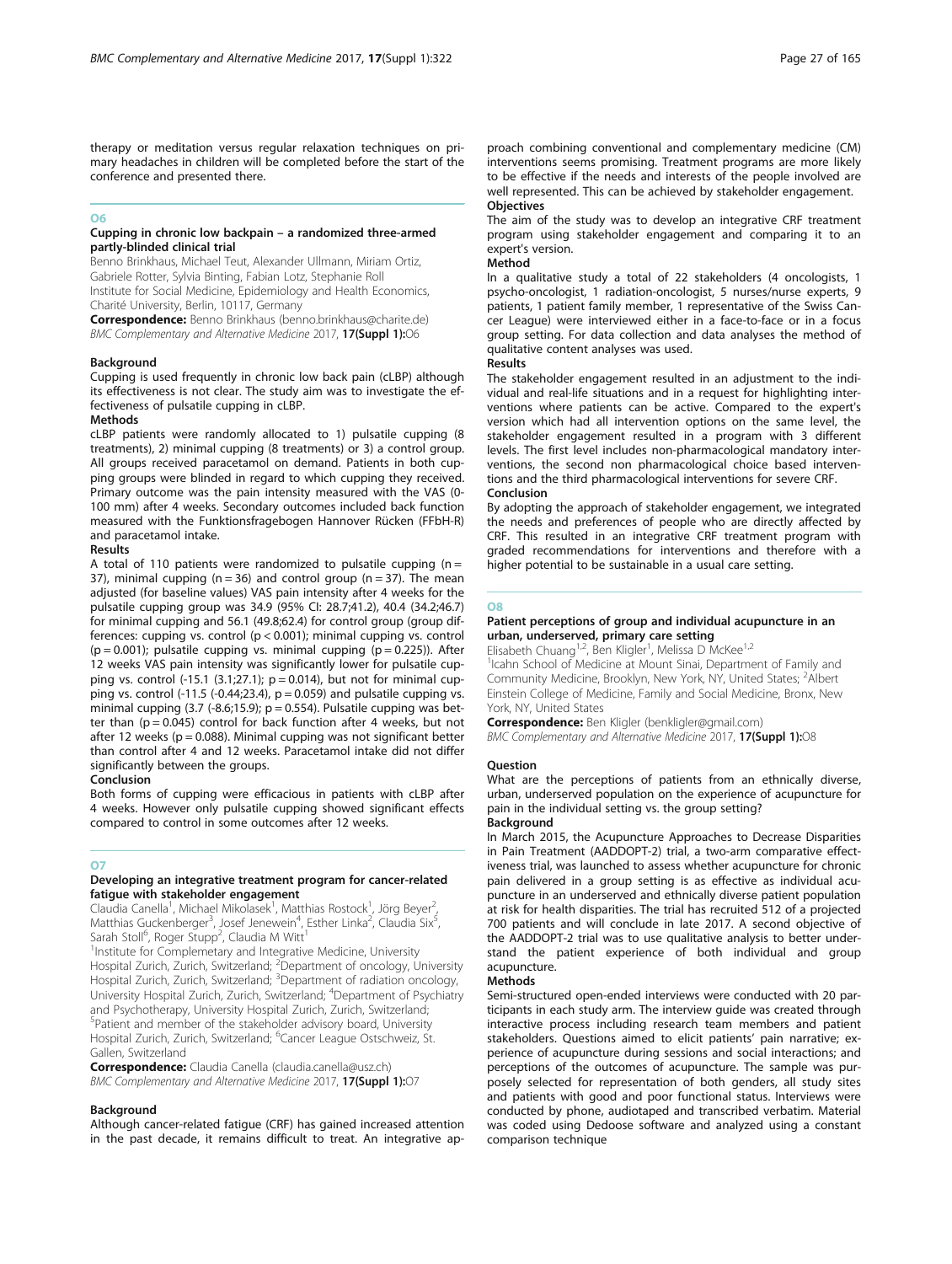therapy or meditation versus regular relaxation techniques on primary headaches in children will be completed before the start of the conference and presented there.

## O6

### Cupping in chronic low backpain – a randomized three-armed partly-blinded clinical trial

Benno Brinkhaus, Michael Teut, Alexander Ullmann, Miriam Ortiz, Gabriele Rotter, Sylvia Binting, Fabian Lotz, Stephanie Roll

Institute for Social Medicine, Epidemiology and Health Economics, Charité University, Berlin, 10117, Germany

**Correspondence:** Benno Brinkhaus (benno.brinkhaus@charite.de)

*BMC Complementary and Alternative Medicine* 2017, **17(Suppl 1):**O6

#### Background

Cupping is used frequently in chronic low back pain (cLBP) although its effectiveness is not clear. The study aim was to investigate the effectiveness of pulsatile cupping in cLBP.

#### Methods

cLBP patients were randomly allocated to 1) pulsatile cupping (8 treatments), 2) minimal cupping (8 treatments) or 3) a control group. All groups received paracetamol on demand. Patients in both cupping groups were blinded in regard to which cupping they received. Primary outcome was the pain intensity measured with the VAS (0-100 mm) after 4 weeks. Secondary outcomes included back function measured with the Funktionsfragebogen Hannover Rücken (FFbH-R) and paracetamol intake.

#### Results

A total of 110 patients were randomized to pulsatile cupping ($n = 37$), minimal cupping ($n = 36$) and control group ($n = 37$). The mean adjusted (for baseline values) VAS pain intensity after 4 weeks for the pulsatile cupping group was 34.9 (95% CI: 28.7;41.2), 40.4 (34.2;46.7) for minimal cupping and 56.1 (49.8;62.4) for control group (group differences: cupping vs. control ($p < 0.001$); minimal cupping vs. control ($p = 0.001$); pulsatile cupping vs. minimal cupping ($p = 0.225$)). After 12 weeks VAS pain intensity was significantly lower for pulsatile cupping vs. control (-15.1 (3.1;27.1); $p = 0.014$), but not for minimal cupping vs. control (-11.5 (-0.44;23.4), $p = 0.059$) and pulsatile cupping vs. minimal cupping (3.7 (-8.6;15.9); $p = 0.554$). Pulsatile cupping was better than ($p = 0.045$) control for back function after 4 weeks, but not after 12 weeks ($p = 0.088$). Minimal cupping was not significant better than control after 4 and 12 weeks. Paracetamol intake did not differ significantly between the groups.

#### Conclusion

Both forms of cupping were efficacious in patients with cLBP after 4 weeks. However only pulsatile cupping showed significant effects compared to control in some outcomes after 12 weeks.

## O7

### Developing an integrative treatment program for cancer-related fatigue with stakeholder engagement

Claudia Canella[1], Michael Mikolasek[1], Matthias Rostock[1], Jörg Beyer[2], Matthias Guckenberger[3], Josef Jenewein[4], Esther Linka[2], Claudia Six[5], Sarah Stoll[6], Roger Stupp[2], Claudia M Witt[1]

[1]Institute for Complemetary and Integrative Medicine, University Hospital Zurich, Zurich, Switzerland; [2]Department of oncology, University Hospital Zurich, Zurich, Switzerland; [3]Department of radiation oncology, University Hospital Zurich, Zurich, Switzerland; [4]Department of Psychiatry and Psychotherapy, University Hospital Zurich, Zurich, Switzerland; [5]Patient and member of the stakeholder advisory board, University Hospital Zurich, Zurich, Switzerland; [6]Cancer League Ostschweiz, St. Gallen, Switzerland

**Correspondence:** Claudia Canella (claudia.canella@usz.ch)

*BMC Complementary and Alternative Medicine* 2017, **17(Suppl 1):**O7

#### Background

Although cancer-related fatigue (CRF) has gained increased attention in the past decade, it remains difficult to treat. An integrative approach combining conventional and complementary medicine (CM) interventions seems promising. Treatment programs are more likely to be effective if the needs and interests of the people involved are well represented. This can be achieved by stakeholder engagement.

#### Objectives

The aim of the study was to develop an integrative CRF treatment program using stakeholder engagement and comparing it to an expert's version.

#### Method

In a qualitative study a total of 22 stakeholders (4 oncologists, 1 psycho-oncologist, 1 radiation-oncologist, 5 nurses/nurse experts, 9 patients, 1 patient family member, 1 representative of the Swiss Cancer League) were interviewed either in a face-to-face or in a focus group setting. For data collection and data analyses the method of qualitative content analyses was used.

#### Results

The stakeholder engagement resulted in an adjustment to the individual and real-life situations and in a request for highlighting interventions where patients can be active. Compared to the expert's version which had all intervention options on the same level, the stakeholder engagement resulted in a program with 3 different levels. The first level includes non-pharmacological mandatory interventions, the second non pharmacological choice based interventions and the third pharmacological interventions for severe CRF.

#### Conclusion

By adopting the approach of stakeholder engagement, we integrated the needs and preferences of people who are directly affected by CRF. This resulted in an integrative CRF treatment program with graded recommendations for interventions and therefore with a higher potential to be sustainable in a usual care setting.

## O8

### Patient perceptions of group and individual acupuncture in an urban, underserved, primary care setting

Elisabeth Chuang[1,2], Ben Kligler[1], Melissa D McKee[1,2]

[1]Icahn School of Medicine at Mount Sinai, Department of Family and Community Medicine, Brooklyn, New York, NY, United States; [2]Albert Einstein College of Medicine, Family and Social Medicine, Bronx, New York, NY, United States

**Correspondence:** Ben Kligler (benkligler@gmail.com)

*BMC Complementary and Alternative Medicine* 2017, **17(Suppl 1):**O8

#### Question

What are the perceptions of patients from an ethnically diverse, urban, underserved population on the experience of acupuncture for pain in the individual setting vs. the group setting?

#### Background

In March 2015, the Acupuncture Approaches to Decrease Disparities in Pain Treatment (AADDOPT-2) trial, a two-arm comparative effectiveness trial, was launched to assess whether acupuncture for chronic pain delivered in a group setting is as effective as individual acupuncture in an underserved and ethnically diverse patient population at risk for health disparities. The trial has recruited 512 of a projected 700 patients and will conclude in late 2017. A second objective of the AADDOPT-2 trial was to use qualitative analysis to better understand the patient experience of both individual and group acupuncture.

#### Methods

Semi-structured open-ended interviews were conducted with 20 participants in each study arm. The interview guide was created through interactive process including research team members and patient stakeholders. Questions aimed to elicit patients' pain narrative; experience of acupuncture during sessions and social interactions; and perceptions of the outcomes of acupuncture. The sample was purposely selected for representation of both genders, all study sites and patients with good and poor functional status. Interviews were conducted by phone, audiotaped and transcribed verbatim. Material was coded using Dedoose software and analyzed using a constant comparison technique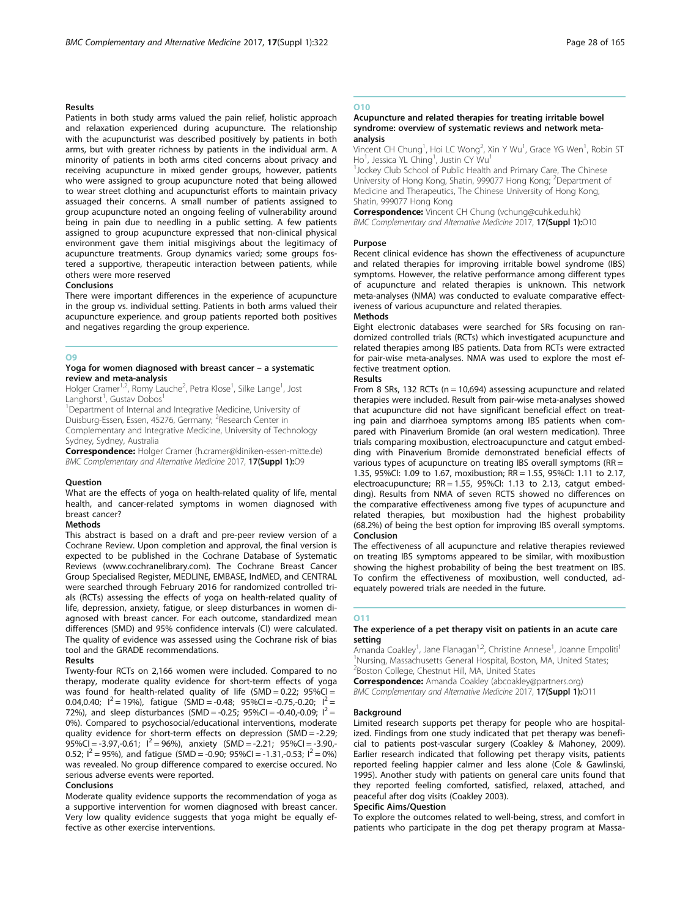### Results

Patients in both study arms valued the pain relief, holistic approach and relaxation experienced during acupuncture. The relationship with the acupuncturist was described positively by patients in both arms, but with greater richness by patients in the individual arm. A minority of patients in both arms cited concerns about privacy and receiving acupuncture in mixed gender groups, however, patients who were assigned to group acupuncture noted that being allowed to wear street clothing and acupuncturist efforts to maintain privacy assuaged their concerns. A small number of patients assigned to group acupuncture noted an ongoing feeling of vulnerability around being in pain due to needling in a public setting. A few patients assigned to group acupuncture expressed that non-clinical physical environment gave them initial misgivings about the legitimacy of acupuncture treatments. Group dynamics varied; some groups fostered a supportive, therapeutic interaction between patients, while others were more reserved

### Conclusions

There were important differences in the experience of acupuncture in the group vs. individual setting. Patients in both arms valued their acupuncture experience. and group patients reported both positives and negatives regarding the group experience.

## O9

### Yoga for women diagnosed with breast cancer – a systematic review and meta-analysis

Holger Cramer[1,2], Romy Lauche[2], Petra Klose[1], Silke Lange[1], Jost Langhorst[1], Gustav Dobos[1]

[1]Department of Internal and Integrative Medicine, University of Duisburg-Essen, Essen, 45276, Germany; [2]Research Center in Complementary and Integrative Medicine, University of Technology Sydney, Sydney, Australia

**Correspondence:** Holger Cramer (h.cramer@kliniken-essen-mitte.de)

*BMC Complementary and Alternative Medicine* 2017, **17(Suppl 1):**O9

### Question

What are the effects of yoga on health-related quality of life, mental health, and cancer-related symptoms in women diagnosed with breast cancer?

### Methods

This abstract is based on a draft and pre-peer review version of a Cochrane Review. Upon completion and approval, the final version is expected to be published in the Cochrane Database of Systematic Reviews (www.cochranelibrary.com). The Cochrane Breast Cancer Group Specialised Register, MEDLINE, EMBASE, IndMED, and CENTRAL were searched through February 2016 for randomized controlled trials (RCTs) assessing the effects of yoga on health-related quality of life, depression, anxiety, fatigue, or sleep disturbances in women diagnosed with breast cancer. For each outcome, standardized mean differences (SMD) and 95% confidence intervals (CI) were calculated. The quality of evidence was assessed using the Cochrane risk of bias tool and the GRADE recommendations.

### Results

Twenty-four RCTs on 2,166 women were included. Compared to no therapy, moderate quality evidence for short-term effects of yoga was found for health-related quality of life (SMD = 0.22; 95%CI = 0.04,0.40; $I^2 = 19\%$), fatigue (SMD = -0.48; 95%CI = -0.75,-0.20; $I^2 = 72\%$), and sleep disturbances (SMD = -0.25; 95%CI = -0.40,-0.09; $I^2 = 0\%$). Compared to psychosocial/educational interventions, moderate quality evidence for short-term effects on depression (SMD = -2.29; 95%CI = -3.97,-0.61; $I^2 = 96\%$), anxiety (SMD = -2.21; 95%CI = -3.90,-0.52; $I^2 = 95\%$), and fatigue (SMD = -0.90; 95%CI = -1.31,-0.53; $I^2 = 0\%$) was revealed. No group difference compared to exercise occured. No serious adverse events were reported.

### Conclusions

Moderate quality evidence supports the recommendation of yoga as a supportive intervention for women diagnosed with breast cancer. Very low quality evidence suggests that yoga might be equally effective as other exercise interventions.

## O10

### Acupuncture and related therapies for treating irritable bowel syndrome: overview of systematic reviews and network meta-analysis

Vincent CH Chung[1], Hoi LC Wong[2], Xin Y Wu[1], Grace YG Wen[1], Robin ST Ho[1], Jessica YL Ching[1], Justin CY Wu[1]

[1]Jockey Club School of Public Health and Primary Care, The Chinese University of Hong Kong, Shatin, 999077 Hong Kong; [2]Department of Medicine and Therapeutics, The Chinese University of Hong Kong, Shatin, 999077 Hong Kong

**Correspondence:** Vincent CH Chung (vchung@cuhk.edu.hk)

*BMC Complementary and Alternative Medicine* 2017, **17(Suppl 1):**O10

### Purpose

Recent clinical evidence has shown the effectiveness of acupuncture and related therapies for improving irritable bowel syndrome (IBS) symptoms. However, the relative performance among different types of acupuncture and related therapies is unknown. This network meta-analyses (NMA) was conducted to evaluate comparative effectiveness of various acupuncture and related therapies.

### Methods

Eight electronic databases were searched for SRs focusing on randomized controlled trials (RCTs) which investigated acupuncture and related therapies among IBS patients. Data from RCTs were extracted for pair-wise meta-analyses. NMA was used to explore the most effective treatment option.

### Results

From 8 SRs, 132 RCTs (n = 10,694) assessing acupuncture and related therapies were included. Result from pair-wise meta-analyses showed that acupuncture did not have significant beneficial effect on treating pain and diarrhoea symptoms among IBS patients when compared with Pinaverium Bromide (an oral western medication). Three trials comparing moxibustion, electroacupuncture and catgut embedding with Pinaverium Bromide demonstrated beneficial effects of various types of acupuncture on treating IBS overall symptoms (RR = 1.35, 95%CI: 1.09 to 1.67, moxibustion; RR = 1.55, 95%CI: 1.11 to 2.17, electroacupuncture; RR = 1.55, 95%CI: 1.13 to 2.13, catgut embedding). Results from NMA of seven RCTS showed no differences on the comparative effectiveness among five types of acupuncture and related therapies, but moxibustion had the highest probability (68.2%) of being the best option for improving IBS overall symptoms.

### Conclusion

The effectiveness of all acupuncture and relative therapies reviewed on treating IBS symptoms appeared to be similar, with moxibustion showing the highest probability of being the best treatment on IBS. To confirm the effectiveness of moxibustion, well conducted, adequately powered trials are needed in the future.

## O11

### The experience of a pet therapy visit on patients in an acute care setting

Amanda Coakley[1], Jane Flanagan[1,2], Christine Annese[1], Joanne Empoliti[1]

[1]Nursing, Massachusetts General Hospital, Boston, MA, United States; [2]Boston College, Chestnut Hill, MA, United States

**Correspondence:** Amanda Coakley (abcoakley@partners.org)

*BMC Complementary and Alternative Medicine* 2017, **17(Suppl 1):**O11

### Background

Limited research supports pet therapy for people who are hospitalized. Findings from one study indicated that pet therapy was beneficial to patients post-vascular surgery (Coakley & Mahoney, 2009). Earlier research indicated that following pet therapy visits, patients reported feeling happier calmer and less alone (Cole & Gawlinski, 1995). Another study with patients on general care units found that they reported feeling comforted, satisfied, relaxed, attached, and peaceful after dog visits (Coakley 2003).

### Specific Aims/Question

To explore the outcomes related to well-being, stress, and comfort in patients who participate in the dog pet therapy program at Massa-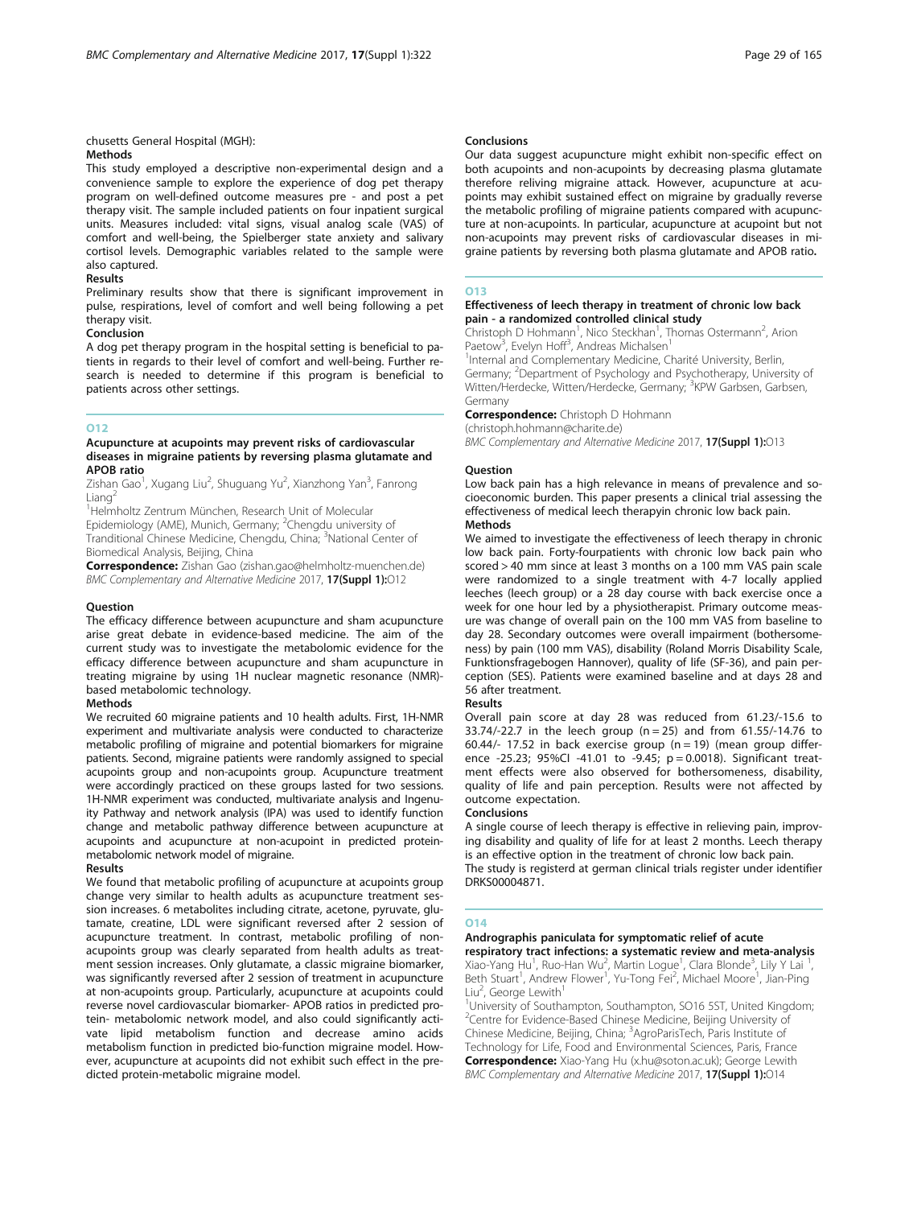chusetts General Hospital (MGH):

### Methods

This study employed a descriptive non-experimental design and a convenience sample to explore the experience of dog pet therapy program on well-defined outcome measures pre - and post a pet therapy visit. The sample included patients on four inpatient surgical units. Measures included: vital signs, visual analog scale (VAS) of comfort and well-being, the Spielberger state anxiety and salivary cortisol levels. Demographic variables related to the sample were also captured.

### Results

Preliminary results show that there is significant improvement in pulse, respirations, level of comfort and well being following a pet therapy visit.

### Conclusion

A dog pet therapy program in the hospital setting is beneficial to patients in regards to their level of comfort and well-being. Further research is needed to determine if this program is beneficial to patients across other settings.

## O12

### Acupuncture at acupoints may prevent risks of cardiovascular diseases in migraine patients by reversing plasma glutamate and APOB ratio

Zishan Gao[1], Xugang Liu[2], Shuguang Yu[2], Xianzhong Yan[3], Fanrong Liang[2]

[1]Helmholtz Zentrum München, Research Unit of Molecular Epidemiology (AME), Munich, Germany; [2]Chengdu university of Tranditional Chinese Medicine, Chengdu, China; [3]National Center of Biomedical Analysis, Beijing, China

**Correspondence:** Zishan Gao (zishan.gao@helmholtz-muenchen.de)

*BMC Complementary and Alternative Medicine* 2017, **17(Suppl 1):**O12

### Question

The efficacy difference between acupuncture and sham acupuncture arise great debate in evidence-based medicine. The aim of the current study was to investigate the metabolomic evidence for the efficacy difference between acupuncture and sham acupuncture in treating migraine by using 1H nuclear magnetic resonance (NMR)-based metabolomic technology.

### Methods

We recruited 60 migraine patients and 10 health adults. First, 1H-NMR experiment and multivariate analysis were conducted to characterize metabolic profiling of migraine and potential biomarkers for migraine patients. Second, migraine patients were randomly assigned to special acupoints group and non-acupoints group. Acupuncture treatment were accordingly practiced on these groups lasted for two sessions. 1H-NMR experiment was conducted, multivariate analysis and Ingenuity Pathway and network analysis (IPA) was used to identify function change and metabolic pathway difference between acupuncture at acupoints and acupuncture at non-acupoint in predicted protein-metabolomic network model of migraine.

### Results

We found that metabolic profiling of acupuncture at acupoints group change very similar to health adults as acupuncture treatment session increases. 6 metabolites including citrate, acetone, pyruvate, glutamate, creatine, LDL were significant reversed after 2 session of acupuncture treatment. In contrast, metabolic profiling of non-acupoints group was clearly separated from health adults as treatment session increases. Only glutamate, a classic migraine biomarker, was significantly reversed after 2 session of treatment in acupuncture at non-acupoints group. Particularly, acupuncture at acupoints could reverse novel cardiovascular biomarker- APOB ratios in predicted protein- metabolomic network model, and also could significantly activate lipid metabolism function and decrease amino acids metabolism function in predicted bio-function migraine model. However, acupuncture at acupoints did not exhibit such effect in the predicted protein-metabolic migraine model.

### Conclusions

Our data suggest acupuncture might exhibit non-specific effect on both acupoints and non-acupoints by decreasing plasma glutamate therefore reliving migraine attack. However, acupuncture at acupoints may exhibit sustained effect on migraine by gradually reverse the metabolic profiling of migraine patients compared with acupuncture at non-acupoints. In particular, acupuncture at acupoint but not non-acupoints may prevent risks of cardiovascular diseases in migraine patients by reversing both plasma glutamate and APOB ratio**.**

## O13

### Effectiveness of leech therapy in treatment of chronic low back pain - a randomized controlled clinical study

Christoph D Hohmann[1], Nico Steckhan[1], Thomas Ostermann[2], Arion Paetow[3], Evelyn Hoff[3], Andreas Michalsen[1]

[1]Internal and Complementary Medicine, Charité University, Berlin, Germany; [2]Department of Psychology and Psychotherapy, University of Witten/Herdecke, Witten/Herdecke, Germany; [3]KPW Garbsen, Garbsen, Germany

**Correspondence:** Christoph D Hohmann (christoph.hohmann@charite.de)

*BMC Complementary and Alternative Medicine* 2017, **17(Suppl 1):**O13

### Question

Low back pain has a high relevance in means of prevalence and socioeconomic burden. This paper presents a clinical trial assessing the effectiveness of medical leech therapyin chronic low back pain.

### Methods

We aimed to investigate the effectiveness of leech therapy in chronic low back pain. Forty-fourpatients with chronic low back pain who scored > 40 mm since at least 3 months on a 100 mm VAS pain scale were randomized to a single treatment with 4-7 locally applied leeches (leech group) or a 28 day course with back exercise once a week for one hour led by a physiotherapist. Primary outcome measure was change of overall pain on the 100 mm VAS from baseline to day 28. Secondary outcomes were overall impairment (bothersomeness) by pain (100 mm VAS), disability (Roland Morris Disability Scale, Funktionsfragebogen Hannover), quality of life (SF-36), and pain perception (SES). Patients were examined baseline and at days 28 and 56 after treatment.

### Results

Overall pain score at day 28 was reduced from 61.23/-15.6 to 33.74/-22.7 in the leech group (n = 25) and from 61.55/-14.76 to 60.44/- 17.52 in back exercise group (n = 19) (mean group difference -25.23; 95%CI -41.01 to -9.45; p = 0.0018). Significant treatment effects were also observed for bothersomeness, disability, quality of life and pain perception. Results were not affected by outcome expectation.

### Conclusions

A single course of leech therapy is effective in relieving pain, improving disability and quality of life for at least 2 months. Leech therapy is an effective option in the treatment of chronic low back pain.

The study is registerd at german clinical trials register under identifier DRKS00004871.

## O14

### Andrographis paniculata for symptomatic relief of acute respiratory tract infections: a systematic review and meta-analysis

Xiao-Yang Hu[1], Ruo-Han Wu[2], Martin Logue[1], Clara Blonde[3], Lily Y Lai [1], Beth Stuart[1], Andrew Flower[1], Yu-Tong Fei[2], Michael Moore[1], Jian-Ping Liu[2], George Lewith[1]

[1]University of Southampton, Southampton, SO16 5ST, United Kingdom; [2]Centre for Evidence-Based Chinese Medicine, Beijing University of Chinese Medicine, Beijing, China; [3]AgroParisTech, Paris Institute of Technology for Life, Food and Environmental Sciences, Paris, France

**Correspondence:** Xiao-Yang Hu (x.hu@soton.ac.uk); George Lewith

*BMC Complementary and Alternative Medicine* 2017, **17(Suppl 1):**O14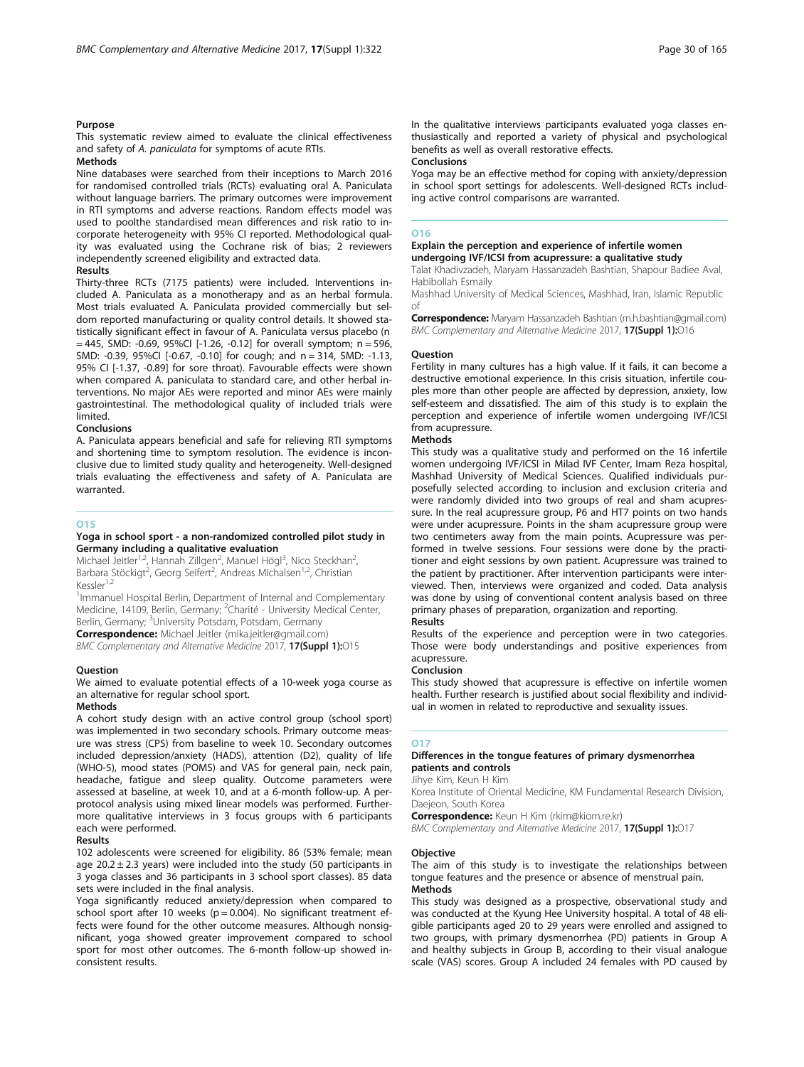#### Purpose

This systematic review aimed to evaluate the clinical effectiveness and safety of *A. paniculata* for symptoms of acute RTIs.

#### Methods

Nine databases were searched from their inceptions to March 2016 for randomised controlled trials (RCTs) evaluating oral A. Paniculata without language barriers. The primary outcomes were improvement in RTI symptoms and adverse reactions. Random effects model was used to poolthe standardised mean differences and risk ratio to incorporate heterogeneity with 95% CI reported. Methodological quality was evaluated using the Cochrane risk of bias; 2 reviewers independently screened eligibility and extracted data.

#### Results

Thirty-three RCTs (7175 patients) were included. Interventions included A. Paniculata as a monotherapy and as an herbal formula. Most trials evaluated A. Paniculata provided commercially but seldom reported manufacturing or quality control details. It showed statistically significant effect in favour of A. Paniculata versus placebo (n = 445, SMD: -0.69, 95%CI [-1.26, -0.12] for overall symptom; n = 596, SMD: -0.39, 95%CI [-0.67, -0.10] for cough; and n = 314, SMD: -1.13, 95% CI [-1.37, -0.89] for sore throat). Favourable effects were shown when compared A. paniculata to standard care, and other herbal interventions. No major AEs were reported and minor AEs were mainly gastrointestinal. The methodological quality of included trials were limited.

#### Conclusions

A. Paniculata appears beneficial and safe for relieving RTI symptoms and shortening time to symptom resolution. The evidence is inconclusive due to limited study quality and heterogeneity. Well-designed trials evaluating the effectiveness and safety of A. Paniculata are warranted.

## O15

### Yoga in school sport - a non-randomized controlled pilot study in Germany including a qualitative evaluation

Michael Jeitler[1,2], Hannah Zillgen[2], Manuel Högl[3], Nico Steckhan[2], Barbara Stöckigt[2], Georg Seifert[2], Andreas Michalsen[1,2], Christian Kessler[1,2]

[1]Immanuel Hospital Berlin, Department of Internal and Complementary Medicine, 14109, Berlin, Germany; [2]Charité - University Medical Center, Berlin, Germany; [3]University Potsdam, Potsdam, Germany

**Correspondence:** Michael Jeitler (mika.jeitler@gmail.com)

*BMC Complementary and Alternative Medicine* 2017, **17(Suppl 1):**O15

#### Question

We aimed to evaluate potential effects of a 10-week yoga course as an alternative for regular school sport.

#### Methods

A cohort study design with an active control group (school sport) was implemented in two secondary schools. Primary outcome measure was stress (CPS) from baseline to week 10. Secondary outcomes included depression/anxiety (HADS), attention (D2), quality of life (WHO-5), mood states (POMS) and VAS for general pain, neck pain, headache, fatigue and sleep quality. Outcome parameters were assessed at baseline, at week 10, and at a 6-month follow-up. A per-protocol analysis using mixed linear models was performed. Furthermore qualitative interviews in 3 focus groups with 6 participants each were performed.

#### Results

102 adolescents were screened for eligibility. 86 (53% female; mean age 20.2 ± 2.3 years) were included into the study (50 participants in 3 yoga classes and 36 participants in 3 school sport classes). 85 data sets were included in the final analysis.

Yoga significantly reduced anxiety/depression when compared to school sport after 10 weeks (p = 0.004). No significant treatment effects were found for the other outcome measures. Although nonsignificant, yoga showed greater improvement compared to school sport for most other outcomes. The 6-month follow-up showed inconsistent results.

In the qualitative interviews participants evaluated yoga classes enthusiastically and reported a variety of physical and psychological benefits as well as overall restorative effects.

#### Conclusions

Yoga may be an effective method for coping with anxiety/depression in school sport settings for adolescents. Well-designed RCTs including active control comparisons are warranted.

## O16

### Explain the perception and experience of infertile women undergoing IVF/ICSI from acupressure: a qualitative study

Talat Khadivzadeh, Maryam Hassanzadeh Bashtian, Shapour Badiee Aval, Habibollah Esmaily

Mashhad University of Medical Sciences, Mashhad, Iran, Islamic Republic of

**Correspondence:** Maryam Hassanzadeh Bashtian (m.h.bashtian@gmail.com)

*BMC Complementary and Alternative Medicine* 2017, **17(Suppl 1):**O16

#### Question

Fertility in many cultures has a high value. If it fails, it can become a destructive emotional experience. In this crisis situation, infertile couples more than other people are affected by depression, anxiety, low self-esteem and dissatisfied. The aim of this study is to explain the perception and experience of infertile women undergoing IVF/ICSI from acupressure.

#### Methods

This study was a qualitative study and performed on the 16 infertile women undergoing IVF/ICSI in Milad IVF Center, Imam Reza hospital, Mashhad University of Medical Sciences. Qualified individuals purposefully selected according to inclusion and exclusion criteria and were randomly divided into two groups of real and sham acupressure. In the real acupressure group, P6 and HT7 points on two hands were under acupressure. Points in the sham acupressure group were two centimeters away from the main points. Acupressure was performed in twelve sessions. Four sessions were done by the practitioner and eight sessions by own patient. Acupressure was trained to the patient by practitioner. After intervention participants were interviewed. Then, interviews were organized and coded. Data analysis was done by using of conventional content analysis based on three primary phases of preparation, organization and reporting.

#### Results

Results of the experience and perception were in two categories. Those were body understandings and positive experiences from acupressure.

#### Conclusion

This study showed that acupressure is effective on infertile women health. Further research is justified about social flexibility and individual in women in related to reproductive and sexuality issues.

## O17

### Differences in the tongue features of primary dysmenorrhea patients and controls

Jihye Kim, Keun H Kim

Korea Institute of Oriental Medicine, KM Fundamental Research Division, Daejeon, South Korea

**Correspondence:** Keun H Kim (rkim@kiom.re.kr)

*BMC Complementary and Alternative Medicine* 2017, **17(Suppl 1):**O17

#### Objective

The aim of this study is to investigate the relationships between tongue features and the presence or absence of menstrual pain.

#### Methods

This study was designed as a prospective, observational study and was conducted at the Kyung Hee University hospital. A total of 48 eligible participants aged 20 to 29 years were enrolled and assigned to two groups, with primary dysmenorrhea (PD) patients in Group A and healthy subjects in Group B, according to their visual analogue scale (VAS) scores. Group A included 24 females with PD caused by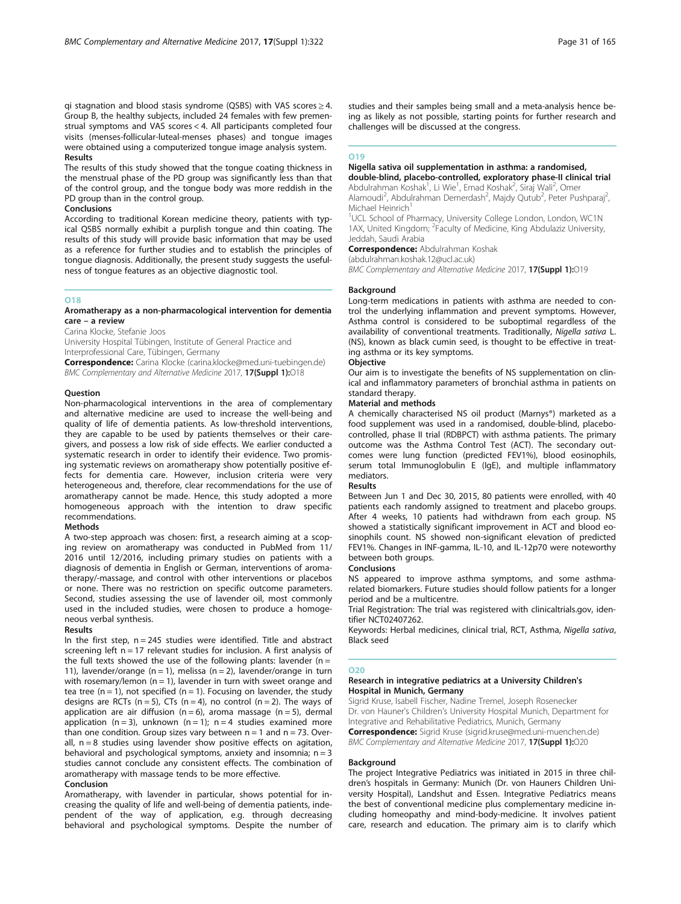qi stagnation and blood stasis syndrome (QSBS) with VAS scores ≥ 4. Group B, the healthy subjects, included 24 females with few premenstrual symptoms and VAS scores < 4. All participants completed four visits (menses-follicular-luteal-menses phases) and tongue images were obtained using a computerized tongue image analysis system.

### Results

The results of this study showed that the tongue coating thickness in the menstrual phase of the PD group was significantly less than that of the control group, and the tongue body was more reddish in the PD group than in the control group.

### Conclusions

According to traditional Korean medicine theory, patients with typical QSBS normally exhibit a purplish tongue and thin coating. The results of this study will provide basic information that may be used as a reference for further studies and to establish the principles of tongue diagnosis. Additionally, the present study suggests the usefulness of tongue features as an objective diagnostic tool.

## O18

### Aromatherapy as a non-pharmacological intervention for dementia care – a review

Carina Klocke, Stefanie Joos

University Hospital Tübingen, Institute of General Practice and Interprofessional Care, Tübingen, Germany

**Correspondence:** Carina Klocke (carina.klocke@med.uni-tuebingen.de)

*BMC Complementary and Alternative Medicine* 2017, **17(Suppl 1):**O18

### Question

Non-pharmacological interventions in the area of complementary and alternative medicine are used to increase the well-being and quality of life of dementia patients. As low-threshold interventions, they are capable to be used by patients themselves or their caregivers, and possess a low risk of side effects. We earlier conducted a systematic research in order to identify their evidence. Two promising systematic reviews on aromatherapy show potentially positive effects for dementia care. However, inclusion criteria were very heterogeneous and, therefore, clear recommendations for the use of aromatherapy cannot be made. Hence, this study adopted a more homogeneous approach with the intention to draw specific recommendations.

### Methods

A two-step approach was chosen: first, a research aiming at a scoping review on aromatherapy was conducted in PubMed from 11/2016 until 12/2016, including primary studies on patients with a diagnosis of dementia in English or German, interventions of aromatherapy/-massage, and control with other interventions or placebos or none. There was no restriction on specific outcome parameters. Second, studies assessing the use of lavender oil, most commonly used in the included studies, were chosen to produce a homogeneous verbal synthesis.

### Results

In the first step, n = 245 studies were identified. Title and abstract screening left n = 17 relevant studies for inclusion. A first analysis of the full texts showed the use of the following plants: lavender (n = 11), lavender/orange (n = 1), melissa (n = 2), lavender/orange in turn with rosemary/lemon (n = 1), lavender in turn with sweet orange and tea tree (n = 1), not specified (n = 1). Focusing on lavender, the study designs are RCTs (n = 5), CTs (n = 4), no control (n = 2). The ways of application are air diffusion (n = 6), aroma massage (n = 5), dermal application (n = 3), unknown (n = 1); n = 4 studies examined more than one condition. Group sizes vary between n = 1 and n = 73. Overall, n = 8 studies using lavender show positive effects on agitation, behavioral and psychological symptoms, anxiety and insomnia; n = 3 studies cannot conclude any consistent effects. The combination of aromatherapy with massage tends to be more effective.

### Conclusion

Aromatherapy, with lavender in particular, shows potential for increasing the quality of life and well-being of dementia patients, independent of the way of application, e.g. through decreasing behavioral and psychological symptoms. Despite the number of studies and their samples being small and a meta-analysis hence being as likely as not possible, starting points for further research and challenges will be discussed at the congress.

## O19

### Nigella sativa oil supplementation in asthma: a randomised, double-blind, placebo-controlled, exploratory phase-II clinical trial

Abdulrahman Koshak[1], Li Wie[1], Emad Koshak[2], Siraj Wali[2], Omer Alamoudi[2], Abdulrahman Demerdash[2], Majdy Qutub[2], Peter Pushparaj[2], Michael Heinrich[1]

[1]UCL School of Pharmacy, University College London, London, WC1N 1AX, United Kingdom; [2]Faculty of Medicine, King Abdulaziz University, Jeddah, Saudi Arabia

**Correspondence:** Abdulrahman Koshak (abdulrahman.koshak.12@ucl.ac.uk)

*BMC Complementary and Alternative Medicine* 2017, **17(Suppl 1):**O19

### Background

Long-term medications in patients with asthma are needed to control the underlying inflammation and prevent symptoms. However, Asthma control is considered to be suboptimal regardless of the availability of conventional treatments. Traditionally, *Nigella sativa* L. (NS), known as black cumin seed, is thought to be effective in treating asthma or its key symptoms.

### Objective

Our aim is to investigate the benefits of NS supplementation on clinical and inflammatory parameters of bronchial asthma in patients on standard therapy.

### Material and methods

A chemically characterised NS oil product (Marnys®) marketed as a food supplement was used in a randomised, double-blind, placebo-controlled, phase II trial (RDBPCT) with asthma patients. The primary outcome was the Asthma Control Test (ACT). The secondary outcomes were lung function (predicted FEV1%), blood eosinophils, serum total Immunoglobulin E (IgE), and multiple inflammatory mediators.

### Results

Between Jun 1 and Dec 30, 2015, 80 patients were enrolled, with 40 patients each randomly assigned to treatment and placebo groups. After 4 weeks, 10 patients had withdrawn from each group. NS showed a statistically significant improvement in ACT and blood eosinophils count. NS showed non-significant elevation of predicted FEV1%. Changes in INF-gamma, IL-10, and IL-12p70 were noteworthy between both groups.

### Conclusions

NS appeared to improve asthma symptoms, and some asthma-related biomarkers. Future studies should follow patients for a longer period and be a multicentre.

Trial Registration: The trial was registered with clinicaltrials.gov, identifier NCT02407262.

Keywords: Herbal medicines, clinical trial, RCT, Asthma, *Nigella sativa*, Black seed

## O20

### Research in integrative pediatrics at a University Children's Hospital in Munich, Germany

Sigrid Kruse, Isabell Fischer, Nadine Tremel, Joseph Rosenecker

Dr. von Hauner's Children's University Hospital Munich, Department for Integrative and Rehabilitative Pediatrics, Munich, Germany

**Correspondence:** Sigrid Kruse (sigrid.kruse@med.uni-muenchen.de)

*BMC Complementary and Alternative Medicine* 2017, **17(Suppl 1):**O20

### Background

The project Integrative Pediatrics was initiated in 2015 in three children's hospitals in Germany: Munich (Dr. von Hauners Children University Hospital), Landshut and Essen. Integrative Pediatrics means the best of conventional medicine plus complementary medicine including homeopathy and mind-body-medicine. It involves patient care, research and education. The primary aim is to clarify which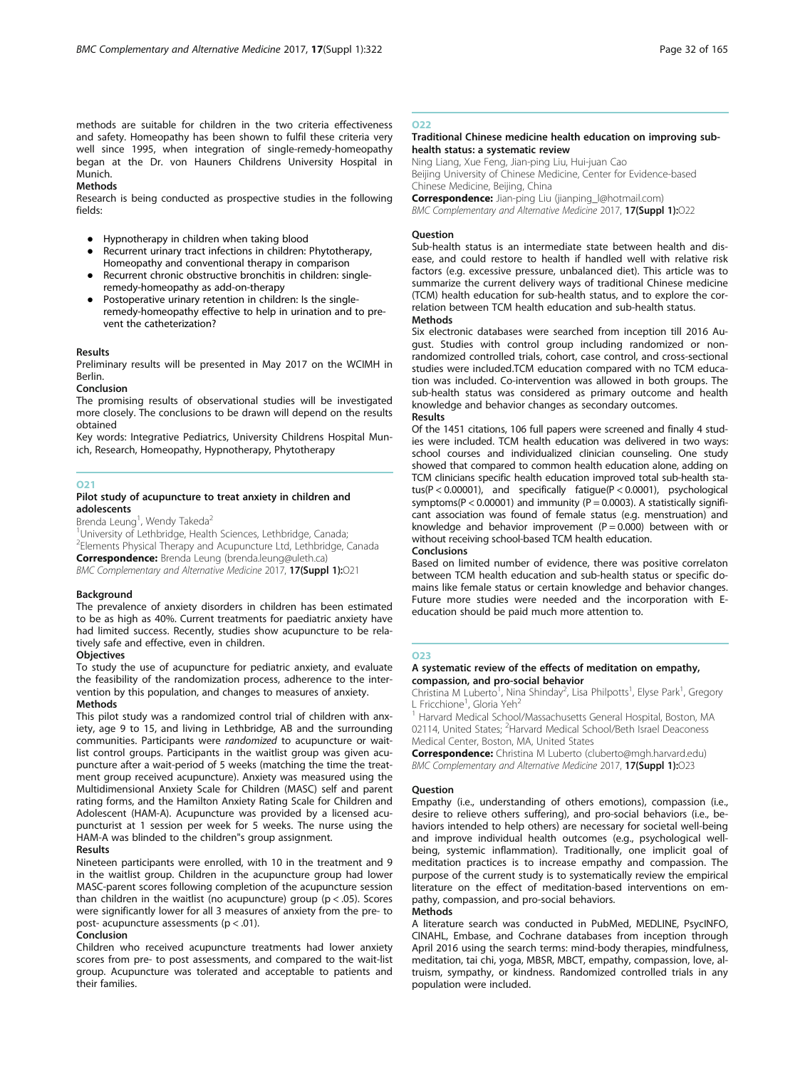methods are suitable for children in the two criteria effectiveness and safety. Homeopathy has been shown to fulfil these criteria very well since 1995, when integration of single-remedy-homeopathy began at the Dr. von Hauners Childrens University Hospital in Munich.

**Methods**

Research is being conducted as prospective studies in the following fields:

- Hypnotherapy in children when taking blood
- Recurrent urinary tract infections in children: Phytotherapy, Homeopathy and conventional therapy in comparison
- Recurrent chronic obstructive bronchitis in children: single-remedy-homeopathy as add-on-therapy
- Postoperative urinary retention in children: Is the single-remedy-homeopathy effective to help in urination and to prevent the catheterization?

**Results**

Preliminary results will be presented in May 2017 on the WCIMH in Berlin.

**Conclusion**

The promising results of observational studies will be investigated more closely. The conclusions to be drawn will depend on the results obtained

Key words: Integrative Pediatrics, University Childrens Hospital Munich, Research, Homeopathy, Hypnotherapy, Phytotherapy

## O21

### Pilot study of acupuncture to treat anxiety in children and adolescents

Brenda Leung[1], Wendy Takeda[2]

[1]University of Lethbridge, Health Sciences, Lethbridge, Canada; [2]Elements Physical Therapy and Acupuncture Ltd, Lethbridge, Canada

**Correspondence:** Brenda Leung (brenda.leung@uleth.ca)

*BMC Complementary and Alternative Medicine* 2017, **17(Suppl 1):**O21

**Background**

The prevalence of anxiety disorders in children has been estimated to be as high as 40%. Current treatments for paediatric anxiety have had limited success. Recently, studies show acupuncture to be relatively safe and effective, even in children.

**Objectives**

To study the use of acupuncture for pediatric anxiety, and evaluate the feasibility of the randomization process, adherence to the intervention by this population, and changes to measures of anxiety.

**Methods**

This pilot study was a randomized control trial of children with anxiety, age 9 to 15, and living in Lethbridge, AB and the surrounding communities. Participants were *randomized* to acupuncture or waitlist control groups. Participants in the waitlist group was given acupuncture after a wait-period of 5 weeks (matching the time the treatment group received acupuncture). Anxiety was measured using the Multidimensional Anxiety Scale for Children (MASC) self and parent rating forms, and the Hamilton Anxiety Rating Scale for Children and Adolescent (HAM-A). Acupuncture was provided by a licensed acupuncturist at 1 session per week for 5 weeks. The nurse using the HAM-A was blinded to the children"s group assignment.

**Results**

Nineteen participants were enrolled, with 10 in the treatment and 9 in the waitlist group. Children in the acupuncture group had lower MASC-parent scores following completion of the acupuncture session than children in the waitlist (no acupuncture) group ($p < .05$). Scores were significantly lower for all 3 measures of anxiety from the pre- to post- acupuncture assessments ($p < .01$).

**Conclusion**

Children who received acupuncture treatments had lower anxiety scores from pre- to post assessments, and compared to the wait-list group. Acupuncture was tolerated and acceptable to patients and their families.

## O22

### Traditional Chinese medicine health education on improving sub-health status: a systematic review

Ning Liang, Xue Feng, Jian-ping Liu, Hui-juan Cao

Beijing University of Chinese Medicine, Center for Evidence-based Chinese Medicine, Beijing, China

**Correspondence:** Jian-ping Liu (jianping_l@hotmail.com)

*BMC Complementary and Alternative Medicine* 2017, **17(Suppl 1):**O22

**Question**

Sub-health status is an intermediate state between health and disease, and could restore to health if handled well with relative risk factors (e.g. excessive pressure, unbalanced diet). This article was to summarize the current delivery ways of traditional Chinese medicine (TCM) health education for sub-health status, and to explore the correlation between TCM health education and sub-health status.

**Methods**

Six electronic databases were searched from inception till 2016 August. Studies with control group including randomized or non-randomized controlled trials, cohort, case control, and cross-sectional studies were included.TCM education compared with no TCM education was included. Co-intervention was allowed in both groups. The sub-health status was considered as primary outcome and health knowledge and behavior changes as secondary outcomes.

**Results**

Of the 1451 citations, 106 full papers were screened and finally 4 studies were included. TCM health education was delivered in two ways: school courses and individualized clinician counseling. One study showed that compared to common health education alone, adding on TCM clinicians specific health education improved total sub-health status($P < 0.00001$), and specifically fatigue($P < 0.0001$), psychological symptoms($P < 0.00001$) and immunity ($P = 0.0003$). A statistically significant association was found of female status (e.g. menstruation) and knowledge and behavior improvement ($P = 0.000$) between with or without receiving school-based TCM health education.

**Conclusions**

Based on limited number of evidence, there was positive correlaton between TCM health education and sub-health status or specific domains like female status or certain knowledge and behavior changes. Future more studies were needed and the incorporation with E-education should be paid much more attention to.

## O23

### A systematic review of the effects of meditation on empathy, compassion, and pro-social behavior

Christina M Luberto[1], Nina Shinday[2], Lisa Philpotts[1], Elyse Park[1], Gregory L Fricchione[1], Gloria Yeh[2]

[1] Harvard Medical School/Massachusetts General Hospital, Boston, MA 02114, United States; [2]Harvard Medical School/Beth Israel Deaconess Medical Center, Boston, MA, United States

**Correspondence:** Christina M Luberto (cluberto@mgh.harvard.edu)

*BMC Complementary and Alternative Medicine* 2017, **17(Suppl 1):**O23

**Question**

Empathy (i.e., understanding of others emotions), compassion (i.e., desire to relieve others suffering), and pro-social behaviors (i.e., behaviors intended to help others) are necessary for societal well-being and improve individual health outcomes (e.g., psychological well-being, systemic inflammation). Traditionally, one implicit goal of meditation practices is to increase empathy and compassion. The purpose of the current study is to systematically review the empirical literature on the effect of meditation-based interventions on empathy, compassion, and pro-social behaviors.

**Methods**

A literature search was conducted in PubMed, MEDLINE, PsycINFO, CINAHL, Embase, and Cochrane databases from inception through April 2016 using the search terms: mind-body therapies, mindfulness, meditation, tai chi, yoga, MBSR, MBCT, empathy, compassion, love, altruism, sympathy, or kindness. Randomized controlled trials in any population were included.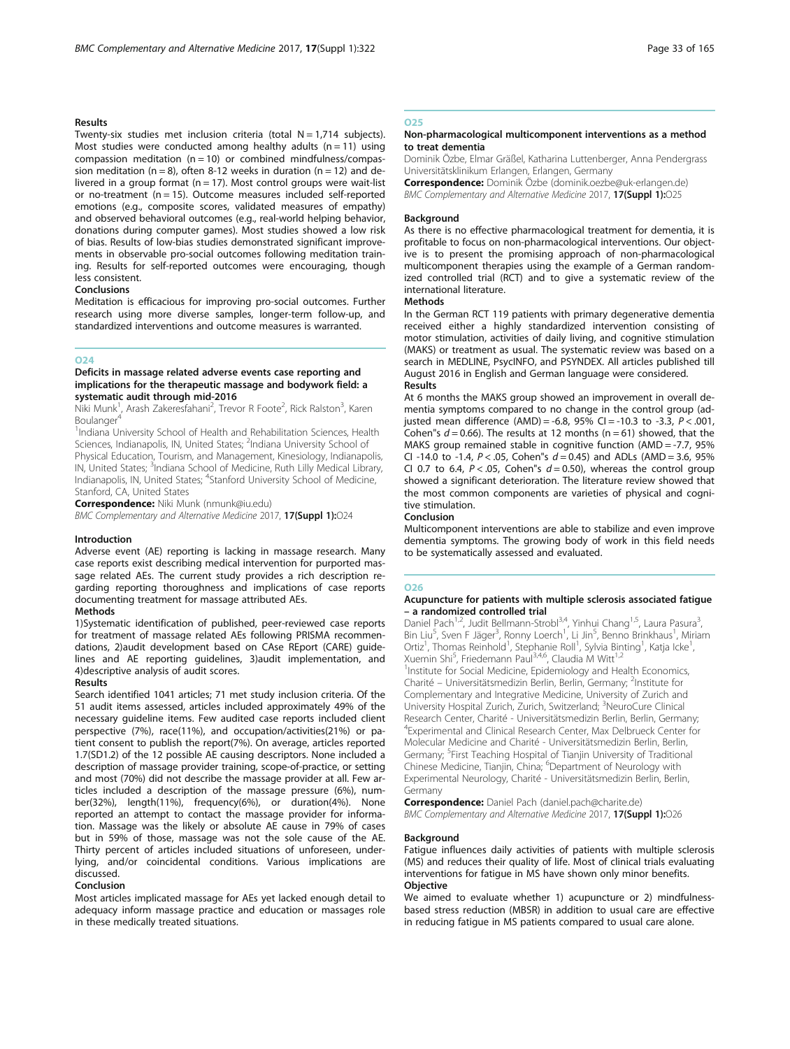### Results

Twenty-six studies met inclusion criteria (total N = 1,714 subjects). Most studies were conducted among healthy adults (n = 11) using compassion meditation (n = 10) or combined mindfulness/compassion meditation (n = 8), often 8-12 weeks in duration (n = 12) and delivered in a group format (n = 17). Most control groups were wait-list or no-treatment (n = 15). Outcome measures included self-reported emotions (e.g., composite scores, validated measures of empathy) and observed behavioral outcomes (e.g., real-world helping behavior, donations during computer games). Most studies showed a low risk of bias. Results of low-bias studies demonstrated significant improvements in observable pro-social outcomes following meditation training. Results for self-reported outcomes were encouraging, though less consistent.

### Conclusions

Meditation is efficacious for improving pro-social outcomes. Further research using more diverse samples, longer-term follow-up, and standardized interventions and outcome measures is warranted.

## O24

### Deficits in massage related adverse events case reporting and implications for the therapeutic massage and bodywork field: a systematic audit through mid-2016

Niki Munk[1], Arash Zakeresfahani[2], Trevor R Foote[2], Rick Ralston[3], Karen Boulanger[4]

[1]Indiana University School of Health and Rehabilitation Sciences, Health Sciences, Indianapolis, IN, United States; [2]Indiana University School of Physical Education, Tourism, and Management, Kinesiology, Indianapolis, IN, United States; [3]Indiana School of Medicine, Ruth Lilly Medical Library, Indianapolis, IN, United States; [4]Stanford University School of Medicine, Stanford, CA, United States

**Correspondence:** Niki Munk (nmunk@iu.edu)

*BMC Complementary and Alternative Medicine* 2017, **17(Suppl 1):**O24

### Introduction

Adverse event (AE) reporting is lacking in massage research. Many case reports exist describing medical intervention for purported massage related AEs. The current study provides a rich description regarding reporting thoroughness and implications of case reports documenting treatment for massage attributed AEs.

### Methods

1)Systematic identification of published, peer-reviewed case reports for treatment of massage related AEs following PRISMA recommendations, 2)audit development based on CAse REport (CARE) guidelines and AE reporting guidelines, 3)audit implementation, and 4)descriptive analysis of audit scores.

### Results

Search identified 1041 articles; 71 met study inclusion criteria. Of the 51 audit items assessed, articles included approximately 49% of the necessary guideline items. Few audited case reports included client perspective (7%), race(11%), and occupation/activities(21%) or patient consent to publish the report(7%). On average, articles reported 1.7(SD1.2) of the 12 possible AE causing descriptors. None included a description of massage provider training, scope-of-practice, or setting and most (70%) did not describe the massage provider at all. Few articles included a description of the massage pressure (6%), number(32%), length(11%), frequency(6%), or duration(4%). None reported an attempt to contact the massage provider for information. Massage was the likely or absolute AE cause in 79% of cases but in 59% of those, massage was not the sole cause of the AE. Thirty percent of articles included situations of unforeseen, underlying, and/or coincidental conditions. Various implications are discussed.

### Conclusion

Most articles implicated massage for AEs yet lacked enough detail to adequacy inform massage practice and education or massages role in these medically treated situations.

## O25

### Non-pharmacological multicomponent interventions as a method to treat dementia

Dominik Özbe, Elmar Gräßel, Katharina Luttenberger, Anna Pendergrass

Universitätsklinikum Erlangen, Erlangen, Germany

**Correspondence:** Dominik Özbe (dominik.oezbe@uk-erlangen.de)

*BMC Complementary and Alternative Medicine* 2017, **17(Suppl 1):**O25

### Background

As there is no effective pharmacological treatment for dementia, it is profitable to focus on non-pharmacological interventions. Our objective is to present the promising approach of non-pharmacological multicomponent therapies using the example of a German randomized controlled trial (RCT) and to give a systematic review of the international literature.

### Methods

In the German RCT 119 patients with primary degenerative dementia received either a highly standardized intervention consisting of motor stimulation, activities of daily living, and cognitive stimulation (MAKS) or treatment as usual. The systematic review was based on a search in MEDLINE, PsycINFO, and PSYNDEX. All articles published till August 2016 in English and German language were considered.

### Results

At 6 months the MAKS group showed an improvement in overall dementia symptoms compared to no change in the control group (adjusted mean difference (AMD) = -6.8, 95% CI = -10.3 to -3.3, $P < .001$, Cohen"s $d = 0.66$). The results at 12 months (n = 61) showed, that the MAKS group remained stable in cognitive function (AMD = -7.7, 95% CI -14.0 to -1.4, $P < .05$, Cohen"s $d = 0.45$) and ADLs (AMD = 3.6, 95% CI 0.7 to 6.4, $P < .05$, Cohen"s $d = 0.50$), whereas the control group showed a significant deterioration. The literature review showed that the most common components are varieties of physical and cognitive stimulation.

### Conclusion

Multicomponent interventions are able to stabilize and even improve dementia symptoms. The growing body of work in this field needs to be systematically assessed and evaluated.

## O26

### Acupuncture for patients with multiple sclerosis associated fatigue – a randomized controlled trial

Daniel Pach[1,2], Judit Bellmann-Strobl[3,4], Yinhui Chang[1,5], Laura Pasura[3], Bin Liu[5], Sven F Jäger[3], Ronny Loerch[1], Li Jin[5], Benno Brinkhaus[1], Miriam Ortiz[1], Thomas Reinhold[1], Stephanie Roll[1], Sylvia Binting[1], Katja Icke[1], Xuemin Shi[5], Friedemann Paul[3,4,6], Claudia M Witt[1,2]

[1]Institute for Social Medicine, Epidemiology and Health Economics, Charité – Universitätsmedizin Berlin, Berlin, Germany; [2]Institute for Complementary and Integrative Medicine, University of Zurich and University Hospital Zurich, Zurich, Switzerland; [3]NeuroCure Clinical Research Center, Charité - Universitätsmedizin Berlin, Berlin, Germany; [4]Experimental and Clinical Research Center, Max Delbrueck Center for Molecular Medicine and Charité - Universitätsmedizin Berlin, Berlin, Germany; [5]First Teaching Hospital of Tianjin University of Traditional Chinese Medicine, Tianjin, China; [6]Department of Neurology with Experimental Neurology, Charité - Universitätsmedizin Berlin, Berlin, Germany

**Correspondence:** Daniel Pach (daniel.pach@charite.de)

*BMC Complementary and Alternative Medicine* 2017, **17(Suppl 1):**O26

### Background

Fatigue influences daily activities of patients with multiple sclerosis (MS) and reduces their quality of life. Most of clinical trials evaluating interventions for fatigue in MS have shown only minor benefits.

### Objective

We aimed to evaluate whether 1) acupuncture or 2) mindfulness-based stress reduction (MBSR) in addition to usual care are effective in reducing fatigue in MS patients compared to usual care alone.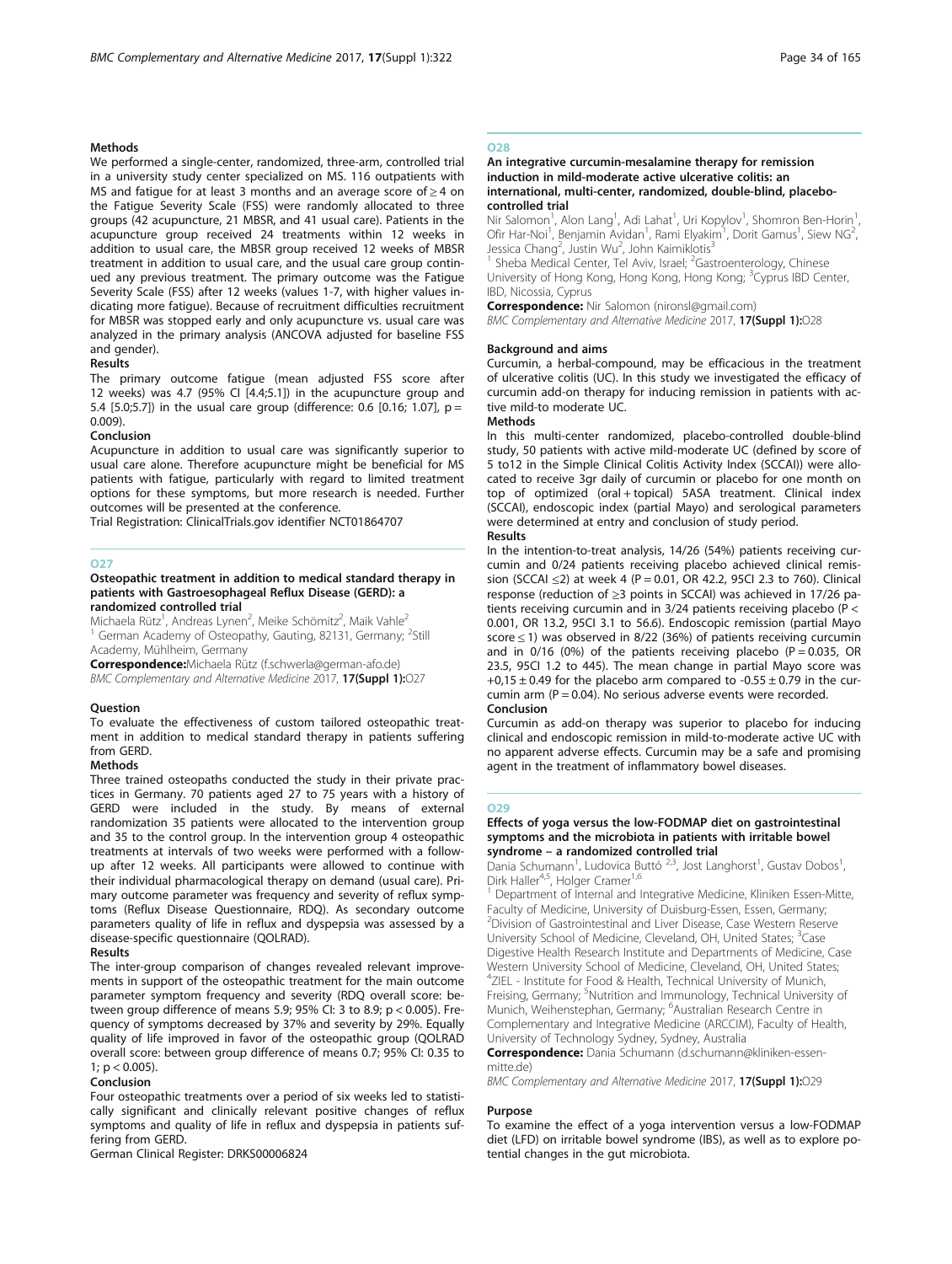#### Methods

We performed a single-center, randomized, three-arm, controlled trial in a university study center specialized on MS. 116 outpatients with MS and fatigue for at least 3 months and an average score of ≥ 4 on the Fatigue Severity Scale (FSS) were randomly allocated to three groups (42 acupuncture, 21 MBSR, and 41 usual care). Patients in the acupuncture group received 24 treatments within 12 weeks in addition to usual care, the MBSR group received 12 weeks of MBSR treatment in addition to usual care, and the usual care group continued any previous treatment. The primary outcome was the Fatigue Severity Scale (FSS) after 12 weeks (values 1-7, with higher values indicating more fatigue). Because of recruitment difficulties recruitment for MBSR was stopped early and only acupuncture vs. usual care was analyzed in the primary analysis (ANCOVA adjusted for baseline FSS and gender).

#### Results

The primary outcome fatigue (mean adjusted FSS score after 12 weeks) was 4.7 (95% CI [4.4;5.1]) in the acupuncture group and 5.4 [5.0;5.7]) in the usual care group (difference: 0.6 [0.16; 1.07], p = 0.009).

#### Conclusion

Acupuncture in addition to usual care was significantly superior to usual care alone. Therefore acupuncture might be beneficial for MS patients with fatigue, particularly with regard to limited treatment options for these symptoms, but more research is needed. Further outcomes will be presented at the conference.

Trial Registration: ClinicalTrials.gov identifier NCT01864707

### O27

### Osteopathic treatment in addition to medical standard therapy in patients with Gastroesophageal Reflux Disease (GERD): a randomized controlled trial

Michaela Rütz[1], Andreas Lynen[2], Meike Schömitz[2], Maik Vahle[2]

[1] German Academy of Osteopathy, Gauting, 82131, Germany; [2]Still Academy, Mühlheim, Germany

**Correspondence:** Michaela Rütz (f.schwerla@german-afo.de)

*BMC Complementary and Alternative Medicine* 2017, **17(Suppl 1):**O27

#### Question

To evaluate the effectiveness of custom tailored osteopathic treatment in addition to medical standard therapy in patients suffering from GERD.

#### Methods

Three trained osteopaths conducted the study in their private practices in Germany. 70 patients aged 27 to 75 years with a history of GERD were included in the study. By means of external randomization 35 patients were allocated to the intervention group and 35 to the control group. In the intervention group 4 osteopathic treatments at intervals of two weeks were performed with a follow-up after 12 weeks. All participants were allowed to continue with their individual pharmacological therapy on demand (usual care). Primary outcome parameter was frequency and severity of reflux symptoms (Reflux Disease Questionnaire, RDQ). As secondary outcome parameters quality of life in reflux and dyspepsia was assessed by a disease-specific questionnaire (QOLRAD).

#### Results

The inter-group comparison of changes revealed relevant improvements in support of the osteopathic treatment for the main outcome parameter symptom frequency and severity (RDQ overall score: between group difference of means 5.9; 95% CI: 3 to 8.9; p < 0.005). Frequency of symptoms decreased by 37% and severity by 29%. Equally quality of life improved in favor of the osteopathic group (QOLRAD overall score: between group difference of means 0.7; 95% CI: 0.35 to 1; p < 0.005).

#### Conclusion

Four osteopathic treatments over a period of six weeks led to statistically significant and clinically relevant positive changes of reflux symptoms and quality of life in reflux and dyspepsia in patients suffering from GERD.

German Clinical Register: DRKS00006824

### O28

### An integrative curcumin-mesalamine therapy for remission induction in mild-moderate active ulcerative colitis: an international, multi-center, randomized, double-blind, placebo-controlled trial

Nir Salomon[1], Alon Lang[1], Adi Lahat[1], Uri Kopylov[1], Shomron Ben-Horin[1], Ofir Har-Noi[1], Benjamin Avidan[1], Rami Elyakim[1], Dorit Gamus[1], Siew NG[2], Jessica Chang[2], Justin Wu[2], John Kaimiklotis[3]

[1] Sheba Medical Center, Tel Aviv, Israel; [2]Gastroenterology, Chinese University of Hong Kong, Hong Kong, Hong Kong; [3]Cyprus IBD Center, IBD, Nicossia, Cyprus

**Correspondence:** Nir Salomon (nironsl@gmail.com)

*BMC Complementary and Alternative Medicine* 2017, **17(Suppl 1):**O28

#### Background and aims

Curcumin, a herbal-compound, may be efficacious in the treatment of ulcerative colitis (UC). In this study we investigated the efficacy of curcumin add-on therapy for inducing remission in patients with active mild-to moderate UC.

#### Methods

In this multi-center randomized, placebo-controlled double-blind study, 50 patients with active mild-moderate UC (defined by score of 5 to12 in the Simple Clinical Colitis Activity Index (SCCAI)) were allocated to receive 3gr daily of curcumin or placebo for one month on top of optimized (oral + topical) 5ASA treatment. Clinical index (SCCAI), endoscopic index (partial Mayo) and serological parameters were determined at entry and conclusion of study period.

#### Results

In the intention-to-treat analysis, 14/26 (54%) patients receiving curcumin and 0/24 patients receiving placebo achieved clinical remission (SCCAI ≤2) at week 4 (P = 0.01, OR 42.2, 95CI 2.3 to 760). Clinical response (reduction of ≥3 points in SCCAI) was achieved in 17/26 patients receiving curcumin and in 3/24 patients receiving placebo (P < 0.001, OR 13.2, 95CI 3.1 to 56.6). Endoscopic remission (partial Mayo score ≤ 1) was observed in 8/22 (36%) of patients receiving curcumin and in 0/16 (0%) of the patients receiving placebo (P = 0.035, OR 23.5, 95CI 1.2 to 445). The mean change in partial Mayo score was +0,15 ± 0.49 for the placebo arm compared to -0.55 ± 0.79 in the curcumin arm (P = 0.04). No serious adverse events were recorded.

#### Conclusion

Curcumin as add-on therapy was superior to placebo for inducing clinical and endoscopic remission in mild-to-moderate active UC with no apparent adverse effects. Curcumin may be a safe and promising agent in the treatment of inflammatory bowel diseases.

### O29

### Effects of yoga versus the low-FODMAP diet on gastrointestinal symptoms and the microbiota in patients with irritable bowel syndrome – a randomized controlled trial

Dania Schumann[1], Ludovica Buttó [2,3], Jost Langhorst[1], Gustav Dobos[1], Dirk Haller[4,5], Holger Cramer[1,6]

[1] Department of Internal and Integrative Medicine, Kliniken Essen-Mitte, Faculty of Medicine, University of Duisburg-Essen, Essen, Germany; [2]Division of Gastrointestinal and Liver Disease, Case Western Reserve University School of Medicine, Cleveland, OH, United States; [3]Case Digestive Health Research Institute and Departments of Medicine, Case Western University School of Medicine, Cleveland, OH, United States; [4]ZIEL - Institute for Food & Health, Technical University of Munich, Freising, Germany; [5]Nutrition and Immunology, Technical University of Munich, Weihenstephan, Germany; [6]Australian Research Centre in Complementary and Integrative Medicine (ARCCIM), Faculty of Health, University of Technology Sydney, Sydney, Australia

**Correspondence:** Dania Schumann (d.schumann@kliniken-essen-mitte.de)

*BMC Complementary and Alternative Medicine* 2017, **17(Suppl 1):**O29

#### Purpose

To examine the effect of a yoga intervention versus a low-FODMAP diet (LFD) on irritable bowel syndrome (IBS), as well as to explore potential changes in the gut microbiota.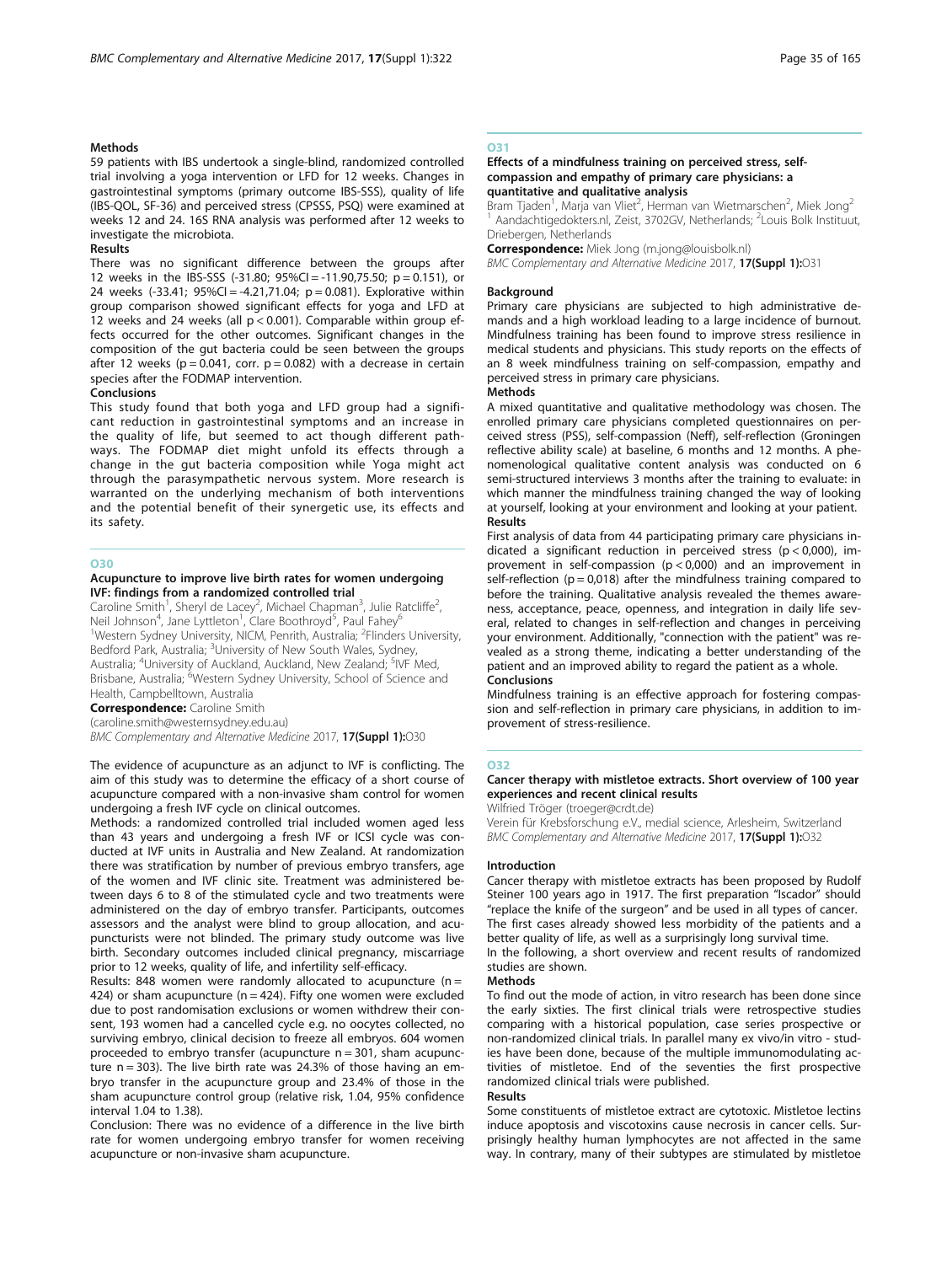#### Methods

59 patients with IBS undertook a single-blind, randomized controlled trial involving a yoga intervention or LFD for 12 weeks. Changes in gastrointestinal symptoms (primary outcome IBS-SSS), quality of life (IBS-QOL, SF-36) and perceived stress (CPSSS, PSQ) were examined at weeks 12 and 24. 16S RNA analysis was performed after 12 weeks to investigate the microbiota.

#### Results

There was no significant difference between the groups after 12 weeks in the IBS-SSS (-31.80; 95%CI = -11.90,75.50; p = 0.151), or 24 weeks (-33.41; 95%CI = -4.21,71.04; p = 0.081). Explorative within group comparison showed significant effects for yoga and LFD at 12 weeks and 24 weeks (all p < 0.001). Comparable within group effects occurred for the other outcomes. Significant changes in the composition of the gut bacteria could be seen between the groups after 12 weeks (p = 0.041, corr. p = 0.082) with a decrease in certain species after the FODMAP intervention.

#### Conclusions

This study found that both yoga and LFD group had a significant reduction in gastrointestinal symptoms and an increase in the quality of life, but seemed to act though different pathways. The FODMAP diet might unfold its effects through a change in the gut bacteria composition while Yoga might act through the parasympathetic nervous system. More research is warranted on the underlying mechanism of both interventions and the potential benefit of their synergetic use, its effects and its safety.

## O30

### Acupuncture to improve live birth rates for women undergoing IVF: findings from a randomized controlled trial

Caroline Smith[1], Sheryl de Lacey[2], Michael Chapman[3], Julie Ratcliffe[2], Neil Johnson[4], Jane Lyttleton[1], Clare Boothroyd[5], Paul Fahey[6]

[1]Western Sydney University, NICM, Penrith, Australia; [2]Flinders University, Bedford Park, Australia; [3]University of New South Wales, Sydney, Australia; [4]University of Auckland, Auckland, New Zealand; [5]IVF Med, Brisbane, Australia; [6]Western Sydney University, School of Science and Health, Campbelltown, Australia

**Correspondence:** Caroline Smith (caroline.smith@westernsydney.edu.au)

*BMC Complementary and Alternative Medicine* 2017, **17(Suppl 1):**O30

The evidence of acupuncture as an adjunct to IVF is conflicting. The aim of this study was to determine the efficacy of a short course of acupuncture compared with a non-invasive sham control for women undergoing a fresh IVF cycle on clinical outcomes.

Methods: a randomized controlled trial included women aged less than 43 years and undergoing a fresh IVF or ICSI cycle was conducted at IVF units in Australia and New Zealand. At randomization there was stratification by number of previous embryo transfers, age of the women and IVF clinic site. Treatment was administered between days 6 to 8 of the stimulated cycle and two treatments were administered on the day of embryo transfer. Participants, outcomes assessors and the analyst were blind to group allocation, and acupuncturists were not blinded. The primary study outcome was live birth. Secondary outcomes included clinical pregnancy, miscarriage prior to 12 weeks, quality of life, and infertility self-efficacy.

Results: 848 women were randomly allocated to acupuncture (n = 424) or sham acupuncture (n = 424). Fifty one women were excluded due to post randomisation exclusions or women withdrew their consent, 193 women had a cancelled cycle e.g. no oocytes collected, no surviving embryo, clinical decision to freeze all embryos. 604 women proceeded to embryo transfer (acupuncture n = 301, sham acupuncture n = 303). The live birth rate was 24.3% of those having an embryo transfer in the acupuncture group and 23.4% of those in the sham acupuncture control group (relative risk, 1.04, 95% confidence interval 1.04 to 1.38).

Conclusion: There was no evidence of a difference in the live birth rate for women undergoing embryo transfer for women receiving acupuncture or non-invasive sham acupuncture.

## O31

### Effects of a mindfulness training on perceived stress, self-compassion and empathy of primary care physicians: a quantitative and qualitative analysis

Bram Tjaden[1], Marja van Vliet[2], Herman van Wietmarschen[2], Miek Jong[2]

[1] Aandachtigedokters.nl, Zeist, 3702GV, Netherlands; [2]Louis Bolk Instituut, Driebergen, Netherlands

**Correspondence:** Miek Jong (m.jong@louisbolk.nl)

*BMC Complementary and Alternative Medicine* 2017, **17(Suppl 1):**O31

#### Background

Primary care physicians are subjected to high administrative demands and a high workload leading to a large incidence of burnout. Mindfulness training has been found to improve stress resilience in medical students and physicians. This study reports on the effects of an 8 week mindfulness training on self-compassion, empathy and perceived stress in primary care physicians.

#### Methods

A mixed quantitative and qualitative methodology was chosen. The enrolled primary care physicians completed questionnaires on perceived stress (PSS), self-compassion (Neff), self-reflection (Groningen reflective ability scale) at baseline, 6 months and 12 months. A phenomenological qualitative content analysis was conducted on 6 semi-structured interviews 3 months after the training to evaluate: in which manner the mindfulness training changed the way of looking at yourself, looking at your environment and looking at your patient.

#### Results

First analysis of data from 44 participating primary care physicians indicated a significant reduction in perceived stress (p < 0,000), improvement in self-compassion (p < 0,000) and an improvement in self-reflection (p = 0,018) after the mindfulness training compared to before the training. Qualitative analysis revealed the themes awareness, acceptance, peace, openness, and integration in daily life several, related to changes in self-reflection and changes in perceiving your environment. Additionally, "connection with the patient" was revealed as a strong theme, indicating a better understanding of the patient and an improved ability to regard the patient as a whole.

#### Conclusions

Mindfulness training is an effective approach for fostering compassion and self-reflection in primary care physicians, in addition to improvement of stress-resilience.

## O32

### Cancer therapy with mistletoe extracts. Short overview of 100 year experiences and recent clinical results

Wilfried Tröger (troeger@crdt.de)

Verein für Krebsforschung e.V., medial science, Arlesheim, Switzerland

*BMC Complementary and Alternative Medicine* 2017, **17(Suppl 1):**O32

#### Introduction

Cancer therapy with mistletoe extracts has been proposed by Rudolf Steiner 100 years ago in 1917. The first preparation "Iscador" should "replace the knife of the surgeon" and be used in all types of cancer. The first cases already showed less morbidity of the patients and a better quality of life, as well as a surprisingly long survival time.

In the following, a short overview and recent results of randomized studies are shown.

#### Methods

To find out the mode of action, in vitro research has been done since the early sixties. The first clinical trials were retrospective studies comparing with a historical population, case series prospective or non-randomized clinical trials. In parallel many ex vivo/in vitro - studies have been done, because of the multiple immunomodulating activities of mistletoe. End of the seventies the first prospective randomized clinical trials were published.

#### Results

Some constituents of mistletoe extract are cytotoxic. Mistletoe lectins induce apoptosis and viscotoxins cause necrosis in cancer cells. Surprisingly healthy human lymphocytes are not affected in the same way. In contrary, many of their subtypes are stimulated by mistletoe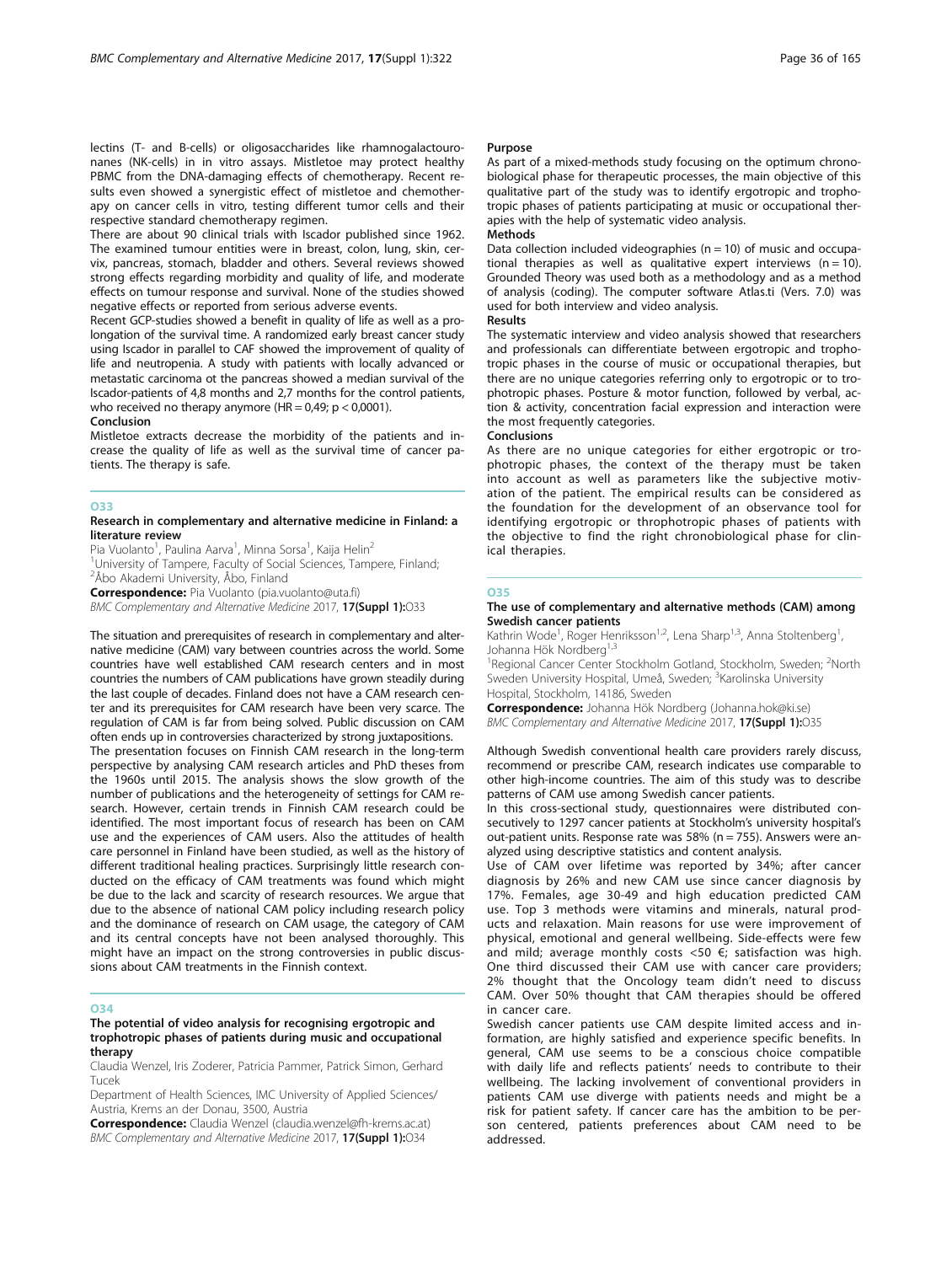lectins (T- and B-cells) or oligosaccharides like rhamnogalactouronanes (NK-cells) in in vitro assays. Mistletoe may protect healthy PBMC from the DNA-damaging effects of chemotherapy. Recent results even showed a synergistic effect of mistletoe and chemotherapy on cancer cells in vitro, testing different tumor cells and their respective standard chemotherapy regimen.

There are about 90 clinical trials with Iscador published since 1962. The examined tumour entities were in breast, colon, lung, skin, cervix, pancreas, stomach, bladder and others. Several reviews showed strong effects regarding morbidity and quality of life, and moderate effects on tumour response and survival. None of the studies showed negative effects or reported from serious adverse events.

Recent GCP-studies showed a benefit in quality of life as well as a prolongation of the survival time. A randomized early breast cancer study using Iscador in parallel to CAF showed the improvement of quality of life and neutropenia. A study with patients with locally advanced or metastatic carcinoma ot the pancreas showed a median survival of the Iscador-patients of 4,8 months and 2,7 months for the control patients, who received no therapy anymore (HR = 0,49; p < 0,0001).

**Conclusion**

Mistletoe extracts decrease the morbidity of the patients and increase the quality of life as well as the survival time of cancer patients. The therapy is safe.

## O33

### Research in complementary and alternative medicine in Finland: a literature review

Pia Vuolanto[1], Paulina Aarva[1], Minna Sorsa[1], Kaija Helin[2]

[1]University of Tampere, Faculty of Social Sciences, Tampere, Finland; [2]Åbo Akademi University, Åbo, Finland

**Correspondence:** Pia Vuolanto (pia.vuolanto@uta.fi)

*BMC Complementary and Alternative Medicine* 2017, **17(Suppl 1):**O33

The situation and prerequisites of research in complementary and alternative medicine (CAM) vary between countries across the world. Some countries have well established CAM research centers and in most countries the numbers of CAM publications have grown steadily during the last couple of decades. Finland does not have a CAM research center and its prerequisites for CAM research have been very scarce. The regulation of CAM is far from being solved. Public discussion on CAM often ends up in controversies characterized by strong juxtapositions.

The presentation focuses on Finnish CAM research in the long-term perspective by analysing CAM research articles and PhD theses from the 1960s until 2015. The analysis shows the slow growth of the number of publications and the heterogeneity of settings for CAM research. However, certain trends in Finnish CAM research could be identified. The most important focus of research has been on CAM use and the experiences of CAM users. Also the attitudes of health care personnel in Finland have been studied, as well as the history of different traditional healing practices. Surprisingly little research conducted on the efficacy of CAM treatments was found which might be due to the lack and scarcity of research resources. We argue that due to the absence of national CAM policy including research policy and the dominance of research on CAM usage, the category of CAM and its central concepts have not been analysed thoroughly. This might have an impact on the strong controversies in public discussions about CAM treatments in the Finnish context.

## O34

### The potential of video analysis for recognising ergotropic and trophotropic phases of patients during music and occupational therapy

Claudia Wenzel, Iris Zoderer, Patricia Pammer, Patrick Simon, Gerhard Tucek

Department of Health Sciences, IMC University of Applied Sciences/ Austria, Krems an der Donau, 3500, Austria

**Correspondence:** Claudia Wenzel (claudia.wenzel@fh-krems.ac.at)

*BMC Complementary and Alternative Medicine* 2017, **17(Suppl 1):**O34

**Purpose**

As part of a mixed-methods study focusing on the optimum chronobiological phase for therapeutic processes, the main objective of this qualitative part of the study was to identify ergotropic and trophotropic phases of patients participating at music or occupational therapies with the help of systematic video analysis.

**Methods**

Data collection included videographies (n = 10) of music and occupational therapies as well as qualitative expert interviews (n = 10). Grounded Theory was used both as a methodology and as a method of analysis (coding). The computer software Atlas.ti (Vers. 7.0) was used for both interview and video analysis.

**Results**

The systematic interview and video analysis showed that researchers and professionals can differentiate between ergotropic and trophotropic phases in the course of music or occupational therapies, but there are no unique categories referring only to ergotropic or to trophotropic phases. Posture & motor function, followed by verbal, action & activity, concentration facial expression and interaction were the most frequently categories.

**Conclusions**

As there are no unique categories for either ergotropic or trophotropic phases, the context of the therapy must be taken into account as well as parameters like the subjective motivation of the patient. The empirical results can be considered as the foundation for the development of an observance tool for identifying ergotropic or throphotropic phases of patients with the objective to find the right chronobiological phase for clinical therapies.

## O35

### The use of complementary and alternative methods (CAM) among Swedish cancer patients

Kathrin Wode[1], Roger Henriksson[1,2], Lena Sharp[1,3], Anna Stoltenberg[1], Johanna Hök Nordberg[1,3]

[1]Regional Cancer Center Stockholm Gotland, Stockholm, Sweden; [2]North Sweden University Hospital, Umeå, Sweden; [3]Karolinska University Hospital, Stockholm, 14186, Sweden

**Correspondence:** Johanna Hök Nordberg (Johanna.hok@ki.se)

*BMC Complementary and Alternative Medicine* 2017, **17(Suppl 1):**O35

Although Swedish conventional health care providers rarely discuss, recommend or prescribe CAM, research indicates use comparable to other high-income countries. The aim of this study was to describe patterns of CAM use among Swedish cancer patients.

In this cross-sectional study, questionnaires were distributed consecutively to 1297 cancer patients at Stockholm's university hospital's out-patient units. Response rate was 58% (n = 755). Answers were analyzed using descriptive statistics and content analysis.

Use of CAM over lifetime was reported by 34%; after cancer diagnosis by 26% and new CAM use since cancer diagnosis by 17%. Females, age 30-49 and high education predicted CAM use. Top 3 methods were vitamins and minerals, natural products and relaxation. Main reasons for use were improvement of physical, emotional and general wellbeing. Side-effects were few and mild; average monthly costs <50 €; satisfaction was high. One third discussed their CAM use with cancer care providers; 2% thought that the Oncology team didn't need to discuss CAM. Over 50% thought that CAM therapies should be offered in cancer care.

Swedish cancer patients use CAM despite limited access and information, are highly satisfied and experience specific benefits. In general, CAM use seems to be a conscious choice compatible with daily life and reflects patients' needs to contribute to their wellbeing. The lacking involvement of conventional providers in patients CAM use diverge with patients needs and might be a risk for patient safety. If cancer care has the ambition to be person centered, patients preferences about CAM need to be addressed.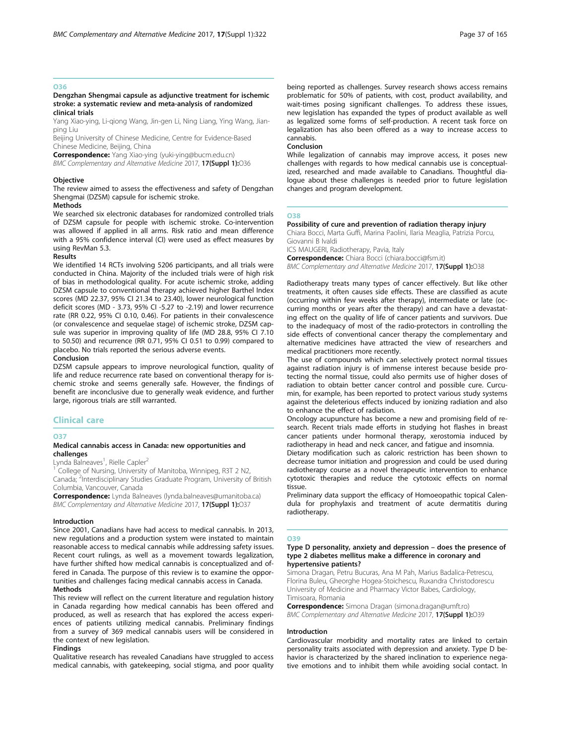## O36

### Dengzhan Shengmai capsule as adjunctive treatment for ischemic stroke: a systematic review and meta-analysis of randomized clinical trials

Yang Xiao-ying, Li-qiong Wang, Jin-gen Li, Ning Liang, Ying Wang, Jian-ping Liu

Beijing University of Chinese Medicine, Centre for Evidence-Based Chinese Medicine, Beijing, China

**Correspondence:** Yang Xiao-ying (yuki-ying@bucm.edu.cn)

*BMC Complementary and Alternative Medicine* 2017, **17(Suppl 1):**O36

#### Objective

The review aimed to assess the effectiveness and safety of Dengzhan Shengmai (DZSM) capsule for ischemic stroke.

#### Methods

We searched six electronic databases for randomized controlled trials of DZSM capsule for people with ischemic stroke. Co-intervention was allowed if applied in all arms. Risk ratio and mean difference with a 95% confidence interval (CI) were used as effect measures by using RevMan 5.3.

#### Results

We identified 14 RCTs involving 5206 participants, and all trials were conducted in China. Majority of the included trials were of high risk of bias in methodological quality. For acute ischemic stroke, adding DZSM capsule to conventional therapy achieved higher Barthel Index scores (MD 22.37, 95% CI 21.34 to 23.40), lower neurological function deficit scores (MD - 3.73, 95% CI -5.27 to -2.19) and lower recurrence rate (RR 0.22, 95% CI 0.10, 0.46). For patients in their convalescence (or convalescence and sequelae stage) of ischemic stroke, DZSM capsule was superior in improving quality of life (MD 28.8, 95% CI 7.10 to 50.50) and recurrence (RR 0.71, 95% CI 0.51 to 0.99) compared to placebo. No trials reported the serious adverse events.

#### Conclusion

DZSM capsule appears to improve neurological function, quality of life and reduce recurrence rate based on conventional therapy for ischemic stroke and seems generally safe. However, the findings of benefit are inconclusive due to generally weak evidence, and further large, rigorous trials are still warranted.

# Clinical care

## O37

### Medical cannabis access in Canada: new opportunities and challenges

Lynda Balneaves[1], Rielle Capler[2]

[1] College of Nursing, University of Manitoba, Winnipeg, R3T 2 N2, Canada; [2]Interdisciplinary Studies Graduate Program, University of British Columbia, Vancouver, Canada

**Correspondence:** Lynda Balneaves (lynda.balneaves@umanitoba.ca)

*BMC Complementary and Alternative Medicine* 2017, **17(Suppl 1):**O37

#### Introduction

Since 2001, Canadians have had access to medical cannabis. In 2013, new regulations and a production system were instated to maintain reasonable access to medical cannabis while addressing safety issues. Recent court rulings, as well as a movement towards legalization, have further shifted how medical cannabis is conceptualized and offered in Canada. The purpose of this review is to examine the opportunities and challenges facing medical cannabis access in Canada.

#### Methods

This review will reflect on the current literature and regulation history in Canada regarding how medical cannabis has been offered and produced, as well as research that has explored the access experiences of patients utilizing medical cannabis. Preliminary findings from a survey of 369 medical cannabis users will be considered in the context of new legislation.

#### Findings

Qualitative research has revealed Canadians have struggled to access medical cannabis, with gatekeeping, social stigma, and poor quality being reported as challenges. Survey research shows access remains problematic for 50% of patients, with cost, product availability, and wait-times posing significant challenges. To address these issues, new legislation has expanded the types of product available as well as legalized some forms of self-production. A recent task force on legalization has also been offered as a way to increase access to cannabis.

#### Conclusion

While legalization of cannabis may improve access, it poses new challenges with regards to how medical cannabis use is conceptualized, researched and made available to Canadians. Thoughtful dialogue about these challenges is needed prior to future legislation changes and program development.

## O38

### Possibility of cure and prevention of radiation therapy injury

Chiara Bocci, Marta Guffi, Marina Paolini, Ilaria Meaglia, Patrizia Porcu, Giovanni B Ivaldi

ICS MAUGERI, Radiotherapy, Pavia, Italy

**Correspondence:** Chiara Bocci (chiara.bocci@fsm.it)

*BMC Complementary and Alternative Medicine* 2017, **17(Suppl 1):**O38

Radiotherapy treats many types of cancer effectively. But like other treatments, it often causes side effects. These are classified as acute (occurring within few weeks after therapy), intermediate or late (occurring months or years after the therapy) and can have a devastating effect on the quality of life of cancer patients and survivors. Due to the inadequacy of most of the radio-protectors in controlling the side effects of conventional cancer therapy the complementary and alternative medicines have attracted the view of researchers and medical practitioners more recently.

The use of compounds which can selectively protect normal tissues against radiation injury is of immense interest because beside protecting the normal tissue, could also permits use of higher doses of radiation to obtain better cancer control and possible cure. Curcumin, for example, has been reported to protect various study systems against the deleterious effects induced by ionizing radiation and also to enhance the effect of radiation.

Oncology acupuncture has become a new and promising field of research. Recent trials made efforts in studying hot flashes in breast cancer patients under hormonal therapy, xerostomia induced by radiotherapy in head and neck cancer, and fatigue and insomnia.

Dietary modification such as caloric restriction has been shown to decrease tumor initiation and progression and could be used during radiotherapy course as a novel therapeutic intervention to enhance cytotoxic therapies and reduce the cytotoxic effects on normal tissue.

Preliminary data support the efficacy of Homoeopathic topical Calendula for prophylaxis and treatment of acute dermatitis during radiotherapy.

## O39

### Type D personality, anxiety and depression – does the presence of type 2 diabetes mellitus make a difference in coronary and hypertensive patients?

Simona Dragan, Petru Bucuras, Ana M Pah, Marius Badalica-Petrescu, Florina Buleu, Gheorghe Hogea-Stoichescu, Ruxandra Christodorescu

University of Medicine and Pharmacy Victor Babes, Cardiology, Timisoara, Romania

**Correspondence:** Simona Dragan (simona.dragan@umft.ro)

*BMC Complementary and Alternative Medicine* 2017, **17(Suppl 1):**O39

#### Introduction

Cardiovascular morbidity and mortality rates are linked to certain personality traits associated with depression and anxiety. Type D behavior is characterized by the shared inclination to experience negative emotions and to inhibit them while avoiding social contact. In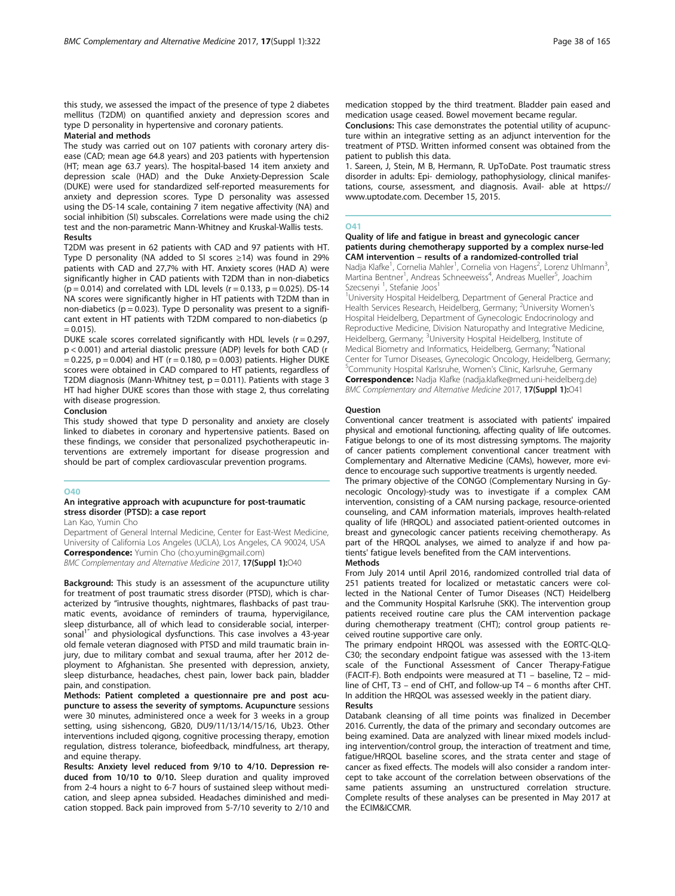this study, we assessed the impact of the presence of type 2 diabetes mellitus (T2DM) on quantified anxiety and depression scores and type D personality in hypertensive and coronary patients.

**Material and methods**

The study was carried out on 107 patients with coronary artery disease (CAD; mean age 64.8 years) and 203 patients with hypertension (HT; mean age 63.7 years). The hospital-based 14 item anxiety and depression scale (HAD) and the Duke Anxiety-Depression Scale (DUKE) were used for standardized self-reported measurements for anxiety and depression scores. Type D personality was assessed using the DS-14 scale, containing 7 item negative affectivity (NA) and social inhibition (SI) subscales. Correlations were made using the chi2 test and the non-parametric Mann-Whitney and Kruskal-Wallis tests.

**Results**

T2DM was present in 62 patients with CAD and 97 patients with HT. Type D personality (NA added to SI scores ≥14) was found in 29% patients with CAD and 27,7% with HT. Anxiety scores (HAD A) were significantly higher in CAD patients with T2DM than in non-diabetics ($p = 0.014$) and correlated with LDL levels ($r = 0.133$, $p = 0.025$). DS-14 NA scores were significantly higher in HT patients with T2DM than in non-diabetics ($p = 0.023$). Type D personality was present to a significant extent in HT patients with T2DM compared to non-diabetics ($p = 0.015$).

DUKE scale scores correlated significantly with HDL levels ($r = 0.297$, $p < 0.001$) and arterial diastolic pressure (ADP) levels for both CAD ($r = 0.225$, $p = 0.004$) and HT ($r = 0.180$, $p = 0.003$) patients. Higher DUKE scores were obtained in CAD compared to HT patients, regardless of T2DM diagnosis (Mann-Whitney test, $p = 0.011$). Patients with stage 3 HT had higher DUKE scores than those with stage 2, thus correlating with disease progression.

**Conclusion**

This study showed that type D personality and anxiety are closely linked to diabetes in coronary and hypertensive patients. Based on these findings, we consider that personalized psychotherapeutic interventions are extremely important for disease progression and should be part of complex cardiovascular prevention programs.

## O40

### An integrative approach with acupuncture for post-traumatic stress disorder (PTSD): a case report

Lan Kao, Yumin Cho

Department of General Internal Medicine, Center for East-West Medicine, University of California Los Angeles (UCLA), Los Angeles, CA 90024, USA

**Correspondence:** Yumin Cho (cho.yumin@gmail.com)

*BMC Complementary and Alternative Medicine* 2017, **17(Suppl 1):**O40

**Background:** This study is an assessment of the acupuncture utility for treatment of post traumatic stress disorder (PTSD), which is characterized by "intrusive thoughts, nightmares, flashbacks of past traumatic events, avoidance of reminders of trauma, hypervigilance, sleep disturbance, all of which lead to considerable social, interpersonal[1]" and physiological dysfunctions. This case involves a 43-year old female veteran diagnosed with PTSD and mild traumatic brain injury, due to military combat and sexual trauma, after her 2012 deployment to Afghanistan. She presented with depression, anxiety, sleep disturbance, headaches, chest pain, lower back pain, bladder pain, and constipation.

**Methods: Patient completed a questionnaire pre and post acupuncture to assess the severity of symptoms. Acupuncture** sessions were 30 minutes, administered once a week for 3 weeks in a group setting, using sishencong, GB20, DU9/11/13/14/15/16, Ub23. Other interventions included qigong, cognitive processing therapy, emotion regulation, distress tolerance, biofeedback, mindfulness, art therapy, and equine therapy.

**Results: Anxiety level reduced from 9/10 to 4/10. Depression reduced from 10/10 to 0/10.** Sleep duration and quality improved from 2-4 hours a night to 6-7 hours of sustained sleep without medication, and sleep apnea subsided. Headaches diminished and medication stopped. Back pain improved from 5-7/10 severity to 2/10 and medication stopped by the third treatment. Bladder pain eased and medication usage ceased. Bowel movement became regular.

**Conclusions:** This case demonstrates the potential utility of acupuncture within an integrative setting as an adjunct intervention for the treatment of PTSD. Written informed consent was obtained from the patient to publish this data.

1. Sareen, J, Stein, M B, Hermann, R. UpToDate. Post traumatic stress disorder in adults: Epi- demiology, pathophysiology, clinical manifestations, course, assessment, and diagnosis. Avail- able at https://www.uptodate.com. December 15, 2015.

## O41

### Quality of life and fatigue in breast and gynecologic cancer patients during chemotherapy supported by a complex nurse-led CAM intervention – results of a randomized-controlled trial

Nadja Klafke[1], Cornelia Mahler[1], Cornelia von Hagens[2], Lorenz Uhlmann[3], Martina Bentner[1], Andreas Schneeweiss[4], Andreas Mueller[5], Joachim Szecsenyi [1], Stefanie Joos[1]

[1]University Hospital Heidelberg, Department of General Practice and Health Services Research, Heidelberg, Germany; [2]University Women's Hospital Heidelberg, Department of Gynecologic Endocrinology and Reproductive Medicine, Division Naturopathy and Integrative Medicine, Heidelberg, Germany; [3]University Hospital Heidelberg, Institute of Medical Biometry and Informatics, Heidelberg, Germany; [4]National Center for Tumor Diseases, Gynecologic Oncology, Heidelberg, Germany; [5]Community Hospital Karlsruhe, Women's Clinic, Karlsruhe, Germany

**Correspondence:** Nadja Klafke (nadja.klafke@med.uni-heidelberg.de)

*BMC Complementary and Alternative Medicine* 2017, **17(Suppl 1):**O41

**Question**

Conventional cancer treatment is associated with patients' impaired physical and emotional functioning, affecting quality of life outcomes. Fatigue belongs to one of its most distressing symptoms. The majority of cancer patients complement conventional cancer treatment with Complementary and Alternative Medicine (CAMs), however, more evidence to encourage such supportive treatments is urgently needed.

The primary objective of the CONGO (Complementary Nursing in Gynecologic Oncology)-study was to investigate if a complex CAM intervention, consisting of a CAM nursing package, resource-oriented counseling, and CAM information materials, improves health-related quality of life (HRQOL) and associated patient-oriented outcomes in breast and gynecologic cancer patients receiving chemotherapy. As part of the HRQOL analyses, we aimed to analyze if and how patients' fatigue levels benefited from the CAM interventions.

**Methods**

From July 2014 until April 2016, randomized controlled trial data of 251 patients treated for localized or metastatic cancers were collected in the National Center of Tumor Diseases (NCT) Heidelberg and the Community Hospital Karlsruhe (SKK). The intervention group patients received routine care plus the CAM intervention package during chemotherapy treatment (CHT); control group patients received routine supportive care only.

The primary endpoint HRQOL was assessed with the EORTC-QLQ-C30; the secondary endpoint fatigue was assessed with the 13-item scale of the Functional Assessment of Cancer Therapy-Fatigue (FACIT-F). Both endpoints were measured at T1 – baseline, T2 – midline of CHT, T3 – end of CHT, and follow-up T4 – 6 months after CHT. In addition the HRQOL was assessed weekly in the patient diary.

**Results**

Databank cleansing of all time points was finalized in December 2016. Currently, the data of the primary and secondary outcomes are being examined. Data are analyzed with linear mixed models including intervention/control group, the interaction of treatment and time, fatigue/HRQOL baseline scores, and the strata center and stage of cancer as fixed effects. The models will also consider a random intercept to take account of the correlation between observations of the same patients assuming an unstructured correlation structure. Complete results of these analyses can be presented in May 2017 at the ECIM&ICCMR.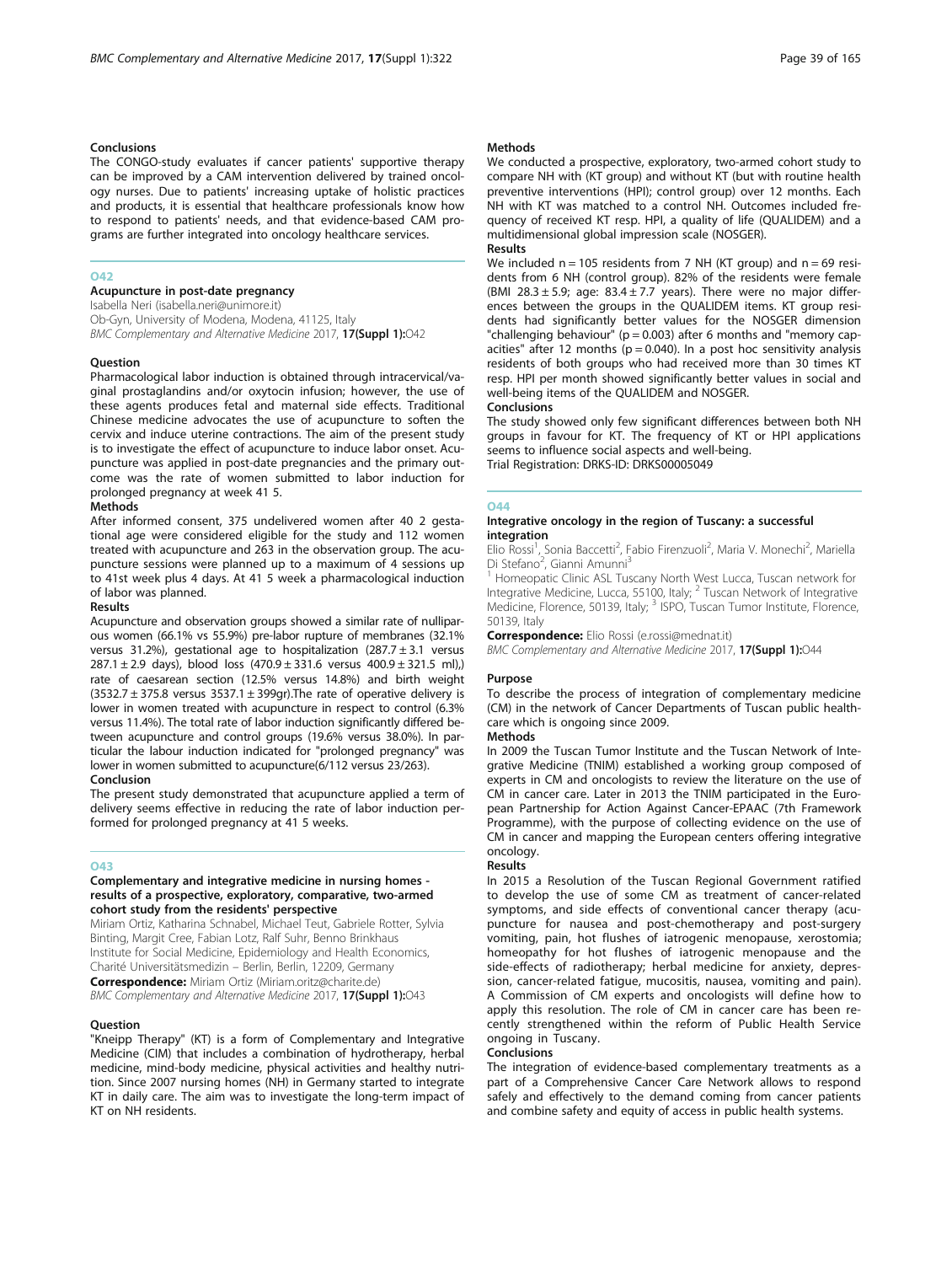### Conclusions

The CONGO-study evaluates if cancer patients' supportive therapy can be improved by a CAM intervention delivered by trained oncology nurses. Due to patients' increasing uptake of holistic practices and products, it is essential that healthcare professionals know how to respond to patients' needs, and that evidence-based CAM programs are further integrated into oncology healthcare services.

## O42

### Acupuncture in post-date pregnancy

Isabella Neri (isabella.neri@unimore.it)
Ob-Gyn, University of Modena, Modena, 41125, Italy
*BMC Complementary and Alternative Medicine* 2017, **17(Suppl 1):**O42

### Question

Pharmacological labor induction is obtained through intracervical/vaginal prostaglandins and/or oxytocin infusion; however, the use of these agents produces fetal and maternal side effects. Traditional Chinese medicine advocates the use of acupuncture to soften the cervix and induce uterine contractions. The aim of the present study is to investigate the effect of acupuncture to induce labor onset. Acupuncture was applied in post-date pregnancies and the primary outcome was the rate of women submitted to labor induction for prolonged pregnancy at week 41 5.

### Methods

After informed consent, 375 undelivered women after 40 2 gestational age were considered eligible for the study and 112 women treated with acupuncture and 263 in the observation group. The acupuncture sessions were planned up to a maximum of 4 sessions up to 41st week plus 4 days. At 41 5 week a pharmacological induction of labor was planned.

### Results

Acupuncture and observation groups showed a similar rate of nulliparous women (66.1% vs 55.9%) pre-labor rupture of membranes (32.1% versus 31.2%), gestational age to hospitalization (287.7 ± 3.1 versus 287.1 ± 2.9 days), blood loss (470.9 ± 331.6 versus 400.9 ± 321.5 ml),) rate of caesarean section (12.5% versus 14.8%) and birth weight (3532.7 ± 375.8 versus 3537.1 ± 399gr).The rate of operative delivery is lower in women treated with acupuncture in respect to control (6.3% versus 11.4%). The total rate of labor induction significantly differed between acupuncture and control groups (19.6% versus 38.0%). In particular the labour induction indicated for "prolonged pregnancy" was lower in women submitted to acupuncture(6/112 versus 23/263).

### Conclusion

The present study demonstrated that acupuncture applied a term of delivery seems effective in reducing the rate of labor induction performed for prolonged pregnancy at 41 5 weeks.

## O43

### Complementary and integrative medicine in nursing homes - results of a prospective, exploratory, comparative, two-armed cohort study from the residents' perspective

Miriam Ortiz, Katharina Schnabel, Michael Teut, Gabriele Rotter, Sylvia Binting, Margit Cree, Fabian Lotz, Ralf Suhr, Benno Brinkhaus
Institute for Social Medicine, Epidemiology and Health Economics, Charité Universitätsmedizin – Berlin, Berlin, 12209, Germany
**Correspondence:** Miriam Ortiz (Miriam.oritz@charite.de)
*BMC Complementary and Alternative Medicine* 2017, **17(Suppl 1):**O43

### Question

"Kneipp Therapy" (KT) is a form of Complementary and Integrative Medicine (CIM) that includes a combination of hydrotherapy, herbal medicine, mind-body medicine, physical activities and healthy nutrition. Since 2007 nursing homes (NH) in Germany started to integrate KT in daily care. The aim was to investigate the long-term impact of KT on NH residents.

### Methods

We conducted a prospective, exploratory, two-armed cohort study to compare NH with (KT group) and without KT (but with routine health preventive interventions (HPI); control group) over 12 months. Each NH with KT was matched to a control NH. Outcomes included frequency of received KT resp. HPI, a quality of life (QUALIDEM) and a multidimensional global impression scale (NOSGER).

### Results

We included n = 105 residents from 7 NH (KT group) and n = 69 residents from 6 NH (control group). 82% of the residents were female (BMI 28.3 ± 5.9; age: 83.4 ± 7.7 years). There were no major differences between the groups in the QUALIDEM items. KT group residents had significantly better values for the NOSGER dimension "challenging behaviour" (p = 0.003) after 6 months and "memory capacities" after 12 months (p = 0.040). In a post hoc sensitivity analysis residents of both groups who had received more than 30 times KT resp. HPI per month showed significantly better values in social and well-being items of the QUALIDEM and NOSGER.

### Conclusions

The study showed only few significant differences between both NH groups in favour for KT. The frequency of KT or HPI applications seems to influence social aspects and well-being.
Trial Registration: DRKS-ID: DRKS00005049

## O44

### Integrative oncology in the region of Tuscany: a successful integration

Elio Rossi[1], Sonia Baccetti[2], Fabio Firenzuoli[2], Maria V. Monechi[2], Mariella Di Stefano[2], Gianni Amunni[3]

[1] Homeopatic Clinic ASL Tuscany North West Lucca, Tuscan network for Integrative Medicine, Lucca, 55100, Italy; [2] Tuscan Network of Integrative Medicine, Florence, 50139, Italy; [3] ISPO, Tuscan Tumor Institute, Florence, 50139, Italy

**Correspondence:** Elio Rossi (e.rossi@mednat.it)
*BMC Complementary and Alternative Medicine* 2017, **17(Suppl 1):**O44

### Purpose

To describe the process of integration of complementary medicine (CM) in the network of Cancer Departments of Tuscan public healthcare which is ongoing since 2009.

### Methods

In 2009 the Tuscan Tumor Institute and the Tuscan Network of Integrative Medicine (TNIM) established a working group composed of experts in CM and oncologists to review the literature on the use of CM in cancer care. Later in 2013 the TNIM participated in the European Partnership for Action Against Cancer-EPAAC (7th Framework Programme), with the purpose of collecting evidence on the use of CM in cancer and mapping the European centers offering integrative oncology.

### Results

In 2015 a Resolution of the Tuscan Regional Government ratified to develop the use of some CM as treatment of cancer-related symptoms, and side effects of conventional cancer therapy (acupuncture for nausea and post-chemotherapy and post-surgery vomiting, pain, hot flushes of iatrogenic menopause, xerostomia; homeopathy for hot flushes of iatrogenic menopause and the side-effects of radiotherapy; herbal medicine for anxiety, depression, cancer-related fatigue, mucositis, nausea, vomiting and pain). A Commission of CM experts and oncologists will define how to apply this resolution. The role of CM in cancer care has been recently strengthened within the reform of Public Health Service ongoing in Tuscany.

### Conclusions

The integration of evidence-based complementary treatments as a part of a Comprehensive Cancer Care Network allows to respond safely and effectively to the demand coming from cancer patients and combine safety and equity of access in public health systems.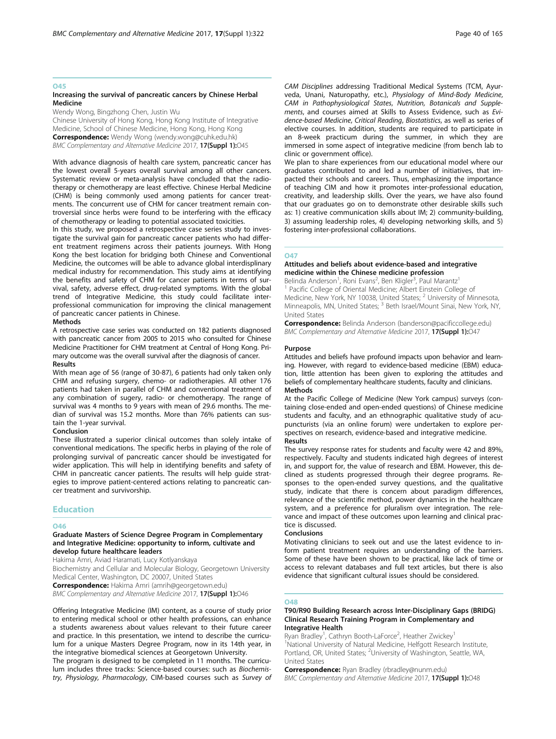### O45

#### Increasing the survival of pancreatic cancers by Chinese Herbal Medicine

Wendy Wong, Bingzhong Chen, Justin Wu

Chinese University of Hong Kong, Hong Kong Institute of Integrative Medicine, School of Chinese Medicine, Hong Kong, Hong Kong

**Correspondence:** Wendy Wong (wendy.wong@cuhk.edu.hk)

*BMC Complementary and Alternative Medicine* 2017, **17(Suppl 1):**O45

With advance diagnosis of health care system, pancreatic cancer has the lowest overall 5-years overall survival among all other cancers. Systematic review or meta-analysis have concluded that the radiotherapy or chemotherapy are least effective. Chinese Herbal Medicine (CHM) is being commonly used among patients for cancer treatments. The concurrent use of CHM for cancer treatment remain controversial since herbs were found to be interfering with the efficacy of chemotherapy or leading to potential associated toxicities.

In this study, we proposed a retrospective case series study to investigate the survival gain for pancreatic cancer patients who had different treatment regimens across their patients journeys. With Hong Kong the best location for bridging both Chinese and Conventional Medicine, the outcomes will be able to advance global interdisplinary medical industry for recommendation. This study aims at identifying the benefits and safety of CHM for cancer patients in terms of survival, safety, adverse effect, drug-related symptoms. With the global trend of Integrative Medicine, this study could facilitate inter-professional communication for improving the clinical management of pancreatic cancer patients in Chinese.

**Methods**

A retrospective case series was conducted on 182 patients diagnosed with pancreatic cancer from 2005 to 2015 who consulted for Chinese Medicine Practitioner for CHM treatment at Central of Hong Kong. Primary outcome was the overall survival after the diagnosis of cancer.

**Results**

With mean age of 56 (range of 30-87), 6 patients had only taken only CHM and refusing surgery, chemo- or radiotherapies. All other 176 patients had taken in parallel of CHM and conventional treatment of any combination of sugery, radio- or chemotherapy. The range of survival was 4 months to 9 years with mean of 29.6 months. The median of survival was 15.2 months. More than 76% patients can sustain the 1-year survival.

**Conclusion**

These illustrated a superior clinical outcomes than solely intake of conventional medications. The specific herbs in playing of the role of prolonging survival of pancreatic cancer should be investigated for wider application. This will help in identifying benefits and safety of CHM in pancreatic cancer patients. The results will help guide strategies to improve patient-centered actions relating to pancreatic cancer treatment and survivorship.

## Education

### O46

#### Graduate Masters of Science Degree Program in Complementary and Integrative Medicine: opportunity to inform, cultivate and develop future healthcare leaders

Hakima Amri, Aviad Haramati, Lucy Kotlyanskaya

Biochemistry and Cellular and Molecular Biology, Georgetown University Medical Center, Washington, DC 20007, United States

**Correspondence:** Hakima Amri (amrih@georgetown.edu)

*BMC Complementary and Alternative Medicine* 2017, **17(Suppl 1):**O46

Offering Integrative Medicine (IM) content, as a course of study prior to entering medical school or other health professions, can enhance a students awareness about values relevant to their future career and practice. In this presentation, we intend to describe the curriculum for a unique Masters Degree Program, now in its 14th year, in the integrative biomedical sciences at Georgetown University.

The program is designed to be completed in 11 months. The curriculum includes three tracks: Science-based courses: such as *Biochemistry, Physiology, Pharmacology*, CIM-based courses such as *Survey of CAM Disciplines* addressing Traditional Medical Systems (TCM, Ayurveda, Unani, Naturopathy, etc.), *Physiology of Mind-Body Medicine*, *CAM in Pathophysiological States*, *Nutrition, Botanicals and Supplements*, and courses aimed at Skills to Assess Evidence, such as *Evidence-based Medicine*, *Critical Reading*, *Biostatistics*, as well as series of elective courses. In addition, students are required to participate in an 8-week practicum during the summer, in which they are immersed in some aspect of integrative medicine (from bench lab to clinic or government office).

We plan to share experiences from our educational model where our graduates contributed to and led a number of initiatives, that impacted their schools and careers. Thus, emphasizing the importance of teaching CIM and how it promotes inter-professional education, creativity, and leadership skills. Over the years, we have also found that our graduates go on to demonstrate other desirable skills such as: 1) creative communication skills about IM; 2) community-building, 3) assuming leadership roles, 4) developing networking skills, and 5) fostering inter-professional collaborations.

### O47

#### Attitudes and beliefs about evidence-based and integrative medicine within the Chinese medicine profession

Belinda Anderson[1], Roni Evans[2], Ben Kligler[3], Paul Marantz[1]

[1] Pacific College of Oriental Medicine; Albert Einstein College of Medicine, New York, NY 10038, United States; [2] University of Minnesota, Minneapolis, MN, United States; [3] Beth Israel/Mount Sinai, New York, NY, United States

**Correspondence:** Belinda Anderson (banderson@pacificcollege.edu)

*BMC Complementary and Alternative Medicine* 2017, **17(Suppl 1):**O47

**Purpose**

Attitudes and beliefs have profound impacts upon behavior and learning. However, with regard to evidence-based medicine (EBM) education, little attention has been given to exploring the attitudes and beliefs of complementary healthcare students, faculty and clinicians.

**Methods**

At the Pacific College of Medicine (New York campus) surveys (containing close-ended and open-ended questions) of Chinese medicine students and faculty, and an ethnographic qualitative study of acupuncturists (via an online forum) were undertaken to explore perspectives on research, evidence-based and integrative medicine.

**Results**

The survey response rates for students and faculty were 42 and 89%, respectively. Faculty and students indicated high degrees of interest in, and support for, the value of research and EBM. However, this declined as students progressed through their degree programs. Responses to the open-ended survey questions, and the qualitative study, indicate that there is concern about paradigm differences, relevance of the scientific method, power dynamics in the healthcare system, and a preference for pluralism over integration. The relevance and impact of these outcomes upon learning and clinical practice is discussed.

**Conclusions**

Motivating clinicians to seek out and use the latest evidence to inform patient treatment requires an understanding of the barriers. Some of these have been shown to be practical, like lack of time or access to relevant databases and full text articles, but there is also evidence that significant cultural issues should be considered.

### O48

#### T90/R90 Building Research across Inter-Disciplinary Gaps (BRIDG) Clinical Research Training Program in Complementary and Integrative Health

Ryan Bradley[1], Cathryn Booth-LaForce[2], Heather Zwickey[1]

[1]National University of Natural Medicine, Helfgott Research Institute, Portland, OR, United States; [2]University of Washington, Seattle, WA, United States

**Correspondence:** Ryan Bradley (rbradley@nunm.edu)

*BMC Complementary and Alternative Medicine* 2017, **17(Suppl 1):**O48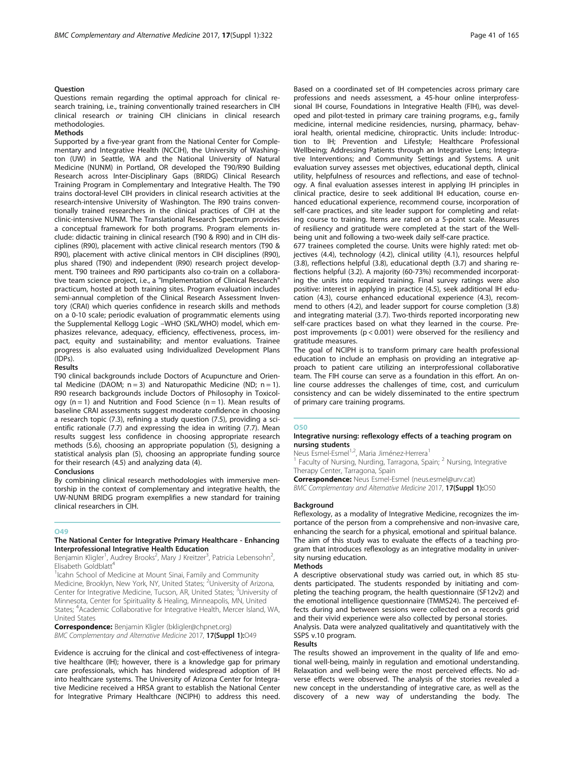#### Question

Questions remain regarding the optimal approach for clinical research training, i.e., training conventionally trained researchers in CIH clinical research *or* training CIH clinicians in clinical research methodologies.

#### Methods

Supported by a five-year grant from the National Center for Complementary and Integrative Health (NCCIH), the University of Washington (UW) in Seattle, WA and the National University of Natural Medicine (NUNM) in Portland, OR developed the T90/R90 Building Research across Inter-Disciplinary Gaps (BRIDG) Clinical Research Training Program in Complementary and Integrative Health. The T90 trains doctoral-level CIH providers in clinical research activities at the research-intensive University of Washington. The R90 trains conventionally trained researchers in the clinical practices of CIH at the clinic-intensive NUNM. The Translational Research Spectrum provides a conceptual framework for both programs. Program elements include: didactic training in clinical research (T90 & R90) and in CIH disciplines (R90), placement with active clinical research mentors (T90 & R90), placement with active clinical mentors in CIH disciplines (R90), plus shared (T90) and independent (R90) research project development. T90 trainees and R90 participants also co-train on a collaborative team science project, i.e., a "Implementation of Clinical Research" practicum, hosted at both training sites. Program evaluation includes semi-annual completion of the Clinical Research Assessment Inventory (CRAI) which queries confidence in research skills and methods on a 0-10 scale; periodic evaluation of programmatic elements using the Supplemental Kellogg Logic –WHO (SKL/WHO) model, which emphasizes relevance, adequacy, efficiency, effectiveness, process, impact, equity and sustainability; and mentor evaluations. Trainee progress is also evaluated using Individualized Development Plans (IDPs).

#### Results

T90 clinical backgrounds include Doctors of Acupuncture and Oriental Medicine (DAOM; n = 3) and Naturopathic Medicine (ND; n = 1). R90 research backgrounds include Doctors of Philosophy in Toxicology (n = 1) and Nutrition and Food Science (n = 1). Mean results of baseline CRAI assessments suggest moderate confidence in choosing a research topic (7.3), refining a study question (7.5), providing a scientific rationale (7.7) and expressing the idea in writing (7.7). Mean results suggest less confidence in choosing appropriate research methods (5.6), choosing an appropriate population (5), designing a statistical analysis plan (5), choosing an appropriate funding source for their research (4.5) and analyzing data (4).

#### Conclusions

By combining clinical research methodologies with immersive mentorship in the context of complementary and integrative health, the UW-NUNM BRIDG program exemplifies a new standard for training clinical researchers in CIH.

## O49

### The National Center for Integrative Primary Healthcare - Enhancing Interprofessional Integrative Health Education

Benjamin Kligler[1], Audrey Brooks[2], Mary J Kreitzer[3], Patricia Lebensohn[2], Elisabeth Goldblatt[4]

[1]Icahn School of Medicine at Mount Sinai, Family and Community Medicine, Brooklyn, New York, NY, United States; [2]University of Arizona, Center for Integrative Medicine, Tucson, AR, United States; [3]University of Minnesota, Center for Spirituality & Healing, Minneapolis, MN, United States; [4]Academic Collaborative for Integrative Health, Mercer Island, WA, United States

**Correspondence:** Benjamin Kligler (bkligler@chpnet.org)
*BMC Complementary and Alternative Medicine* 2017, **17(Suppl 1):**O49

Evidence is accruing for the clinical and cost-effectiveness of integrative healthcare (IH); however, there is a knowledge gap for primary care professionals, which has hindered widespread adoption of IH into healthcare systems. The University of Arizona Center for Integrative Medicine received a HRSA grant to establish the National Center for Integrative Primary Healthcare (NCIPH) to address this need. Based on a coordinated set of IH competencies across primary care professions and needs assessment, a 45-hour online interprofessional IH course, Foundations in Integrative Health (FIH), was developed and pilot-tested in primary care training programs, e.g., family medicine, internal medicine residencies, nursing, pharmacy, behavioral health, oriental medicine, chiropractic. Units include: Introduction to IH; Prevention and Lifestyle; Healthcare Professional Wellbeing; Addressing Patients through an Integrative Lens; Integrative Interventions; and Community Settings and Systems. A unit evaluation survey assesses met objectives, educational depth, clinical utility, helpfulness of resources and reflections, and ease of technology. A final evaluation assesses interest in applying IH principles in clinical practice, desire to seek additional IH education, course enhanced educational experience, recommend course, incorporation of self-care practices, and site leader support for completing and relating course to training. Items are rated on a 5-point scale. Measures of resiliency and gratitude were completed at the start of the Wellbeing unit and following a two-week daily self-care practice.

677 trainees completed the course. Units were highly rated: met objectives (4.4), technology (4.2), clinical utility (4.1), resources helpful (3.8), reflections helpful (3.8), educational depth (3.7) and sharing reflections helpful (3.2). A majority (60-73%) recommended incorporating the units into required training. Final survey ratings were also positive: interest in applying in practice (4.5), seek additional IH education (4.3), course enhanced educational experience (4.3), recommend to others (4.2), and leader support for course completion (3.8) and integrating material (3.7). Two-thirds reported incorporating new self-care practices based on what they learned in the course. Pre-post improvements ($p < 0.001$) were observed for the resiliency and gratitude measures.

The goal of NCIPH is to transform primary care health professional education to include an emphasis on providing an integrative approach to patient care utilizing an interprofessional collaborative team. The FIH course can serve as a foundation in this effort. An online course addresses the challenges of time, cost, and curriculum consistency and can be widely disseminated to the entire spectrum of primary care training programs.

## O50

### Integrative nursing: reflexology effects of a teaching program on nursing students

Neus Esmel-Esmel[1,2], Maria Jiménez-Herrera[1]

[1] Faculty of Nursing, Nurding, Tarragona, Spain; [2] Nursing, Integrative Therapy Center, Tarragona, Spain

**Correspondence:** Neus Esmel-Esmel (neus.esmel@urv.cat)
*BMC Complementary and Alternative Medicine* 2017, **17(Suppl 1):**O50

#### Background

Reflexology, as a modality of Integrative Medicine, recognizes the importance of the person from a comprehensive and non-invasive care, enhancing the search for a physical, emotional and spiritual balance. The aim of this study was to evaluate the effects of a teaching program that introduces reflexology as an integrative modality in university nursing education.

#### Methods

A descriptive observational study was carried out, in which 85 students participated. The students responded by initiating and completing the teaching program, the health questionnaire (SF12v2) and the emotional intelligence questionnaire (TMMS24). The perceived effects during and between sessions were collected on a records grid and their vivid experience were also collected by personal stories.

Analysis. Data were analyzed qualitatively and quantitatively with the SSPS v.10 program.

#### Results

The results showed an improvement in the quality of life and emotional well-being, mainly in regulation and emotional understanding. Relaxation and well-being were the most perceived effects. No adverse effects were observed. The analysis of the stories revealed a new concept in the understanding of integrative care, as well as the discovery of a new way of understanding the body. The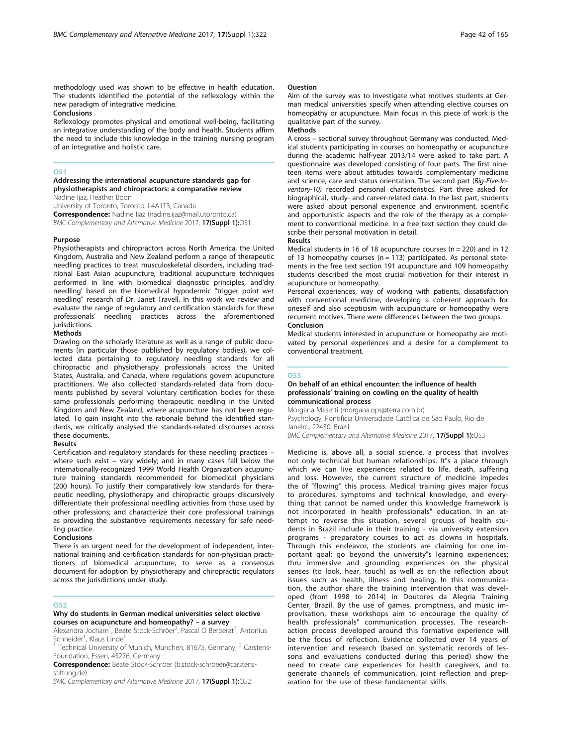methodology used was shown to be effective in health education. The students identified the potential of the reflexology within the new paradigm of integrative medicine.

**Conclusions**

Reflexology promotes physical and emotional well-being, facilitating an integrative understanding of the body and health. Students affirm the need to include this knowledge in the training nursing program of an integrative and holistic care.

## O51

### Addressing the international acupuncture standards gap for physiotherapists and chiropractors: a comparative review

Nadine Ijaz, Heather Boon

University of Toronto, Toronto, L4A1T3, Canada

**Correspondence:** Nadine Ijaz (nadine.ijaz@mail.utoronto.ca)

*BMC Complementary and Alternative Medicine* 2017, **17(Suppl 1):**O51

**Purpose**

Physiotherapists and chiropractors across North America, the United Kingdom, Australia and New Zealand perform a range of therapeutic needling practices to treat musculoskeletal disorders, including traditional East Asian acupuncture, traditional acupuncture techniques performed in line with biomedical diagnostic principles, and'dry needling' based on the biomedical hypodermic "trigger point wet needling" research of Dr. Janet Travell. In this work we review and evaluate the range of regulatory and certification standards for these professionals' needling practices across the aforementioned jurisdictions.

**Methods**

Drawing on the scholarly literature as well as a range of public documents (in particular those published by regulatory bodies), we collected data pertaining to regulatory needling standards for all chiropractic and physiotherapy professionals across the United States, Australia, and Canada, where regulations govern acupuncture practitioners. We also collected standards-related data from documents published by several voluntary certification bodies for these same professionals performing therapeutic needling in the United Kingdom and New Zealand, where acupuncture has not been regulated. To gain insight into the rationale behind the identified standards, we critically analysed the standards-related discourses across these documents.

**Results**

Certification and regulatory standards for these needling practices – where such exist – vary widely; and in many cases fall below the internationally-recognized 1999 World Health Organization acupuncture training standards recommended for biomedical physicians (200 hours). To justify their comparatively low standards for therapeutic needling, physiotherapy and chiropractic groups discursively differentiate their professional needling activities from those used by other professions; and characterize their core professional trainings as providing the substantive requirements necessary for safe needling practice.

**Conclusions**

There is an urgent need for the development of independent, international training and certification standards for non-physician practitioners of biomedical acupuncture, to serve as a consensus document for adoption by physiotherapy and chiropractic regulators across the jurisdictions under study.

## O52

### Why do students in German medical universities select elective courses on acupuncture and homeopathy? – a survey

Alexandra Jocham[1], Beate Stock-Schröer[2], Pascal O Berberat[1], Antonius Schneider[1], Klaus Linde[1]

[1] Technical University of Munich, München, 81675, Germany; [2] Carstens-Foundation, Essen, 45276, Germany

**Correspondence:** Beate Stock-Schröer (b.stock-schroeer@carstens-stiftung.de)

*BMC Complementary and Alternative Medicine* 2017, **17(Suppl 1):**O52

**Question**

Aim of the survey was to investigate what motives students at German medical universities specify when attending elective courses on homeopathy or acupuncture. Main focus in this piece of work is the qualitative part of the survey.

**Methods**

A cross – sectional survey throughout Germany was conducted. Medical students participating in courses on homeopathy or acupuncture during the academic half-year 2013/14 were asked to take part. A questionnaire was developed consisting of four parts. The first nineteen items were about attitudes towards complementary medicine and science, care and status orientation. The second part (*Big-Five-Inventory-10*) recorded personal characteristics. Part three asked for biographical, study- and career-related data. In the last part, students were asked about personal experience and environment, scientific and opportunistic aspects and the role of the therapy as a complement to conventional medicine. In a free text section they could describe their personal motivation in detail.

**Results**

Medical students in 16 of 18 acupuncture courses (n = 220) and in 12 of 13 homeopathy courses (n = 113) participated. As personal statements in the free text section 191 acupuncture and 109 homeopathy students described the most crucial motivation for their interest in acupuncture or homeopathy.

Personal experiences, way of working with patients, dissatisfaction with conventional medicine, developing a coherent approach for oneself and also scepticism with acupuncture or homeopathy were recurrent motives. There were differences between the two groups.

**Conclusion**

Medical students interested in acupuncture or homeopathy are motivated by personal experiences and a desire for a complement to conventional treatment.

## O53

### On behalf of an ethical encounter: the influence of health professionals' training on cowling on the quality of health communicational process

Morgana Masetti (morgana.ops@terra.com.br)

Psychology, Pontificia Universidade Católica de Sao Paulo, Rio de Janeiro, 22430, Brazil

*BMC Complementary and Alternative Medicine* 2017, **17(Suppl 1):**O53

Medicine is, above all, a social science, a process that involves not only technical but human relationships. It"s a place through which we can live experiences related to life, death, suffering and loss. However, the current structure of medicine impedes the of "flowing" this process. Medical training gives major focus to procedures, symptoms and technical knowledge, and everything that cannot be named under this knowledge framework is not incorporated in health professionals" education. In an attempt to reverse this situation, several groups of health students in Brazil include in their training - via university extension programs - preparatory courses to act as clowns in hospitals. Through this endeavor, the students are claiming for one important goal: go beyond the university"s learning experiences; thru immersive and grounding experiences on the physical senses (to look, hear, touch) as well as on the reflection about issues such as health, illness and healing. In this communication, the author share the training intervention that was developed (from 1998 to 2014) in Doutores da Alegria Training Center, Brazil. By the use of games, promptness, and music improvisation, these workshops aim to encourage the quality of health professionals" communication processes. The research-action process developed around this formative experience will be the focus of reflection. Evidence collected over 14 years of intervention and research (based on systematic records of lessons and evaluations conducted during this period) show the need to create care experiences for health caregivers, and to generate channels of communication, joint reflection and preparation for the use of these fundamental skills.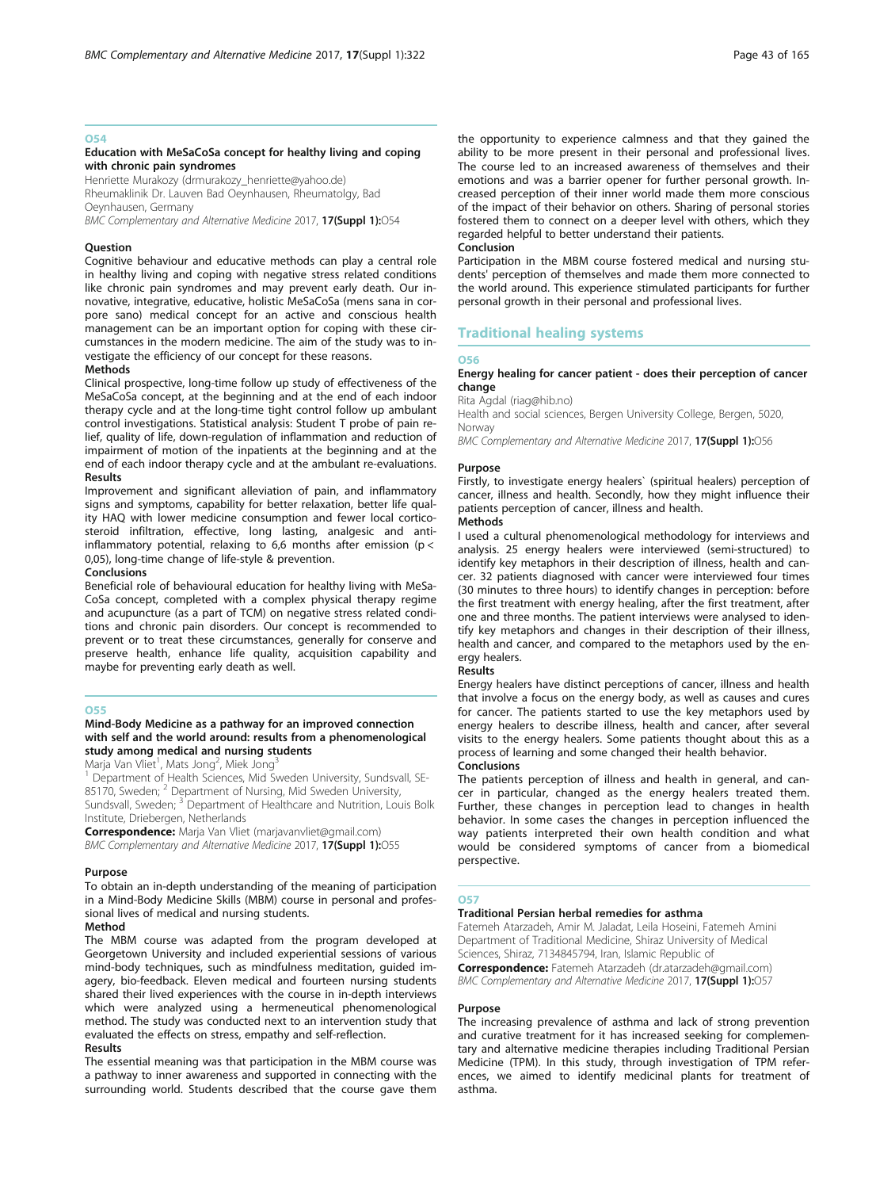## O54

### Education with MeSaCoSa concept for healthy living and coping with chronic pain syndromes

Henriette Murakozy (drmurakozy_henriette@yahoo.de)
Rheumaklinik Dr. Lauven Bad Oeynhausen, Rheumatolgy, Bad Oeynhausen, Germany
*BMC Complementary and Alternative Medicine* 2017, **17(Suppl 1):**O54

**Question**

Cognitive behaviour and educative methods can play a central role in healthy living and coping with negative stress related conditions like chronic pain syndromes and may prevent early death. Our innovative, integrative, educative, holistic MeSaCoSa (mens sana in corpore sano) medical concept for an active and conscious health management can be an important option for coping with these circumstances in the modern medicine. The aim of the study was to investigate the efficiency of our concept for these reasons.

**Methods**

Clinical prospective, long-time follow up study of effectiveness of the MeSaCoSa concept, at the beginning and at the end of each indoor therapy cycle and at the long-time tight control follow up ambulant control investigations. Statistical analysis: Student T probe of pain relief, quality of life, down-regulation of inflammation and reduction of impairment of motion of the inpatients at the beginning and at the end of each indoor therapy cycle and at the ambulant re-evaluations.

**Results**

Improvement and significant alleviation of pain, and inflammatory signs and symptoms, capability for better relaxation, better life quality HAQ with lower medicine consumption and fewer local corticosteroid infiltration, effective, long lasting, analgesic and anti-inflammatory potential, relaxing to 6,6 months after emission ($p < 0,05$), long-time change of life-style & prevention.

**Conclusions**

Beneficial role of behavioural education for healthy living with MeSaCoSa concept, completed with a complex physical therapy regime and acupuncture (as a part of TCM) on negative stress related conditions and chronic pain disorders. Our concept is recommended to prevent or to treat these circumstances, generally for conserve and preserve health, enhance life quality, acquisition capability and maybe for preventing early death as well.

## O55

### Mind-Body Medicine as a pathway for an improved connection with self and the world around: results from a phenomenological study among medical and nursing students

Marja Van Vliet[1], Mats Jong[2], Miek Jong[3]

[1] Department of Health Sciences, Mid Sweden University, Sundsvall, SE-85170, Sweden; [2] Department of Nursing, Mid Sweden University, Sundsvall, Sweden; [3] Department of Healthcare and Nutrition, Louis Bolk Institute, Driebergen, Netherlands

**Correspondence:** Marja Van Vliet (marjavanvliet@gmail.com)
*BMC Complementary and Alternative Medicine* 2017, **17(Suppl 1):**O55

**Purpose**

To obtain an in-depth understanding of the meaning of participation in a Mind-Body Medicine Skills (MBM) course in personal and professional lives of medical and nursing students.

**Method**

The MBM course was adapted from the program developed at Georgetown University and included experiential sessions of various mind-body techniques, such as mindfulness meditation, guided imagery, bio-feedback. Eleven medical and fourteen nursing students shared their lived experiences with the course in in-depth interviews which were analyzed using a hermeneutical phenomenological method. The study was conducted next to an intervention study that evaluated the effects on stress, empathy and self-reflection.

**Results**

The essential meaning was that participation in the MBM course was a pathway to inner awareness and supported in connecting with the surrounding world. Students described that the course gave them the opportunity to experience calmness and that they gained the ability to be more present in their personal and professional lives. The course led to an increased awareness of themselves and their emotions and was a barrier opener for further personal growth. Increased perception of their inner world made them more conscious of the impact of their behavior on others. Sharing of personal stories fostered them to connect on a deeper level with others, which they regarded helpful to better understand their patients.

**Conclusion**

Participation in the MBM course fostered medical and nursing students' perception of themselves and made them more connected to the world around. This experience stimulated participants for further personal growth in their personal and professional lives.

# Traditional healing systems

## O56

### Energy healing for cancer patient - does their perception of cancer change

Rita Agdal (riag@hib.no)
Health and social sciences, Bergen University College, Bergen, 5020, Norway
*BMC Complementary and Alternative Medicine* 2017, **17(Suppl 1):**O56

**Purpose**

Firstly, to investigate energy healers` (spiritual healers) perception of cancer, illness and health. Secondly, how they might influence their patients perception of cancer, illness and health.

**Methods**

I used a cultural phenomenological methodology for interviews and analysis. 25 energy healers were interviewed (semi-structured) to identify key metaphors in their description of illness, health and cancer. 32 patients diagnosed with cancer were interviewed four times (30 minutes to three hours) to identify changes in perception: before the first treatment with energy healing, after the first treatment, after one and three months. The patient interviews were analysed to identify key metaphors and changes in their description of their illness, health and cancer, and compared to the metaphors used by the energy healers.

**Results**

Energy healers have distinct perceptions of cancer, illness and health that involve a focus on the energy body, as well as causes and cures for cancer. The patients started to use the key metaphors used by energy healers to describe illness, health and cancer, after several visits to the energy healers. Some patients thought about this as a process of learning and some changed their health behavior.

**Conclusions**

The patients perception of illness and health in general, and cancer in particular, changed as the energy healers treated them. Further, these changes in perception lead to changes in health behavior. In some cases the changes in perception influenced the way patients interpreted their own health condition and what would be considered symptoms of cancer from a biomedical perspective.

## O57

### Traditional Persian herbal remedies for asthma

Fatemeh Atarzadeh, Amir M. Jaladat, Leila Hoseini, Fatemeh Amini
Department of Traditional Medicine, Shiraz University of Medical Sciences, Shiraz, 7134845794, Iran, Islamic Republic of

**Correspondence:** Fatemeh Atarzadeh (dr.atarzadeh@gmail.com)
*BMC Complementary and Alternative Medicine* 2017, **17(Suppl 1):**O57

**Purpose**

The increasing prevalence of asthma and lack of strong prevention and curative treatment for it has increased seeking for complementary and alternative medicine therapies including Traditional Persian Medicine (TPM). In this study, through investigation of TPM references, we aimed to identify medicinal plants for treatment of asthma.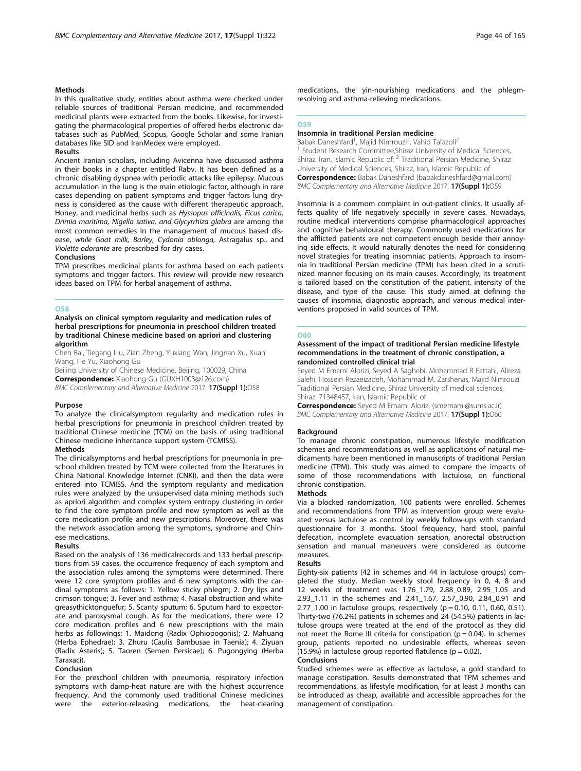**Methods**

In this qualitative study, entities about asthma were checked under reliable sources of traditional Persian medicine, and recommended medicinal plants were extracted from the books. Likewise, for investigating the pharmacological properties of offered herbs electronic databases such as PubMed, Scopus, Google Scholar and some Iranian databases like SID and IranMedex were employed.

**Results**

Ancient Iranian scholars, including Avicenna have discussed asthma in their books in a chapter entitled Rabv. It has been defined as a chronic disabling dyspnea with periodic attacks like epilepsy. Mucous accumulation in the lung is the main etiologic factor, although in rare cases depending on patient symptoms and trigger factors lung dryness is considered as the cause with different therapeutic approach. Honey, and medicinal herbs such as *Hyssopus officinalis, Ficus carica, Drimia maritima, Nigella sativa, and Glycyrrhiza glabra* are among the most common remedies in the management of mucous based disease, *while Goat milk, Barley, Cydonia oblonga,* Astragalus sp., and *Violette odorante* are prescribed for dry cases.

**Conclusions**

TPM prescribes medicinal plants for asthma based on each patients symptoms and trigger factors. This review will provide new research ideas based on TPM for herbal anagement of asthma.

## O58

### Analysis on clinical symptom regularity and medication rules of herbal prescriptions for pneumonia in preschool children treated by traditional Chinese medicine based on apriori and clustering algorithm

Chen Bai, Tiegang Liu, Zian Zheng, Yuxiang Wan, Jingnan Xu, Xuan Wang, He Yu, Xiaohong Gu

Beijing University of Chinese Medicine, Beijing, 100029, China

**Correspondence:** Xiaohong Gu (GUXH1003@126.com)

*BMC Complementary and Alternative Medicine* 2017, **17(Suppl 1):**O58

**Purpose**

To analyze the clinicalsymptom regularity and medication rules in herbal prescriptions for pneumonia in preschool children treated by traditional Chinese medicine (TCM) on the basis of using traditional Chinese medicine inheritance support system (TCMISS).

**Methods**

The clinicalsymptoms and herbal prescriptions for pneumonia in preschool children treated by TCM were collected from the literatures in China National Knowledge Internet (CNKI), and then the data were entered into TCMISS. And the symptom regularity and medication rules were analyzed by the unsupervised data mining methods such as apriori algorithm and complex system entropy clustering in order to find the core symptom profile and new symptom as well as the core medication profile and new prescriptions. Moreover, there was the network association among the symptoms, syndrome and Chinese medications.

**Results**

Based on the analysis of 136 medicalrecords and 133 herbal prescriptions from 59 cases, the occurrence frequency of each symptom and the association rules among the symptoms were determined. There were 12 core symptom profiles and 6 new symptoms with the cardinal symptoms as follows: 1. Yellow sticky phlegm; 2. Dry lips and crimson tongue; 3. Fever and asthma; 4. Nasal obstruction and white-greasythicktonguefur; 5. Scanty sputum; 6. Sputum hard to expectorate and paroxysmal cough. As for the medications, there were 12 core medication profiles and 6 new prescriptions with the main herbs as followings: 1. Maidong (Radix Ophiopogonis); 2. Mahuang (Herba Ephedrae); 3. Zhuru (Caulis Bambusae in Taenia); 4. Ziyuan (Radix Asteris); 5. Taoren (Semen Persicae); 6. Pugongying (Herba Taraxaci).

**Conclusion**

For the preschool children with pneumonia, respiratory infection symptoms with damp-heat nature are with the highest occurrence frequency. And the commonly used traditional Chinese medicines were the exterior-releasing medications, the heat-clearing medications, the yin-nourishing medications and the phlegm-resolving and asthma-relieving medications.

## O59

### Insomnia in traditional Persian medicine

Babak Daneshfard[1], Majid Nimrouzi[2], Vahid Tafazoli[2]

[1] Student Research Committee,Shiraz University of Medical Sciences, Shiraz, Iran, Islamic Republic of; [2] Traditional Persian Medicine, Shiraz University of Medical Sciences, Shiraz, Iran, Islamic Republic of

**Correspondence:** Babak Daneshfard (babakdaneshfard@gmail.com)

*BMC Complementary and Alternative Medicine* 2017, **17(Suppl 1):**O59

Insomnia is a commom complaint in out-patient clinics. It usually affects quality of life negatively specially in severe cases. Nowadays, routine medical interventions comprise pharmacological approaches and cognitive behavioural therapy. Commonly used medications for the afflicted patients are not competent enough beside their annoying side effects. It would naturally denotes the need for considering novel strategies for treating insomniac patients. Approach to insomnia in traditional Persian medicine (TPM) has been cited in a scrutinized manner focusing on its main causes. Accordingly, its treatment is tailored based on the constitution of the patient, intensity of the disease, and type of the cause. This study aimed at defining the causes of insomnia, diagnostic approach, and various medical interventions proposed in valid sources of TPM.

## O60

### Assessment of the impact of traditional Persian medicine lifestyle recommendations in the treatment of chronic constipation, a randomized controlled clinical trial

Seyed M Emami Alorizi, Seyed A Saghebi, Mohammad R Fattahi, Alireza Salehi, Hossein Rezaeizadeh, Mohammad M. Zarshenas, Majid Nimrouzi

Traditional Persian Medicine, Shiraz University of medical sciences, Shiraz, 71348457, Iran, Islamic Republic of

**Correspondence:** Seyed M Emami Alorizi (smemami@sums.ac.ir)

*BMC Complementary and Alternative Medicine* 2017, **17(Suppl 1):**O60

**Background**

To manage chronic constipation, numerous lifestyle modification schemes and recommendations as well as applications of natural medicaments have been mentioned in manuscripts of traditional Persian medicine (TPM). This study was aimed to compare the impacts of some of those recommendations with lactulose, on functional chronic constipation.

**Methods**

Via a blocked randomization, 100 patients were enrolled. Schemes and recommendations from TPM as intervention group were evaluated versus lactulose as control by weekly follow-ups with standard questionnaire for 3 months. Stool frequency, hard stool, painful defecation, incomplete evacuation sensation, anorectal obstruction sensation and manual maneuvers were considered as outcome measures.

**Results**

Eighty-six patients (42 in schemes and 44 in lactulose groups) completed the study. Median weekly stool frequency in 0, 4, 8 and 12 weeks of treatment was 1.76_1.79, 2.88_0.89, 2.95_1.05 and 2.93_1.11 in the schemes and 2.41_1.67, 2.57_0.90, 2.84_0.91 and 2.77_1.00 in lactulose groups, respectively ($p = 0.10$, 0.11, 0.60, 0.51). Thirty-two (76.2%) patients in schemes and 24 (54.5%) patients in lactulose groups were treated at the end of the protocol as they did not meet the Rome III criteria for constipation ($p = 0.04$). In schemes group, patients reported no undesirable effects, whereas seven (15.9%) in lactulose group reported flatulence ($p = 0.02$).

**Conclusions**

Studied schemes were as effective as lactulose, a gold standard to manage constipation. Results demonstrated that TPM schemes and recommendations, as lifestyle modification, for at least 3 months can be introduced as cheap, available and accessible approaches for the management of constipation.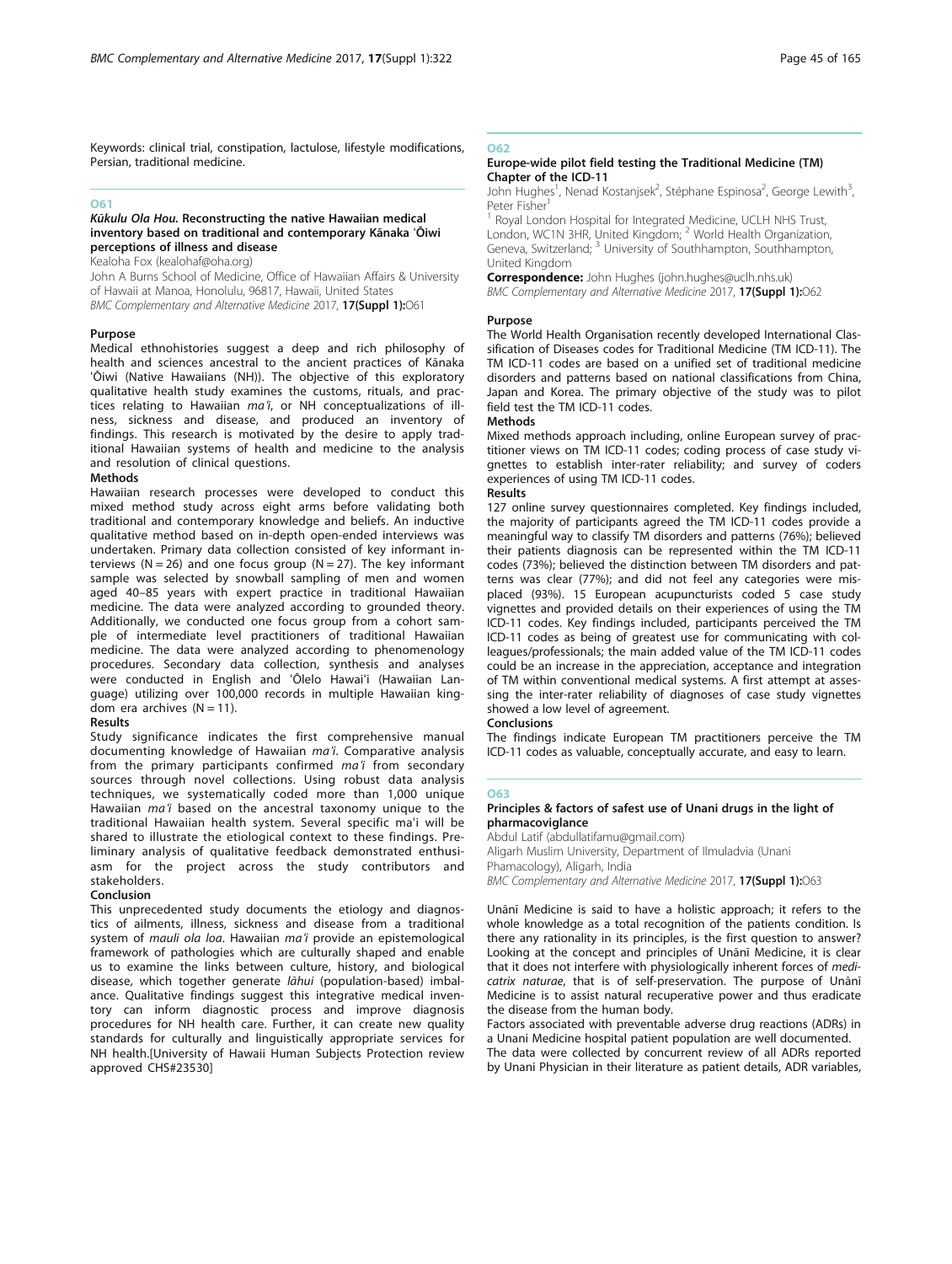Keywords: clinical trial, constipation, lactulose, lifestyle modifications, Persian, traditional medicine.

## O61

### *Kūkulu Ola Hou.* Reconstructing the native Hawaiian medical inventory based on traditional and contemporary Kānaka ʻŌiwi perceptions of illness and disease

Kealoha Fox (kealohaf@oha.org)

John A Burns School of Medicine, Office of Hawaiian Affairs & University of Hawaii at Manoa, Honolulu, 96817, Hawaii, United States

*BMC Complementary and Alternative Medicine* 2017, **17(Suppl 1):**O61

#### Purpose

Medical ethnohistories suggest a deep and rich philosophy of health and sciences ancestral to the ancient practices of Kānaka ʻŌiwi (Native Hawaiians (NH)). The objective of this exploratory qualitative health study examines the customs, rituals, and practices relating to Hawaiian *maʻi*, or NH conceptualizations of illness, sickness and disease, and produced an inventory of findings. This research is motivated by the desire to apply traditional Hawaiian systems of health and medicine to the analysis and resolution of clinical questions.

#### Methods

Hawaiian research processes were developed to conduct this mixed method study across eight arms before validating both traditional and contemporary knowledge and beliefs. An inductive qualitative method based on in-depth open-ended interviews was undertaken. Primary data collection consisted of key informant interviews (N = 26) and one focus group (N = 27). The key informant sample was selected by snowball sampling of men and women aged 40–85 years with expert practice in traditional Hawaiian medicine. The data were analyzed according to grounded theory. Additionally, we conducted one focus group from a cohort sample of intermediate level practitioners of traditional Hawaiian medicine. The data were analyzed according to phenomenology procedures. Secondary data collection, synthesis and analyses were conducted in English and ʻŌlelo Hawaiʻi (Hawaiian Language) utilizing over 100,000 records in multiple Hawaiian kingdom era archives (N = 11).

#### Results

Study significance indicates the first comprehensive manual documenting knowledge of Hawaiian *maʻi*. Comparative analysis from the primary participants confirmed *maʻi* from secondary sources through novel collections. Using robust data analysis techniques, we systematically coded more than 1,000 unique Hawaiian *maʻi* based on the ancestral taxonomy unique to the traditional Hawaiian health system. Several specific maʻi will be shared to illustrate the etiological context to these findings. Preliminary analysis of qualitative feedback demonstrated enthusiasm for the project across the study contributors and stakeholders.

#### Conclusion

This unprecedented study documents the etiology and diagnostics of ailments, illness, sickness and disease from a traditional system of *mauli ola loa*. Hawaiian *maʻi* provide an epistemological framework of pathologies which are culturally shaped and enable us to examine the links between culture, history, and biological disease, which together generate *lāhui* (population-based) imbalance. Qualitative findings suggest this integrative medical inventory can inform diagnostic process and improve diagnosis procedures for NH health care. Further, it can create new quality standards for culturally and linguistically appropriate services for NH health.[University of Hawaii Human Subjects Protection review approved CHS#23530]

## O62

### Europe-wide pilot field testing the Traditional Medicine (TM) Chapter of the ICD-11

John Hughes[1], Nenad Kostanjsek[2], Stéphane Espinosa[2], George Lewith[3], Peter Fisher[1]

[1] Royal London Hospital for Integrated Medicine, UCLH NHS Trust, London, WC1N 3HR, United Kingdom; [2] World Health Organization, Geneva, Switzerland; [3] University of Southhampton, Southhampton, United Kingdom

**Correspondence:** John Hughes (john.hughes@uclh.nhs.uk)

*BMC Complementary and Alternative Medicine* 2017, **17(Suppl 1):**O62

#### Purpose

The World Health Organisation recently developed International Classification of Diseases codes for Traditional Medicine (TM ICD-11). The TM ICD-11 codes are based on a unified set of traditional medicine disorders and patterns based on national classifications from China, Japan and Korea. The primary objective of the study was to pilot field test the TM ICD-11 codes.

#### Methods

Mixed methods approach including, online European survey of practitioner views on TM ICD-11 codes; coding process of case study vignettes to establish inter-rater reliability; and survey of coders experiences of using TM ICD-11 codes.

#### Results

127 online survey questionnaires completed. Key findings included, the majority of participants agreed the TM ICD-11 codes provide a meaningful way to classify TM disorders and patterns (76%); believed their patients diagnosis can be represented within the TM ICD-11 codes (73%); believed the distinction between TM disorders and patterns was clear (77%); and did not feel any categories were misplaced (93%). 15 European acupuncturists coded 5 case study vignettes and provided details on their experiences of using the TM ICD-11 codes. Key findings included, participants perceived the TM ICD-11 codes as being of greatest use for communicating with colleagues/professionals; the main added value of the TM ICD-11 codes could be an increase in the appreciation, acceptance and integration of TM within conventional medical systems. A first attempt at assessing the inter-rater reliability of diagnoses of case study vignettes showed a low level of agreement.

#### Conclusions

The findings indicate European TM practitioners perceive the TM ICD-11 codes as valuable, conceptually accurate, and easy to learn.

## O63

### Principles & factors of safest use of Unani drugs in the light of pharmacoviglance

Abdul Latif (abdullatifamu@gmail.com)

Aligarh Muslim University, Department of Ilmuladvia (Unani Phamacology), Aligarh, India

*BMC Complementary and Alternative Medicine* 2017, **17(Suppl 1):**O63

Unānī Medicine is said to have a holistic approach; it refers to the whole knowledge as a total recognition of the patients condition. Is there any rationality in its principles, is the first question to answer? Looking at the concept and principles of Unānī Medicine, it is clear that it does not interfere with physiologically inherent forces of *medicatrix naturae*, that is of self-preservation. The purpose of Unānī Medicine is to assist natural recuperative power and thus eradicate the disease from the human body.

Factors associated with preventable adverse drug reactions (ADRs) in a Unani Medicine hospital patient population are well documented. The data were collected by concurrent review of all ADRs reported by Unani Physician in their literature as patient details, ADR variables,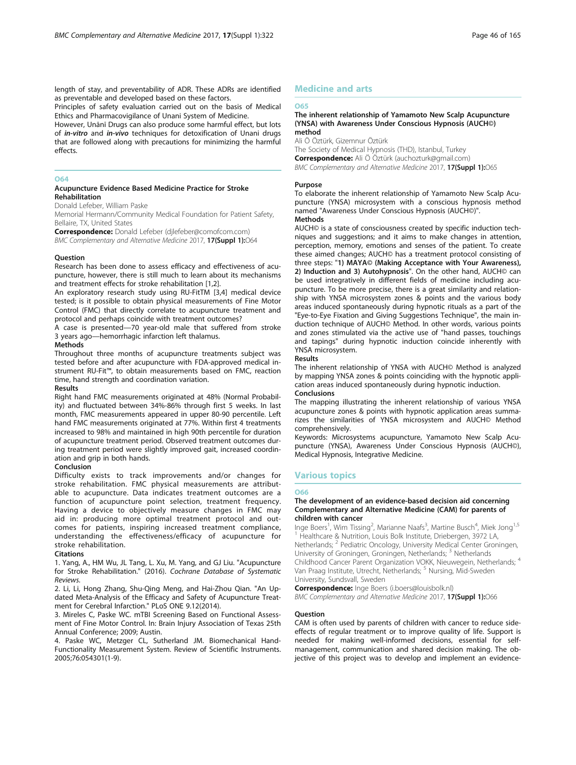length of stay, and preventability of ADR. These ADRs are identified as preventable and developed based on these factors.

Principles of safety evaluation carried out on the basis of Medical Ethics and Pharmacovigilance of Unani System of Medicine.

However, Unānī Drugs can also produce some harmful effect, but lots of ***in-vitro*** and ***in-vivo*** techniques for detoxification of Unani drugs that are followed along with precautions for minimizing the harmful effects.

## O64

### Acupuncture Evidence Based Medicine Practice for Stroke Rehabilitation

Donald Lefeber, William Paske

Memorial Hermann/Community Medical Foundation for Patient Safety, Bellaire, TX, United States

**Correspondence:** Donald Lefeber (djlefeber@comofcom.com)

*BMC Complementary and Alternative Medicine* 2017, **17(Suppl 1):**O64

#### Question

Research has been done to assess efficacy and effectiveness of acupuncture, however, there is still much to learn about its mechanisms and treatment effects for stroke rehabilitation [1,2].

An exploratory research study using RU-FitTM [3,4] medical device tested; is it possible to obtain physical measurements of Fine Motor Control (FMC) that directly correlate to acupuncture treatment and protocol and perhaps coincide with treatment outcomes?

A case is presented—70 year-old male that suffered from stroke 3 years ago—hemorrhagic infarction left thalamus.

#### Methods

Throughout three months of acupuncture treatments subject was tested before and after acupuncture with FDA-approved medical instrument RU-Fit™, to obtain measurements based on FMC, reaction time, hand strength and coordination variation.

#### Results

Right hand FMC measurements originated at 48% (Normal Probability) and fluctuated between 34%-86% through first 5 weeks. In last month, FMC measurements appeared in upper 80-90 percentile. Left hand FMC measurements originated at 77%. Within first 4 treatments increased to 98% and maintained in high 90th percentile for duration of acupuncture treatment period. Observed treatment outcomes during treatment period were slightly improved gait, increased coordination and grip in both hands.

#### Conclusion

Difficulty exists to track improvements and/or changes for stroke rehabilitation. FMC physical measurements are attributable to acupuncture. Data indicates treatment outcomes are a function of acupuncture point selection, treatment frequency. Having a device to objectively measure changes in FMC may aid in: producing more optimal treatment protocol and outcomes for patients, inspiring increased treatment compliance, understanding the effectiveness/efficacy of acupuncture for stroke rehabilitation.

#### Citations

1. Yang, A., HM Wu, JL Tang, L. Xu, M. Yang, and GJ Liu. "Acupuncture for Stroke Rehabilitation." (2016). *Cochrane Database of Systematic Reviews.*
2. Li, Li, Hong Zhang, Shu-Qing Meng, and Hai-Zhou Qian. "An Updated Meta-Analysis of the Efficacy and Safety of Acupuncture Treatment for Cerebral Infarction." PLoS ONE 9.12(2014).
3. Mireles C, Paske WC. mTBI Screening Based on Functional Assessment of Fine Motor Control. In: Brain Injury Association of Texas 25th Annual Conference; 2009; Austin.
4. Paske WC, Metzger CL, Sutherland JM. Biomechanical Hand-Functionality Measurement System. Review of Scientific Instruments. 2005;76:054301(1-9).

# Medicine and arts

## O65

### The inherent relationship of Yamamoto New Scalp Acupuncture (YNSA) with Awareness Under Conscious Hypnosis (AUCH©) method

Ali Ö Öztürk, Gizemnur Öztürk

The Society of Medical Hypnosis (THD), Istanbul, Turkey

**Correspondence:** Ali Ö Öztürk (auchozturk@gmail.com)

*BMC Complementary and Alternative Medicine* 2017, **17(Suppl 1):**O65

#### Purpose

To elaborate the inherent relationship of Yamamoto New Scalp Acupuncture (YNSA) microsystem with a conscious hypnosis method named "Awareness Under Conscious Hypnosis (AUCH©)".

#### Methods

AUCH© is a state of consciousness created by specific induction techniques and suggestions; and it aims to make changes in attention, perception, memory, emotions and senses of the patient. To create these aimed changes; AUCH© has a treatment protocol consisting of three steps: "**1) MAYA© (Making Acceptance with Your Awareness), 2) Induction and 3) Autohypnosis**". On the other hand, AUCH© can be used integratively in different fields of medicine including acupuncture. To be more precise, there is a great similarity and relationship with YNSA microsystem zones & points and the various body areas induced spontaneously during hypnotic rituals as a part of the "Eye-to-Eye Fixation and Giving Suggestions Technique", the main induction technique of AUCH© Method. In other words, various points and zones stimulated via the active use of "hand passes, touchings and tapings" during hypnotic induction coincide inherently with YNSA microsystem.

#### Results

The inherent relationship of YNSA with AUCH© Method is analyzed by mapping YNSA zones & points coinciding with the hypnotic application areas induced spontaneously during hypnotic induction.

#### Conclusions

The mapping illustrating the inherent relationship of various YNSA acupuncture zones & points with hypnotic application areas summarizes the similarities of YNSA microsystem and AUCH© Method comprehensively.

Keywords: Microsystems acupuncture, Yamamoto New Scalp Acupuncture (YNSA), Awareness Under Conscious Hypnosis (AUCH©), Medical Hypnosis, Integrative Medicine.

# Various topics

## O66

### The development of an evidence-based decision aid concerning Complementary and Alternative Medicine (CAM) for parents of children with cancer

Inge Boers[1], Wim Tissing[2], Marianne Naafs[3], Martine Busch[4], Miek Jong[1,5]

[1] Healthcare & Nutrition, Louis Bolk Institute, Driebergen, 3972 LA, Netherlands; [2] Pediatric Oncology, University Medical Center Groningen, University of Groningen, Groningen, Netherlands; [3] Netherlands Childhood Cancer Parent Organization VOKK, Nieuwegein, Netherlands; [4] Van Praag Institute, Utrecht, Netherlands; [5] Nursing, Mid-Sweden University, Sundsvall, Sweden

**Correspondence:** Inge Boers (i.boers@louisbolk.nl)

*BMC Complementary and Alternative Medicine* 2017, **17(Suppl 1):**O66

#### Question

CAM is often used by parents of children with cancer to reduce side-effects of regular treatment or to improve quality of life. Support is needed for making well-informed decisions, essential for self-management, communication and shared decision making. The objective of this project was to develop and implement an evidence-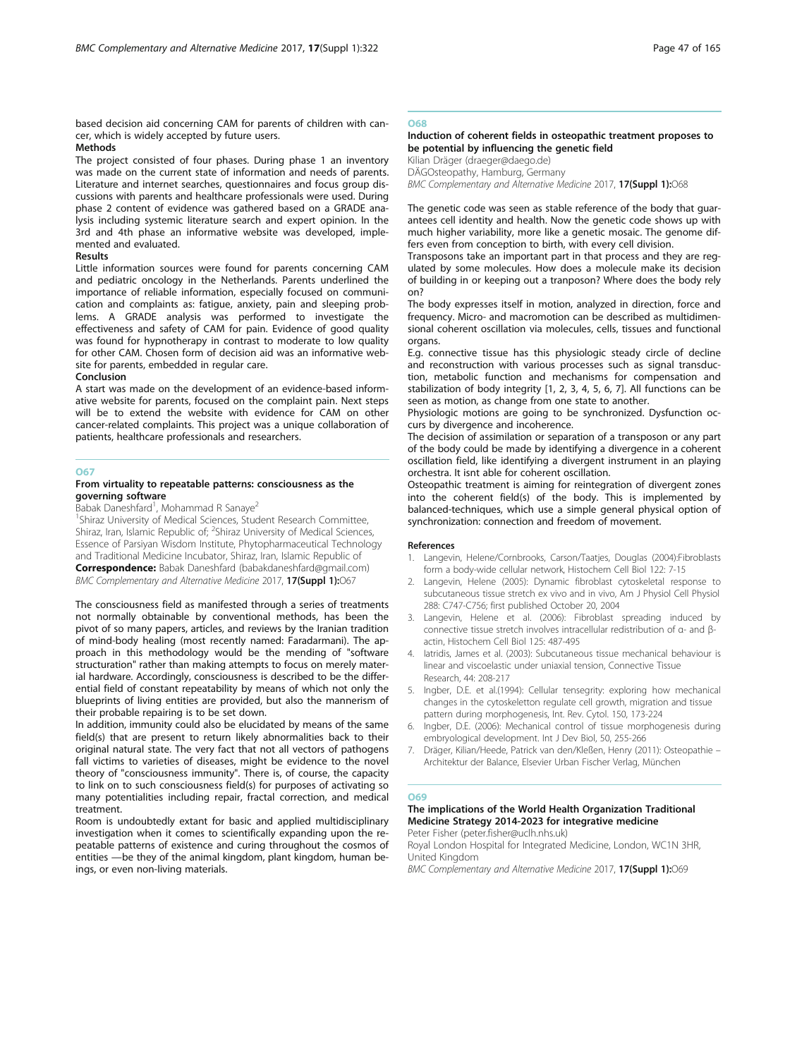based decision aid concerning CAM for parents of children with cancer, which is widely accepted by future users.

**Methods**

The project consisted of four phases. During phase 1 an inventory was made on the current state of information and needs of parents. Literature and internet searches, questionnaires and focus group discussions with parents and healthcare professionals were used. During phase 2 content of evidence was gathered based on a GRADE analysis including systemic literature search and expert opinion. In the 3rd and 4th phase an informative website was developed, implemented and evaluated.

**Results**

Little information sources were found for parents concerning CAM and pediatric oncology in the Netherlands. Parents underlined the importance of reliable information, especially focused on communication and complaints as: fatigue, anxiety, pain and sleeping problems. A GRADE analysis was performed to investigate the effectiveness and safety of CAM for pain. Evidence of good quality was found for hypnotherapy in contrast to moderate to low quality for other CAM. Chosen form of decision aid was an informative website for parents, embedded in regular care.

**Conclusion**

A start was made on the development of an evidence-based informative website for parents, focused on the complaint pain. Next steps will be to extend the website with evidence for CAM on other cancer-related complaints. This project was a unique collaboration of patients, healthcare professionals and researchers.

## O67

### From virtuality to repeatable patterns: consciousness as the governing software

Babak Daneshfard[1], Mohammad R Sanaye[2]

[1]Shiraz University of Medical Sciences, Student Research Committee, Shiraz, Iran, Islamic Republic of; [2]Shiraz University of Medical Sciences, Essence of Parsiyan Wisdom Institute, Phytopharmaceutical Technology and Traditional Medicine Incubator, Shiraz, Iran, Islamic Republic of

**Correspondence:** Babak Daneshfard (babakdaneshfard@gmail.com)

*BMC Complementary and Alternative Medicine* 2017, **17(Suppl 1):**O67

The consciousness field as manifested through a series of treatments not normally obtainable by conventional methods, has been the pivot of so many papers, articles, and reviews by the Iranian tradition of mind-body healing (most recently named: Faradarmani). The approach in this methodology would be the mending of "software structuration" rather than making attempts to focus on merely material hardware. Accordingly, consciousness is described to be the differential field of constant repeatability by means of which not only the blueprints of living entities are provided, but also the mannerism of their probable repairing is to be set down.

In addition, immunity could also be elucidated by means of the same field(s) that are present to return likely abnormalities back to their original natural state. The very fact that not all vectors of pathogens fall victims to varieties of diseases, might be evidence to the novel theory of "consciousness immunity". There is, of course, the capacity to link on to such consciousness field(s) for purposes of activating so many potentialities including repair, fractal correction, and medical treatment.

Room is undoubtedly extant for basic and applied multidisciplinary investigation when it comes to scientifically expanding upon the repeatable patterns of existence and curing throughout the cosmos of entities —be they of the animal kingdom, plant kingdom, human beings, or even non-living materials.

## O68

### Induction of coherent fields in osteopathic treatment proposes to be potential by influencing the genetic field

Kilian Dräger (draeger@daego.de)

DÄGOsteopathy, Hamburg, Germany

*BMC Complementary and Alternative Medicine* 2017, **17(Suppl 1):**O68

The genetic code was seen as stable reference of the body that guarantees cell identity and health. Now the genetic code shows up with much higher variability, more like a genetic mosaic. The genome differs even from conception to birth, with every cell division.

Transposons take an important part in that process and they are regulated by some molecules. How does a molecule make its decision of building in or keeping out a tranposon? Where does the body rely on?

The body expresses itself in motion, analyzed in direction, force and frequency. Micro- and macromotion can be described as multidimensional coherent oscillation via molecules, cells, tissues and functional organs.

E.g. connective tissue has this physiologic steady circle of decline and reconstruction with various processes such as signal transduction, metabolic function and mechanisms for compensation and stabilization of body integrity [1, 2, 3, 4, 5, 6, 7]. All functions can be seen as motion, as change from one state to another.

Physiologic motions are going to be synchronized. Dysfunction occurs by divergence and incoherence.

The decision of assimilation or separation of a transposon or any part of the body could be made by identifying a divergence in a coherent oscillation field, like identifying a divergent instrument in an playing orchestra. It isnt able for coherent oscillation.

Osteopathic treatment is aiming for reintegration of divergent zones into the coherent field(s) of the body. This is implemented by balanced-techniques, which use a simple general physical option of synchronization: connection and freedom of movement.

**References**

1. Langevin, Helene/Cornbrooks, Carson/Taatjes, Douglas (2004):Fibroblasts form a body-wide cellular network, Histochem Cell Biol 122: 7-15
2. Langevin, Helene (2005): Dynamic fibroblast cytoskeletal response to subcutaneous tissue stretch ex vivo and in vivo, Am J Physiol Cell Physiol 288: C747-C756; first published October 20, 2004
3. Langevin, Helene et al. (2006): Fibroblast spreading induced by connective tissue stretch involves intracellular redistribution of α- and β-actin, Histochem Cell Biol 125: 487-495
4. Iatridis, James et al. (2003): Subcutaneous tissue mechanical behaviour is linear and viscoelastic under uniaxial tension, Connective Tissue Research, 44: 208-217
5. Ingber, D.E. et al.(1994): Cellular tensegrity: exploring how mechanical changes in the cytoskeletton regulate cell growth, migration and tissue pattern during morphogenesis, Int. Rev. Cytol. 150, 173-224
6. Ingber, D.E. (2006): Mechanical control of tissue morphogenesis during embryological development. Int J Dev Biol, 50, 255-266
7. Dräger, Kilian/Heede, Patrick van den/Kleßen, Henry (2011): Osteopathie – Architektur der Balance, Elsevier Urban Fischer Verlag, München

## O69

### The implications of the World Health Organization Traditional Medicine Strategy 2014-2023 for integrative medicine

Peter Fisher (peter.fisher@uclh.nhs.uk)

Royal London Hospital for Integrated Medicine, London, WC1N 3HR, United Kingdom

*BMC Complementary and Alternative Medicine* 2017, **17(Suppl 1):**O69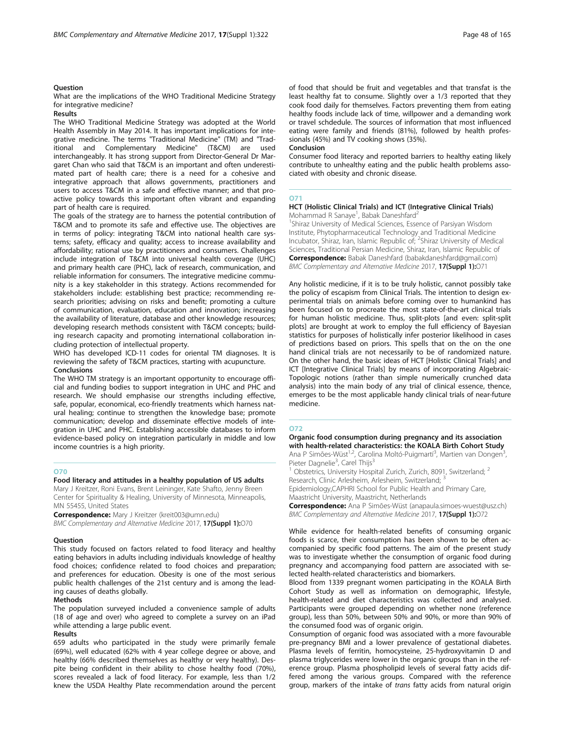**Question**

What are the implications of the WHO Traditional Medicine Strategy for integrative medicine?

**Results**

The WHO Traditional Medicine Strategy was adopted at the World Health Assembly in May 2014. It has important implications for integrative medicine. The terms "Traditional Medicine" (TM) and "Traditional and Complementary Medicine" (T&CM) are used interchangeably. It has strong support from Director-General Dr Margaret Chan who said that T&CM is an important and often underestimated part of health care; there is a need for a cohesive and integrative approach that allows governments, practitioners and users to access T&CM in a safe and effective manner; and that proactive policy towards this important often vibrant and expanding part of health care is required.

The goals of the strategy are to harness the potential contribution of T&CM and to promote its safe and effective use. The objectives are in terms of policy: integrating T&CM into national health care systems; safety, efficacy and quality; access to increase availability and affordability; rational use by practitioners and consumers. Challenges include integration of T&CM into universal health coverage (UHC) and primary health care (PHC), lack of research, communication, and reliable information for consumers. The integrative medicine community is a key stakeholder in this strategy. Actions recommended for stakeholders include: establishing best practice; recommending research priorities; advising on risks and benefit; promoting a culture of communication, evaluation, education and innovation; increasing the availability of literature, database and other knowledge resources; developing research methods consistent with T&CM concepts; building research capacity and promoting international collaboration including protection of intellectual property.

WHO has developed ICD-11 codes for oriental TM diagnoses. It is reviewing the safety of T&CM practices, starting with acupuncture.

**Conclusions**

The WHO TM strategy is an important opportunity to encourage official and funding bodies to support integration in UHC and PHC and research. We should emphasise our strengths including effective, safe, popular, economical, eco-friendly treatments which harness natural healing; continue to strengthen the knowledge base; promote communication; develop and disseminate effective models of integration in UHC and PHC. Establishing accessible databases to inform evidence-based policy on integration particularly in middle and low income countries is a high priority.

## O70

### Food literacy and attitudes in a healthy population of US adults

Mary J Kreitzer, Roni Evans, Brent Leininger, Kate Shafto, Jenny Breen

Center for Spirituality & Healing, University of Minnesota, Minneapolis, MN 55455, United States

**Correspondence:** Mary J Kreitzer (kreit003@umn.edu)

*BMC Complementary and Alternative Medicine* 2017, **17(Suppl 1):**O70

**Question**

This study focused on factors related to food literacy and healthy eating behaviors in adults including individuals knowledge of healthy food choices; confidence related to food choices and preparation; and preferences for education. Obesity is one of the most serious public health challenges of the 21st century and is among the leading causes of deaths globally.

**Methods**

The population surveyed included a convenience sample of adults (18 of age and over) who agreed to complete a survey on an iPad while attending a large public event.

**Results**

659 adults who participated in the study were primarily female (69%), well educated (62% with 4 year college degree or above, and healthy (66% described themselves as healthy or very healthy). Despite being confident in their ability to chose healthy food (70%), scores revealed a lack of food literacy. For example, less than 1/2 knew the USDA Healthy Plate recommendation around the percent of food that should be fruit and vegetables and that transfat is the least healthy fat to consume. Slightly over a 1/3 reported that they cook food daily for themselves. Factors preventing them from eating healthy foods include lack of time, willpower and a demanding work or travel schdedule. The sources of information that most influenced eating were family and friends (81%), followed by health professionals (45%) and TV cooking shows (35%).

**Conclusion**

Consumer food literacy and reported barriers to healthy eating likely contribute to unhealthy eating and the public health problems associated with obesity and chronic disease.

## O71

### HCT (Holistic Clinical Trials) and ICT (Integrative Clinical Trials)

Mohammad R Sanaye[1], Babak Daneshfard[2]

[1]Shiraz University of Medical Sciences, Essence of Parsiyan Wisdom Institute, Phytopharmaceutical Technology and Traditional Medicine Incubator, Shiraz, Iran, Islamic Republic of; [2]Shiraz University of Medical Sciences, Traditional Persian Medicine, Shiraz, Iran, Islamic Republic of

**Correspondence:** Babak Daneshfard (babakdaneshfard@gmail.com)

*BMC Complementary and Alternative Medicine* 2017, **17(Suppl 1):**O71

Any holistic medicine, if it is to be truly holistic, cannot possibly take the policy of escapism from Clinical Trials. The intention to design experimental trials on animals before coming over to humankind has been focused on to procreate the most state-of-the-art clinical trials for human holistic medicine. Thus, split-plots [and even: split-split plots] are brought at work to employ the full efficiency of Bayesian statistics for purposes of holistically infer posterior likelihood in cases of predictions based on priors. This spells that on the on the one hand clinical trials are not necessarily to be of randomized nature. On the other hand, the basic ideas of HCT [Holistic Clinical Trials] and ICT [Integrative Clinical Trials] by means of incorporating Algebraic-Topologic notions (rather than simple numerically crunched data analysis) into the main body of any trial of clinical essence, thence, emerges to be the most applicable handy clinical trials of near-future medicine.

## O72

### Organic food consumption during pregnancy and its association with health-related characteristics: the KOALA Birth Cohort Study

Ana P Simões-Wüst[1,2], Carolina Moltó-Puigmartí[3], Martien van Dongen[3], Pieter Dagnelie[3], Carel Thijs[3]

[1] Obstetrics, University Hospital Zurich, Zurich, 8091, Switzerland; [2] Research, Clinic Arlesheim, Arlesheim, Switzerland; [3] Epidemiology,CAPHRI School for Public Health and Primary Care, Maastricht University, Maastricht, Netherlands

**Correspondence:** Ana P Simões-Wüst (anapaula.simoes-wuest@usz.ch)

*BMC Complementary and Alternative Medicine* 2017, **17(Suppl 1):**O72

While evidence for health-related benefits of consuming organic foods is scarce, their consumption has been shown to be often accompanied by specific food patterns. The aim of the present study was to investigate whether the consumption of organic food during pregnancy and accompanying food pattern are associated with selected health-related characteristics and biomarkers.

Blood from 1339 pregnant women participating in the KOALA Birth Cohort Study as well as information on demographic, lifestyle, health-related and diet characteristics was collected and analysed. Participants were grouped depending on whether none (reference group), less than 50%, between 50% and 90%, or more than 90% of the consumed food was of organic origin.

Consumption of organic food was associated with a more favourable pre-pregnancy BMI and a lower prevalence of gestational diabetes. Plasma levels of ferritin, homocysteine, 25-hydroxyvitamin D and plasma triglycerides were lower in the organic groups than in the reference group. Plasma phospholipid levels of several fatty acids differed among the various groups. Compared with the reference group, markers of the intake of *trans* fatty acids from natural origin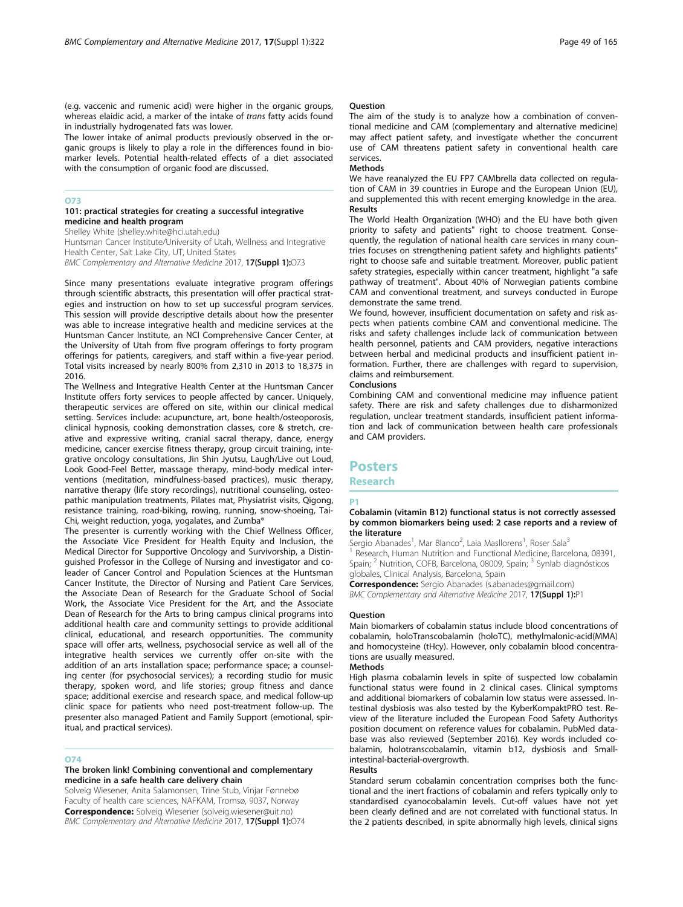(e.g. vaccenic and rumenic acid) were higher in the organic groups, whereas elaidic acid, a marker of the intake of *trans* fatty acids found in industrially hydrogenated fats was lower.

The lower intake of animal products previously observed in the organic groups is likely to play a role in the differences found in biomarker levels. Potential health-related effects of a diet associated with the consumption of organic food are discussed.

## O73

### 101: practical strategies for creating a successful integrative medicine and health program

Shelley White (shelley.white@hci.utah.edu)
Huntsman Cancer Institute/University of Utah, Wellness and Integrative Health Center, Salt Lake City, UT, United States
*BMC Complementary and Alternative Medicine* 2017, **17(Suppl 1):**O73

Since many presentations evaluate integrative program offerings through scientific abstracts, this presentation will offer practical strategies and instruction on how to set up successful program services. This session will provide descriptive details about how the presenter was able to increase integrative health and medicine services at the Huntsman Cancer Institute, an NCI Comprehensive Cancer Center, at the University of Utah from five program offerings to forty program offerings for patients, caregivers, and staff within a five-year period. Total visits increased by nearly 800% from 2,310 in 2013 to 18,375 in 2016.

The Wellness and Integrative Health Center at the Huntsman Cancer Institute offers forty services to people affected by cancer. Uniquely, therapeutic services are offered on site, within our clinical medical setting. Services include: acupuncture, art, bone health/osteoporosis, clinical hypnosis, cooking demonstration classes, core & stretch, creative and expressive writing, cranial sacral therapy, dance, energy medicine, cancer exercise fitness therapy, group circuit training, integrative oncology consultations, Jin Shin Jyutsu, Laugh/Live out Loud, Look Good-Feel Better, massage therapy, mind-body medical interventions (meditation, mindfulness-based practices), music therapy, narrative therapy (life story recordings), nutritional counseling, osteopathic manipulation treatments, Pilates mat, Physiatrist visits, Qigong, resistance training, road-biking, rowing, running, snow-shoeing, Tai-Chi, weight reduction, yoga, yogalates, and Zumba®

The presenter is currently working with the Chief Wellness Officer, the Associate Vice President for Health Equity and Inclusion, the Medical Director for Supportive Oncology and Survivorship, a Distinguished Professor in the College of Nursing and investigator and co-leader of Cancer Control and Population Sciences at the Huntsman Cancer Institute, the Director of Nursing and Patient Care Services, the Associate Dean of Research for the Graduate School of Social Work, the Associate Vice President for the Art, and the Associate Dean of Research for the Arts to bring campus clinical programs into additional health care and community settings to provide additional clinical, educational, and research opportunities. The community space will offer arts, wellness, psychosocial service as well all of the integrative health services we currently offer on-site with the addition of an arts installation space; performance space; a counseling center (for psychosocial services); a recording studio for music therapy, spoken word, and life stories; group fitness and dance space; additional exercise and research space, and medical follow-up clinic space for patients who need post-treatment follow-up. The presenter also managed Patient and Family Support (emotional, spiritual, and practical services).

## O74

### The broken link! Combining conventional and complementary medicine in a safe health care delivery chain

Solveig Wiesener, Anita Salamonsen, Trine Stub, Vinjar Fønnebø
Faculty of health care sciences, NAFKAM, Tromsø, 9037, Norway
**Correspondence:** Solveig Wiesener (solveig.wiesener@uit.no)
*BMC Complementary and Alternative Medicine* 2017, **17(Suppl 1):**O74

**Question**

The aim of the study is to analyze how a combination of conventional medicine and CAM (complementary and alternative medicine) may affect patient safety, and investigate whether the concurrent use of CAM threatens patient safety in conventional health care services.

**Methods**

We have reanalyzed the EU FP7 CAMbrella data collected on regulation of CAM in 39 countries in Europe and the European Union (EU), and supplemented this with recent emerging knowledge in the area.

**Results**

The World Health Organization (WHO) and the EU have both given priority to safety and patients" right to choose treatment. Consequently, the regulation of national health care services in many countries focuses on strengthening patient safety and highlights patients" right to choose safe and suitable treatment. Moreover, public patient safety strategies, especially within cancer treatment, highlight "a safe pathway of treatment". About 40% of Norwegian patients combine CAM and conventional treatment, and surveys conducted in Europe demonstrate the same trend.

We found, however, insufficient documentation on safety and risk aspects when patients combine CAM and conventional medicine. The risks and safety challenges include lack of communication between health personnel, patients and CAM providers, negative interactions between herbal and medicinal products and insufficient patient information. Further, there are challenges with regard to supervision, claims and reimbursement.

**Conclusions**

Combining CAM and conventional medicine may influence patient safety. There are risk and safety challenges due to disharmonized regulation, unclear treatment standards, insufficient patient information and lack of communication between health care professionals and CAM providers.

# Posters

## Research

## P1

### Cobalamin (vitamin B12) functional status is not correctly assessed by common biomarkers being used: 2 case reports and a review of the literature

Sergio Abanades[1], Mar Blanco[2], Laia Masllorens[1], Roser Sala[3]
[1] Research, Human Nutrition and Functional Medicine, Barcelona, 08391, Spain; [2] Nutrition, COFB, Barcelona, 08009, Spain; [3] Synlab diagnósticos globales, Clinical Analysis, Barcelona, Spain
**Correspondence:** Sergio Abanades (s.abanades@gmail.com)
*BMC Complementary and Alternative Medicine* 2017, **17(Suppl 1):**P1

**Question**

Main biomarkers of cobalamin status include blood concentrations of cobalamin, holoTranscobalamin (holoTC), methylmalonic-acid(MMA) and homocysteine (tHcy). However, only cobalamin blood concentrations are usually measured.

**Methods**

High plasma cobalamin levels in spite of suspected low cobalamin functional status were found in 2 clinical cases. Clinical symptoms and additional biomarkers of cobalamin low status were assessed. Intestinal dysbiosis was also tested by the KyberKompaktPRO test. Review of the literature included the European Food Safety Authoritys position document on reference values for cobalamin. PubMed database was also reviewed (September 2016). Key words included cobalamin, holotranscobalamin, vitamin b12, dysbiosis and Small-intestinal-bacterial-overgrowth.

**Results**

Standard serum cobalamin concentration comprises both the functional and the inert fractions of cobalamin and refers typically only to standardised cyanocobalamin levels. Cut-off values have not yet been clearly defined and are not correlated with functional status. In the 2 patients described, in spite abnormally high levels, clinical signs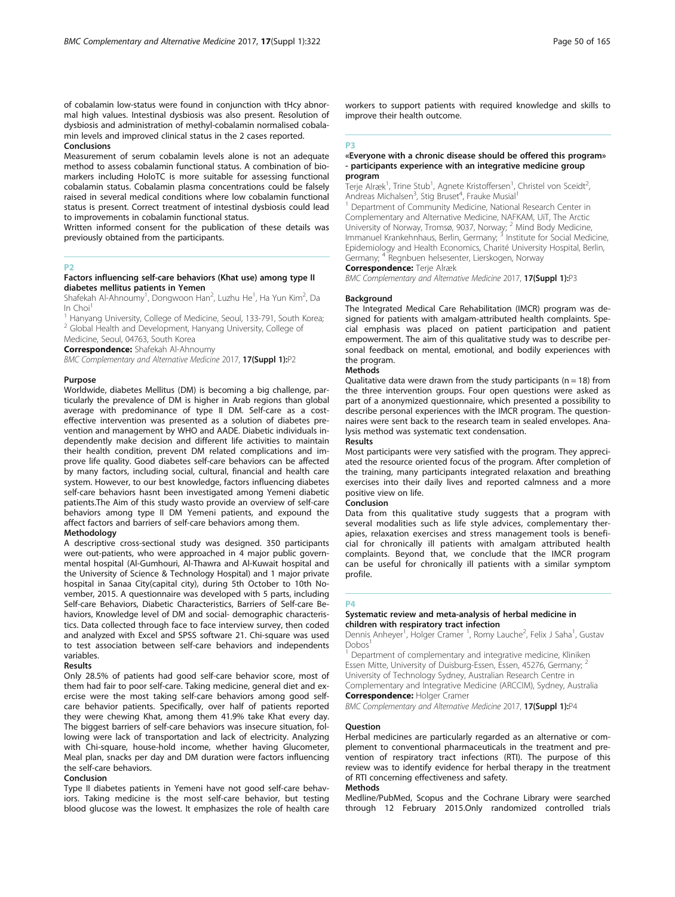of cobalamin low-status were found in conjunction with tHcy abnormal high values. Intestinal dysbiosis was also present. Resolution of dysbiosis and administration of methyl-cobalamin normalised cobalamin levels and improved clinical status in the 2 cases reported.

#### Conclusions

Measurement of serum cobalamin levels alone is not an adequate method to assess cobalamin functional status. A combination of biomarkers including HoloTC is more suitable for assessing functional cobalamin status. Cobalamin plasma concentrations could be falsely raised in several medical conditions where low cobalamin functional status is present. Correct treatment of intestinal dysbiosis could lead to improvements in cobalamin functional status.

Written informed consent for the publication of these details was previously obtained from the participants.

## P2

### Factors influencing self-care behaviors (Khat use) among type II diabetes mellitus patients in Yemen

Shafekah Al-Ahnoumy[1], Dongwoon Han[2], Luzhu He[1], Ha Yun Kim[2], Da In Choi[1]

[1] Hanyang University, College of Medicine, Seoul, 133-791, South Korea; [2] Global Health and Development, Hanyang University, College of Medicine, Seoul, 04763, South Korea

**Correspondence:** Shafekah Al-Ahnoumy

*BMC Complementary and Alternative Medicine* 2017, **17(Suppl 1):**P2

#### Purpose

Worldwide, diabetes Mellitus (DM) is becoming a big challenge, particularly the prevalence of DM is higher in Arab regions than global average with predominance of type II DM. Self-care as a cost-effective intervention was presented as a solution of diabetes prevention and management by WHO and AADE. Diabetic individuals independently make decision and different life activities to maintain their health condition, prevent DM related complications and improve life quality. Good diabetes self-care behaviors can be affected by many factors, including social, cultural, financial and health care system. However, to our best knowledge, factors influencing diabetes self-care behaviors hasnt been investigated among Yemeni diabetic patients.The Aim of this study wasto provide an overview of self-care behaviors among type II DM Yemeni patients, and expound the affect factors and barriers of self-care behaviors among them.

#### Methodology

A descriptive cross-sectional study was designed. 350 participants were out-patients, who were approached in 4 major public governmental hospital (Al-Gumhouri, Al-Thawra and Al-Kuwait hospital and the University of Science & Technology Hospital) and 1 major private hospital in Sanaa City(capital city), during 5th October to 10th November, 2015. A questionnaire was developed with 5 parts, including Self-care Behaviors, Diabetic Characteristics, Barriers of Self-care Behaviors, Knowledge level of DM and social- demographic characteristics. Data collected through face to face interview survey, then coded and analyzed with Excel and SPSS software 21. Chi-square was used to test association between self-care behaviors and independents variables.

#### Results

Only 28.5% of patients had good self-care behavior score, most of them had fair to poor self-care. Taking medicine, general diet and exercise were the most taking self-care behaviors among good self-care behavior patients. Specifically, over half of patients reported they were chewing Khat, among them 41.9% take Khat every day. The biggest barriers of self-care behaviors was insecure situation, following were lack of transportation and lack of electricity. Analyzing with Chi-square, house-hold income, whether having Glucometer, Meal plan, snacks per day and DM duration were factors influencing the self-care behaviors.

#### Conclusion

Type II diabetes patients in Yemeni have not good self-care behaviors. Taking medicine is the most self-care behavior, but testing blood glucose was the lowest. It emphasizes the role of health care workers to support patients with required knowledge and skills to improve their health outcome.

## P3

### «Everyone with a chronic disease should be offered this program» - participants experience with an integrative medicine group program

Terje Alræk[1], Trine Stub[1], Agnete Kristoffersen[1], Christel von Sceidt[2], Andreas Michalsen[3], Stig Bruset[4], Frauke Musial[1]

[1] Department of Community Medicine, National Research Center in Complementary and Alternative Medicine, NAFKAM, UiT, The Arctic University of Norway, Tromsø, 9037, Norway; [2] Mind Body Medicine, Immanuel Krankehnhaus, Berlin, Germany; [3] Institute for Social Medicine, Epidemiology and Health Economics, Charité University Hospital, Berlin, Germany; [4] Regnbuen helsesenter, Lierskogen, Norway

**Correspondence:** Terje Alræk

*BMC Complementary and Alternative Medicine* 2017, **17(Suppl 1):**P3

#### Background

The Integrated Medical Care Rehabilitation (IMCR) program was designed for patients with amalgam-attributed health complaints. Special emphasis was placed on patient participation and patient empowerment. The aim of this qualitative study was to describe personal feedback on mental, emotional, and bodily experiences with the program.

#### Methods

Qualitative data were drawn from the study participants (n = 18) from the three intervention groups. Four open questions were asked as part of a anonymized questionnaire, which presented a possibility to describe personal experiences with the IMCR program. The questionnaires were sent back to the research team in sealed envelopes. Analysis method was systematic text condensation.

#### Results

Most participants were very satisfied with the program. They appreciated the resource oriented focus of the program. After completion of the training, many participants integrated relaxation and breathing exercises into their daily lives and reported calmness and a more positive view on life.

#### Conclusion

Data from this qualitative study suggests that a program with several modalities such as life style advices, complementary therapies, relaxation exercises and stress management tools is beneficial for chronically ill patients with amalgam attributed health complaints. Beyond that, we conclude that the IMCR program can be useful for chronically ill patients with a similar symptom profile.

## P4

### Systematic review and meta-analysis of herbal medicine in children with respiratory tract infection

Dennis Anheyer[1], Holger Cramer [1], Romy Lauche[2], Felix J Saha[1], Gustav Dobos[1]

[1] Department of complementary and integrative medicine, Kliniken Essen Mitte, University of Duisburg-Essen, Essen, 45276, Germany; [2] University of Technology Sydney, Australian Research Centre in Complementary and Integrative Medicine (ARCCIM), Sydney, Australia

**Correspondence:** Holger Cramer

*BMC Complementary and Alternative Medicine* 2017, **17(Suppl 1):**P4

#### Question

Herbal medicines are particularly regarded as an alternative or complement to conventional pharmaceuticals in the treatment and prevention of respiratory tract infections (RTI). The purpose of this review was to identify evidence for herbal therapy in the treatment of RTI concerning effectiveness and safety.

#### Methods

Medline/PubMed, Scopus and the Cochrane Library were searched through 12 February 2015.Only randomized controlled trials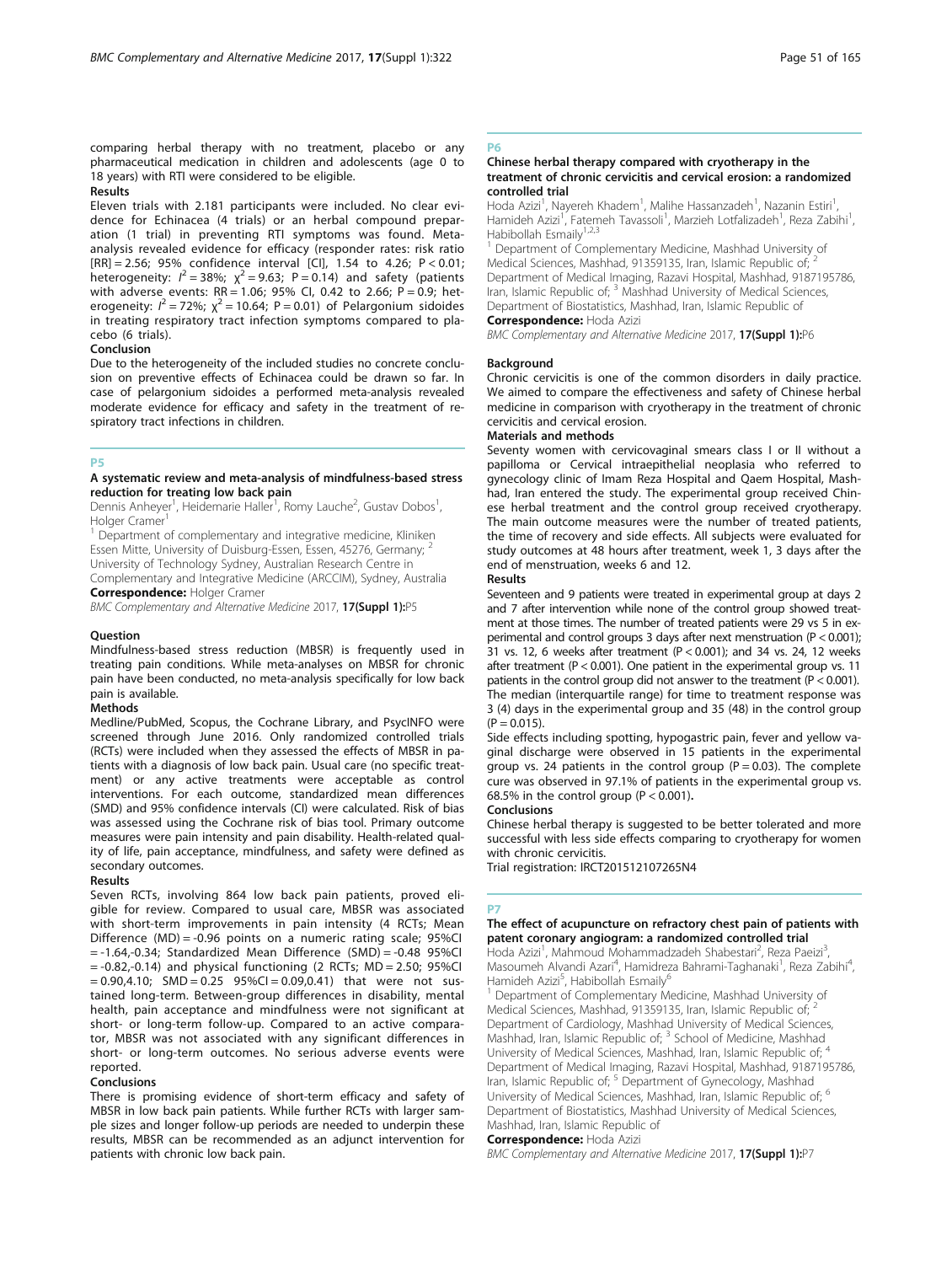comparing herbal therapy with no treatment, placebo or any pharmaceutical medication in children and adolescents (age 0 to 18 years) with RTI were considered to be eligible.

**Results**

Eleven trials with 2.181 participants were included. No clear evidence for Echinacea (4 trials) or an herbal compound preparation (1 trial) in preventing RTI symptoms was found. Meta-analysis revealed evidence for efficacy (responder rates: risk ratio [RR] = 2.56; 95% confidence interval [CI], 1.54 to 4.26; P < 0.01; heterogeneity: $I^2 = 38\%$; $\chi^2 = 9.63$; P = 0.14) and safety (patients with adverse events: RR = 1.06; 95% CI, 0.42 to 2.66; P = 0.9; heterogeneity: $I^2 = 72\%$; $\chi^2 = 10.64$; P = 0.01) of Pelargonium sidoides in treating respiratory tract infection symptoms compared to placebo (6 trials).

**Conclusion**

Due to the heterogeneity of the included studies no concrete conclusion on preventive effects of Echinacea could be drawn so far. In case of pelargonium sidoides a performed meta-analysis revealed moderate evidence for efficacy and safety in the treatment of respiratory tract infections in children.

## P5

### A systematic review and meta-analysis of mindfulness-based stress reduction for treating low back pain

Dennis Anheyer[1], Heidemarie Haller[1], Romy Lauche[2], Gustav Dobos[1], Holger Cramer[1]

[1] Department of complementary and integrative medicine, Kliniken Essen Mitte, University of Duisburg-Essen, Essen, 45276, Germany; [2] University of Technology Sydney, Australian Research Centre in Complementary and Integrative Medicine (ARCCIM), Sydney, Australia

**Correspondence:** Holger Cramer

*BMC Complementary and Alternative Medicine* 2017, **17(Suppl 1):**P5

**Question**

Mindfulness-based stress reduction (MBSR) is frequently used in treating pain conditions. While meta-analyses on MBSR for chronic pain have been conducted, no meta-analysis specifically for low back pain is available.

**Methods**

Medline/PubMed, Scopus, the Cochrane Library, and PsycINFO were screened through June 2016. Only randomized controlled trials (RCTs) were included when they assessed the effects of MBSR in patients with a diagnosis of low back pain. Usual care (no specific treatment) or any active treatments were acceptable as control interventions. For each outcome, standardized mean differences (SMD) and 95% confidence intervals (CI) were calculated. Risk of bias was assessed using the Cochrane risk of bias tool. Primary outcome measures were pain intensity and pain disability. Health-related quality of life, pain acceptance, mindfulness, and safety were defined as secondary outcomes.

**Results**

Seven RCTs, involving 864 low back pain patients, proved eligible for review. Compared to usual care, MBSR was associated with short-term improvements in pain intensity (4 RCTs; Mean Difference (MD) = -0.96 points on a numeric rating scale; 95%CI = -1.64,-0.34; Standardized Mean Difference (SMD) = -0.48 95%CI = -0.82,-0.14) and physical functioning (2 RCTs; MD = 2.50; 95%CI = 0.90,4.10; SMD = 0.25 95%CI = 0.09,0.41) that were not sustained long-term. Between-group differences in disability, mental health, pain acceptance and mindfulness were not significant at short- or long-term follow-up. Compared to an active comparator, MBSR was not associated with any significant differences in short- or long-term outcomes. No serious adverse events were reported.

**Conclusions**

There is promising evidence of short-term efficacy and safety of MBSR in low back pain patients. While further RCTs with larger sample sizes and longer follow-up periods are needed to underpin these results, MBSR can be recommended as an adjunct intervention for patients with chronic low back pain.

## P6

### Chinese herbal therapy compared with cryotherapy in the treatment of chronic cervicitis and cervical erosion: a randomized controlled trial

Hoda Azizi[1], Nayereh Khadem[1], Malihe Hassanzadeh[1], Nazanin Estiri[1], Hamideh Azizi[1], Fatemeh Tavassoli[1], Marzieh Lotfalizadeh[1], Reza Zabihi[1], Habibollah Esmaily[1,2,3]

[1] Department of Complementary Medicine, Mashhad University of Medical Sciences, Mashhad, 91359135, Iran, Islamic Republic of; [2] Department of Medical Imaging, Razavi Hospital, Mashhad, 9187195786, Iran, Islamic Republic of; [3] Mashhad University of Medical Sciences, Department of Biostatistics, Mashhad, Iran, Islamic Republic of

**Correspondence:** Hoda Azizi

*BMC Complementary and Alternative Medicine* 2017, **17(Suppl 1):**P6

**Background**

Chronic cervicitis is one of the common disorders in daily practice. We aimed to compare the effectiveness and safety of Chinese herbal medicine in comparison with cryotherapy in the treatment of chronic cervicitis and cervical erosion.

**Materials and methods**

Seventy women with cervicovaginal smears class I or II without a papilloma or Cervical intraepithelial neoplasia who referred to gynecology clinic of Imam Reza Hospital and Qaem Hospital, Mashhad, Iran entered the study. The experimental group received Chinese herbal treatment and the control group received cryotherapy. The main outcome measures were the number of treated patients, the time of recovery and side effects. All subjects were evaluated for study outcomes at 48 hours after treatment, week 1, 3 days after the end of menstruation, weeks 6 and 12.

**Results**

Seventeen and 9 patients were treated in experimental group at days 2 and 7 after intervention while none of the control group showed treatment at those times. The number of treated patients were 29 vs 5 in experimental and control groups 3 days after next menstruation (P < 0.001); 31 vs. 12, 6 weeks after treatment (P < 0.001); and 34 vs. 24, 12 weeks after treatment (P < 0.001). One patient in the experimental group vs. 11 patients in the control group did not answer to the treatment (P < 0.001). The median (interquartile range) for time to treatment response was 3 (4) days in the experimental group and 35 (48) in the control group (P = 0.015).

Side effects including spotting, hypogastric pain, fever and yellow vaginal discharge were observed in 15 patients in the experimental group vs. 24 patients in the control group (P = 0.03). The complete cure was observed in 97.1% of patients in the experimental group vs. 68.5% in the control group (P < 0.001).

**Conclusions**

Chinese herbal therapy is suggested to be better tolerated and more successful with less side effects comparing to cryotherapy for women with chronic cervicitis.

Trial registration: IRCT201512107265N4

## P7

### The effect of acupuncture on refractory chest pain of patients with patent coronary angiogram: a randomized controlled trial

Hoda Azizi[1], Mahmoud Mohammadzadeh Shabestari[2], Reza Paeizi[3], Masoumeh Alvandi Azari[4], Hamidreza Bahrami-Taghanaki[1], Reza Zabihi[4], Hamideh Azizi[5], Habibollah Esmaily[6]

[1] Department of Complementary Medicine, Mashhad University of Medical Sciences, Mashhad, 91359135, Iran, Islamic Republic of; [2] Department of Cardiology, Mashhad University of Medical Sciences, Mashhad, Iran, Islamic Republic of; [3] School of Medicine, Mashhad University of Medical Sciences, Mashhad, Iran, Islamic Republic of; [4] Department of Medical Imaging, Razavi Hospital, Mashhad, 9187195786, Iran, Islamic Republic of; [5] Department of Gynecology, Mashhad University of Medical Sciences, Mashhad, Iran, Islamic Republic of; [6] Department of Biostatistics, Mashhad University of Medical Sciences, Mashhad, Iran, Islamic Republic of

**Correspondence:** Hoda Azizi

*BMC Complementary and Alternative Medicine* 2017, **17(Suppl 1):**P7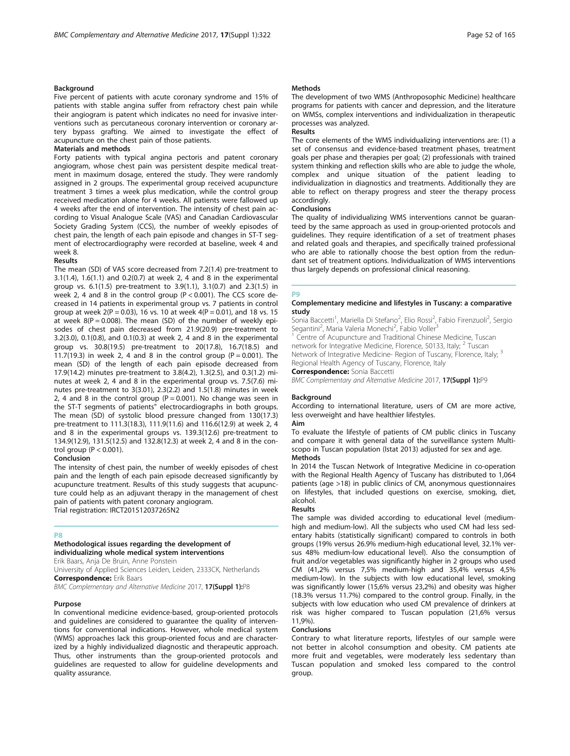### Background

Five percent of patients with acute coronary syndrome and 15% of patients with stable angina suffer from refractory chest pain while their angiogram is patent which indicates no need for invasive interventions such as percutaneous coronary intervention or coronary artery bypass grafting. We aimed to investigate the effect of acupuncture on the chest pain of those patients.

### Materials and methods

Forty patients with typical angina pectoris and patent coronary angiogram, whose chest pain was persistent despite medical treatment in maximum dosage, entered the study. They were randomly assigned in 2 groups. The experimental group received acupuncture treatment 3 times a week plus medication, while the control group received medication alone for 4 weeks. All patients were fallowed up 4 weeks after the end of intervention. The intensity of chest pain according to Visual Analogue Scale (VAS) and Canadian Cardiovascular Society Grading System (CCS), the number of weekly episodes of chest pain, the length of each pain episode and changes in ST-T segment of electrocardiography were recorded at baseline, week 4 and week 8.

### Results

The mean (SD) of VAS score decreased from 7.2(1.4) pre-treatment to 3.1(1.4), 1.6(1.1) and 0.2(0.7) at week 2, 4 and 8 in the experimental group vs. 6.1(1.5) pre-treatment to 3.9(1.1), 3.1(0.7) and 2.3(1.5) in week 2, 4 and 8 in the control group ($P < 0.001$). The CCS score decreased in 14 patients in experimental group vs. 7 patients in control group at week 2($P = 0.03$), 16 vs. 10 at week 4($P = 0.01$), and 18 vs. 15 at week 8($P = 0.008$). The mean (SD) of the number of weekly episodes of chest pain decreased from 21.9(20.9) pre-treatment to 3.2(3.0), 0.1(0.8), and 0.1(0.3) at week 2, 4 and 8 in the experimental group vs. 30.8(19.5) pre-treatment to 20(17.8), 16.7(18.5) and 11.7(19.3) in week 2, 4 and 8 in the control group ($P = 0.001$). The mean (SD) of the length of each pain episode decreased from 17.9(14.2) minutes pre-treatment to 3.8(4.2), 1.3(2.5), and 0.3(1.2) minutes at week 2, 4 and 8 in the experimental group vs. 7.5(7.6) minutes pre-treatment to 3(3.01), 2.3(2.2) and 1.5(1.8) minutes in week 2, 4 and 8 in the control group ($P = 0.001$). No change was seen in the ST-T segments of patients" electrocardiographs in both groups. The mean (SD) of systolic blood pressure changed from 130(17.3) pre-treatment to 111.3(18.3), 111.9(11.6) and 116.6(12.9) at week 2, 4 and 8 in the experimental groups vs. 139.3(12.6) pre-treatment to 134.9(12.9), 131.5(12.5) and 132.8(12.3) at week 2, 4 and 8 in the control group ($P < 0.001$).

### Conclusion

The intensity of chest pain, the number of weekly episodes of chest pain and the length of each pain episode decreased significantly by acupuncture treatment. Results of this study suggests that acupuncture could help as an adjuvant therapy in the management of chest pain of patients with patent coronary angiogram.

Trial registration: IRCT201512037265N2

## P8

### Methodological issues regarding the development of individualizing whole medical system interventions

Erik Baars, Anja De Bruin, Anne Ponstein

University of Applied Sciences Leiden, Leiden, 2333CK, Netherlands

**Correspondence:** Erik Baars

*BMC Complementary and Alternative Medicine* 2017, **17(Suppl 1):**P8

### Purpose

In conventional medicine evidence-based, group-oriented protocols and guidelines are considered to guarantee the quality of interventions for conventional indications. However, whole medical system (WMS) approaches lack this group-oriented focus and are characterized by a highly individualized diagnostic and therapeutic approach. Thus, other instruments than the group-oriented protocols and guidelines are requested to allow for guideline developments and quality assurance.

### Methods

The development of two WMS (Anthroposophic Medicine) healthcare programs for patients with cancer and depression, and the literature on WMSs, complex interventions and individualization in therapeutic processes was analyzed.

### Results

The core elements of the WMS individualizing interventions are: (1) a set of consensus and evidence-based treatment phases, treatment goals per phase and therapies per goal; (2) professionals with trained system thinking and reflection skills who are able to judge the whole, complex and unique situation of the patient leading to individualization in diagnostics and treatments. Additionally they are able to reflect on therapy progress and steer the therapy process accordingly.

### Conclusions

The quality of individualizing WMS interventions cannot be guaranteed by the same approach as used in group-oriented protocols and guidelines. They require identification of a set of treatment phases and related goals and therapies, and specifically trained professional who are able to rationally choose the best option from the redundant set of treatment options. Individualization of WMS interventions thus largely depends on professional clinical reasoning.

## P9

### Complementary medicine and lifestyles in Tuscany: a comparative study

Sonia Baccetti[1], Mariella Di Stefano[2], Elio Rossi[2], Fabio Firenzuoli[2], Sergio Segantini[2], Maria Valeria Monechi[2], Fabio Voller[3]

[1] Centre of Acupuncture and Traditional Chinese Medicine, Tuscan network for Integrative Medicine, Florence, 50133, Italy; [2] Tuscan Network of Integrative Medicine- Region of Tuscany, Florence, Italy; [3] Regional Health Agency of Tuscany, Florence, Italy

**Correspondence:** Sonia Baccetti

*BMC Complementary and Alternative Medicine* 2017, **17(Suppl 1):**P9

### Background

According to international literature, users of CM are more active, less overweight and have healthier lifestyles.

### Aim

To evaluate the lifestyle of patients of CM public clinics in Tuscany and compare it with general data of the surveillance system Multiscopo in Tuscan population (Istat 2013) adjusted for sex and age.

### Methods

In 2014 the Tuscan Network of Integrative Medicine in co-operation with the Regional Health Agency of Tuscany has distributed to 1,064 patients (age >18) in public clinics of CM, anonymous questionnaires on lifestyles, that included questions on exercise, smoking, diet, alcohol.

### Results

The sample was divided according to educational level (medium-high and medium-low). All the subjects who used CM had less sedentary habits (statistically significant) compared to controls in both groups (19% versus 26.9% medium-high educational level, 32.1% versus 48% medium-low educational level). Also the consumption of fruit and/or vegetables was significantly higher in 2 groups who used CM (41,2% versus 7,5% medium-high and 35,4% versus 4,5% medium-low). In the subjects with low educational level, smoking was significantly lower (15,6% versus 23,2%) and obesity was higher (18.3% versus 11.7%) compared to the control group. Finally, in the subjects with low education who used CM prevalence of drinkers at risk was higher compared to Tuscan population (21,6% versus 11,9%).

### Conclusions

Contrary to what literature reports, lifestyles of our sample were not better in alcohol consumption and obesity. CM patients ate more fruit and vegetables, were moderately less sedentary than Tuscan population and smoked less compared to the control group.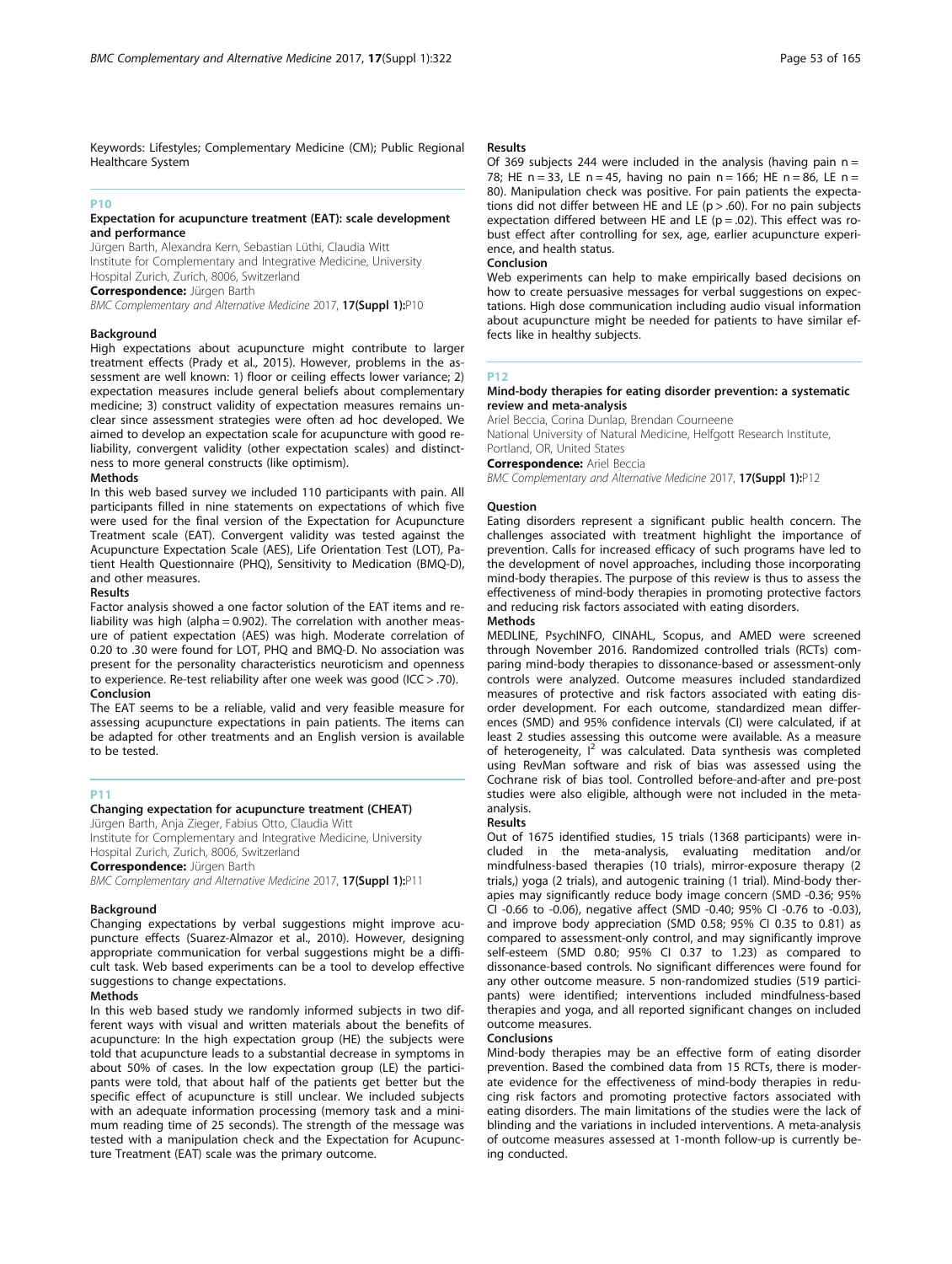Keywords: Lifestyles; Complementary Medicine (CM); Public Regional Healthcare System

## P10

### Expectation for acupuncture treatment (EAT): scale development and performance

Jürgen Barth, Alexandra Kern, Sebastian Lüthi, Claudia Witt

Institute for Complementary and Integrative Medicine, University Hospital Zurich, Zurich, 8006, Switzerland

**Correspondence:** Jürgen Barth

*BMC Complementary and Alternative Medicine* 2017, **17(Suppl 1):**P10

#### Background

High expectations about acupuncture might contribute to larger treatment effects (Prady et al., 2015). However, problems in the assessment are well known: 1) floor or ceiling effects lower variance; 2) expectation measures include general beliefs about complementary medicine; 3) construct validity of expectation measures remains unclear since assessment strategies were often ad hoc developed. We aimed to develop an expectation scale for acupuncture with good reliability, convergent validity (other expectation scales) and distinctness to more general constructs (like optimism).

#### Methods

In this web based survey we included 110 participants with pain. All participants filled in nine statements on expectations of which five were used for the final version of the Expectation for Acupuncture Treatment scale (EAT). Convergent validity was tested against the Acupuncture Expectation Scale (AES), Life Orientation Test (LOT), Patient Health Questionnaire (PHQ), Sensitivity to Medication (BMQ-D), and other measures.

#### Results

Factor analysis showed a one factor solution of the EAT items and reliability was high (alpha = 0.902). The correlation with another measure of patient expectation (AES) was high. Moderate correlation of 0.20 to .30 were found for LOT, PHQ and BMQ-D. No association was present for the personality characteristics neuroticism and openness to experience. Re-test reliability after one week was good (ICC > .70).

#### Conclusion

The EAT seems to be a reliable, valid and very feasible measure for assessing acupuncture expectations in pain patients. The items can be adapted for other treatments and an English version is available to be tested.

## P11

### Changing expectation for acupuncture treatment (CHEAT)

Jürgen Barth, Anja Zieger, Fabius Otto, Claudia Witt

Institute for Complementary and Integrative Medicine, University Hospital Zurich, Zurich, 8006, Switzerland

**Correspondence:** Jürgen Barth

*BMC Complementary and Alternative Medicine* 2017, **17(Suppl 1):**P11

#### Background

Changing expectations by verbal suggestions might improve acupuncture effects (Suarez-Almazor et al., 2010). However, designing appropriate communication for verbal suggestions might be a difficult task. Web based experiments can be a tool to develop effective suggestions to change expectations.

#### Methods

In this web based study we randomly informed subjects in two different ways with visual and written materials about the benefits of acupuncture: In the high expectation group (HE) the subjects were told that acupuncture leads to a substantial decrease in symptoms in about 50% of cases. In the low expectation group (LE) the participants were told, that about half of the patients get better but the specific effect of acupuncture is still unclear. We included subjects with an adequate information processing (memory task and a minimum reading time of 25 seconds). The strength of the message was tested with a manipulation check and the Expectation for Acupuncture Treatment (EAT) scale was the primary outcome.

#### Results

Of 369 subjects 244 were included in the analysis (having pain n = 78; HE n = 33, LE n = 45, having no pain n = 166; HE n = 86, LE n = 80). Manipulation check was positive. For pain patients the expectations did not differ between HE and LE (p > .60). For no pain subjects expectation differed between HE and LE (p = .02). This effect was robust effect after controlling for sex, age, earlier acupuncture experience, and health status.

#### Conclusion

Web experiments can help to make empirically based decisions on how to create persuasive messages for verbal suggestions on expectations. High dose communication including audio visual information about acupuncture might be needed for patients to have similar effects like in healthy subjects.

## P12

### Mind-body therapies for eating disorder prevention: a systematic review and meta-analysis

Ariel Beccia, Corina Dunlap, Brendan Courneene

National University of Natural Medicine, Helfgott Research Institute, Portland, OR, United States

**Correspondence:** Ariel Beccia

*BMC Complementary and Alternative Medicine* 2017, **17(Suppl 1):**P12

#### Question

Eating disorders represent a significant public health concern. The challenges associated with treatment highlight the importance of prevention. Calls for increased efficacy of such programs have led to the development of novel approaches, including those incorporating mind-body therapies. The purpose of this review is thus to assess the effectiveness of mind-body therapies in promoting protective factors and reducing risk factors associated with eating disorders.

#### Methods

MEDLINE, PsychINFO, CINAHL, Scopus, and AMED were screened through November 2016. Randomized controlled trials (RCTs) comparing mind-body therapies to dissonance-based or assessment-only controls were analyzed. Outcome measures included standardized measures of protective and risk factors associated with eating disorder development. For each outcome, standardized mean differences (SMD) and 95% confidence intervals (CI) were calculated, if at least 2 studies assessing this outcome were available. As a measure of heterogeneity, $I^2$ was calculated. Data synthesis was completed using RevMan software and risk of bias was assessed using the Cochrane risk of bias tool. Controlled before-and-after and pre-post studies were also eligible, although were not included in the meta-analysis.

#### Results

Out of 1675 identified studies, 15 trials (1368 participants) were included in the meta-analysis, evaluating meditation and/or mindfulness-based therapies (10 trials), mirror-exposure therapy (2 trials,) yoga (2 trials), and autogenic training (1 trial). Mind-body therapies may significantly reduce body image concern (SMD -0.36; 95% CI -0.66 to -0.06), negative affect (SMD -0.40; 95% CI -0.76 to -0.03), and improve body appreciation (SMD 0.58; 95% CI 0.35 to 0.81) as compared to assessment-only control, and may significantly improve self-esteem (SMD 0.80; 95% CI 0.37 to 1.23) as compared to dissonance-based controls. No significant differences were found for any other outcome measure. 5 non-randomized studies (519 participants) were identified; interventions included mindfulness-based therapies and yoga, and all reported significant changes on included outcome measures.

#### Conclusions

Mind-body therapies may be an effective form of eating disorder prevention. Based the combined data from 15 RCTs, there is moderate evidence for the effectiveness of mind-body therapies in reducing risk factors and promoting protective factors associated with eating disorders. The main limitations of the studies were the lack of blinding and the variations in included interventions. A meta-analysis of outcome measures assessed at 1-month follow-up is currently being conducted.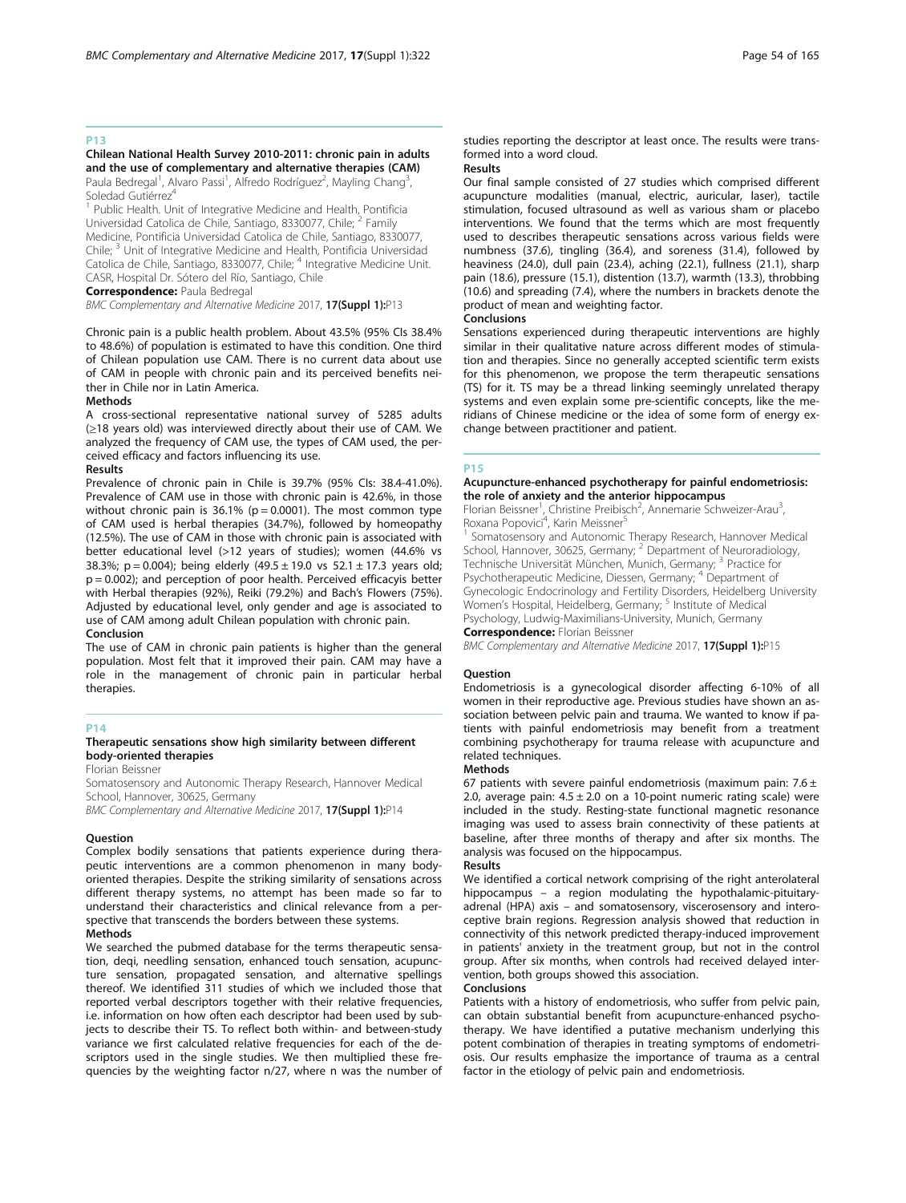## P13

### Chilean National Health Survey 2010-2011: chronic pain in adults and the use of complementary and alternative therapies (CAM)

Paula Bedregal[1], Alvaro Passi[1], Alfredo Rodríguez[2], Mayling Chang[3], Soledad Gutiérrez[4]

[1] Public Health. Unit of Integrative Medicine and Health, Pontificia Universidad Catolica de Chile, Santiago, 8330077, Chile; [2] Family Medicine, Pontificia Universidad Catolica de Chile, Santiago, 8330077, Chile; [3] Unit of Integrative Medicine and Health, Pontificia Universidad Catolica de Chile, Santiago, 8330077, Chile; [4] Integrative Medicine Unit. CASR, Hospital Dr. Sótero del Río, Santiago, Chile

**Correspondence:** Paula Bedregal

*BMC Complementary and Alternative Medicine* 2017, **17(Suppl 1):**P13

Chronic pain is a public health problem. About 43.5% (95% CIs 38.4% to 48.6%) of population is estimated to have this condition. One third of Chilean population use CAM. There is no current data about use of CAM in people with chronic pain and its perceived benefits neither in Chile nor in Latin America.

#### Methods

A cross-sectional representative national survey of 5285 adults (≥18 years old) was interviewed directly about their use of CAM. We analyzed the frequency of CAM use, the types of CAM used, the perceived efficacy and factors influencing its use.

#### Results

Prevalence of chronic pain in Chile is 39.7% (95% CIs: 38.4-41.0%). Prevalence of CAM use in those with chronic pain is 42.6%, in those without chronic pain is 36.1% ($p = 0.0001$). The most common type of CAM used is herbal therapies (34.7%), followed by homeopathy (12.5%). The use of CAM in those with chronic pain is associated with better educational level (>12 years of studies); women (44.6% vs 38.3%; $p = 0.004$); being elderly ($49.5 \pm 19.0$ vs $52.1 \pm 17.3$ years old; $p = 0.002$); and perception of poor health. Perceived efficacyis better with Herbal therapies (92%), Reiki (79.2%) and Bach's Flowers (75%). Adjusted by educational level, only gender and age is associated to use of CAM among adult Chilean population with chronic pain.

#### Conclusion

The use of CAM in chronic pain patients is higher than the general population. Most felt that it improved their pain. CAM may have a role in the management of chronic pain in particular herbal therapies.

## P14

### Therapeutic sensations show high similarity between different body-oriented therapies

Florian Beissner

Somatosensory and Autonomic Therapy Research, Hannover Medical School, Hannover, 30625, Germany

*BMC Complementary and Alternative Medicine* 2017, **17(Suppl 1):**P14

#### Question

Complex bodily sensations that patients experience during therapeutic interventions are a common phenomenon in many body-oriented therapies. Despite the striking similarity of sensations across different therapy systems, no attempt has been made so far to understand their characteristics and clinical relevance from a perspective that transcends the borders between these systems.

#### Methods

We searched the pubmed database for the terms therapeutic sensation, deqi, needling sensation, enhanced touch sensation, acupuncture sensation, propagated sensation, and alternative spellings thereof. We identified 311 studies of which we included those that reported verbal descriptors together with their relative frequencies, i.e. information on how often each descriptor had been used by subjects to describe their TS. To reflect both within- and between-study variance we first calculated relative frequencies for each of the descriptors used in the single studies. We then multiplied these frequencies by the weighting factor n/27, where n was the number of studies reporting the descriptor at least once. The results were transformed into a word cloud.

#### Results

Our final sample consisted of 27 studies which comprised different acupuncture modalities (manual, electric, auricular, laser), tactile stimulation, focused ultrasound as well as various sham or placebo interventions. We found that the terms which are most frequently used to describes therapeutic sensations across various fields were numbness (37.6), tingling (36.4), and soreness (31.4), followed by heaviness (24.0), dull pain (23.4), aching (22.1), fullness (21.1), sharp pain (18.6), pressure (15.1), distention (13.7), warmth (13.3), throbbing (10.6) and spreading (7.4), where the numbers in brackets denote the product of mean and weighting factor.

#### Conclusions

Sensations experienced during therapeutic interventions are highly similar in their qualitative nature across different modes of stimulation and therapies. Since no generally accepted scientific term exists for this phenomenon, we propose the term therapeutic sensations (TS) for it. TS may be a thread linking seemingly unrelated therapy systems and even explain some pre-scientific concepts, like the meridians of Chinese medicine or the idea of some form of energy exchange between practitioner and patient.

## P15

### Acupuncture-enhanced psychotherapy for painful endometriosis: the role of anxiety and the anterior hippocampus

Florian Beissner[1], Christine Preibisch[2], Annemarie Schweizer-Arau[3], Roxana Popovici[4], Karin Meissner[5]

[1] Somatosensory and Autonomic Therapy Research, Hannover Medical School, Hannover, 30625, Germany; [2] Department of Neuroradiology, Technische Universität München, Munich, Germany; [3] Practice for Psychotherapeutic Medicine, Diessen, Germany; [4] Department of Gynecologic Endocrinology and Fertility Disorders, Heidelberg University Women's Hospital, Heidelberg, Germany; [5] Institute of Medical Psychology, Ludwig-Maximilians-University, Munich, Germany

**Correspondence:** Florian Beissner

*BMC Complementary and Alternative Medicine* 2017, **17(Suppl 1):**P15

#### Question

Endometriosis is a gynecological disorder affecting 6-10% of all women in their reproductive age. Previous studies have shown an association between pelvic pain and trauma. We wanted to know if patients with painful endometriosis may benefit from a treatment combining psychotherapy for trauma release with acupuncture and related techniques.

#### Methods

67 patients with severe painful endometriosis (maximum pain: $7.6 \pm 2.0$, average pain: $4.5 \pm 2.0$ on a 10-point numeric rating scale) were included in the study. Resting-state functional magnetic resonance imaging was used to assess brain connectivity of these patients at baseline, after three months of therapy and after six months. The analysis was focused on the hippocampus.

#### Results

We identified a cortical network comprising of the right anterolateral hippocampus – a region modulating the hypothalamic-pituitary-adrenal (HPA) axis – and somatosensory, viscerosensory and interoceptive brain regions. Regression analysis showed that reduction in connectivity of this network predicted therapy-induced improvement in patients' anxiety in the treatment group, but not in the control group. After six months, when controls had received delayed intervention, both groups showed this association.

#### Conclusions

Patients with a history of endometriosis, who suffer from pelvic pain, can obtain substantial benefit from acupuncture-enhanced psychotherapy. We have identified a putative mechanism underlying this potent combination of therapies in treating symptoms of endometriosis. Our results emphasize the importance of trauma as a central factor in the etiology of pelvic pain and endometriosis.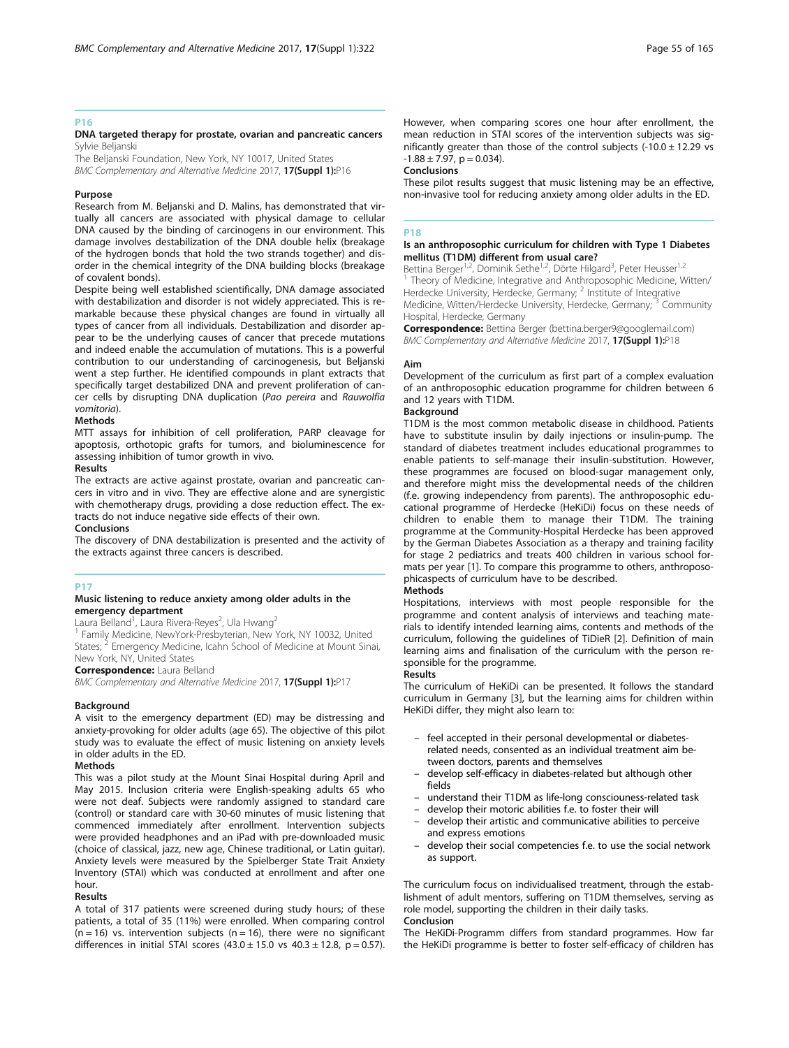## P16

### DNA targeted therapy for prostate, ovarian and pancreatic cancers

Sylvie Beljanski

The Beljanski Foundation, New York, NY 10017, United States

*BMC Complementary and Alternative Medicine* 2017, **17(Suppl 1):**P16

#### Purpose

Research from M. Beljanski and D. Malins, has demonstrated that virtually all cancers are associated with physical damage to cellular DNA caused by the binding of carcinogens in our environment. This damage involves destabilization of the DNA double helix (breakage of the hydrogen bonds that hold the two strands together) and disorder in the chemical integrity of the DNA building blocks (breakage of covalent bonds).

Despite being well established scientifically, DNA damage associated with destabilization and disorder is not widely appreciated. This is remarkable because these physical changes are found in virtually all types of cancer from all individuals. Destabilization and disorder appear to be the underlying causes of cancer that precede mutations and indeed enable the accumulation of mutations. This is a powerful contribution to our understanding of carcinogenesis, but Beljanski went a step further. He identified compounds in plant extracts that specifically target destabilized DNA and prevent proliferation of cancer cells by disrupting DNA duplication (*Pao pereira* and *Rauwolfia vomitoria*).

#### Methods

MTT assays for inhibition of cell proliferation, PARP cleavage for apoptosis, orthotopic grafts for tumors, and bioluminescence for assessing inhibition of tumor growth in vivo.

#### Results

The extracts are active against prostate, ovarian and pancreatic cancers in vitro and in vivo. They are effective alone and are synergistic with chemotherapy drugs, providing a dose reduction effect. The extracts do not induce negative side effects of their own.

#### Conclusions

The discovery of DNA destabilization is presented and the activity of the extracts against three cancers is described.

## P17

### Music listening to reduce anxiety among older adults in the emergency department

Laura Belland[1], Laura Rivera-Reyes[2], Ula Hwang[2]

[1] Family Medicine, NewYork-Presbyterian, New York, NY 10032, United States; [2] Emergency Medicine, Icahn School of Medicine at Mount Sinai, New York, NY, United States

**Correspondence:** Laura Belland

*BMC Complementary and Alternative Medicine* 2017, **17(Suppl 1):**P17

#### Background

A visit to the emergency department (ED) may be distressing and anxiety-provoking for older adults (age 65). The objective of this pilot study was to evaluate the effect of music listening on anxiety levels in older adults in the ED.

#### Methods

This was a pilot study at the Mount Sinai Hospital during April and May 2015. Inclusion criteria were English-speaking adults 65 who were not deaf. Subjects were randomly assigned to standard care (control) or standard care with 30-60 minutes of music listening that commenced immediately after enrollment. Intervention subjects were provided headphones and an iPad with pre-downloaded music (choice of classical, jazz, new age, Chinese traditional, or Latin guitar). Anxiety levels were measured by the Spielberger State Trait Anxiety Inventory (STAI) which was conducted at enrollment and after one hour.

#### Results

A total of 317 patients were screened during study hours; of these patients, a total of 35 (11%) were enrolled. When comparing control ($n = 16$) vs. intervention subjects ($n = 16$), there were no significant differences in initial STAI scores ($43.0 \pm 15.0$ vs $40.3 \pm 12.8$, $p = 0.57$). However, when comparing scores one hour after enrollment, the mean reduction in STAI scores of the intervention subjects was significantly greater than those of the control subjects ($-10.0 \pm 12.29$ vs $-1.88 \pm 7.97$, $p = 0.034$).

#### Conclusions

These pilot results suggest that music listening may be an effective, non-invasive tool for reducing anxiety among older adults in the ED.

## P18

### Is an anthroposophic curriculum for children with Type 1 Diabetes mellitus (T1DM) different from usual care?

Bettina Berger[1,2], Dominik Sethe[1,2], Dörte Hilgard[3], Peter Heusser[1,2]

[1] Theory of Medicine, Integrative and Anthroposophic Medicine, Witten/Herdecke University, Herdecke, Germany; [2] Institute of Integrative Medicine, Witten/Herdecke University, Herdecke, Germany; [3] Community Hospital, Herdecke, Germany

**Correspondence:** Bettina Berger (bettina.berger9@googlemail.com)

*BMC Complementary and Alternative Medicine* 2017, **17(Suppl 1):**P18

#### Aim

Development of the curriculum as first part of a complex evaluation of an anthroposophic education programme for children between 6 and 12 years with T1DM.

#### Background

T1DM is the most common metabolic disease in childhood. Patients have to substitute insulin by daily injections or insulin-pump. The standard of diabetes treatment includes educational programmes to enable patients to self-manage their insulin-substitution. However, these programmes are focused on blood-sugar management only, and therefore might miss the developmental needs of the children (f.e. growing independency from parents). The anthroposophic educational programme of Herdecke (HeKiDi) focus on these needs of children to enable them to manage their T1DM. The training programme at the Community-Hospital Herdecke has been approved by the German Diabetes Association as a therapy and training facility for stage 2 pediatrics and treats 400 children in various school formats per year [1]. To compare this programme to others, anthroposophicaspects of curriculum have to be described.

#### Methods

Hospitations, interviews with most people responsible for the programme and content analysis of interviews and teaching materials to identify intended learning aims, contents and methods of the curriculum, following the guidelines of TiDieR [2]. Definition of main learning aims and finalisation of the curriculum with the person responsible for the programme.

#### Results

The curriculum of HeKiDi can be presented. It follows the standard curriculum in Germany [3], but the learning aims for children within HeKiDi differ, they might also learn to:

- feel accepted in their personal developmental or diabetes-related needs, consented as an individual treatment aim between doctors, parents and themselves
- develop self-efficacy in diabetes-related but although other fields
- understand their T1DM as life-long consciouness-related task
- develop their motoric abilities f.e. to foster their will
- develop their artistic and communicative abilities to perceive and express emotions
- develop their social competencies f.e. to use the social network as support.

The curriculum focus on individualised treatment, through the establishment of adult mentors, suffering on T1DM themselves, serving as role model, supporting the children in their daily tasks.

#### Conclusion

The HeKiDi-Programm differs from standard programmes. How far the HeKiDi programme is better to foster self-efficacy of children has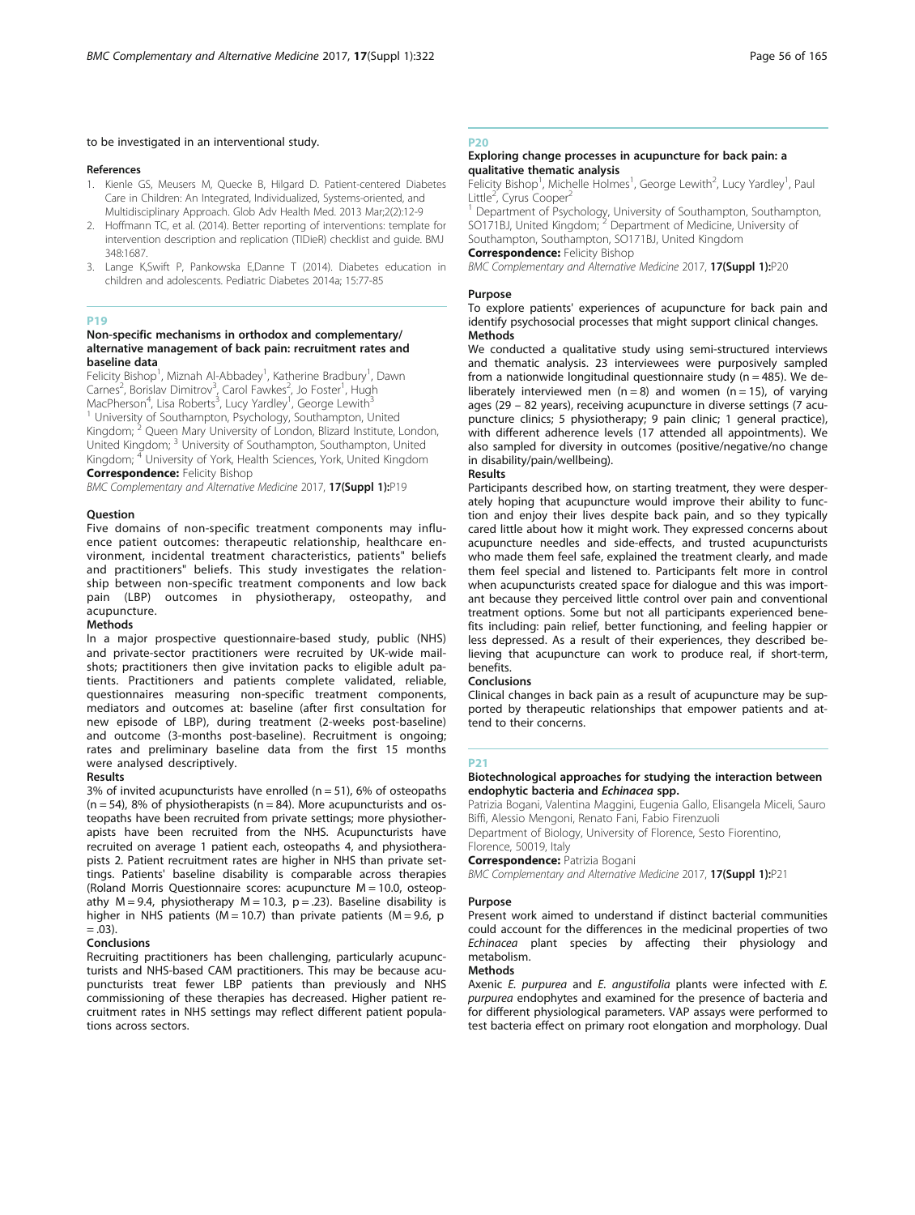to be investigated in an interventional study.

#### References

1. Kienle GS, Meusers M, Quecke B, Hilgard D. Patient-centered Diabetes Care in Children: An Integrated, Individualized, Systems-oriented, and Multidisciplinary Approach. Glob Adv Health Med. 2013 Mar;2(2):12-9
2. Hoffmann TC, et al. (2014). Better reporting of interventions: template for intervention description and replication (TIDieR) checklist and guide. BMJ 348:1687.
3. Lange K,Swift P, Pankowska E,Danne T (2014). Diabetes education in children and adolescents. Pediatric Diabetes 2014a; 15:77-85

## P19

### Non-specific mechanisms in orthodox and complementary/alternative management of back pain: recruitment rates and baseline data

Felicity Bishop[1], Miznah Al-Abbadey[1], Katherine Bradbury[1], Dawn Carnes[2], Borislav Dimitrov[3], Carol Fawkes[2], Jo Foster[1], Hugh MacPherson[4], Lisa Roberts[3], Lucy Yardley[1], George Lewith[3]

[1] University of Southampton, Psychology, Southampton, United Kingdom; [2] Queen Mary University of London, Blizard Institute, London, United Kingdom; [3] University of Southampton, Southampton, United Kingdom; [4] University of York, Health Sciences, York, United Kingdom

**Correspondence:** Felicity Bishop

*BMC Complementary and Alternative Medicine* 2017, **17(Suppl 1):**P19

#### Question

Five domains of non-specific treatment components may influence patient outcomes: therapeutic relationship, healthcare environment, incidental treatment characteristics, patients" beliefs and practitioners" beliefs. This study investigates the relationship between non-specific treatment components and low back pain (LBP) outcomes in physiotherapy, osteopathy, and acupuncture.

#### Methods

In a major prospective questionnaire-based study, public (NHS) and private-sector practitioners were recruited by UK-wide mailshots; practitioners then give invitation packs to eligible adult patients. Practitioners and patients complete validated, reliable, questionnaires measuring non-specific treatment components, mediators and outcomes at: baseline (after first consultation for new episode of LBP), during treatment (2-weeks post-baseline) and outcome (3-months post-baseline). Recruitment is ongoing; rates and preliminary baseline data from the first 15 months were analysed descriptively.

#### Results

3% of invited acupuncturists have enrolled (n = 51), 6% of osteopaths (n = 54), 8% of physiotherapists (n = 84). More acupuncturists and osteopaths have been recruited from private settings; more physiotherapists have been recruited from the NHS. Acupuncturists have recruited on average 1 patient each, osteopaths 4, and physiotherapists 2. Patient recruitment rates are higher in NHS than private settings. Patients' baseline disability is comparable across therapies (Roland Morris Questionnaire scores: acupuncture M = 10.0, osteopathy M = 9.4, physiotherapy M = 10.3, p = .23). Baseline disability is higher in NHS patients (M = 10.7) than private patients (M = 9.6, p = .03).

#### Conclusions

Recruiting practitioners has been challenging, particularly acupuncturists and NHS-based CAM practitioners. This may be because acupuncturists treat fewer LBP patients than previously and NHS commissioning of these therapies has decreased. Higher patient recruitment rates in NHS settings may reflect different patient populations across sectors.

## P20

### Exploring change processes in acupuncture for back pain: a qualitative thematic analysis

Felicity Bishop[1], Michelle Holmes[1], George Lewith[2], Lucy Yardley[1], Paul Little[2], Cyrus Cooper[2]

[1] Department of Psychology, University of Southampton, Southampton, SO171BJ, United Kingdom; [2] Department of Medicine, University of Southampton, Southampton, SO171BJ, United Kingdom

**Correspondence:** Felicity Bishop

*BMC Complementary and Alternative Medicine* 2017, **17(Suppl 1):**P20

#### Purpose

To explore patients' experiences of acupuncture for back pain and identify psychosocial processes that might support clinical changes.

#### Methods

We conducted a qualitative study using semi-structured interviews and thematic analysis. 23 interviewees were purposively sampled from a nationwide longitudinal questionnaire study (n = 485). We deliberately interviewed men (n = 8) and women (n = 15), of varying ages (29 – 82 years), receiving acupuncture in diverse settings (7 acupuncture clinics; 5 physiotherapy; 9 pain clinic; 1 general practice), with different adherence levels (17 attended all appointments). We also sampled for diversity in outcomes (positive/negative/no change in disability/pain/wellbeing).

#### Results

Participants described how, on starting treatment, they were desperately hoping that acupuncture would improve their ability to function and enjoy their lives despite back pain, and so they typically cared little about how it might work. They expressed concerns about acupuncture needles and side-effects, and trusted acupuncturists who made them feel safe, explained the treatment clearly, and made them feel special and listened to. Participants felt more in control when acupuncturists created space for dialogue and this was important because they perceived little control over pain and conventional treatment options. Some but not all participants experienced benefits including: pain relief, better functioning, and feeling happier or less depressed. As a result of their experiences, they described believing that acupuncture can work to produce real, if short-term, benefits.

#### Conclusions

Clinical changes in back pain as a result of acupuncture may be supported by therapeutic relationships that empower patients and attend to their concerns.

## P21

### Biotechnological approaches for studying the interaction between endophytic bacteria and *Echinacea* spp.

Patrizia Bogani, Valentina Maggini, Eugenia Gallo, Elisangela Miceli, Sauro Biffi, Alessio Mengoni, Renato Fani, Fabio Firenzuoli

Department of Biology, University of Florence, Sesto Fiorentino, Florence, 50019, Italy

**Correspondence:** Patrizia Bogani

*BMC Complementary and Alternative Medicine* 2017, **17(Suppl 1):**P21

#### Purpose

Present work aimed to understand if distinct bacterial communities could account for the differences in the medicinal properties of two *Echinacea* plant species by affecting their physiology and metabolism.

#### Methods

Axenic *E. purpurea* and *E. angustifolia* plants were infected with *E. purpurea* endophytes and examined for the presence of bacteria and for different physiological parameters. VAP assays were performed to test bacteria effect on primary root elongation and morphology. Dual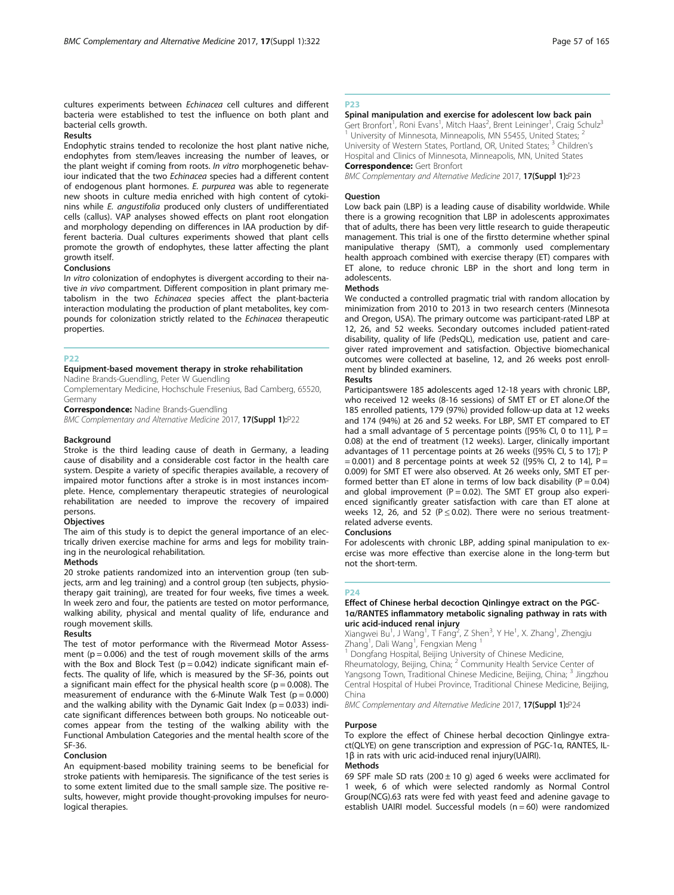cultures experiments between *Echinacea* cell cultures and different bacteria were established to test the influence on both plant and bacterial cells growth.

### Results

Endophytic strains tended to recolonize the host plant native niche, endophytes from stem/leaves increasing the number of leaves, or the plant weight if coming from roots. *In vitro* morphogenetic behaviour indicated that the two *Echinacea* species had a different content of endogenous plant hormones. *E. purpurea* was able to regenerate new shoots in culture media enriched with high content of cytokinins while *E. angustifolia* produced only clusters of undifferentiated cells (callus). VAP analyses showed effects on plant root elongation and morphology depending on differences in IAA production by different bacteria. Dual cultures experiments showed that plant cells promote the growth of endophytes, these latter affecting the plant growth itself.

### Conclusions

I*n vitro* colonization of endophytes is divergent according to their native *in vivo* compartment. Different composition in plant primary metabolism in the two *Echinacea* species affect the plant-bacteria interaction modulating the production of plant metabolites, key compounds for colonization strictly related to the *Echinacea* therapeutic properties.

## P22

### Equipment-based movement therapy in stroke rehabilitation

Nadine Brands-Guendling, Peter W Guendling

Complementary Medicine, Hochschule Fresenius, Bad Camberg, 65520, Germany

**Correspondence:** Nadine Brands-Guendling

*BMC Complementary and Alternative Medicine* 2017, **17(Suppl 1):**P22

### Background

Stroke is the third leading cause of death in Germany, a leading cause of disability and a considerable cost factor in the health care system. Despite a variety of specific therapies available, a recovery of impaired motor functions after a stroke is in most instances incomplete. Hence, complementary therapeutic strategies of neurological rehabilitation are needed to improve the recovery of impaired persons.

### Objectives

The aim of this study is to depict the general importance of an electrically driven exercise machine for arms and legs for mobility training in the neurological rehabilitation.

### Methods

20 stroke patients randomized into an intervention group (ten subjects, arm and leg training) and a control group (ten subjects, physiotherapy gait training), are treated for four weeks, five times a week. In week zero and four, the patients are tested on motor performance, walking ability, physical and mental quality of life, endurance and rough movement skills.

### Results

The test of motor performance with the Rivermead Motor Assessment ($p = 0.006$) and the test of rough movement skills of the arms with the Box and Block Test ($p = 0.042$) indicate significant main effects. The quality of life, which is measured by the SF-36, points out a significant main effect for the physical health score ($p = 0.008$). The measurement of endurance with the 6-Minute Walk Test ($p = 0.000$) and the walking ability with the Dynamic Gait Index ($p = 0.033$) indicate significant differences between both groups. No noticeable outcomes appear from the testing of the walking ability with the Functional Ambulation Categories and the mental health score of the SF-36.

### Conclusion

An equipment-based mobility training seems to be beneficial for stroke patients with hemiparesis. The significance of the test series is to some extent limited due to the small sample size. The positive results, however, might provide thought-provoking impulses for neurological therapies.

## P23

### Spinal manipulation and exercise for adolescent low back pain

Gert Bronfort[1], Roni Evans[1], Mitch Haas[2], Brent Leininger[1], Craig Schulz[3]

[1] University of Minnesota, Minneapolis, MN 55455, United States; [2] University of Western States, Portland, OR, United States; [3] Children's Hospital and Clinics of Minnesota, Minneapolis, MN, United States

**Correspondence:** Gert Bronfort

*BMC Complementary and Alternative Medicine* 2017, **17(Suppl 1):**P23

### Question

Low back pain (LBP) is a leading cause of disability worldwide. While there is a growing recognition that LBP in adolescents approximates that of adults, there has been very little research to guide therapeutic management. This trial is one of the firstto determine whether spinal manipulative therapy (SMT), a commonly used complementary health approach combined with exercise therapy (ET) compares with ET alone, to reduce chronic LBP in the short and long term in adolescents.

### Methods

We conducted a controlled pragmatic trial with random allocation by minimization from 2010 to 2013 in two research centers (Minnesota and Oregon, USA). The primary outcome was participant-rated LBP at 12, 26, and 52 weeks. Secondary outcomes included patient-rated disability, quality of life (PedsQL), medication use, patient and caregiver rated improvement and satisfaction. Objective biomechanical outcomes were collected at baseline, 12, and 26 weeks post enrollment by blinded examiners.

### Results

Participantswere 185 **a**dolescents aged 12-18 years with chronic LBP, who received 12 weeks (8-16 sessions) of SMT ET or ET alone.Of the 185 enrolled patients, 179 (97%) provided follow-up data at 12 weeks and 174 (94%) at 26 and 52 weeks. For LBP, SMT ET compared to ET had a small advantage of 5 percentage points ([95% CI, 0 to 11], $P = 0.08$) at the end of treatment (12 weeks). Larger, clinically important advantages of 11 percentage points at 26 weeks ([95% CI, 5 to 17]; $P = 0.001$) and 8 percentage points at week 52 ([95% CI, 2 to 14], $P = 0.009$) for SMT ET were also observed. At 26 weeks only, SMT ET performed better than ET alone in terms of low back disability ($P = 0.04$) and global improvement ($P = 0.02$). The SMT ET group also experienced significantly greater satisfaction with care than ET alone at weeks 12, 26, and 52 ($P \leq 0.02$). There were no serious treatment-related adverse events.

### Conclusions

For adolescents with chronic LBP, adding spinal manipulation to exercise was more effective than exercise alone in the long-term but not the short-term.

## P24

### Effect of Chinese herbal decoction Qinlingye extract on the PGC-1α/RANTES inflammatory metabolic signaling pathway in rats with uric acid-induced renal injury

Xiangwei Bu[1], J Wang[1], T Fang[2], Z Shen[3], Y He[1], X. Zhang[1], Zhengju Zhang[1], Dali Wang[1], Fengxian Meng [1]

[1] Dongfang Hospital, Beijing University of Chinese Medicine, Rheumatology, Beijing, China; [2] Community Health Service Center of Yangsong Town, Traditional Chinese Medicine, Beijing, China; [3] Jingzhou Central Hospital of Hubei Province, Traditional Chinese Medicine, Beijing, China

*BMC Complementary and Alternative Medicine* 2017, **17(Suppl 1):**P24

### Purpose

To explore the effect of Chinese herbal decoction Qinlingye extract(QLYE) on gene transcription and expression of PGC-1α, RANTES, IL-1β in rats with uric acid-induced renal injury(UAIRI).

### Methods

69 SPF male SD rats ($200 \pm 10$ g) aged 6 weeks were acclimated for 1 week, 6 of which were selected randomly as Normal Control Group(NCG).63 rats were fed with yeast feed and adenine gavage to establish UAIRI model. Successful models ($n = 60$) were randomized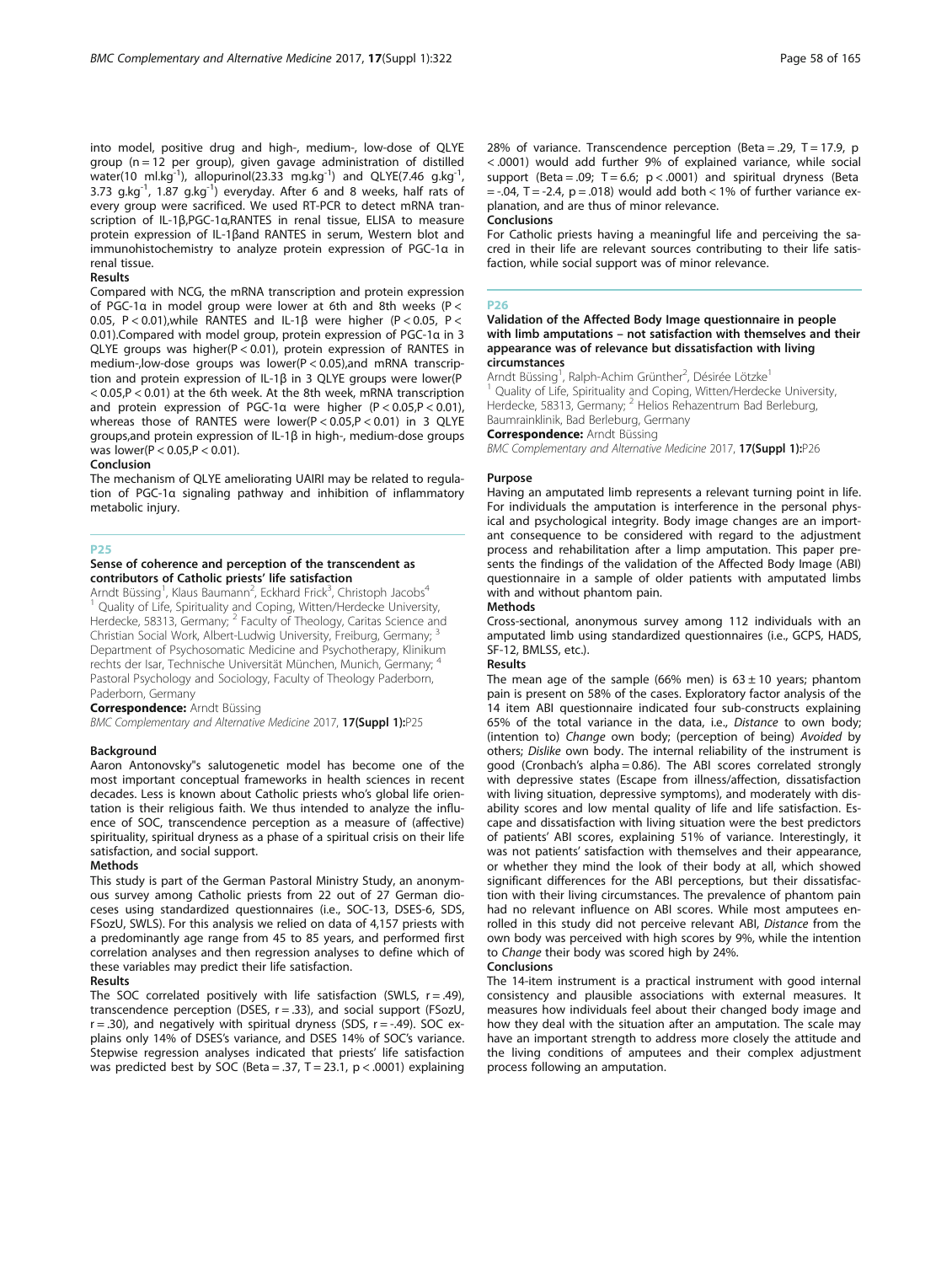into model, positive drug and high-, medium-, low-dose of QLYE group (n = 12 per group), given gavage administration of distilled water(10 ml.kg$^{-1}$), allopurinol(23.33 mg.kg$^{-1}$) and QLYE(7.46 g.kg$^{-1}$, 3.73 g.kg$^{-1}$, 1.87 g.kg$^{-1}$) everyday. After 6 and 8 weeks, half rats of every group were sacrificed. We used RT-PCR to detect mRNA transcription of IL-1β,PGC-1α,RANTES in renal tissue, ELISA to measure protein expression of IL-1βand RANTES in serum, Western blot and immunohistochemistry to analyze protein expression of PGC-1α in renal tissue.

### Results

Compared with NCG, the mRNA transcription and protein expression of PGC-1α in model group were lower at 6th and 8th weeks ($P < 0.05$, $P < 0.01$),while RANTES and IL-1β were higher ($P < 0.05$, $P < 0.01$).Compared with model group, protein expression of PGC-1α in 3 QLYE groups was higher($P < 0.01$), protein expression of RANTES in medium-,low-dose groups was lower($P < 0.05$),and mRNA transcription and protein expression of IL-1β in 3 QLYE groups were lower($P < 0.05$,$P < 0.01$) at the 6th week. At the 8th week, mRNA transcription and protein expression of PGC-1α were higher ($P < 0.05$,$P < 0.01$), whereas those of RANTES were lower($P < 0.05$,$P < 0.01$) in 3 QLYE groups,and protein expression of IL-1β in high-, medium-dose groups was lower($P < 0.05$,$P < 0.01$).

### Conclusion

The mechanism of QLYE ameliorating UAIRI may be related to regulation of PGC-1α signaling pathway and inhibition of inflammatory metabolic injury.

## P25

### Sense of coherence and perception of the transcendent as contributors of Catholic priests' life satisfaction

Arndt Büssing[1], Klaus Baumann[2], Eckhard Frick[3], Christoph Jacobs[4]

[1] Quality of Life, Spirituality and Coping, Witten/Herdecke University, Herdecke, 58313, Germany; [2] Faculty of Theology, Caritas Science and Christian Social Work, Albert-Ludwig University, Freiburg, Germany; [3] Department of Psychosomatic Medicine and Psychotherapy, Klinikum rechts der Isar, Technische Universität München, Munich, Germany; [4] Pastoral Psychology and Sociology, Faculty of Theology Paderborn, Paderborn, Germany

**Correspondence:** Arndt Büssing

*BMC Complementary and Alternative Medicine* 2017, **17(Suppl 1):**P25

### Background

Aaron Antonovsky"s salutogenetic model has become one of the most important conceptual frameworks in health sciences in recent decades. Less is known about Catholic priests who's global life orientation is their religious faith. We thus intended to analyze the influence of SOC, transcendence perception as a measure of (affective) spirituality, spiritual dryness as a phase of a spiritual crisis on their life satisfaction, and social support.

### Methods

This study is part of the German Pastoral Ministry Study, an anonymous survey among Catholic priests from 22 out of 27 German dioceses using standardized questionnaires (i.e., SOC-13, DSES-6, SDS, FSozU, SWLS). For this analysis we relied on data of 4,157 priests with a predominantly age range from 45 to 85 years, and performed first correlation analyses and then regression analyses to define which of these variables may predict their life satisfaction.

### Results

The SOC correlated positively with life satisfaction (SWLS, $r = .49$), transcendence perception (DSES, $r = .33$), and social support (FSozU, $r = .30$), and negatively with spiritual dryness (SDS, $r = -.49$). SOC explains only 14% of DSES's variance, and DSES 14% of SOC's variance. Stepwise regression analyses indicated that priests' life satisfaction was predicted best by SOC (Beta = .37, T = 23.1, $p < .0001$) explaining 28% of variance. Transcendence perception (Beta = .29, T = 17.9, $p < .0001$) would add further 9% of explained variance, while social support (Beta = .09; T = 6.6; $p < .0001$) and spiritual dryness (Beta = -.04, T = -2.4, $p = .018$) would add both < 1% of further variance explanation, and are thus of minor relevance.

### Conclusions

For Catholic priests having a meaningful life and perceiving the sacred in their life are relevant sources contributing to their life satisfaction, while social support was of minor relevance.

## P26

### Validation of the Affected Body Image questionnaire in people with limb amputations – not satisfaction with themselves and their appearance was of relevance but dissatisfaction with living circumstances

Arndt Büssing[1], Ralph-Achim Grünther[2], Désirée Lötzke[1]

[1] Quality of Life, Spirituality and Coping, Witten/Herdecke University, Herdecke, 58313, Germany; [2] Helios Rehazentrum Bad Berleburg, Baumrainklinik, Bad Berleburg, Germany

**Correspondence:** Arndt Büssing

*BMC Complementary and Alternative Medicine* 2017, **17(Suppl 1):**P26

### Purpose

Having an amputated limb represents a relevant turning point in life. For individuals the amputation is interference in the personal physical and psychological integrity. Body image changes are an important consequence to be considered with regard to the adjustment process and rehabilitation after a limp amputation. This paper presents the findings of the validation of the Affected Body Image (ABI) questionnaire in a sample of older patients with amputated limbs with and without phantom pain.

### Methods

Cross-sectional, anonymous survey among 112 individuals with an amputated limb using standardized questionnaires (i.e., GCPS, HADS, SF-12, BMLSS, etc.).

### Results

The mean age of the sample (66% men) is 63 ± 10 years; phantom pain is present on 58% of the cases. Exploratory factor analysis of the 14 item ABI questionnaire indicated four sub-constructs explaining 65% of the total variance in the data, i.e., *Distance* to own body; (intention to) *Change* own body; (perception of being) *Avoided* by others; *Dislike* own body. The internal reliability of the instrument is good (Cronbach's alpha = 0.86). The ABI scores correlated strongly with depressive states (Escape from illness/affection, dissatisfaction with living situation, depressive symptoms), and moderately with disability scores and low mental quality of life and life satisfaction. Escape and dissatisfaction with living situation were the best predictors of patients' ABI scores, explaining 51% of variance. Interestingly, it was not patients' satisfaction with themselves and their appearance, or whether they mind the look of their body at all, which showed significant differences for the ABI perceptions, but their dissatisfaction with their living circumstances. The prevalence of phantom pain had no relevant influence on ABI scores. While most amputees enrolled in this study did not perceive relevant ABI, *Distance* from the own body was perceived with high scores by 9%, while the intention to *Change* their body was scored high by 24%.

### Conclusions

The 14-item instrument is a practical instrument with good internal consistency and plausible associations with external measures. It measures how individuals feel about their changed body image and how they deal with the situation after an amputation. The scale may have an important strength to address more closely the attitude and the living conditions of amputees and their complex adjustment process following an amputation.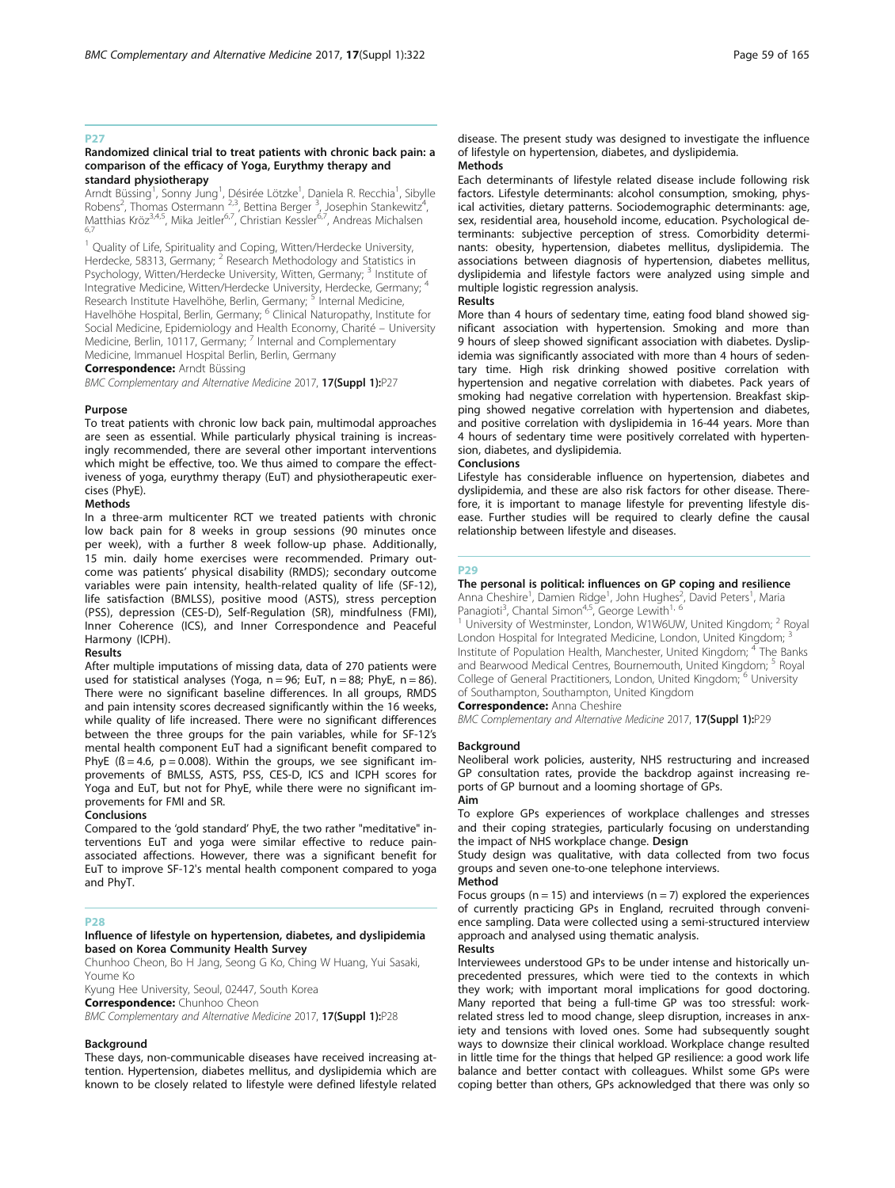## P27

### Randomized clinical trial to treat patients with chronic back pain: a comparison of the efficacy of Yoga, Eurythmy therapy and standard physiotherapy

Arndt Büssing[1], Sonny Jung[1], Désirée Lötzke[1], Daniela R. Recchia[1], Sibylle Robens[2], Thomas Ostermann [2,3], Bettina Berger [3], Josephin Stankewitz[4], Matthias Kröz[3,4,5], Mika Jeitler[6,7], Christian Kessler[6,7], Andreas Michalsen [6,7]

[1] Quality of Life, Spirituality and Coping, Witten/Herdecke University, Herdecke, 58313, Germany; [2] Research Methodology and Statistics in Psychology, Witten/Herdecke University, Witten, Germany; [3] Institute of Integrative Medicine, Witten/Herdecke University, Herdecke, Germany; [4] Research Institute Havelhöhe, Berlin, Germany; [5] Internal Medicine, Havelhöhe Hospital, Berlin, Germany; [6] Clinical Naturopathy, Institute for Social Medicine, Epidemiology and Health Economy, Charité – University Medicine, Berlin, 10117, Germany; [7] Internal and Complementary Medicine, Immanuel Hospital Berlin, Berlin, Germany

**Correspondence:** Arndt Büssing

*BMC Complementary and Alternative Medicine* 2017, **17(Suppl 1):**P27

#### Purpose

To treat patients with chronic low back pain, multimodal approaches are seen as essential. While particularly physical training is increasingly recommended, there are several other important interventions which might be effective, too. We thus aimed to compare the effectiveness of yoga, eurythmy therapy (EuT) and physiotherapeutic exercises (PhyE).

#### Methods

In a three-arm multicenter RCT we treated patients with chronic low back pain for 8 weeks in group sessions (90 minutes once per week), with a further 8 week follow-up phase. Additionally, 15 min. daily home exercises were recommended. Primary outcome was patients' physical disability (RMDS); secondary outcome variables were pain intensity, health-related quality of life (SF-12), life satisfaction (BMLSS), positive mood (ASTS), stress perception (PSS), depression (CES-D), Self-Regulation (SR), mindfulness (FMI), Inner Coherence (ICS), and Inner Correspondence and Peaceful Harmony (ICPH).

#### Results

After multiple imputations of missing data, data of 270 patients were used for statistical analyses (Yoga, $n = 96$; EuT, $n = 88$; PhyE, $n = 86$). There were no significant baseline differences. In all groups, RMDS and pain intensity scores decreased significantly within the 16 weeks, while quality of life increased. There were no significant differences between the three groups for the pain variables, while for SF-12's mental health component EuT had a significant benefit compared to PhyE ($ß = 4.6$, $p = 0.008$). Within the groups, we see significant improvements of BMLSS, ASTS, PSS, CES-D, ICS and ICPH scores for Yoga and EuT, but not for PhyE, while there were no significant improvements for FMI and SR.

#### Conclusions

Compared to the 'gold standard' PhyE, the two rather "meditative" interventions EuT and yoga were similar effective to reduce pain-associated affections. However, there was a significant benefit for EuT to improve SF-12's mental health component compared to yoga and PhyT.

## P28

### Influence of lifestyle on hypertension, diabetes, and dyslipidemia based on Korea Community Health Survey

Chunhoo Cheon, Bo H Jang, Seong G Ko, Ching W Huang, Yui Sasaki, Youme Ko

Kyung Hee University, Seoul, 02447, South Korea

**Correspondence:** Chunhoo Cheon

*BMC Complementary and Alternative Medicine* 2017, **17(Suppl 1):**P28

#### Background

These days, non-communicable diseases have received increasing attention. Hypertension, diabetes mellitus, and dyslipidemia which are known to be closely related to lifestyle were defined lifestyle related disease. The present study was designed to investigate the influence of lifestyle on hypertension, diabetes, and dyslipidemia.

#### Methods

Each determinants of lifestyle related disease include following risk factors. Lifestyle determinants: alcohol consumption, smoking, physical activities, dietary patterns. Sociodemographic determinants: age, sex, residential area, household income, education. Psychological determinants: subjective perception of stress. Comorbidity determinants: obesity, hypertension, diabetes mellitus, dyslipidemia. The associations between diagnosis of hypertension, diabetes mellitus, dyslipidemia and lifestyle factors were analyzed using simple and multiple logistic regression analysis.

#### Results

More than 4 hours of sedentary time, eating food bland showed significant association with hypertension. Smoking and more than 9 hours of sleep showed significant association with diabetes. Dyslipidemia was significantly associated with more than 4 hours of sedentary time. High risk drinking showed positive correlation with hypertension and negative correlation with diabetes. Pack years of smoking had negative correlation with hypertension. Breakfast skipping showed negative correlation with hypertension and diabetes, and positive correlation with dyslipidemia in 16-44 years. More than 4 hours of sedentary time were positively correlated with hypertension, diabetes, and dyslipidemia.

#### Conclusions

Lifestyle has considerable influence on hypertension, diabetes and dyslipidemia, and these are also risk factors for other disease. Therefore, it is important to manage lifestyle for preventing lifestyle disease. Further studies will be required to clearly define the causal relationship between lifestyle and diseases.

## P29

### The personal is political: influences on GP coping and resilience

Anna Cheshire[1], Damien Ridge[1], John Hughes[2], David Peters[1], Maria Panagioti[3], Chantal Simon[4,5], George Lewith[1, 6]

[1] University of Westminster, London, W1W6UW, United Kingdom; [2] Royal London Hospital for Integrated Medicine, London, United Kingdom; [3] Institute of Population Health, Manchester, United Kingdom; [4] The Banks and Bearwood Medical Centres, Bournemouth, United Kingdom; [5] Royal College of General Practitioners, London, United Kingdom; [6] University of Southampton, Southampton, United Kingdom

**Correspondence:** Anna Cheshire

*BMC Complementary and Alternative Medicine* 2017, **17(Suppl 1):**P29

#### Background

Neoliberal work policies, austerity, NHS restructuring and increased GP consultation rates, provide the backdrop against increasing reports of GP burnout and a looming shortage of GPs.

#### Aim

To explore GPs experiences of workplace challenges and stresses and their coping strategies, particularly focusing on understanding the impact of NHS workplace change. **Design**

Study design was qualitative, with data collected from two focus groups and seven one-to-one telephone interviews.

#### Method

Focus groups ($n = 15$) and interviews ($n = 7$) explored the experiences of currently practicing GPs in England, recruited through convenience sampling. Data were collected using a semi-structured interview approach and analysed using thematic analysis.

#### Results

Interviewees understood GPs to be under intense and historically unprecedented pressures, which were tied to the contexts in which they work; with important moral implications for good doctoring. Many reported that being a full-time GP was too stressful: work-related stress led to mood change, sleep disruption, increases in anxiety and tensions with loved ones. Some had subsequently sought ways to downsize their clinical workload. Workplace change resulted in little time for the things that helped GP resilience: a good work life balance and better contact with colleagues. Whilst some GPs were coping better than others, GPs acknowledged that there was only so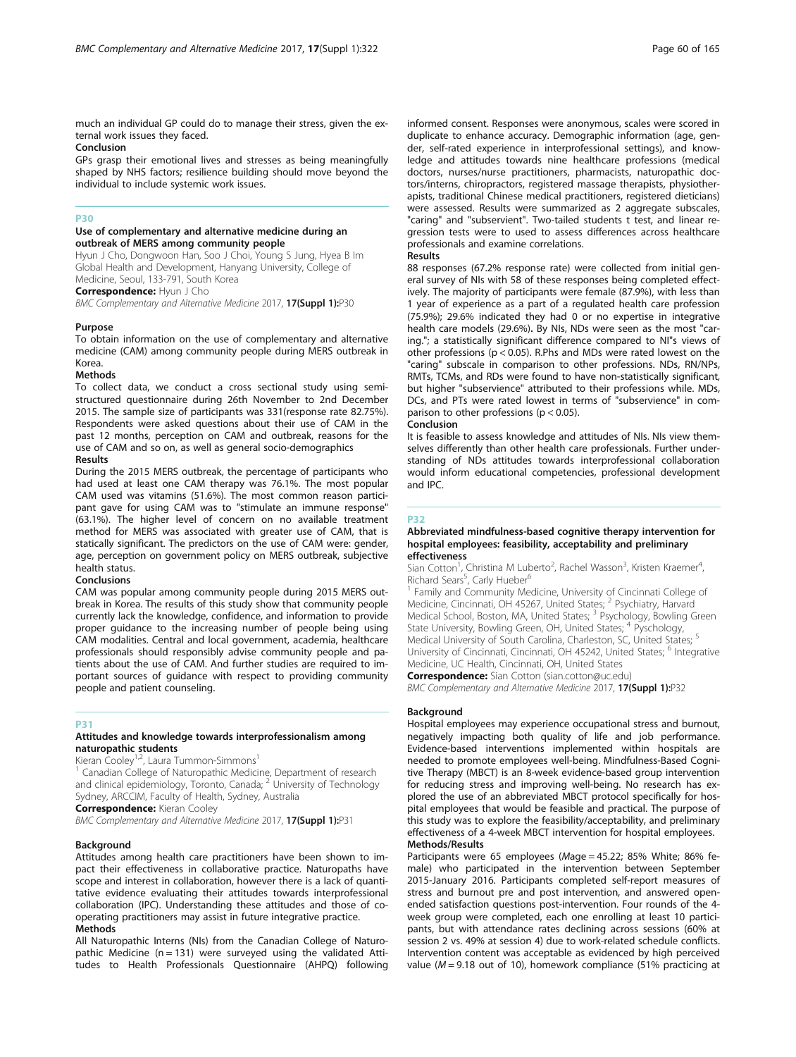much an individual GP could do to manage their stress, given the external work issues they faced.

**Conclusion**

GPs grasp their emotional lives and stresses as being meaningfully shaped by NHS factors; resilience building should move beyond the individual to include systemic work issues.

## P30

### Use of complementary and alternative medicine during an outbreak of MERS among community people

Hyun J Cho, Dongwoon Han, Soo J Choi, Young S Jung, Hyea B Im

Global Health and Development, Hanyang University, College of Medicine, Seoul, 133-791, South Korea

**Correspondence:** Hyun J Cho

*BMC Complementary and Alternative Medicine* 2017, **17(Suppl 1):**P30

**Purpose**

To obtain information on the use of complementary and alternative medicine (CAM) among community people during MERS outbreak in Korea.

**Methods**

To collect data, we conduct a cross sectional study using semi-structured questionnaire during 26th November to 2nd December 2015. The sample size of participants was 331(response rate 82.75%). Respondents were asked questions about their use of CAM in the past 12 months, perception on CAM and outbreak, reasons for the use of CAM and so on, as well as general socio-demographics

**Results**

During the 2015 MERS outbreak, the percentage of participants who had used at least one CAM therapy was 76.1%. The most popular CAM used was vitamins (51.6%). The most common reason participant gave for using CAM was to "stimulate an immune response" (63.1%). The higher level of concern on no available treatment method for MERS was associated with greater use of CAM, that is statically significant. The predictors on the use of CAM were: gender, age, perception on government policy on MERS outbreak, subjective health status.

**Conclusions**

CAM was popular among community people during 2015 MERS outbreak in Korea. The results of this study show that community people currently lack the knowledge, confidence, and information to provide proper guidance to the increasing number of people being using CAM modalities. Central and local government, academia, healthcare professionals should responsibly advise community people and patients about the use of CAM. And further studies are required to important sources of guidance with respect to providing community people and patient counseling.

## P31

### Attitudes and knowledge towards interprofessionalism among naturopathic students

Kieran Cooley[1,2], Laura Tummon-Simmons[1]

[1] Canadian College of Naturopathic Medicine, Department of research and clinical epidemiology, Toronto, Canada; [2] University of Technology Sydney, ARCCIM, Faculty of Health, Sydney, Australia

**Correspondence:** Kieran Cooley

*BMC Complementary and Alternative Medicine* 2017, **17(Suppl 1):**P31

**Background**

Attitudes among health care practitioners have been shown to impact their effectiveness in collaborative practice. Naturopaths have scope and interest in collaboration, however there is a lack of quantitative evidence evaluating their attitudes towards interprofessional collaboration (IPC). Understanding these attitudes and those of co-operating practitioners may assist in future integrative practice.

**Methods**

All Naturopathic Interns (NIs) from the Canadian College of Naturopathic Medicine ($n = 131$) were surveyed using the validated Attitudes to Health Professionals Questionnaire (AHPQ) following informed consent. Responses were anonymous, scales were scored in duplicate to enhance accuracy. Demographic information (age, gender, self-rated experience in interprofessional settings), and knowledge and attitudes towards nine healthcare professions (medical doctors, nurses/nurse practitioners, pharmacists, naturopathic doctors/interns, chiropractors, registered massage therapists, physiotherapists, traditional Chinese medical practitioners, registered dieticians) were assessed. Results were summarized as 2 aggregate subscales, "caring" and "subservient". Two-tailed students t test, and linear regression tests were to used to assess differences across healthcare professionals and examine correlations.

**Results**

88 responses (67.2% response rate) were collected from initial general survey of NIs with 58 of these responses being completed effectively. The majority of participants were female (87.9%), with less than 1 year of experience as a part of a regulated health care profession (75.9%); 29.6% indicated they had 0 or no expertise in integrative health care models (29.6%)**.** By NIs, NDs were seen as the most "caring."; a statistically significant difference compared to NI"s views of other professions ($p < 0.05$). R.Phs and MDs were rated lowest on the "caring" subscale in comparison to other professions. NDs, RN/NPs, RMTs, TCMs, and RDs were found to have non-statistically significant, but higher "subservience" attributed to their professions while. MDs, DCs, and PTs were rated lowest in terms of "subservience" in comparison to other professions ($p < 0.05$).

**Conclusion**

It is feasible to assess knowledge and attitudes of NIs. NIs view themselves differently than other health care professionals. Further understanding of NDs attitudes towards interprofessional collaboration would inform educational competencies, professional development and IPC.

## P32

### Abbreviated mindfulness-based cognitive therapy intervention for hospital employees: feasibility, acceptability and preliminary effectiveness

Sian Cotton[1], Christina M Luberto[2], Rachel Wasson[3], Kristen Kraemer[4], Richard Sears[5], Carly Hueber[6]

[1] Family and Community Medicine, University of Cincinnati College of Medicine, Cincinnati, OH 45267, United States; [2] Psychiatry, Harvard Medical School, Boston, MA, United States; [3] Psychology, Bowling Green State University, Bowling Green, OH, United States; [4] Pyschology, Medical University of South Carolina, Charleston, SC, United States; [5] University of Cincinnati, Cincinnati, OH 45242, United States; [6] Integrative Medicine, UC Health, Cincinnati, OH, United States

**Correspondence:** Sian Cotton (sian.cotton@uc.edu)

*BMC Complementary and Alternative Medicine* 2017, **17(Suppl 1):**P32

**Background**

Hospital employees may experience occupational stress and burnout, negatively impacting both quality of life and job performance. Evidence-based interventions implemented within hospitals are needed to promote employees well-being. Mindfulness-Based Cognitive Therapy (MBCT) is an 8-week evidence-based group intervention for reducing stress and improving well-being. No research has explored the use of an abbreviated MBCT protocol specifically for hospital employees that would be feasible and practical. The purpose of this study was to explore the feasibility/acceptability, and preliminary effectiveness of a 4-week MBCT intervention for hospital employees.

**Methods/Results**

Participants were 65 employees (*M*age = 45.22; 85% White; 86% female) who participated in the intervention between September 2015-January 2016. Participants completed self-report measures of stress and burnout pre and post intervention, and answered open-ended satisfaction questions post-intervention. Four rounds of the 4-week group were completed, each one enrolling at least 10 participants, but with attendance rates declining across sessions (60% at session 2 vs. 49% at session 4) due to work-related schedule conflicts. Intervention content was acceptable as evidenced by high perceived value ($M = 9.18$ out of 10), homework compliance (51% practicing at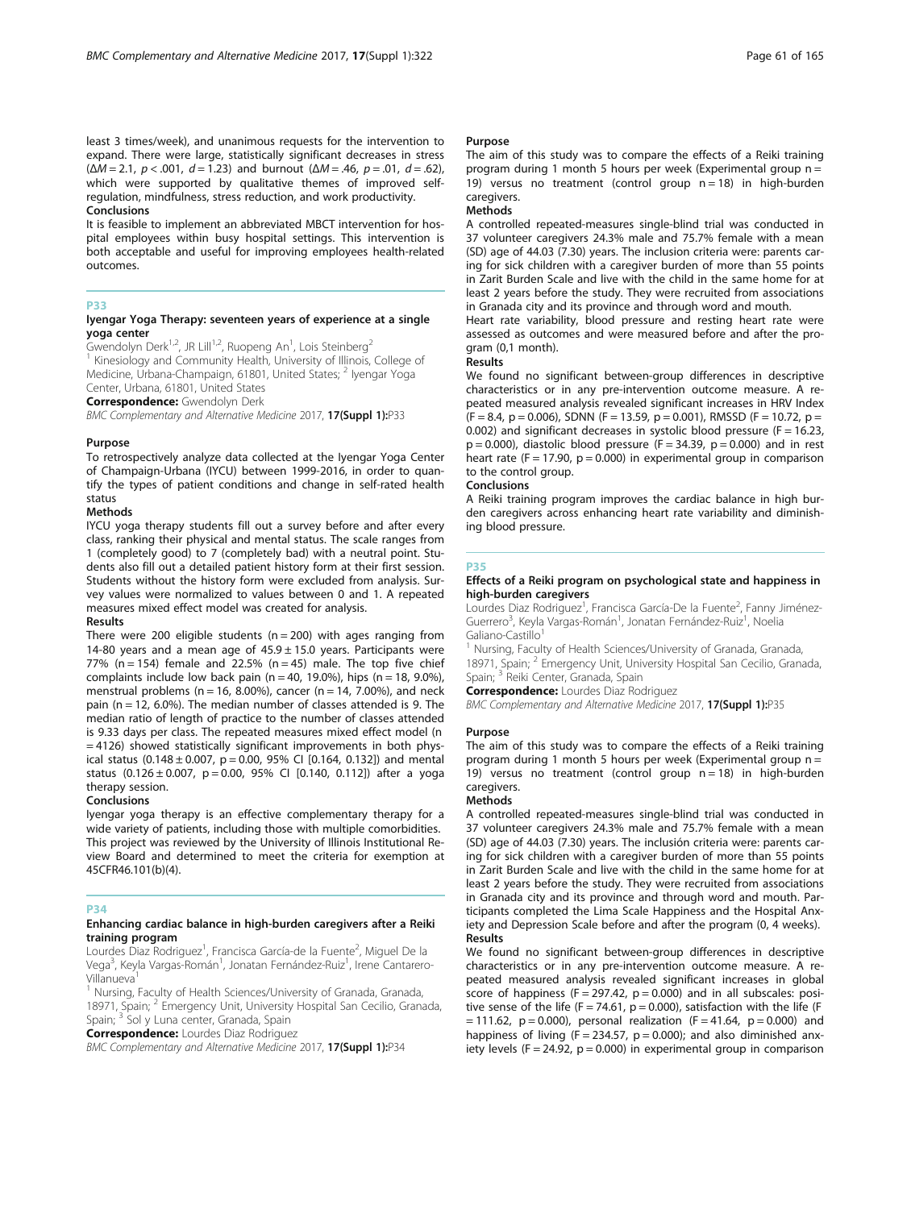least 3 times/week), and unanimous requests for the intervention to expand. There were large, statistically significant decreases in stress ($\Delta M = 2.1$, $p < .001$, $d = 1.23$) and burnout ($\Delta M = .46$, $p = .01$, $d = .62$), which were supported by qualitative themes of improved self-regulation, mindfulness, stress reduction, and work productivity.

#### Conclusions

It is feasible to implement an abbreviated MBCT intervention for hospital employees within busy hospital settings. This intervention is both acceptable and useful for improving employees health-related outcomes.

## P33

### Iyengar Yoga Therapy: seventeen years of experience at a single yoga center

Gwendolyn Derk[1,2], JR Lill[1,2], Ruopeng An[1], Lois Steinberg[2]

[1] Kinesiology and Community Health, University of Illinois, College of Medicine, Urbana-Champaign, 61801, United States; [2] Iyengar Yoga Center, Urbana, 61801, United States

**Correspondence:** Gwendolyn Derk

*BMC Complementary and Alternative Medicine* 2017, **17(Suppl 1):**P33

#### Purpose

To retrospectively analyze data collected at the Iyengar Yoga Center of Champaign-Urbana (IYCU) between 1999-2016, in order to quantify the types of patient conditions and change in self-rated health status

#### Methods

IYCU yoga therapy students fill out a survey before and after every class, ranking their physical and mental status. The scale ranges from 1 (completely good) to 7 (completely bad) with a neutral point. Students also fill out a detailed patient history form at their first session. Students without the history form were excluded from analysis. Survey values were normalized to values between 0 and 1. A repeated measures mixed effect model was created for analysis.

#### Results

There were 200 eligible students ($n = 200$) with ages ranging from 14-80 years and a mean age of $45.9 \pm 15.0$ years. Participants were 77% ($n = 154$) female and 22.5% ($n = 45$) male. The top five chief complaints include low back pain ($n = 40$, 19.0%), hips ($n = 18$, 9.0%), menstrual problems ($n = 16$, 8.00%), cancer ($n = 14$, 7.00%), and neck pain ($n = 12$, 6.0%). The median number of classes attended is 9. The median ratio of length of practice to the number of classes attended is 9.33 days per class. The repeated measures mixed effect model ($n = 4126$) showed statistically significant improvements in both physical status ($0.148 \pm 0.007$, $p = 0.00$, 95% CI [0.164, 0.132]) and mental status ($0.126 \pm 0.007$, $p = 0.00$, 95% CI [0.140, 0.112]) after a yoga therapy session.

#### Conclusions

Iyengar yoga therapy is an effective complementary therapy for a wide variety of patients, including those with multiple comorbidities. This project was reviewed by the University of Illinois Institutional Review Board and determined to meet the criteria for exemption at 45CFR46.101(b)(4).

## P34

### Enhancing cardiac balance in high-burden caregivers after a Reiki training program

Lourdes Díaz Rodríguez[1], Francisca García-de la Fuente[2], Miguel De la Vega[3], Keyla Vargas-Román[1], Jonatan Fernández-Ruiz[1], Irene Cantarero-Villanueva[1]

[1] Nursing, Faculty of Health Sciences/University of Granada, Granada, 18971, Spain; [2] Emergency Unit, University Hospital San Cecilio, Granada, Spain; [3] Sol y Luna center, Granada, Spain

**Correspondence:** Lourdes Díaz Rodríguez

*BMC Complementary and Alternative Medicine* 2017, **17(Suppl 1):**P34

#### Purpose

The aim of this study was to compare the effects of a Reiki training program during 1 month 5 hours per week (Experimental group $n = 19$) versus no treatment (control group $n = 18$) in high-burden caregivers.

#### Methods

A controlled repeated-measures single-blind trial was conducted in 37 volunteer caregivers 24.3% male and 75.7% female with a mean (SD) age of 44.03 (7.30) years. The inclusion criteria were: parents caring for sick children with a caregiver burden of more than 55 points in Zarit Burden Scale and live with the child in the same home for at least 2 years before the study. They were recruited from associations in Granada city and its province and through word and mouth.

Heart rate variability, blood pressure and resting heart rate were assessed as outcomes and were measured before and after the program (0,1 month).

#### Results

We found no significant between-group differences in descriptive characteristics or in any pre-intervention outcome measure. A repeated measured analysis revealed significant increases in HRV Index ($F = 8.4$, $p = 0.006$), SDNN ($F = 13.59$, $p = 0.001$), RMSSD ($F = 10.72$, $p = 0.002$) and significant decreases in systolic blood pressure ($F = 16.23$, $p = 0.000$), diastolic blood pressure ($F = 34.39$, $p = 0.000$) and in rest heart rate ($F = 17.90$, $p = 0.000$) in experimental group in comparison to the control group.

#### Conclusions

A Reiki training program improves the cardiac balance in high burden caregivers across enhancing heart rate variability and diminishing blood pressure.

## P35

### Effects of a Reiki program on psychological state and happiness in high-burden caregivers

Lourdes Díaz Rodríguez[1], Francisca García-De la Fuente[2], Fanny Jiménez-Guerrero[3], Keyla Vargas-Román[1], Jonatan Fernández-Ruiz[1], Noelia Galiano-Castillo[1]

[1] Nursing, Faculty of Health Sciences/University of Granada, Granada, 18971, Spain; [2] Emergency Unit, University Hospital San Cecilio, Granada, Spain; [3] Reiki Center, Granada, Spain

**Correspondence:** Lourdes Díaz Rodríguez

*BMC Complementary and Alternative Medicine* 2017, **17(Suppl 1):**P35

#### Purpose

The aim of this study was to compare the effects of a Reiki training program during 1 month 5 hours per week (Experimental group $n = 19$) versus no treatment (control group $n = 18$) in high-burden caregivers.

#### Methods

A controlled repeated-measures single-blind trial was conducted in 37 volunteer caregivers 24.3% male and 75.7% female with a mean (SD) age of 44.03 (7.30) years. The inclusión criteria were: parents caring for sick children with a caregiver burden of more than 55 points in Zarit Burden Scale and live with the child in the same home for at least 2 years before the study. They were recruited from associations in Granada city and its province and through word and mouth. Participants completed the Lima Scale Happiness and the Hospital Anxiety and Depression Scale before and after the program (0, 4 weeks).

#### Results

We found no significant between-group differences in descriptive characteristics or in any pre-intervention outcome measure. A repeated measured analysis revealed significant increases in global score of happiness ($F = 297.42$, $p = 0.000$) and in all subscales: positive sense of the life ($F = 74.61$, $p = 0.000$), satisfaction with the life ($F = 111.62$, $p = 0.000$), personal realization ($F = 41.64$, $p = 0.000$) and happiness of living ($F = 234.57$, $p = 0.000$); and also diminished anxiety levels ($F = 24.92$, $p = 0.000$) in experimental group in comparison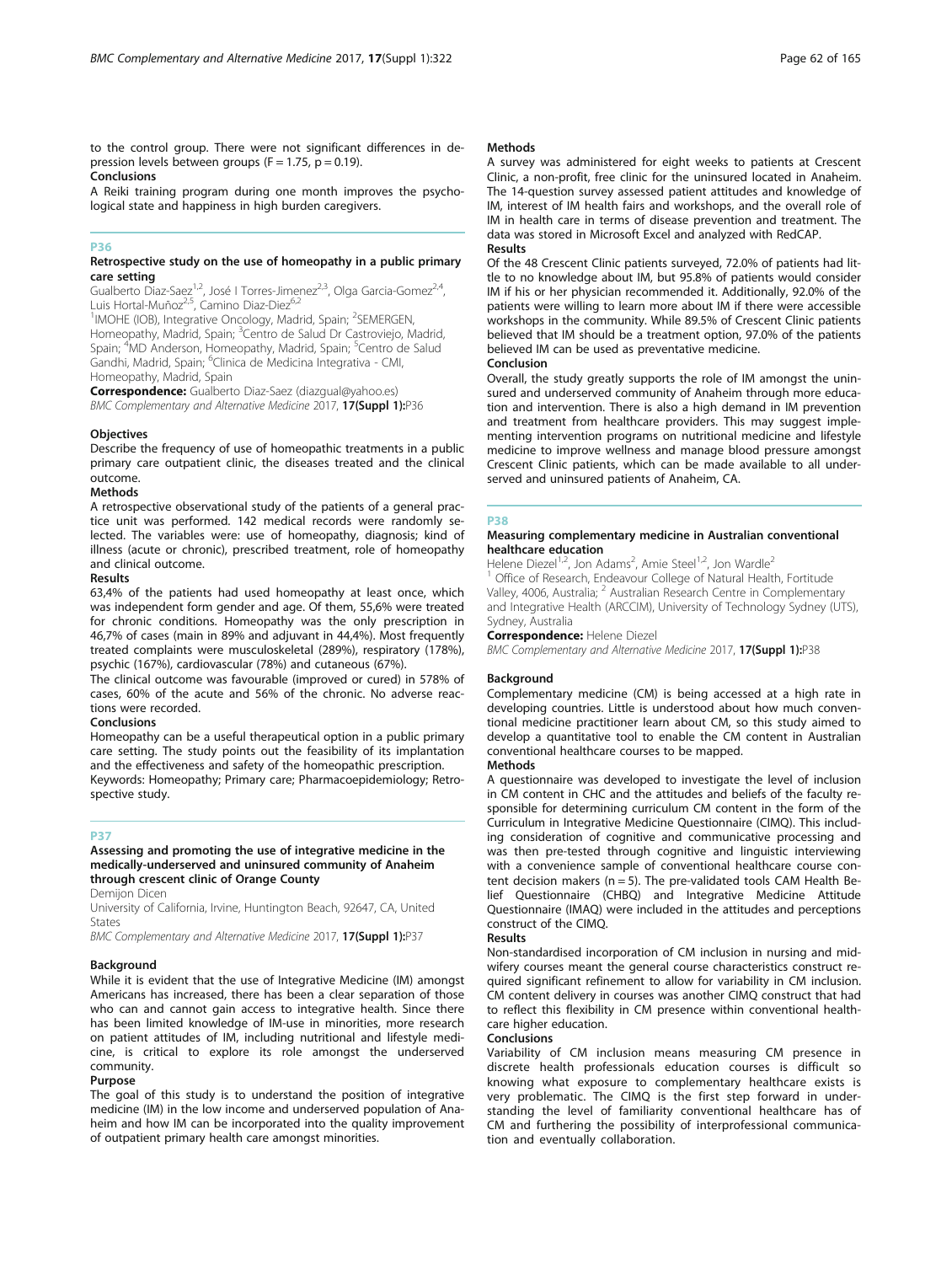to the control group. There were not significant differences in depression levels between groups ($F = 1.75$, $p = 0.19$).

### Conclusions

A Reiki training program during one month improves the psychological state and happiness in high burden caregivers.

## P36

### Retrospective study on the use of homeopathy in a public primary care setting

Gualberto Diaz-Saez[1,2], José I Torres-Jimenez[2,3], Olga Garcia-Gomez[2,4], Luis Hortal-Muñoz[2,5], Camino Diaz-Diez[6,2]

[1]IMOHE (IOB), Integrative Oncology, Madrid, Spain; [2]SEMERGEN, Homeopathy, Madrid, Spain; [3]Centro de Salud Dr Castroviejo, Madrid, Spain; [4]MD Anderson, Homeopathy, Madrid, Spain; [5]Centro de Salud Gandhi, Madrid, Spain; [6]Clinica de Medicina Integrativa - CMI, Homeopathy, Madrid, Spain

**Correspondence:** Gualberto Diaz-Saez (diazgual@yahoo.es)

*BMC Complementary and Alternative Medicine* 2017, **17(Suppl 1):**P36

### Objectives

Describe the frequency of use of homeopathic treatments in a public primary care outpatient clinic, the diseases treated and the clinical outcome.

### Methods

A retrospective observational study of the patients of a general practice unit was performed. 142 medical records were randomly selected. The variables were: use of homeopathy, diagnosis; kind of illness (acute or chronic), prescribed treatment, role of homeopathy and clinical outcome.

### Results

63,4% of the patients had used homeopathy at least once, which was independent form gender and age. Of them, 55,6% were treated for chronic conditions. Homeopathy was the only prescription in 46,7% of cases (main in 89% and adjuvant in 44,4%). Most frequently treated complaints were musculoskeletal (289%), respiratory (178%), psychic (167%), cardiovascular (78%) and cutaneous (67%).

The clinical outcome was favourable (improved or cured) in 578% of cases, 60% of the acute and 56% of the chronic. No adverse reactions were recorded.

### Conclusions

Homeopathy can be a useful therapeutical option in a public primary care setting. The study points out the feasibility of its implantation and the effectiveness and safety of the homeopathic prescription.

Keywords: Homeopathy; Primary care; Pharmacoepidemiology; Retrospective study.

## P37

### Assessing and promoting the use of integrative medicine in the medically-underserved and uninsured community of Anaheim through crescent clinic of Orange County

Demijon Dicen

University of California, Irvine, Huntington Beach, 92647, CA, United States

*BMC Complementary and Alternative Medicine* 2017, **17(Suppl 1):**P37

### Background

While it is evident that the use of Integrative Medicine (IM) amongst Americans has increased, there has been a clear separation of those who can and cannot gain access to integrative health. Since there has been limited knowledge of IM-use in minorities, more research on patient attitudes of IM, including nutritional and lifestyle medicine, is critical to explore its role amongst the underserved community.

### Purpose

The goal of this study is to understand the position of integrative medicine (IM) in the low income and underserved population of Anaheim and how IM can be incorporated into the quality improvement of outpatient primary health care amongst minorities.

### Methods

A survey was administered for eight weeks to patients at Crescent Clinic, a non-profit, free clinic for the uninsured located in Anaheim. The 14-question survey assessed patient attitudes and knowledge of IM, interest of IM health fairs and workshops, and the overall role of IM in health care in terms of disease prevention and treatment. The data was stored in Microsoft Excel and analyzed with RedCAP.

### Results

Of the 48 Crescent Clinic patients surveyed, 72.0% of patients had little to no knowledge about IM, but 95.8% of patients would consider IM if his or her physician recommended it. Additionally, 92.0% of the patients were willing to learn more about IM if there were accessible workshops in the community. While 89.5% of Crescent Clinic patients believed that IM should be a treatment option, 97.0% of the patients believed IM can be used as preventative medicine.

### Conclusion

Overall, the study greatly supports the role of IM amongst the uninsured and underserved community of Anaheim through more education and intervention. There is also a high demand in IM prevention and treatment from healthcare providers. This may suggest implementing intervention programs on nutritional medicine and lifestyle medicine to improve wellness and manage blood pressure amongst Crescent Clinic patients, which can be made available to all underserved and uninsured patients of Anaheim, CA.

## P38

### Measuring complementary medicine in Australian conventional healthcare education

Helene Diezel[1,2], Jon Adams[2], Amie Steel[1,2], Jon Wardle[2]

[1] Office of Research, Endeavour College of Natural Health, Fortitude Valley, 4006, Australia; [2] Australian Research Centre in Complementary and Integrative Health (ARCCIM), University of Technology Sydney (UTS), Sydney, Australia

**Correspondence:** Helene Diezel

*BMC Complementary and Alternative Medicine* 2017, **17(Suppl 1):**P38

### Background

Complementary medicine (CM) is being accessed at a high rate in developing countries. Little is understood about how much conventional medicine practitioner learn about CM, so this study aimed to develop a quantitative tool to enable the CM content in Australian conventional healthcare courses to be mapped.

### Methods

A questionnaire was developed to investigate the level of inclusion in CM content in CHC and the attitudes and beliefs of the faculty responsible for determining curriculum CM content in the form of the Curriculum in Integrative Medicine Questionnaire (CIMQ). This including consideration of cognitive and communicative processing and was then pre-tested through cognitive and linguistic interviewing with a convenience sample of conventional healthcare course content decision makers ($n = 5$). The pre-validated tools CAM Health Belief Questionnaire (CHBQ) and Integrative Medicine Attitude Questionnaire (IMAQ) were included in the attitudes and perceptions construct of the CIMQ.

### Results

Non-standardised incorporation of CM inclusion in nursing and midwifery courses meant the general course characteristics construct required significant refinement to allow for variability in CM inclusion. CM content delivery in courses was another CIMQ construct that had to reflect this flexibility in CM presence within conventional healthcare higher education.

### Conclusions

Variability of CM inclusion means measuring CM presence in discrete health professionals education courses is difficult so knowing what exposure to complementary healthcare exists is very problematic. The CIMQ is the first step forward in understanding the level of familiarity conventional healthcare has of CM and furthering the possibility of interprofessional communication and eventually collaboration.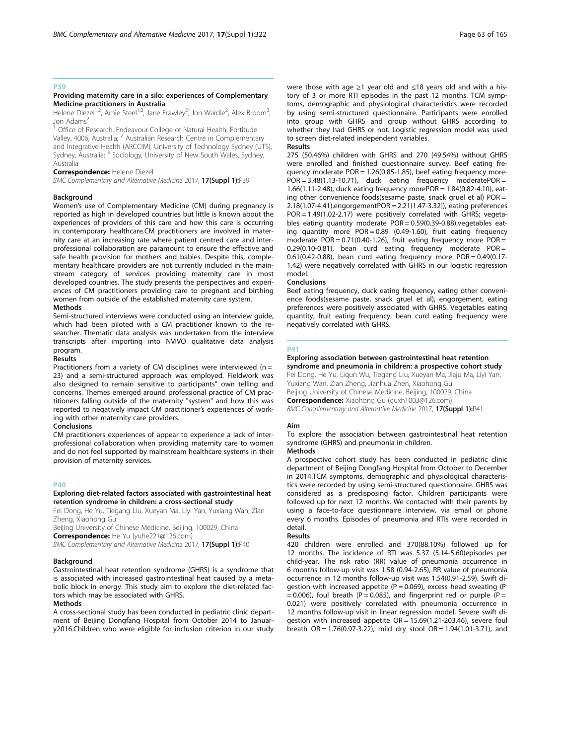## P39

### Providing maternity care in a silo: experiences of Complementary Medicine practitioners in Australia

Helene Diezel[1,2], Amie Steel[1,2], Jane Frawley[2], Jon Wardle[2], Alex Broom[3], Jon Adams[2]

[1] Office of Research, Endeavour College of Natural Health, Fortitude Valley, 4006, Australia; [2] Australian Research Centre in Complementary and Integrative Health (ARCCIM), University of Technology Sydney (UTS), Sydney, Australia; [3] Sociology, University of New South Wales, Sydney, Australia

**Correspondence:** Helene Diezel

*BMC Complementary and Alternative Medicine* 2017, **17(Suppl 1):**P39

#### Background

Women's use of Complementary Medicine (CM) during pregnancy is reported as high in developed countries but little is known about the experiences of providers of this care and how this care is occurring in contemporary healthcare.CM practitioners are involved in maternity care at an increasing rate where patient centred care and interprofessional collaboration are paramount to ensure the effective and safe health provision for mothers and babies. Despite this, complementary healthcare providers are not currently included in the mainstream category of services providing maternity care in most developed countries. The study presents the perspectives and experiences of CM practitioners providing care to pregnant and birthing women from outside of the established maternity care system.

#### Methods

Semi-structured interviews were conducted using an interview guide, which had been piloted with a CM practitioner known to the researcher. Thematic data analysis was undertaken from the interview transcripts after importing into NVIVO qualitative data analysis program.

#### Results

Practitioners from a variety of CM disciplines were interviewed (n = 23) and a semi-structured approach was employed. Fieldwork was also designed to remain sensitive to participants" own telling and concerns. Themes emerged around professional practice of CM practitioners falling outside of the maternity "system" and how this was reported to negatively impact CM practitioner's experiences of working with other maternity care providers.

#### Conclusions

CM practitioners experiences of appear to experience a lack of interprofessional collaboration when providing maternity care to women and do not feel supported by mainstream healthcare systems in their provision of maternity services.

## P40

### Exploring diet-related factors associated with gastrointestinal heat retention syndrome in children: a cross-sectional study

Fei Dong, He Yu, Tiegang Liu, Xueyan Ma, Liyi Yan, Yuxiang Wan, Zian Zheng, Xiaohong Gu

Beijing University of Chinese Medicine, Beijing, 100029, China

**Correspondence:** He Yu (yuhe221@126.com)

*BMC Complementary and Alternative Medicine* 2017, **17(Suppl 1):**P40

#### Background

Gastrointestinal heat retention syndrome (GHRS) is a syndrome that is associated with increased gastrointestinal heat caused by a metabolic block in energy. This study aim to explore the diet-related factors which may be associated with GHRS.

#### Methods

A cross-sectional study has been conducted in pediatric clinic department of Beijing Dongfang Hospital from October 2014 to January2016.Children who were eligible for inclusion criterion in our study were those with age ≥1 year old and ≤18 years old and with a history of 3 or more RTI episodes in the past 12 months. TCM symptoms, demographic and physiological characteristics were recorded by using semi-structured questionnaire. Participants were enrolled into group with GHRS and group without GHRS according to whether they had GHRS or not. Logistic regression model was used to screen diet-related independent variables.

#### Results

275 (50.46%) children with GHRS and 270 (49.54%) without GHRS were enrolled and finished questionnaire survey. Beef eating frequency moderate POR = 1.26(0.85-1.85), beef eating frequency more-POR = 3.48(1.13-10.71), duck eating frequency moderatePOR = 1.66(1.11-2.48), duck eating frequency morePOR = 1.84(0.82-4.10), eating other convenience foods(sesame paste, snack gruel et al) POR = 2.18(1.07-4.41),engorgementPOR = 2.21(1.47-3.32]), eating preferences POR = 1.49(1.02-2.17) were positively correlated with GHRS; vegetables eating quantity moderate POR = 0.59(0.39-0.88),vegetables eating quantity more POR = 0.89 (0.49-1.60), fruit eating frequency moderate POR = 0.71(0.40-1.26), fruit eating frequency more POR = 0.29(0.10-0.81), bean curd eating frequency moderate POR = 0.61(0.42-0.88), bean curd eating frequency more POR = 0.49(0.17-1.42) were negatively correlated with GHRS in our logistic regression model.

#### Conclusions

Beef eating frequency, duck eating frequency, eating other convenience foods(sesame paste, snack gruel et al), engorgement, eating preferences were positively associated with GHRS. Vegetables eating quantity, fruit eating frequency, bean curd eating frequency were negatively correlated with GHRS.

## P41

### Exploring association between gastrointestinal heat retention syndrome and pneumonia in children: a prospective cohort study

Fei Dong, He Yu, Liqun Wu, Tiegang Liu, Xueyan Ma, Jiaju Ma, Liyi Yan, Yuxiang Wan, Zian Zheng, Jianhua Zhen, Xiaohong Gu

Beijing University of Chinese Medicine, Beijing, 100029, China

**Correspondence:** Xiaohong Gu (guxh1003@126.com)

*BMC Complementary and Alternative Medicine* 2017, **17(Suppl 1):**P41

#### Aim

To explore the association between gastrointestinal heat retention syndrome (GHRS) and pneumonia in children.

#### Methods

A prospective cohort study has been conducted in pediatric clinic department of Beijing Dongfang Hospital from October to December in 2014.TCM symptoms, demographic and physiological characteristics were recorded by using semi-structured questionnaire. GHRS was considered as a predisposing factor. Children participants were followed up for next 12 months. We contacted with their parents by using a face-to-face questionnaire interview, via email or phone every 6 months. Episodes of pneumonia and RTIs were recorded in detail.

#### Results

420 children were enrolled and 370(88.10%) followed up for 12 months. The incidence of RTI was 5.37 (5.14-5.60)episodes per child-year. The risk ratio (RR) value of pneumonia occurrence in 6 months follow-up visit was 1.58 (0.94-2.65), RR value of pneumonia occurrence in 12 months follow-up visit was 1.54(0.91-2.59). Swift digestion with increased appetite (P = 0.069), excess head sweating (P = 0.006), foul breath (P = 0.085), and fingerprint red or purple (P = 0.021) were positively correlated with pneumonia occurrence in 12 months follow-up visit in linear regression model. Severe swift digestion with increased appetite OR = 15.69(1.21-203.46), severe foul breath OR = 1.76(0.97-3.22), mild dry stool OR = 1.94(1.01-3.71), and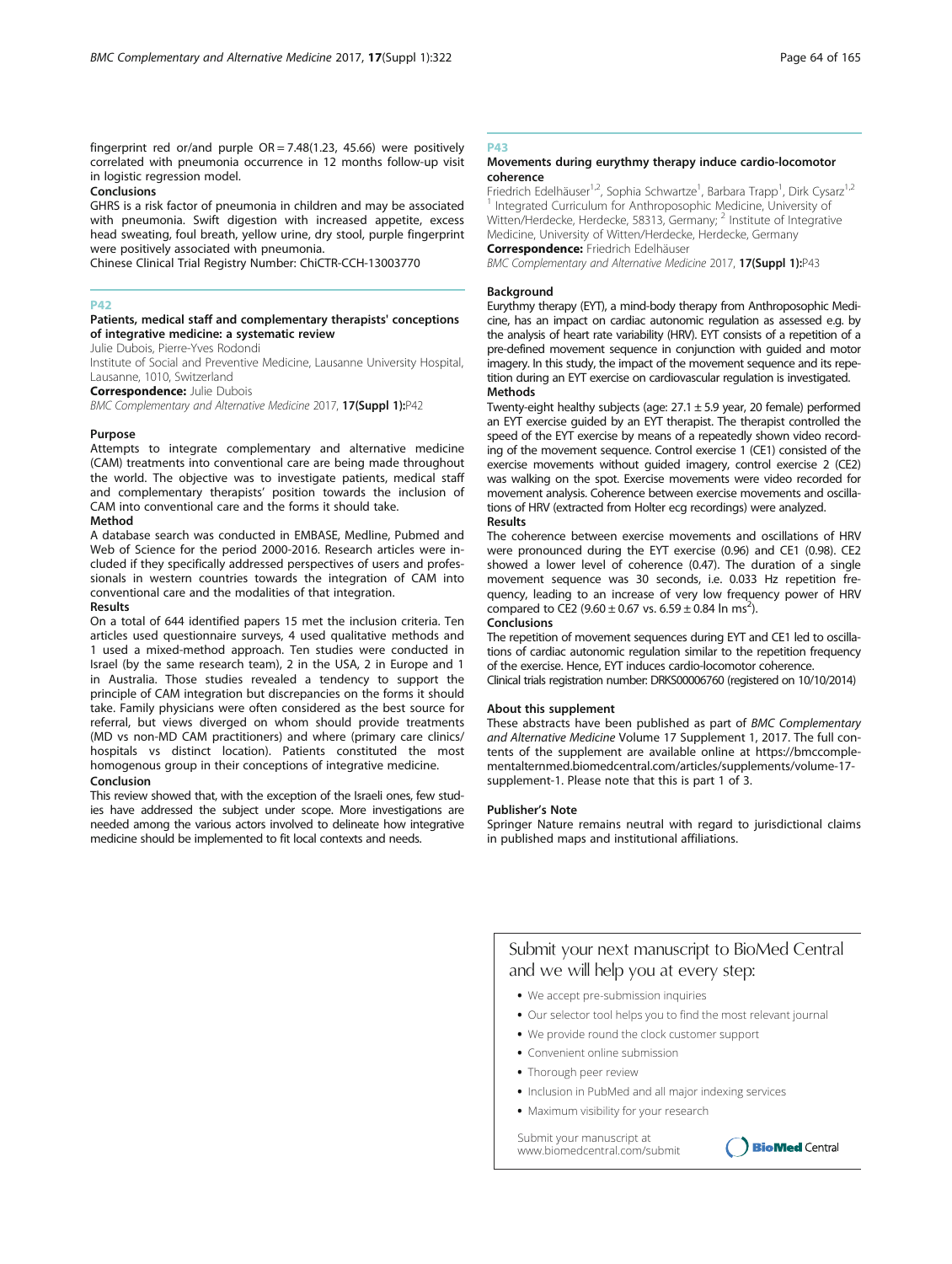fingerprint red or/and purple OR = 7.48(1.23, 45.66) were positively correlated with pneumonia occurrence in 12 months follow-up visit in logistic regression model.

**Conclusions**

GHRS is a risk factor of pneumonia in children and may be associated with pneumonia. Swift digestion with increased appetite, excess head sweating, foul breath, yellow urine, dry stool, purple fingerprint were positively associated with pneumonia.

Chinese Clinical Trial Registry Number: ChiCTR-CCH-13003770

## P42

### Patients, medical staff and complementary therapists' conceptions of integrative medicine: a systematic review

Julie Dubois, Pierre-Yves Rodondi

Institute of Social and Preventive Medicine, Lausanne University Hospital, Lausanne, 1010, Switzerland

**Correspondence:** Julie Dubois

*BMC Complementary and Alternative Medicine* 2017, **17(Suppl 1):**P42

**Purpose**

Attempts to integrate complementary and alternative medicine (CAM) treatments into conventional care are being made throughout the world. The objective was to investigate patients, medical staff and complementary therapists' position towards the inclusion of CAM into conventional care and the forms it should take.

**Method**

A database search was conducted in EMBASE, Medline, Pubmed and Web of Science for the period 2000-2016. Research articles were included if they specifically addressed perspectives of users and professionals in western countries towards the integration of CAM into conventional care and the modalities of that integration.

**Results**

On a total of 644 identified papers 15 met the inclusion criteria. Ten articles used questionnaire surveys, 4 used qualitative methods and 1 used a mixed-method approach. Ten studies were conducted in Israel (by the same research team), 2 in the USA, 2 in Europe and 1 in Australia. Those studies revealed a tendency to support the principle of CAM integration but discrepancies on the forms it should take. Family physicians were often considered as the best source for referral, but views diverged on whom should provide treatments (MD vs non-MD CAM practitioners) and where (primary care clinics/hospitals vs distinct location). Patients constituted the most homogenous group in their conceptions of integrative medicine.

**Conclusion**

This review showed that, with the exception of the Israeli ones, few studies have addressed the subject under scope. More investigations are needed among the various actors involved to delineate how integrative medicine should be implemented to fit local contexts and needs.

## P43

### Movements during eurythmy therapy induce cardio-locomotor coherence

Friedrich Edelhäuser[1,2], Sophia Schwartze[1], Barbara Trapp[1], Dirk Cysarz[1,2]

[1] Integrated Curriculum for Anthroposophic Medicine, University of Witten/Herdecke, Herdecke, 58313, Germany; [2] Institute of Integrative Medicine, University of Witten/Herdecke, Herdecke, Germany

**Correspondence:** Friedrich Edelhäuser

*BMC Complementary and Alternative Medicine* 2017, **17(Suppl 1):**P43

**Background**

Eurythmy therapy (EYT), a mind-body therapy from Anthroposophic Medicine, has an impact on cardiac autonomic regulation as assessed e.g. by the analysis of heart rate variability (HRV). EYT consists of a repetition of a pre-defined movement sequence in conjunction with guided and motor imagery. In this study, the impact of the movement sequence and its repetition during an EYT exercise on cardiovascular regulation is investigated.

**Methods**

Twenty-eight healthy subjects (age: 27.1 ± 5.9 year, 20 female) performed an EYT exercise guided by an EYT therapist. The therapist controlled the speed of the EYT exercise by means of a repeatedly shown video recording of the movement sequence. Control exercise 1 (CE1) consisted of the exercise movements without guided imagery, control exercise 2 (CE2) was walking on the spot. Exercise movements were video recorded for movement analysis. Coherence between exercise movements and oscillations of HRV (extracted from Holter ecg recordings) were analyzed.

**Results**

The coherence between exercise movements and oscillations of HRV were pronounced during the EYT exercise (0.96) and CE1 (0.98). CE2 showed a lower level of coherence (0.47). The duration of a single movement sequence was 30 seconds, i.e. 0.033 Hz repetition frequency, leading to an increase of very low frequency power of HRV compared to CE2 (9.60 ± 0.67 vs. 6.59 ± 0.84 ln ms$^2$).

**Conclusions**

The repetition of movement sequences during EYT and CE1 led to oscillations of cardiac autonomic regulation similar to the repetition frequency of the exercise. Hence, EYT induces cardio-locomotor coherence.

Clinical trials registration number: DRKS00006760 (registered on 10/10/2014)

**About this supplement**

These abstracts have been published as part of *BMC Complementary and Alternative Medicine* Volume 17 Supplement 1, 2017. The full contents of the supplement are available online at https://bmccomplementalternmed.biomedcentral.com/articles/supplements/volume-17-supplement-1. Please note that this is part 1 of 3.

**Publisher's Note**

Springer Nature remains neutral with regard to jurisdictional claims in published maps and institutional affiliations.

Submit your next manuscript to BioMed Central and we will help you at every step:

- We accept pre-submission inquiries
- Our selector tool helps you to find the most relevant journal
- We provide round the clock customer support
- Convenient online submission
- Thorough peer review
- Inclusion in PubMed and all major indexing services
- Maximum visibility for your research

Submit your manuscript at www.biomedcentral.com/submit

BioMed Central